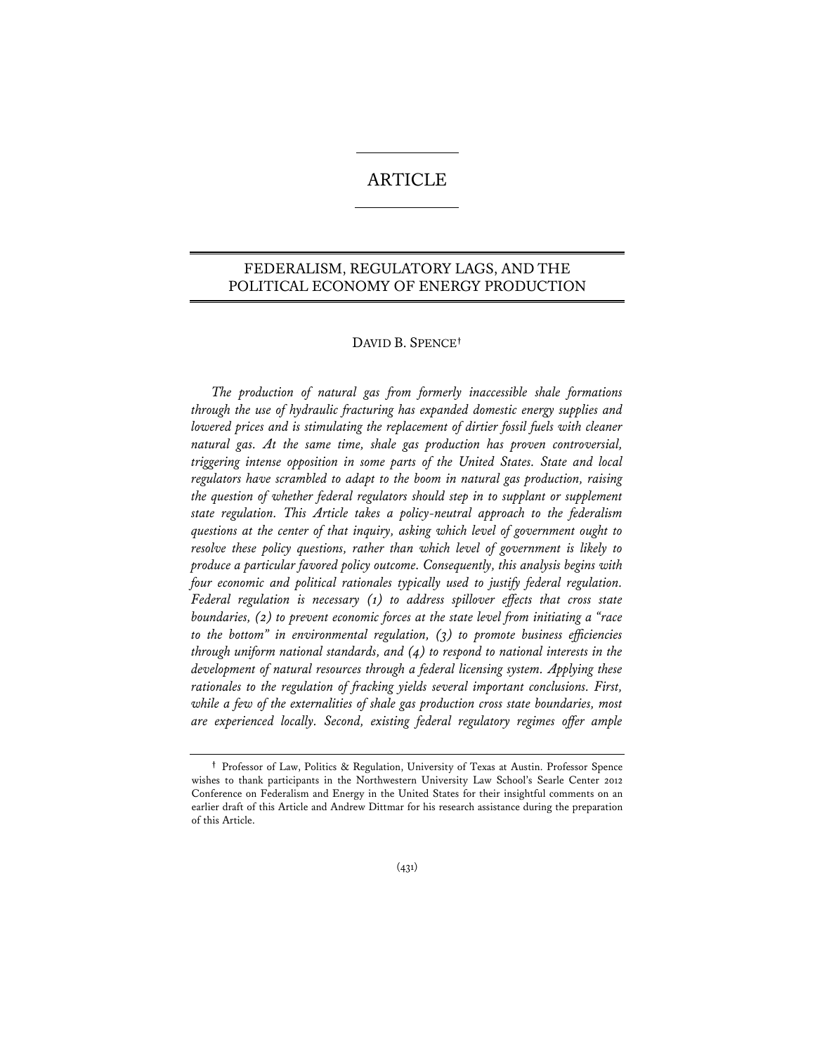ARTICLE

# FEDERALISM, REGULATORY LAGS, AND THE POLITICAL ECONOMY OF ENERGY PRODUCTION

DAVID B. SPENCE[†]

*The production of natural gas from formerly inaccessible shale formations through the use of hydraulic fracturing has expanded domestic energy supplies and lowered prices and is stimulating the replacement of dirtier fossil fuels with cleaner natural gas. At the same time, shale gas production has proven controversial, triggering intense opposition in some parts of the United States. State and local regulators have scrambled to adapt to the boom in natural gas production, raising the question of whether federal regulators should step in to supplant or supplement state regulation. This Article takes a policy-neutral approach to the federalism questions at the center of that inquiry, asking which level of government ought to resolve these policy questions, rather than which level of government is likely to produce a particular favored policy outcome. Consequently, this analysis begins with four economic and political rationales typically used to justify federal regulation. Federal regulation is necessary (1) to address spillover effects that cross state boundaries, (2) to prevent economic forces at the state level from initiating a "race to the bottom" in environmental regulation, (3) to promote business efficiencies through uniform national standards, and (4) to respond to national interests in the development of natural resources through a federal licensing system. Applying these rationales to the regulation of fracking yields several important conclusions. First, while a few of the externalities of shale gas production cross state boundaries, most are experienced locally. Second, existing federal regulatory regimes offer ample*

---

[†] Professor of Law, Politics & Regulation, University of Texas at Austin. Professor Spence wishes to thank participants in the Northwestern University Law School's Searle Center 2012 Conference on Federalism and Energy in the United States for their insightful comments on an earlier draft of this Article and Andrew Dittmar for his research assistance during the preparation of this Article.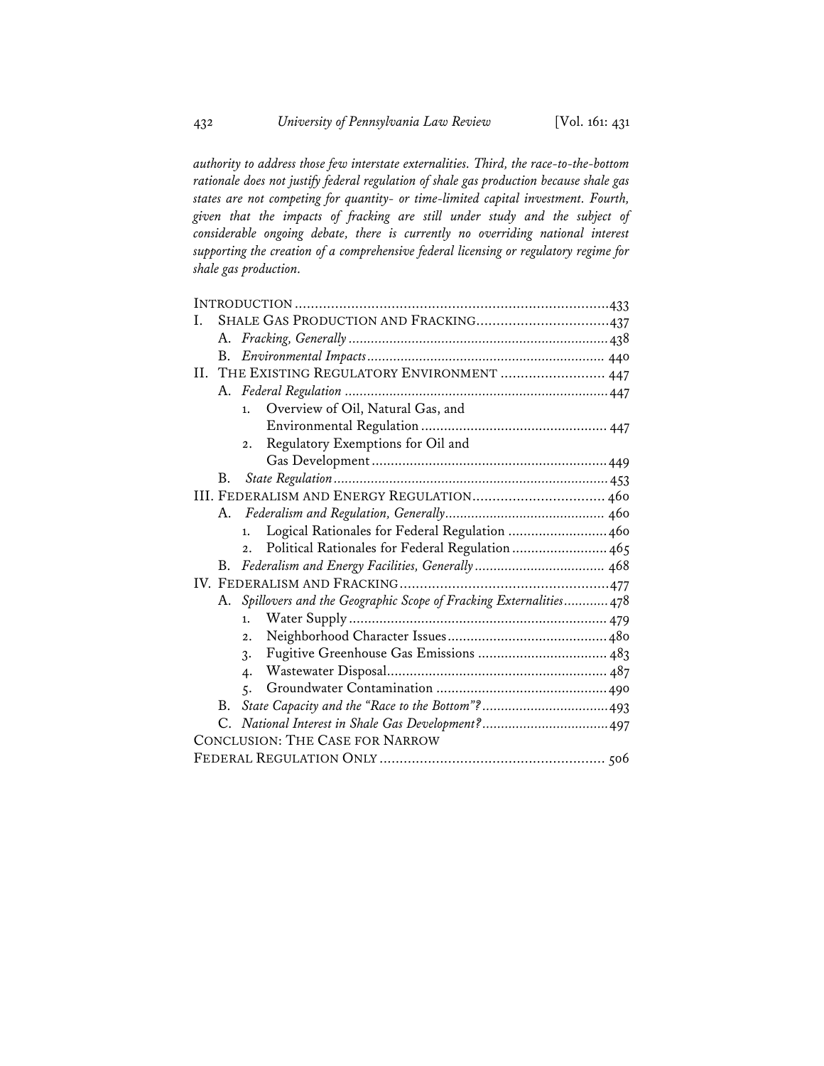*authority to address those few interstate externalities. Third, the race-to-the-bottom rationale does not justify federal regulation of shale gas production because shale gas states are not competing for quantity- or time-limited capital investment. Fourth, given that the impacts of fracking are still under study and the subject of considerable ongoing debate, there is currently no overriding national interest supporting the creation of a comprehensive federal licensing or regulatory regime for shale gas production.*

INTRODUCTION .......... 433

I. SHALE GAS PRODUCTION AND FRACKING .......... 437
   - A. *Fracking, Generally* .......... 438
   - B. *Environmental Impacts* .......... 440

II. THE EXISTING REGULATORY ENVIRONMENT .......... 447
   - A. *Federal Regulation* .......... 447
     1. Overview of Oil, Natural Gas, and Environmental Regulation .......... 447
     2. Regulatory Exemptions for Oil and Gas Development .......... 449
   - B. *State Regulation* .......... 453

III. FEDERALISM AND ENERGY REGULATION .......... 460
   - A. *Federalism and Regulation, Generally* .......... 460
     1. Logical Rationales for Federal Regulation .......... 460
     2. Political Rationales for Federal Regulation .......... 465
   - B. *Federalism and Energy Facilities, Generally* .......... 468

IV. FEDERALISM AND FRACKING .......... 477
   - A. *Spillovers and the Geographic Scope of Fracking Externalities* .......... 478
     1. Water Supply .......... 479
     2. Neighborhood Character Issues .......... 480
     3. Fugitive Greenhouse Gas Emissions .......... 483
     4. Wastewater Disposal .......... 487
     5. Groundwater Contamination .......... 490
   - B. *State Capacity and the "Race to the Bottom"?* .......... 493
   - C. *National Interest in Shale Gas Development?* .......... 497

CONCLUSION: THE CASE FOR NARROW FEDERAL REGULATION ONLY .......... 506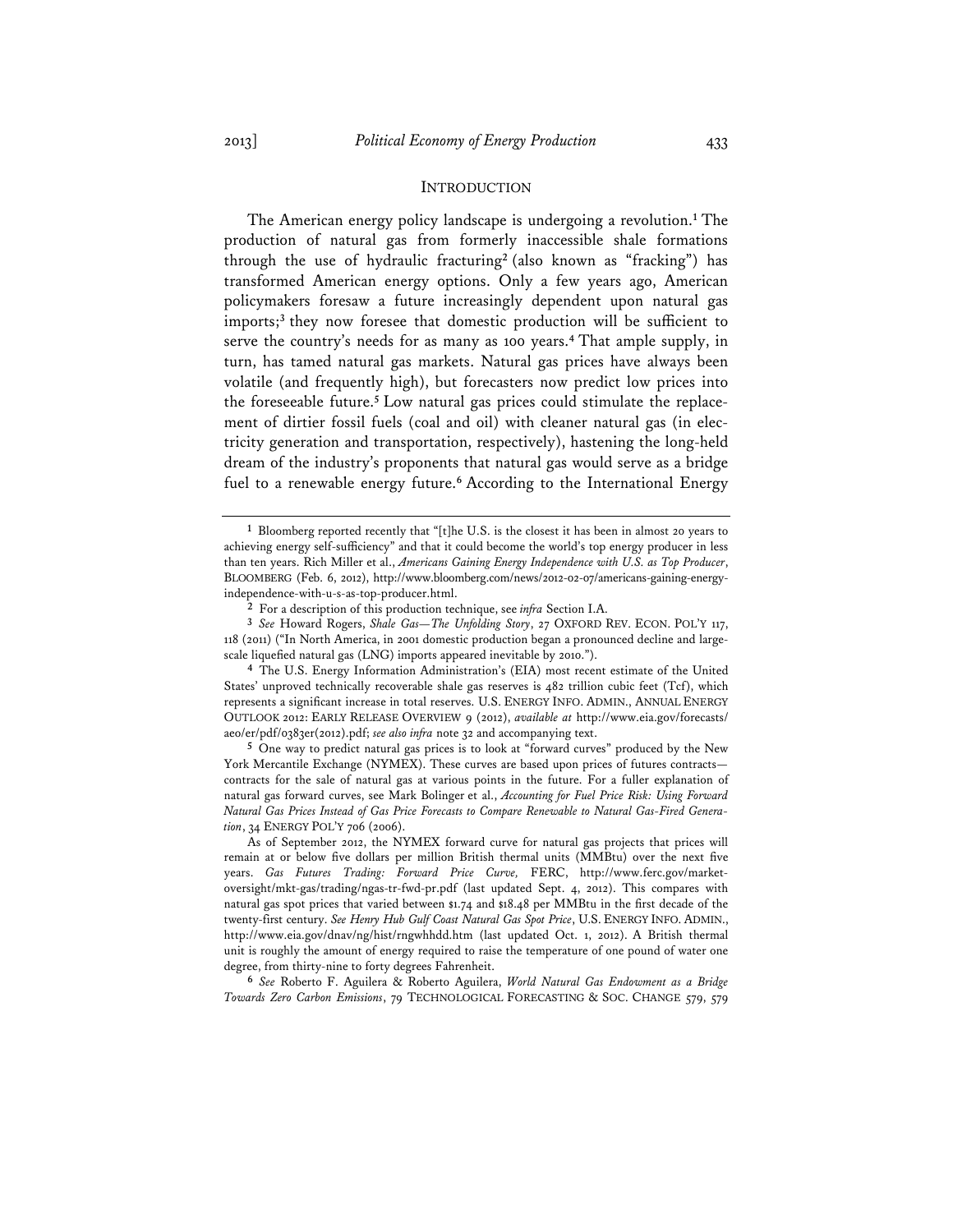## INTRODUCTION

The American energy policy landscape is undergoing a revolution.[1] The production of natural gas from formerly inaccessible shale formations through the use of hydraulic fracturing[2] (also known as "fracking") has transformed American energy options. Only a few years ago, American policymakers foresaw a future increasingly dependent upon natural gas imports;[3] they now foresee that domestic production will be sufficient to serve the country's needs for as many as 100 years.[4] That ample supply, in turn, has tamed natural gas markets. Natural gas prices have always been volatile (and frequently high), but forecasters now predict low prices into the foreseeable future.[5] Low natural gas prices could stimulate the replacement of dirtier fossil fuels (coal and oil) with cleaner natural gas (in electricity generation and transportation, respectively), hastening the long-held dream of the industry's proponents that natural gas would serve as a bridge fuel to a renewable energy future.[6] According to the International Energy

---

[1] Bloomberg reported recently that "[t]he U.S. is the closest it has been in almost 20 years to achieving energy self-sufficiency" and that it could become the world's top energy producer in less than ten years. Rich Miller et al., *Americans Gaining Energy Independence with U.S. as Top Producer*, BLOOMBERG (Feb. 6, 2012), http://www.bloomberg.com/news/2012-02-07/americans-gaining-energy-independence-with-u-s-as-top-producer.html.

[2] For a description of this production technique, see *infra* Section I.A.

[3] *See* Howard Rogers, *Shale Gas—The Unfolding Story*, 27 OXFORD REV. ECON. POL'Y 117, 118 (2011) ("In North America, in 2001 domestic production began a pronounced decline and large-scale liquefied natural gas (LNG) imports appeared inevitable by 2010.").

[4] The U.S. Energy Information Administration's (EIA) most recent estimate of the United States' unproved technically recoverable shale gas reserves is 482 trillion cubic feet (Tcf), which represents a significant increase in total reserves. U.S. ENERGY INFO. ADMIN., ANNUAL ENERGY OUTLOOK 2012: EARLY RELEASE OVERVIEW 9 (2012), *available at* http://www.eia.gov/forecasts/aeo/er/pdf/0383er(2012).pdf; *see also infra* note 32 and accompanying text.

[5] One way to predict natural gas prices is to look at "forward curves" produced by the New York Mercantile Exchange (NYMEX). These curves are based upon prices of futures contracts—contracts for the sale of natural gas at various points in the future. For a fuller explanation of natural gas forward curves, see Mark Bolinger et al., *Accounting for Fuel Price Risk: Using Forward Natural Gas Prices Instead of Gas Price Forecasts to Compare Renewable to Natural Gas-Fired Generation*, 34 ENERGY POL'Y 706 (2006).

As of September 2012, the NYMEX forward curve for natural gas projects that prices will remain at or below five dollars per million British thermal units (MMBtu) over the next five years. *Gas Futures Trading: Forward Price Curve,* FERC, http://www.ferc.gov/market-oversight/mkt-gas/trading/ngas-tr-fwd-pr.pdf (last updated Sept. 4, 2012). This compares with natural gas spot prices that varied between $1.74 and $18.48 per MMBtu in the first decade of the twenty-first century. *See Henry Hub Gulf Coast Natural Gas Spot Price*, U.S. ENERGY INFO. ADMIN., http://www.eia.gov/dnav/ng/hist/rngwhhdd.htm (last updated Oct. 1, 2012). A British thermal unit is roughly the amount of energy required to raise the temperature of one pound of water one degree, from thirty-nine to forty degrees Fahrenheit.

[6] *See* Roberto F. Aguilera & Roberto Aguilera, *World Natural Gas Endowment as a Bridge Towards Zero Carbon Emissions*, 79 TECHNOLOGICAL FORECASTING & SOC. CHANGE 579, 579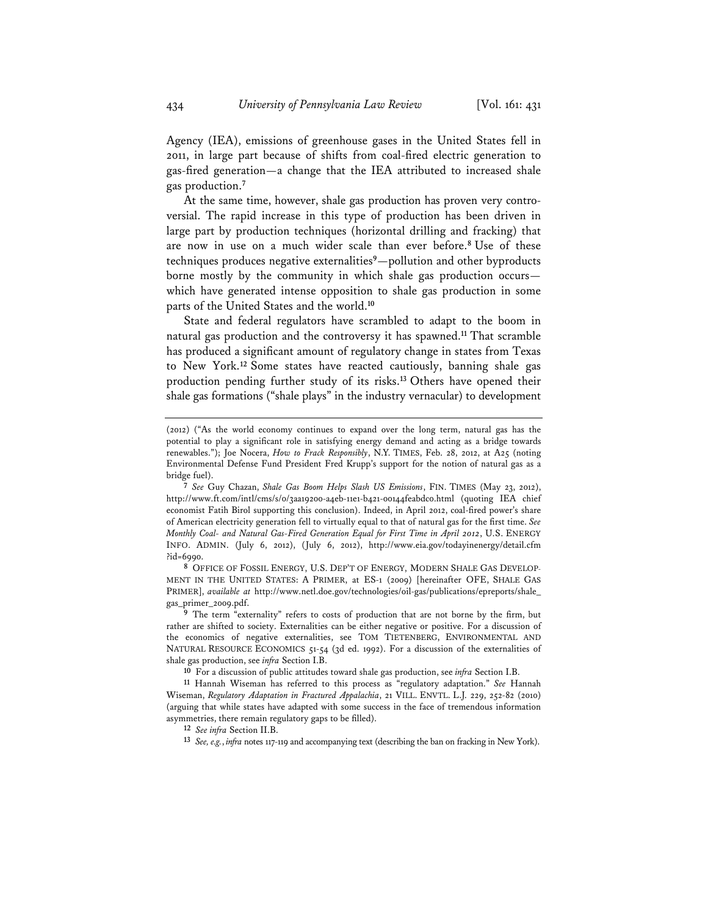Agency (IEA), emissions of greenhouse gases in the United States fell in 2011, in large part because of shifts from coal-fired electric generation to gas-fired generation—a change that the IEA attributed to increased shale gas production.[7]

At the same time, however, shale gas production has proven very controversial. The rapid increase in this type of production has been driven in large part by production techniques (horizontal drilling and fracking) that are now in use on a much wider scale than ever before.[8] Use of these techniques produces negative externalities[9]—pollution and other byproducts borne mostly by the community in which shale gas production occurs—which have generated intense opposition to shale gas production in some parts of the United States and the world.[10]

State and federal regulators have scrambled to adapt to the boom in natural gas production and the controversy it has spawned.[11] That scramble has produced a significant amount of regulatory change in states from Texas to New York.[12] Some states have reacted cautiously, banning shale gas production pending further study of its risks.[13] Others have opened their shale gas formations ("shale plays" in the industry vernacular) to development

---

(2012) ("As the world economy continues to expand over the long term, natural gas has the potential to play a significant role in satisfying energy demand and acting as a bridge towards renewables."); Joe Nocera, *How to Frack Responsibly*, N.Y. TIMES, Feb. 28, 2012, at A25 (noting Environmental Defense Fund President Fred Krupp's support for the notion of natural gas as a bridge fuel).

[7] *See* Guy Chazan, *Shale Gas Boom Helps Slash US Emissions*, FIN. TIMES (May 23, 2012), http://www.ft.com/intl/cms/s/0/3aa19200-a4eb-11e1-b421-00144feabdc0.html (quoting IEA chief economist Fatih Birol supporting this conclusion). Indeed, in April 2012, coal-fired power's share of American electricity generation fell to virtually equal to that of natural gas for the first time. *See Monthly Coal- and Natural Gas-Fired Generation Equal for First Time in April 2012*, U.S. ENERGY INFO. ADMIN. (July 6, 2012), (July 6, 2012), http://www.eia.gov/todayinenergy/detail.cfm?id=6990.

[8] OFFICE OF FOSSIL ENERGY, U.S. DEP'T OF ENERGY, MODERN SHALE GAS DEVELOPMENT IN THE UNITED STATES: A PRIMER, at ES-1 (2009) [hereinafter OFE, SHALE GAS PRIMER], *available at* http://www.netl.doe.gov/technologies/oil-gas/publications/epreports/shale_gas_primer_2009.pdf.

[9] The term "externality" refers to costs of production that are not borne by the firm, but rather are shifted to society. Externalities can be either negative or positive. For a discussion of the economics of negative externalities, see TOM TIETENBERG, ENVIRONMENTAL AND NATURAL RESOURCE ECONOMICS 51-54 (3d ed. 1992). For a discussion of the externalities of shale gas production, see *infra* Section I.B.

[10] For a discussion of public attitudes toward shale gas production, see *infra* Section I.B.

[11] Hannah Wiseman has referred to this process as "regulatory adaptation." *See* Hannah Wiseman, *Regulatory Adaptation in Fractured Appalachia*, 21 VILL. ENVTL. L.J. 229, 252-82 (2010) (arguing that while states have adapted with some success in the face of tremendous information asymmetries, there remain regulatory gaps to be filled).

[12] *See infra* Section II.B.

[13] *See, e.g.*, *infra* notes 117-119 and accompanying text (describing the ban on fracking in New York).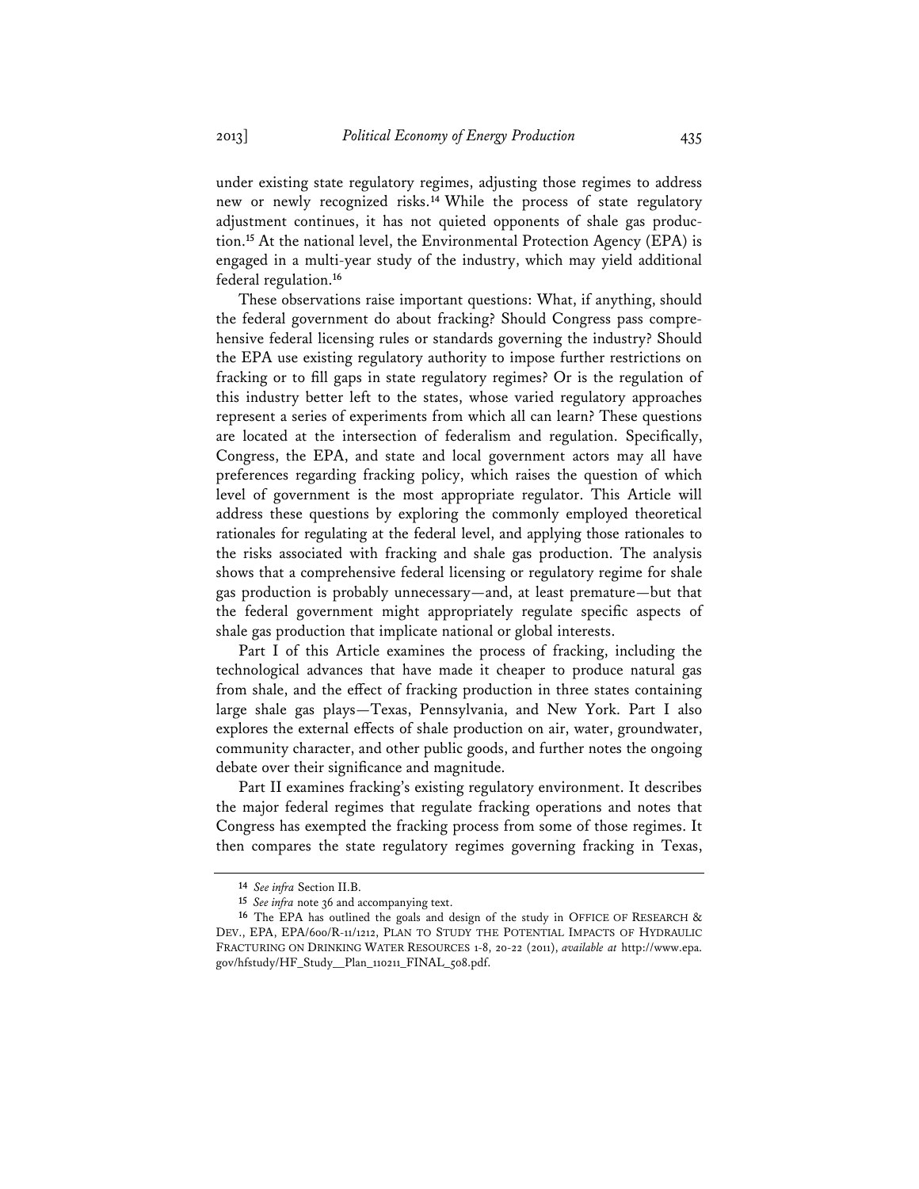under existing state regulatory regimes, adjusting those regimes to address new or newly recognized risks.[14] While the process of state regulatory adjustment continues, it has not quieted opponents of shale gas production.[15] At the national level, the Environmental Protection Agency (EPA) is engaged in a multi-year study of the industry, which may yield additional federal regulation.[16]

These observations raise important questions: What, if anything, should the federal government do about fracking? Should Congress pass comprehensive federal licensing rules or standards governing the industry? Should the EPA use existing regulatory authority to impose further restrictions on fracking or to fill gaps in state regulatory regimes? Or is the regulation of this industry better left to the states, whose varied regulatory approaches represent a series of experiments from which all can learn? These questions are located at the intersection of federalism and regulation. Specifically, Congress, the EPA, and state and local government actors may all have preferences regarding fracking policy, which raises the question of which level of government is the most appropriate regulator. This Article will address these questions by exploring the commonly employed theoretical rationales for regulating at the federal level, and applying those rationales to the risks associated with fracking and shale gas production. The analysis shows that a comprehensive federal licensing or regulatory regime for shale gas production is probably unnecessary—and, at least premature—but that the federal government might appropriately regulate specific aspects of shale gas production that implicate national or global interests.

Part I of this Article examines the process of fracking, including the technological advances that have made it cheaper to produce natural gas from shale, and the effect of fracking production in three states containing large shale gas plays—Texas, Pennsylvania, and New York. Part I also explores the external effects of shale production on air, water, groundwater, community character, and other public goods, and further notes the ongoing debate over their significance and magnitude.

Part II examines fracking's existing regulatory environment. It describes the major federal regimes that regulate fracking operations and notes that Congress has exempted the fracking process from some of those regimes. It then compares the state regulatory regimes governing fracking in Texas,

---

14 *See infra* Section II.B.

15 *See infra* note 36 and accompanying text.

16 The EPA has outlined the goals and design of the study in OFFICE OF RESEARCH & DEV., EPA, EPA/600/R-11/1212, PLAN TO STUDY THE POTENTIAL IMPACTS OF HYDRAULIC FRACTURING ON DRINKING WATER RESOURCES 1-8, 20-22 (2011), *available at* http://www.epa.gov/hfstudy/HF_Study__Plan_110211_FINAL_508.pdf.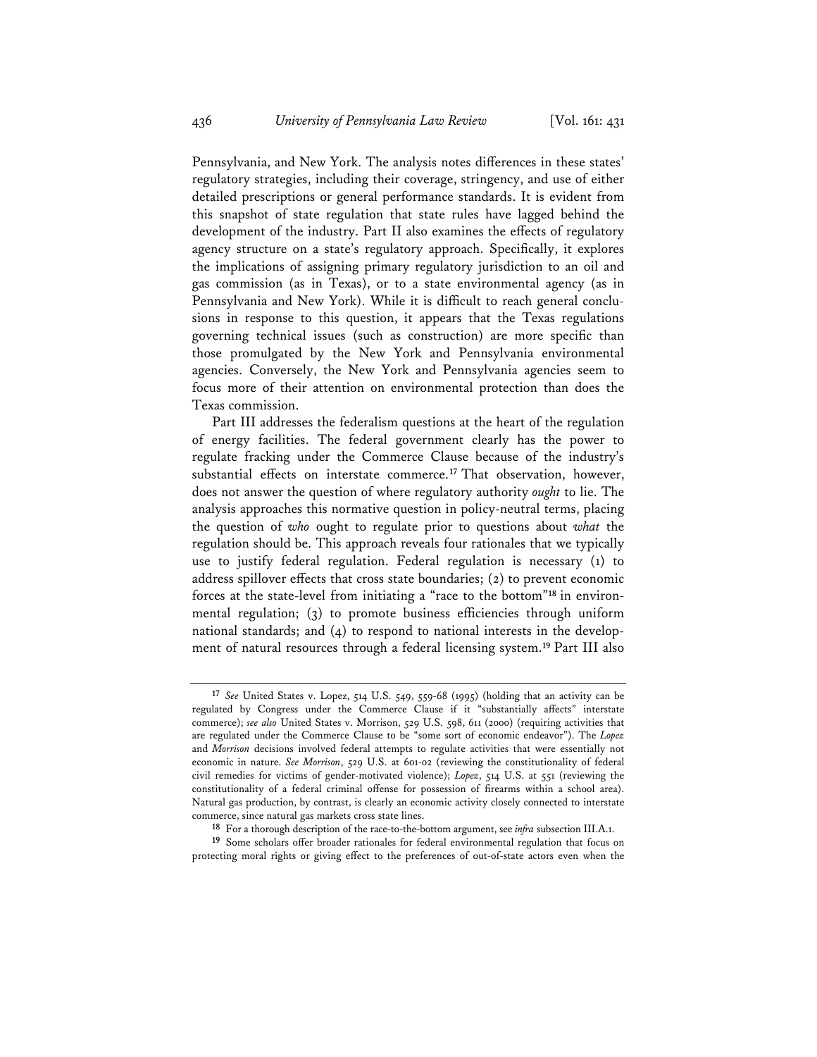Pennsylvania, and New York. The analysis notes differences in these states' regulatory strategies, including their coverage, stringency, and use of either detailed prescriptions or general performance standards. It is evident from this snapshot of state regulation that state rules have lagged behind the development of the industry. Part II also examines the effects of regulatory agency structure on a state's regulatory approach. Specifically, it explores the implications of assigning primary regulatory jurisdiction to an oil and gas commission (as in Texas), or to a state environmental agency (as in Pennsylvania and New York). While it is difficult to reach general conclusions in response to this question, it appears that the Texas regulations governing technical issues (such as construction) are more specific than those promulgated by the New York and Pennsylvania environmental agencies. Conversely, the New York and Pennsylvania agencies seem to focus more of their attention on environmental protection than does the Texas commission.

Part III addresses the federalism questions at the heart of the regulation of energy facilities. The federal government clearly has the power to regulate fracking under the Commerce Clause because of the industry's substantial effects on interstate commerce.[17] That observation, however, does not answer the question of where regulatory authority *ought* to lie. The analysis approaches this normative question in policy-neutral terms, placing the question of *who* ought to regulate prior to questions about *what* the regulation should be. This approach reveals four rationales that we typically use to justify federal regulation. Federal regulation is necessary (1) to address spillover effects that cross state boundaries; (2) to prevent economic forces at the state-level from initiating a "race to the bottom"[18] in environmental regulation; (3) to promote business efficiencies through uniform national standards; and (4) to respond to national interests in the development of natural resources through a federal licensing system.[19] Part III also

---

[17] *See* United States v. Lopez, 514 U.S. 549, 559-68 (1995) (holding that an activity can be regulated by Congress under the Commerce Clause if it "substantially affects" interstate commerce); *see also* United States v. Morrison, 529 U.S. 598, 611 (2000) (requiring activities that are regulated under the Commerce Clause to be "some sort of economic endeavor"). The *Lopez* and *Morrison* decisions involved federal attempts to regulate activities that were essentially not economic in nature. *See Morrison*, 529 U.S. at 601-02 (reviewing the constitutionality of federal civil remedies for victims of gender-motivated violence); *Lopez*, 514 U.S. at 551 (reviewing the constitutionality of a federal criminal offense for possession of firearms within a school area). Natural gas production, by contrast, is clearly an economic activity closely connected to interstate commerce, since natural gas markets cross state lines.

[18] For a thorough description of the race-to-the-bottom argument, see *infra* subsection III.A.1.

[19] Some scholars offer broader rationales for federal environmental regulation that focus on protecting moral rights or giving effect to the preferences of out-of-state actors even when the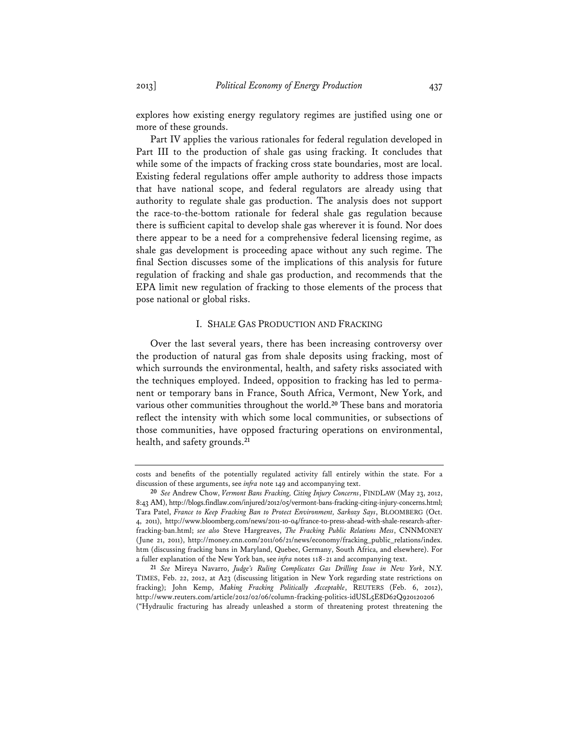explores how existing energy regulatory regimes are justified using one or more of these grounds.

Part IV applies the various rationales for federal regulation developed in Part III to the production of shale gas using fracking. It concludes that while some of the impacts of fracking cross state boundaries, most are local. Existing federal regulations offer ample authority to address those impacts that have national scope, and federal regulators are already using that authority to regulate shale gas production. The analysis does not support the race-to-the-bottom rationale for federal shale gas regulation because there is sufficient capital to develop shale gas wherever it is found. Nor does there appear to be a need for a comprehensive federal licensing regime, as shale gas development is proceeding apace without any such regime. The final Section discusses some of the implications of this analysis for future regulation of fracking and shale gas production, and recommends that the EPA limit new regulation of fracking to those elements of the process that pose national or global risks.

## I. SHALE GAS PRODUCTION AND FRACKING

Over the last several years, there has been increasing controversy over the production of natural gas from shale deposits using fracking, most of which surrounds the environmental, health, and safety risks associated with the techniques employed. Indeed, opposition to fracking has led to permanent or temporary bans in France, South Africa, Vermont, New York, and various other communities throughout the world.[20] These bans and moratoria reflect the intensity with which some local communities, or subsections of those communities, have opposed fracturing operations on environmental, health, and safety grounds.[21]

---

costs and benefits of the potentially regulated activity fall entirely within the state. For a discussion of these arguments, see *infra* note 149 and accompanying text.

[20] *See* Andrew Chow, *Vermont Bans Fracking, Citing Injury Concerns*, FINDLAW (May 23, 2012, 8:43 AM), http://blogs.findlaw.com/injured/2012/05/vermont-bans-fracking-citing-injury-concerns.html; Tara Patel, *France to Keep Fracking Ban to Protect Environment, Sarkozy Says*, BLOOMBERG (Oct. 4, 2011), http://www.bloomberg.com/news/2011-10-04/france-to-press-ahead-with-shale-research-after-fracking-ban.html; *see also* Steve Hargreaves, *The Fracking Public Relations Mess*, CNNMONEY (June 21, 2011), http://money.cnn.com/2011/06/21/news/economy/fracking_public_relations/index.htm (discussing fracking bans in Maryland, Quebec, Germany, South Africa, and elsewhere). For a fuller explanation of the New York ban, see *infra* notes 118-21 and accompanying text.

[21] *See* Mireya Navarro, *Judge's Ruling Complicates Gas Drilling Issue in New York*, N.Y. TIMES, Feb. 22, 2012, at A23 (discussing litigation in New York regarding state restrictions on fracking); John Kemp, *Making Fracking Politically Acceptable*, REUTERS (Feb. 6, 2012), http://www.reuters.com/article/2012/02/06/column-fracking-politics-idUSL5E8D62Q920120206 ("Hydraulic fracturing has already unleashed a storm of threatening protest threatening the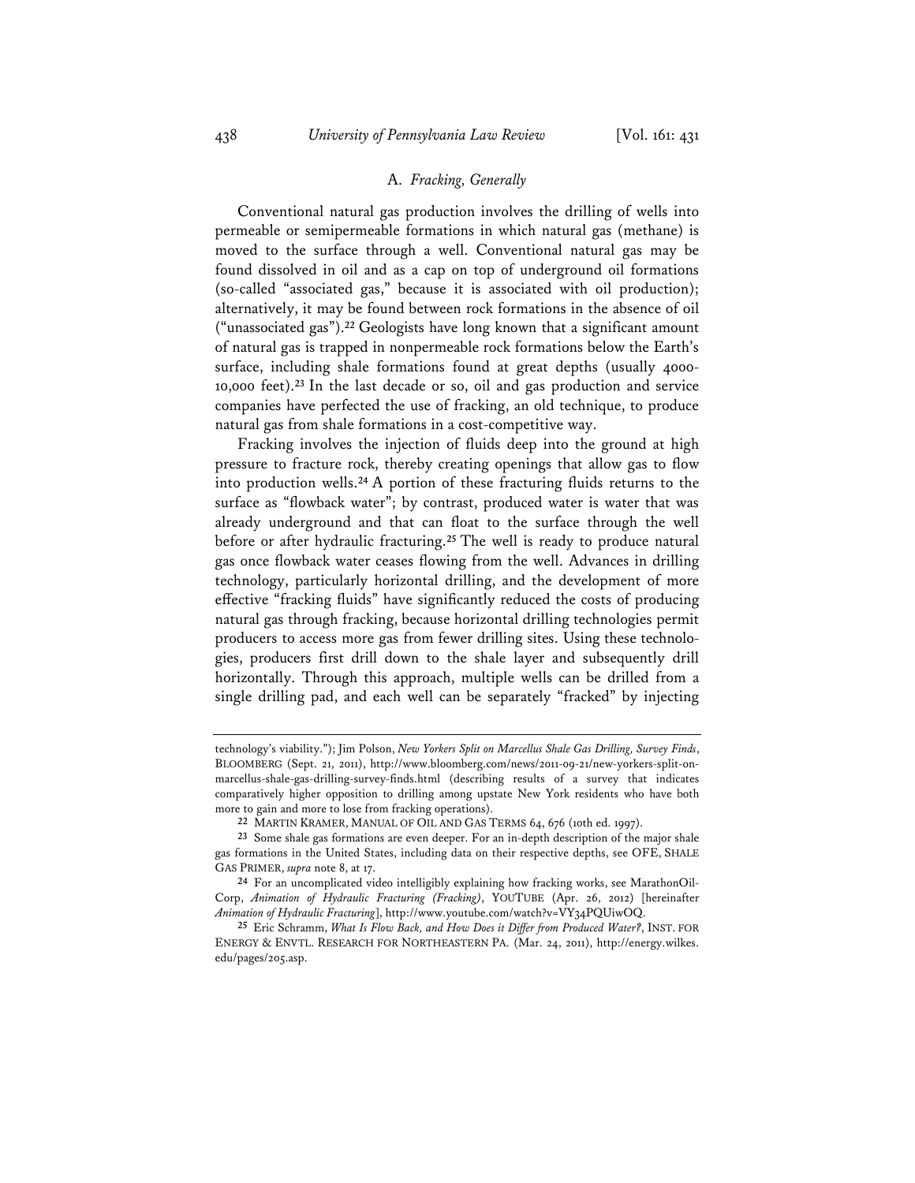### A. *Fracking, Generally*

Conventional natural gas production involves the drilling of wells into permeable or semipermeable formations in which natural gas (methane) is moved to the surface through a well. Conventional natural gas may be found dissolved in oil and as a cap on top of underground oil formations (so-called "associated gas," because it is associated with oil production); alternatively, it may be found between rock formations in the absence of oil ("unassociated gas").[22] Geologists have long known that a significant amount of natural gas is trapped in nonpermeable rock formations below the Earth's surface, including shale formations found at great depths (usually 4000-10,000 feet).[23] In the last decade or so, oil and gas production and service companies have perfected the use of fracking, an old technique, to produce natural gas from shale formations in a cost-competitive way.

Fracking involves the injection of fluids deep into the ground at high pressure to fracture rock, thereby creating openings that allow gas to flow into production wells.[24] A portion of these fracturing fluids returns to the surface as "flowback water"; by contrast, produced water is water that was already underground and that can float to the surface through the well before or after hydraulic fracturing.[25] The well is ready to produce natural gas once flowback water ceases flowing from the well. Advances in drilling technology, particularly horizontal drilling, and the development of more effective "fracking fluids" have significantly reduced the costs of producing natural gas through fracking, because horizontal drilling technologies permit producers to access more gas from fewer drilling sites. Using these technologies, producers first drill down to the shale layer and subsequently drill horizontally. Through this approach, multiple wells can be drilled from a single drilling pad, and each well can be separately "fracked" by injecting

---

technology's viability."); Jim Polson, *New Yorkers Split on Marcellus Shale Gas Drilling, Survey Finds*, BLOOMBERG (Sept. 21, 2011), http://www.bloomberg.com/news/2011-09-21/new-yorkers-split-on-marcellus-shale-gas-drilling-survey-finds.html (describing results of a survey that indicates comparatively higher opposition to drilling among upstate New York residents who have both more to gain and more to lose from fracking operations).

[22] MARTIN KRAMER, MANUAL OF OIL AND GAS TERMS 64, 676 (10th ed. 1997).

[23] Some shale gas formations are even deeper. For an in-depth description of the major shale gas formations in the United States, including data on their respective depths, see OFE, SHALE GAS PRIMER, *supra* note 8, at 17.

[24] For an uncomplicated video intelligibly explaining how fracking works, see MarathonOilCorp, *Animation of Hydraulic Fracturing (Fracking)*, YOUTUBE (Apr. 26, 2012) [hereinafter *Animation of Hydraulic Fracturing*], http://www.youtube.com/watch?v=VY34PQUiwOQ.

[25] Eric Schramm, *What Is Flow Back, and How Does it Differ from Produced Water?*, INST. FOR ENERGY & ENVTL. RESEARCH FOR NORTHEASTERN PA. (Mar. 24, 2011), http://energy.wilkes.edu/pages/205.asp.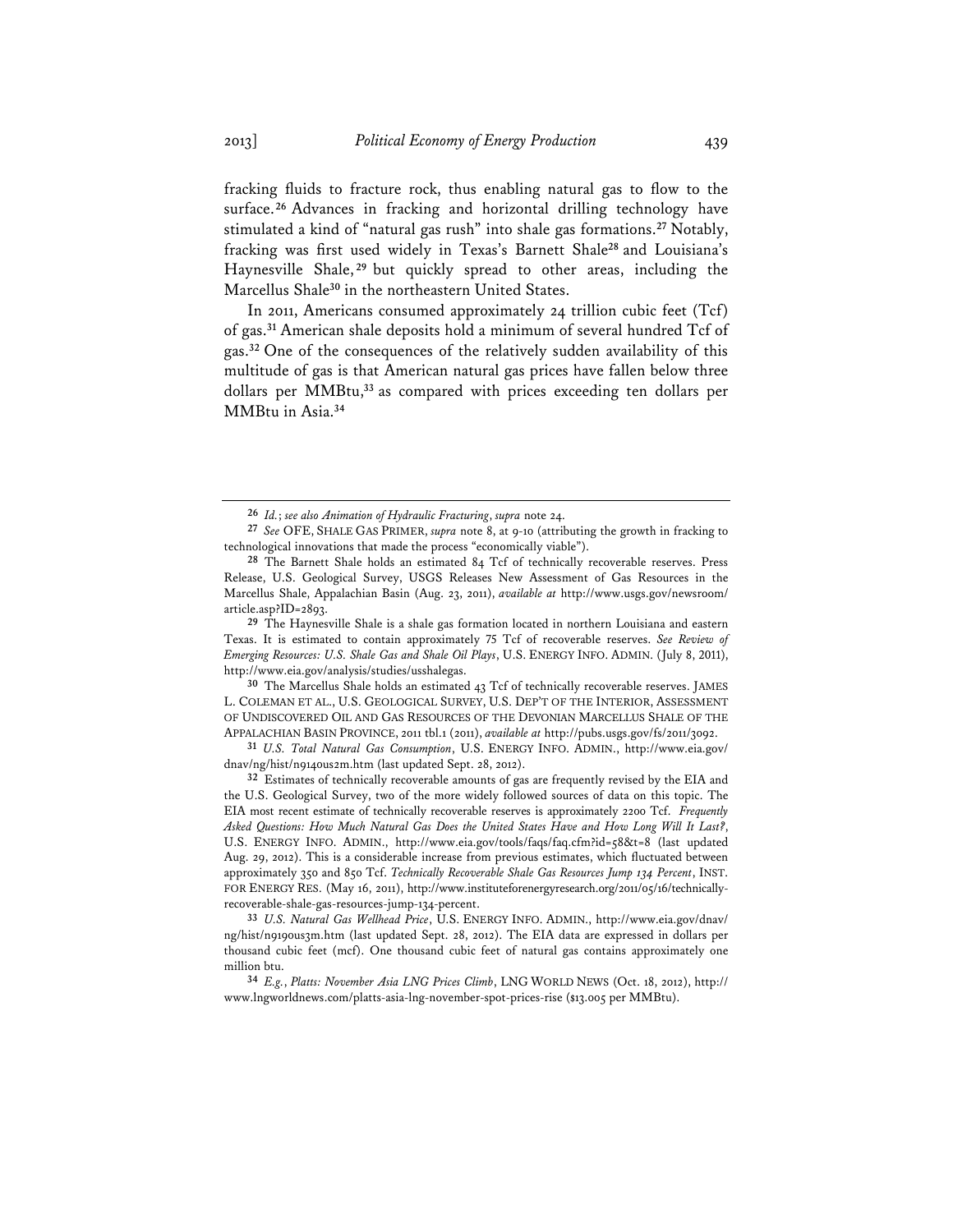fracking fluids to fracture rock, thus enabling natural gas to flow to the surface.[26] Advances in fracking and horizontal drilling technology have stimulated a kind of "natural gas rush" into shale gas formations.[27] Notably, fracking was first used widely in Texas's Barnett Shale[28] and Louisiana's Haynesville Shale,[29] but quickly spread to other areas, including the Marcellus Shale[30] in the northeastern United States.

In 2011, Americans consumed approximately 24 trillion cubic feet (Tcf) of gas.[31] American shale deposits hold a minimum of several hundred Tcf of gas.[32] One of the consequences of the relatively sudden availability of this multitude of gas is that American natural gas prices have fallen below three dollars per MMBtu,[33] as compared with prices exceeding ten dollars per MMBtu in Asia.[34]

---

[26] *Id.*; *see also Animation of Hydraulic Fracturing*, *supra* note 24.

[27] *See* OFE, SHALE GAS PRIMER, *supra* note 8, at 9-10 (attributing the growth in fracking to technological innovations that made the process "economically viable").

[28] The Barnett Shale holds an estimated 84 Tcf of technically recoverable reserves. Press Release, U.S. Geological Survey, USGS Releases New Assessment of Gas Resources in the Marcellus Shale, Appalachian Basin (Aug. 23, 2011), *available at* http://www.usgs.gov/newsroom/article.asp?ID=2893.

[29] The Haynesville Shale is a shale gas formation located in northern Louisiana and eastern Texas. It is estimated to contain approximately 75 Tcf of recoverable reserves. *See Review of Emerging Resources: U.S. Shale Gas and Shale Oil Plays*, U.S. ENERGY INFO. ADMIN. (July 8, 2011), http://www.eia.gov/analysis/studies/usshalegas.

[30] The Marcellus Shale holds an estimated 43 Tcf of technically recoverable reserves. JAMES L. COLEMAN ET AL., U.S. GEOLOGICAL SURVEY, U.S. DEP'T OF THE INTERIOR, ASSESSMENT OF UNDISCOVERED OIL AND GAS RESOURCES OF THE DEVONIAN MARCELLUS SHALE OF THE APPALACHIAN BASIN PROVINCE, 2011 tbl.1 (2011), *available at* http://pubs.usgs.gov/fs/2011/3092.

[31] *U.S. Total Natural Gas Consumption*, U.S. ENERGY INFO. ADMIN., http://www.eia.gov/dnav/ng/hist/n9140us2m.htm (last updated Sept. 28, 2012).

[32] Estimates of technically recoverable amounts of gas are frequently revised by the EIA and the U.S. Geological Survey, two of the more widely followed sources of data on this topic. The EIA most recent estimate of technically recoverable reserves is approximately 2200 Tcf. *Frequently Asked Questions: How Much Natural Gas Does the United States Have and How Long Will It Last?*, U.S. ENERGY INFO. ADMIN., http://www.eia.gov/tools/faqs/faq.cfm?id=58&t=8 (last updated Aug. 29, 2012). This is a considerable increase from previous estimates, which fluctuated between approximately 350 and 850 Tcf. *Technically Recoverable Shale Gas Resources Jump 134 Percent*, INST. FOR ENERGY RES. (May 16, 2011), http://www.instituteforenergyresearch.org/2011/05/16/technically-recoverable-shale-gas-resources-jump-134-percent.

[33] *U.S. Natural Gas Wellhead Price*, U.S. ENERGY INFO. ADMIN., http://www.eia.gov/dnav/ng/hist/n9190us3m.htm (last updated Sept. 28, 2012). The EIA data are expressed in dollars per thousand cubic feet (mcf). One thousand cubic feet of natural gas contains approximately one million btu.

[34] *E.g.*, *Platts: November Asia LNG Prices Climb*, LNG WORLD NEWS (Oct. 18, 2012), http://www.lngworldnews.com/platts-asia-lng-november-spot-prices-rise ($13.005 per MMBtu).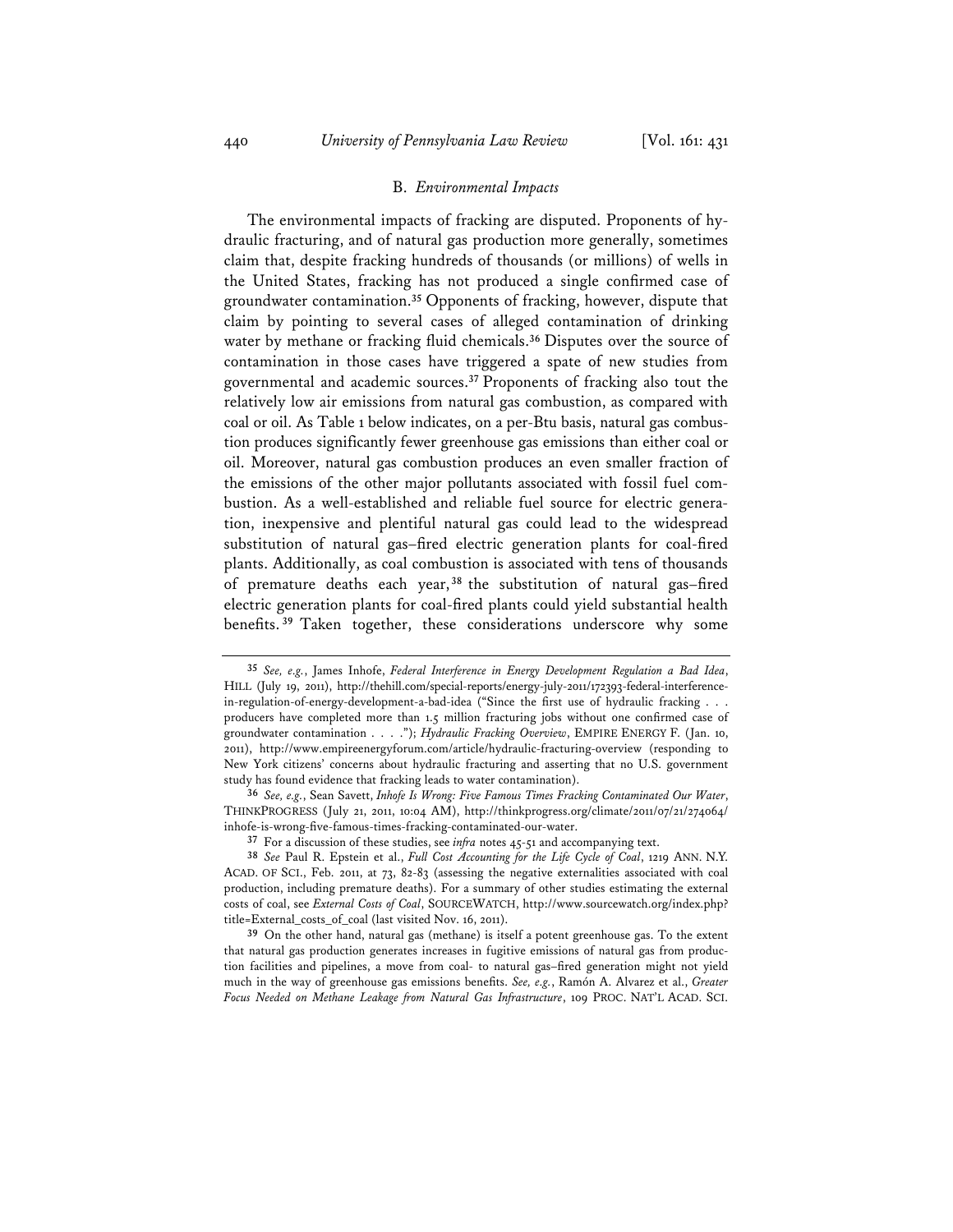### B. *Environmental Impacts*

The environmental impacts of fracking are disputed. Proponents of hydraulic fracturing, and of natural gas production more generally, sometimes claim that, despite fracking hundreds of thousands (or millions) of wells in the United States, fracking has not produced a single confirmed case of groundwater contamination.[35] Opponents of fracking, however, dispute that claim by pointing to several cases of alleged contamination of drinking water by methane or fracking fluid chemicals.[36] Disputes over the source of contamination in those cases have triggered a spate of new studies from governmental and academic sources.[37] Proponents of fracking also tout the relatively low air emissions from natural gas combustion, as compared with coal or oil. As Table 1 below indicates, on a per-Btu basis, natural gas combustion produces significantly fewer greenhouse gas emissions than either coal or oil. Moreover, natural gas combustion produces an even smaller fraction of the emissions of the other major pollutants associated with fossil fuel combustion. As a well-established and reliable fuel source for electric generation, inexpensive and plentiful natural gas could lead to the widespread substitution of natural gas–fired electric generation plants for coal-fired plants. Additionally, as coal combustion is associated with tens of thousands of premature deaths each year,[38] the substitution of natural gas–fired electric generation plants for coal-fired plants could yield substantial health benefits.[39] Taken together, these considerations underscore why some

---

[35] *See, e.g.*, James Inhofe, *Federal Interference in Energy Development Regulation a Bad Idea*, HILL (July 19, 2011), http://thehill.com/special-reports/energy-july-2011/172393-federal-interference-in-regulation-of-energy-development-a-bad-idea ("Since the first use of hydraulic fracking . . . producers have completed more than 1.5 million fracturing jobs without one confirmed case of groundwater contamination . . . ."); *Hydraulic Fracking Overview*, EMPIRE ENERGY F. (Jan. 10, 2011), http://www.empireenergyforum.com/article/hydraulic-fracturing-overview (responding to New York citizens' concerns about hydraulic fracturing and asserting that no U.S. government study has found evidence that fracking leads to water contamination).

[36] *See, e.g.*, Sean Savett, *Inhofe Is Wrong: Five Famous Times Fracking Contaminated Our Water*, THINKPROGRESS (July 21, 2011, 10:04 AM), http://thinkprogress.org/climate/2011/07/21/274064/inhofe-is-wrong-five-famous-times-fracking-contaminated-our-water.

[37] For a discussion of these studies, see *infra* notes 45-51 and accompanying text.

[38] *See* Paul R. Epstein et al., *Full Cost Accounting for the Life Cycle of Coal*, 1219 ANN. N.Y. ACAD. OF SCI., Feb. 2011, at 73, 82-83 (assessing the negative externalities associated with coal production, including premature deaths). For a summary of other studies estimating the external costs of coal, see *External Costs of Coal*, SOURCEWATCH, http://www.sourcewatch.org/index.php?title=External_costs_of_coal (last visited Nov. 16, 2011).

[39] On the other hand, natural gas (methane) is itself a potent greenhouse gas. To the extent that natural gas production generates increases in fugitive emissions of natural gas from production facilities and pipelines, a move from coal- to natural gas–fired generation might not yield much in the way of greenhouse gas emissions benefits. *See, e.g.*, Ramón A. Alvarez et al., *Greater Focus Needed on Methane Leakage from Natural Gas Infrastructure*, 109 PROC. NAT'L ACAD. SCI.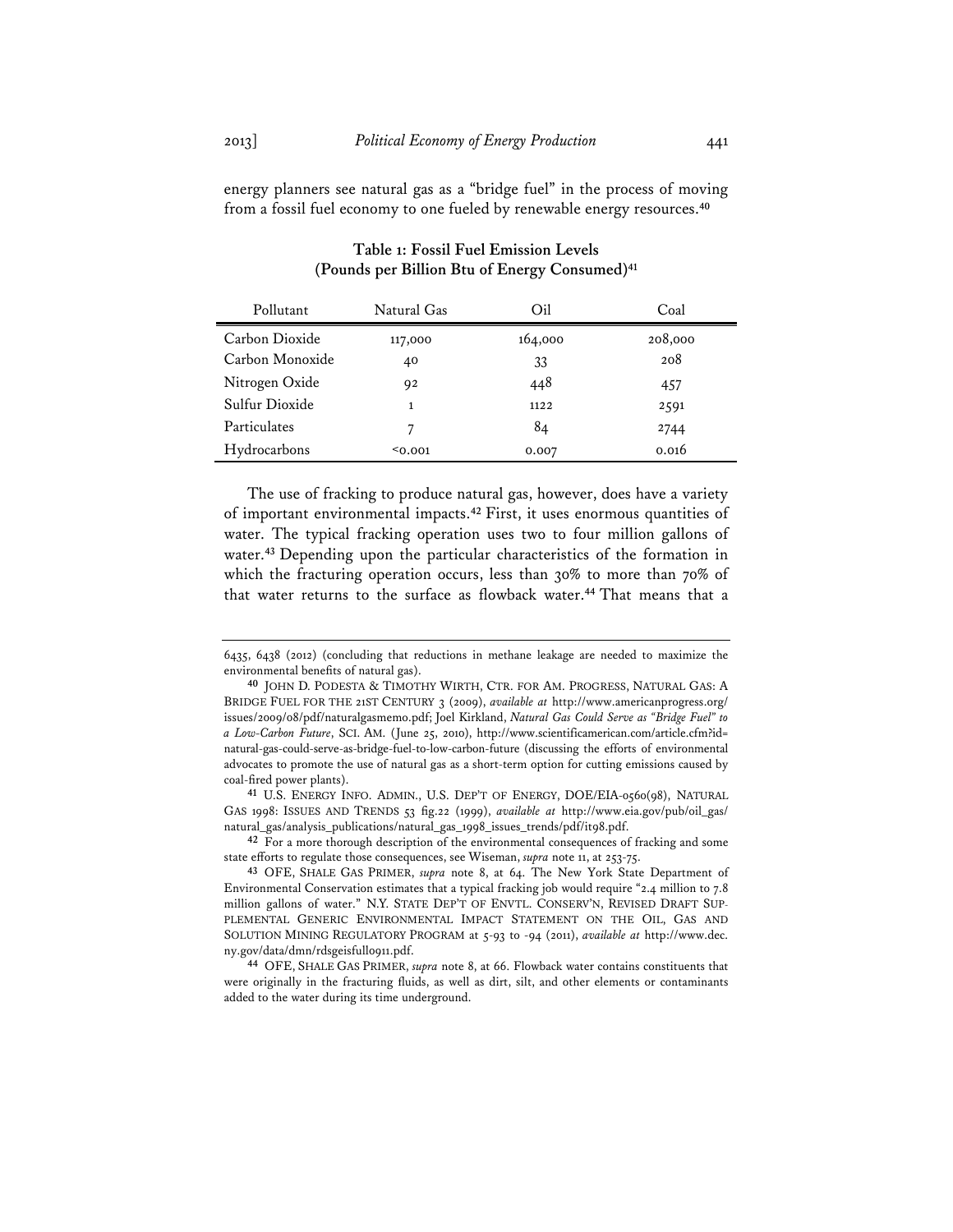energy planners see natural gas as a "bridge fuel" in the process of moving from a fossil fuel economy to one fueled by renewable energy resources.[40]

**Table 1: Fossil Fuel Emission Levels (Pounds per Billion Btu of Energy Consumed)[41]**

| Pollutant | Natural Gas | Oil | Coal |
|---|---|---|---|
| Carbon Dioxide | 117,000 | 164,000 | 208,000 |
| Carbon Monoxide | 40 | 33 | 208 |
| Nitrogen Oxide | 92 | 448 | 457 |
| Sulfur Dioxide | 1 | 1122 | 2591 |
| Particulates | 7 | 84 | 2744 |
| Hydrocarbons | <0.001 | 0.007 | 0.016 |

The use of fracking to produce natural gas, however, does have a variety of important environmental impacts.[42] First, it uses enormous quantities of water. The typical fracking operation uses two to four million gallons of water.[43] Depending upon the particular characteristics of the formation in which the fracturing operation occurs, less than 30% to more than 70% of that water returns to the surface as flowback water.[44] That means that a

---

6435, 6438 (2012) (concluding that reductions in methane leakage are needed to maximize the environmental benefits of natural gas).

[40] JOHN D. PODESTA & TIMOTHY WIRTH, CTR. FOR AM. PROGRESS, NATURAL GAS: A BRIDGE FUEL FOR THE 21ST CENTURY 3 (2009), *available at* http://www.americanprogress.org/issues/2009/08/pdf/naturalgasmemo.pdf; Joel Kirkland, *Natural Gas Could Serve as "Bridge Fuel" to a Low-Carbon Future*, SCI. AM. (June 25, 2010), http://www.scientificamerican.com/article.cfm?id=natural-gas-could-serve-as-bridge-fuel-to-low-carbon-future (discussing the efforts of environmental advocates to promote the use of natural gas as a short-term option for cutting emissions caused by coal-fired power plants).

[41] U.S. ENERGY INFO. ADMIN., U.S. DEP'T OF ENERGY, DOE/EIA-0560(98), NATURAL GAS 1998: ISSUES AND TRENDS 53 fig.22 (1999), *available at* http://www.eia.gov/pub/oil_gas/natural_gas/analysis_publications/natural_gas_1998_issues_trends/pdf/it98.pdf.

[42] For a more thorough description of the environmental consequences of fracking and some state efforts to regulate those consequences, see Wiseman, *supra* note 11, at 253-75.

[43] OFE, SHALE GAS PRIMER, *supra* note 8, at 64. The New York State Department of Environmental Conservation estimates that a typical fracking job would require "2.4 million to 7.8 million gallons of water." N.Y. STATE DEP'T OF ENVTL. CONSERV'N, REVISED DRAFT SUPPLEMENTAL GENERIC ENVIRONMENTAL IMPACT STATEMENT ON THE OIL, GAS AND SOLUTION MINING REGULATORY PROGRAM at 5-93 to -94 (2011), *available at* http://www.dec.ny.gov/data/dmn/rdsgeisfull0911.pdf.

[44] OFE, SHALE GAS PRIMER, *supra* note 8, at 66. Flowback water contains constituents that were originally in the fracturing fluids, as well as dirt, silt, and other elements or contaminants added to the water during its time underground.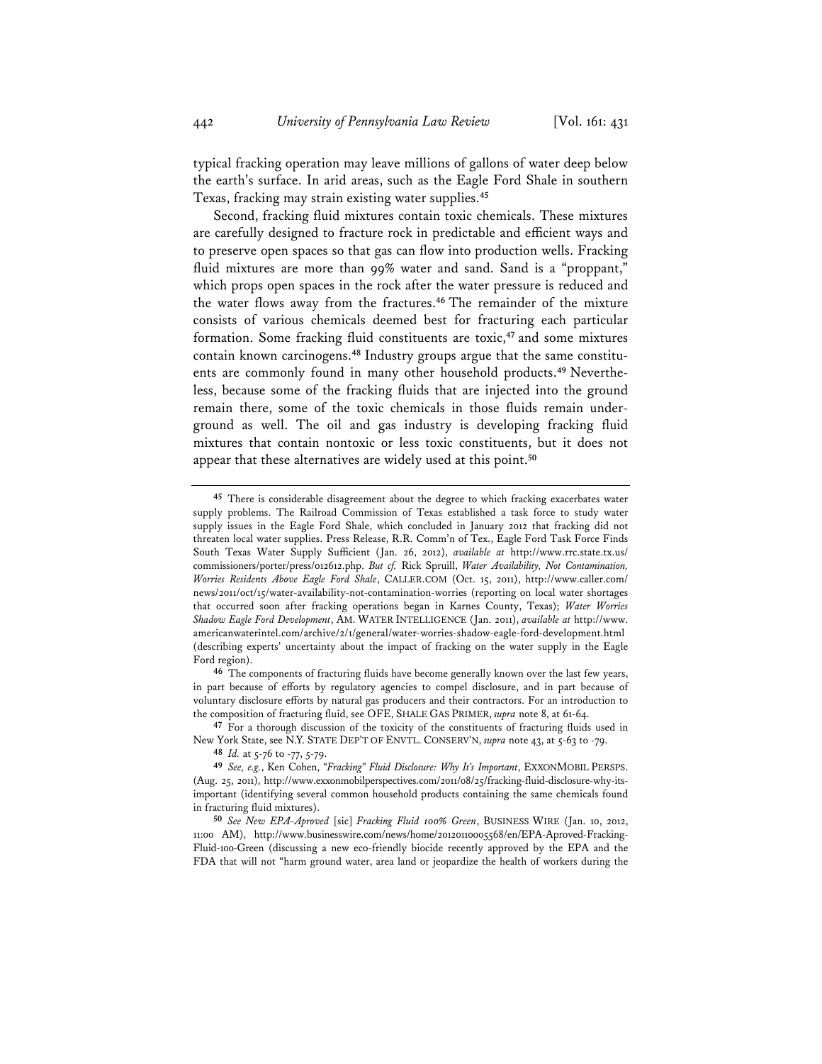typical fracking operation may leave millions of gallons of water deep below the earth's surface. In arid areas, such as the Eagle Ford Shale in southern Texas, fracking may strain existing water supplies.[45]

Second, fracking fluid mixtures contain toxic chemicals. These mixtures are carefully designed to fracture rock in predictable and efficient ways and to preserve open spaces so that gas can flow into production wells. Fracking fluid mixtures are more than 99% water and sand. Sand is a "proppant," which props open spaces in the rock after the water pressure is reduced and the water flows away from the fractures.[46] The remainder of the mixture consists of various chemicals deemed best for fracturing each particular formation. Some fracking fluid constituents are toxic,[47] and some mixtures contain known carcinogens.[48] Industry groups argue that the same constituents are commonly found in many other household products.[49] Nevertheless, because some of the fracking fluids that are injected into the ground remain there, some of the toxic chemicals in those fluids remain underground as well. The oil and gas industry is developing fracking fluid mixtures that contain nontoxic or less toxic constituents, but it does not appear that these alternatives are widely used at this point.[50]

---

[45] There is considerable disagreement about the degree to which fracking exacerbates water supply problems. The Railroad Commission of Texas established a task force to study water supply issues in the Eagle Ford Shale, which concluded in January 2012 that fracking did not threaten local water supplies. Press Release, R.R. Comm'n of Tex., Eagle Ford Task Force Finds South Texas Water Supply Sufficient (Jan. 26, 2012), *available at* http://www.rrc.state.tx.us/commissioners/porter/press/012612.php. *But cf.* Rick Spruill, *Water Availability, Not Contamination, Worries Residents Above Eagle Ford Shale*, CALLER.COM (Oct. 15, 2011), http://www.caller.com/news/2011/oct/15/water-availability-not-contamination-worries (reporting on local water shortages that occurred soon after fracking operations began in Karnes County, Texas); *Water Worries Shadow Eagle Ford Development*, AM. WATER INTELLIGENCE (Jan. 2011), *available at* http://www.americanwaterintel.com/archive/2/1/general/water-worries-shadow-eagle-ford-development.html (describing experts' uncertainty about the impact of fracking on the water supply in the Eagle Ford region).

[46] The components of fracturing fluids have become generally known over the last few years, in part because of efforts by regulatory agencies to compel disclosure, and in part because of voluntary disclosure efforts by natural gas producers and their contractors. For an introduction to the composition of fracturing fluid, see OFE, SHALE GAS PRIMER, *supra* note 8, at 61-64.

[47] For a thorough discussion of the toxicity of the constituents of fracturing fluids used in New York State, see N.Y. STATE DEP'T OF ENVTL. CONSERV'N, *supra* note 43, at 5-63 to -79.

[48] *Id.* at 5-76 to -77, 5-79.

[49] *See, e.g.*, Ken Cohen, *"Fracking" Fluid Disclosure: Why It's Important*, EXXONMOBIL PERSPS. (Aug. 25, 2011), http://www.exxonmobilperspectives.com/2011/08/25/fracking-fluid-disclosure-why-its-important (identifying several common household products containing the same chemicals found in fracturing fluid mixtures).

[50] *See New EPA-Aproved* [sic] *Fracking Fluid 100% Green*, BUSINESS WIRE (Jan. 10, 2012, 11:00 AM), http://www.businesswire.com/news/home/20120110005568/en/EPA-Aproved-Fracking-Fluid-100-Green (discussing a new eco-friendly biocide recently approved by the EPA and the FDA that will not "harm ground water, area land or jeopardize the health of workers during the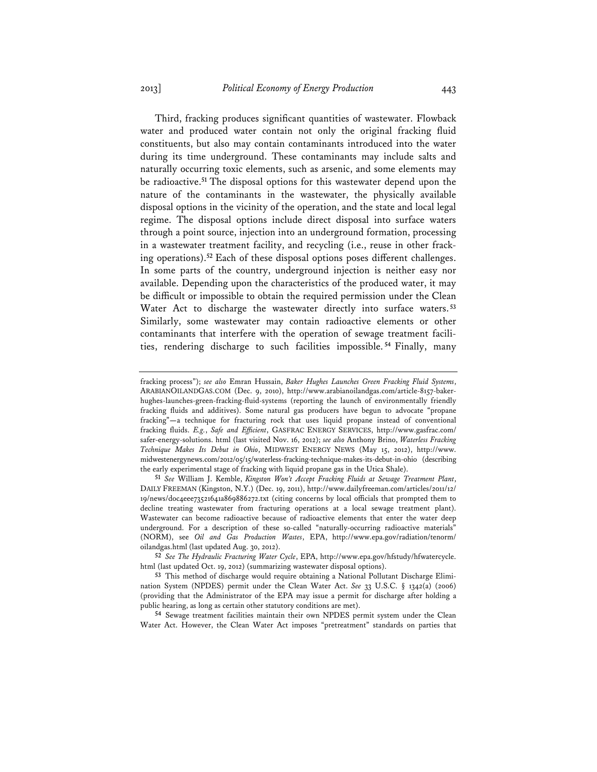Third, fracking produces significant quantities of wastewater. Flowback water and produced water contain not only the original fracking fluid constituents, but also may contain contaminants introduced into the water during its time underground. These contaminants may include salts and naturally occurring toxic elements, such as arsenic, and some elements may be radioactive.[51] The disposal options for this wastewater depend upon the nature of the contaminants in the wastewater, the physically available disposal options in the vicinity of the operation, and the state and local legal regime. The disposal options include direct disposal into surface waters through a point source, injection into an underground formation, processing in a wastewater treatment facility, and recycling (i.e., reuse in other fracking operations).[52] Each of these disposal options poses different challenges. In some parts of the country, underground injection is neither easy nor available. Depending upon the characteristics of the produced water, it may be difficult or impossible to obtain the required permission under the Clean Water Act to discharge the wastewater directly into surface waters.[53] Similarly, some wastewater may contain radioactive elements or other contaminants that interfere with the operation of sewage treatment facilities, rendering discharge to such facilities impossible.[54] Finally, many

---

fracking process"); *see also* Emran Hussain, *Baker Hughes Launches Green Fracking Fluid Systems*, ARABIANOILANDGAS.COM (Dec. 9, 2010), http://www.arabianoilandgas.com/article-8157-baker-hughes-launches-green-fracking-fluid-systems (reporting the launch of environmentally friendly fracking fluids and additives). Some natural gas producers have begun to advocate "propane fracking"—a technique for fracturing rock that uses liquid propane instead of conventional fracking fluids. *E.g.*, *Safe and Efficient*, GASFRAC ENERGY SERVICES, http://www.gasfrac.com/safer-energy-solutions. html (last visited Nov. 16, 2012); *see also* Anthony Brino, *Waterless Fracking Technique Makes Its Debut in Ohio*, MIDWEST ENERGY NEWS (May 15, 2012), http://www.midwestenergynews.com/2012/05/15/waterless-fracking-technique-makes-its-debut-in-ohio (describing the early experimental stage of fracking with liquid propane gas in the Utica Shale).

51 *See* William J. Kemble, *Kingston Won't Accept Fracking Fluids at Sewage Treatment Plant*, DAILY FREEMAN (Kingston, N.Y.) (Dec. 19, 2011), http://www.dailyfreeman.com/articles/2011/12/19/news/doc4eee73521641a869886272.txt (citing concerns by local officials that prompted them to decline treating wastewater from fracturing operations at a local sewage treatment plant). Wastewater can become radioactive because of radioactive elements that enter the water deep underground. For a description of these so-called "naturally-occurring radioactive materials" (NORM), see *Oil and Gas Production Wastes*, EPA, http://www.epa.gov/radiation/tenorm/oilandgas.html (last updated Aug. 30, 2012).

52 *See The Hydraulic Fracturing Water Cycle*, EPA, http://www.epa.gov/hfstudy/hfwatercycle.html (last updated Oct. 19, 2012) (summarizing wastewater disposal options).

53 This method of discharge would require obtaining a National Pollutant Discharge Elimination System (NPDES) permit under the Clean Water Act. *See* 33 U.S.C. § 1342(a) (2006) (providing that the Administrator of the EPA may issue a permit for discharge after holding a public hearing, as long as certain other statutory conditions are met).

54 Sewage treatment facilities maintain their own NPDES permit system under the Clean Water Act. However, the Clean Water Act imposes "pretreatment" standards on parties that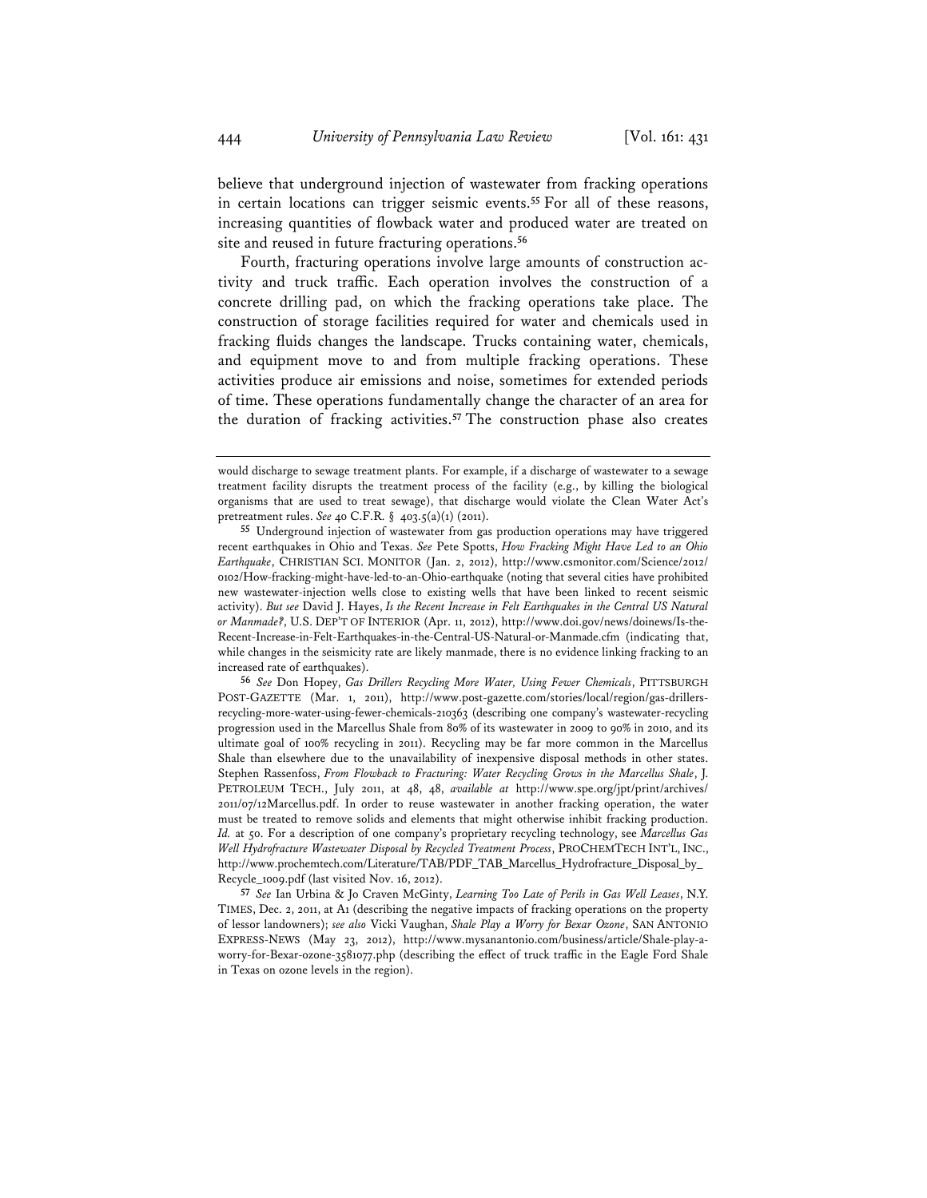believe that underground injection of wastewater from fracking operations in certain locations can trigger seismic events.[55] For all of these reasons, increasing quantities of flowback water and produced water are treated on site and reused in future fracturing operations.[56]

Fourth, fracturing operations involve large amounts of construction activity and truck traffic. Each operation involves the construction of a concrete drilling pad, on which the fracking operations take place. The construction of storage facilities required for water and chemicals used in fracking fluids changes the landscape. Trucks containing water, chemicals, and equipment move to and from multiple fracking operations. These activities produce air emissions and noise, sometimes for extended periods of time. These operations fundamentally change the character of an area for the duration of fracking activities.[57] The construction phase also creates

---

would discharge to sewage treatment plants. For example, if a discharge of wastewater to a sewage treatment facility disrupts the treatment process of the facility (e.g., by killing the biological organisms that are used to treat sewage), that discharge would violate the Clean Water Act's pretreatment rules. *See* 40 C.F.R. § 403.5(a)(1) (2011).

[55] Underground injection of wastewater from gas production operations may have triggered recent earthquakes in Ohio and Texas. *See* Pete Spotts, *How Fracking Might Have Led to an Ohio Earthquake*, CHRISTIAN SCI. MONITOR (Jan. 2, 2012), http://www.csmonitor.com/Science/2012/0102/How-fracking-might-have-led-to-an-Ohio-earthquake (noting that several cities have prohibited new wastewater-injection wells close to existing wells that have been linked to recent seismic activity). *But see* David J. Hayes, *Is the Recent Increase in Felt Earthquakes in the Central US Natural or Manmade?*, U.S. DEP'T OF INTERIOR (Apr. 11, 2012), http://www.doi.gov/news/doinews/Is-the-Recent-Increase-in-Felt-Earthquakes-in-the-Central-US-Natural-or-Manmade.cfm (indicating that, while changes in the seismicity rate are likely manmade, there is no evidence linking fracking to an increased rate of earthquakes).

[56] *See* Don Hopey, *Gas Drillers Recycling More Water, Using Fewer Chemicals*, PITTSBURGH POST-GAZETTE (Mar. 1, 2011), http://www.post-gazette.com/stories/local/region/gas-drillers-recycling-more-water-using-fewer-chemicals-210363 (describing one company's wastewater-recycling progression used in the Marcellus Shale from 80% of its wastewater in 2009 to 90% in 2010, and its ultimate goal of 100% recycling in 2011). Recycling may be far more common in the Marcellus Shale than elsewhere due to the unavailability of inexpensive disposal methods in other states. Stephen Rassenfoss, *From Flowback to Fracturing: Water Recycling Grows in the Marcellus Shale*, J. PETROLEUM TECH., July 2011, at 48, 48, *available at* http://www.spe.org/jpt/print/archives/2011/07/12Marcellus.pdf. In order to reuse wastewater in another fracking operation, the water must be treated to remove solids and elements that might otherwise inhibit fracking production. *Id.* at 50. For a description of one company's proprietary recycling technology, see *Marcellus Gas Well Hydrofracture Wastewater Disposal by Recycled Treatment Process*, PROCHEMTECH INT'L, INC., http://www.prochemtech.com/Literature/TAB/PDF_TAB_Marcellus_Hydrofracture_Disposal_by_Recycle_1009.pdf (last visited Nov. 16, 2012).

[57] *See* Ian Urbina & Jo Craven McGinty, *Learning Too Late of Perils in Gas Well Leases*, N.Y. TIMES, Dec. 2, 2011, at A1 (describing the negative impacts of fracking operations on the property of lessor landowners); *see also* Vicki Vaughan, *Shale Play a Worry for Bexar Ozone*, SAN ANTONIO EXPRESS-NEWS (May 23, 2012), http://www.mysanantonio.com/business/article/Shale-play-a-worry-for-Bexar-ozone-3581077.php (describing the effect of truck traffic in the Eagle Ford Shale in Texas on ozone levels in the region).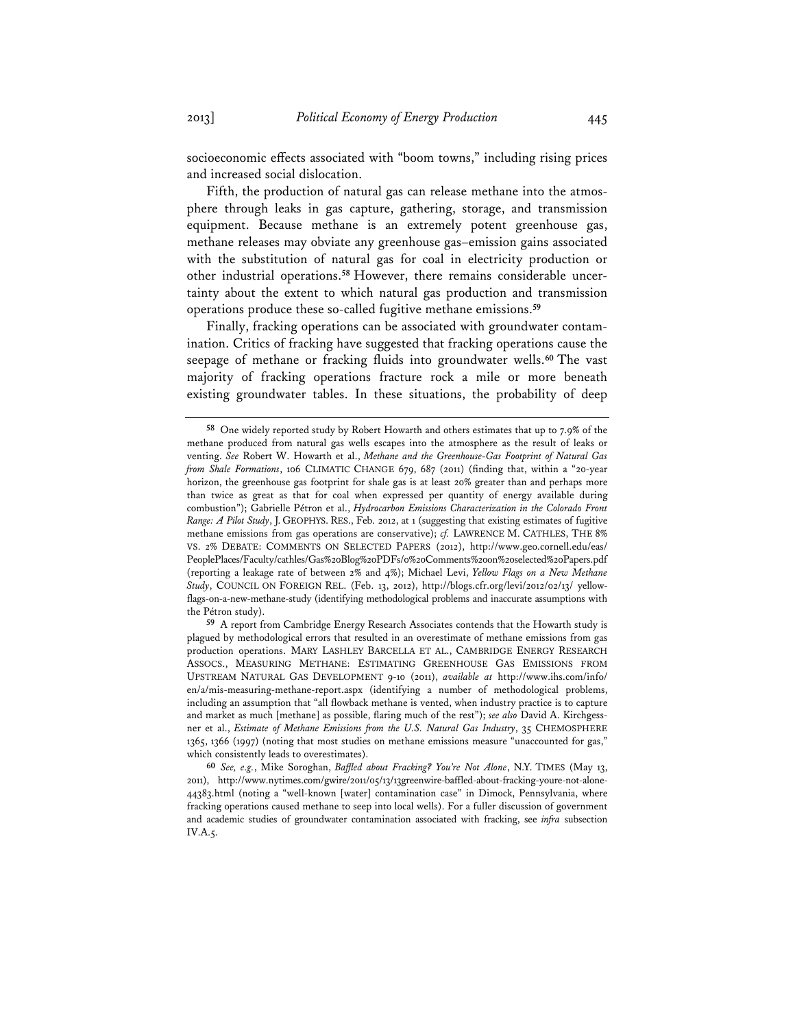socioeconomic effects associated with "boom towns," including rising prices and increased social dislocation.

Fifth, the production of natural gas can release methane into the atmosphere through leaks in gas capture, gathering, storage, and transmission equipment. Because methane is an extremely potent greenhouse gas, methane releases may obviate any greenhouse gas–emission gains associated with the substitution of natural gas for coal in electricity production or other industrial operations.[58] However, there remains considerable uncertainty about the extent to which natural gas production and transmission operations produce these so-called fugitive methane emissions.[59]

Finally, fracking operations can be associated with groundwater contamination. Critics of fracking have suggested that fracking operations cause the seepage of methane or fracking fluids into groundwater wells.[60] The vast majority of fracking operations fracture rock a mile or more beneath existing groundwater tables. In these situations, the probability of deep

---

[58] One widely reported study by Robert Howarth and others estimates that up to 7.9% of the methane produced from natural gas wells escapes into the atmosphere as the result of leaks or venting. *See* Robert W. Howarth et al., *Methane and the Greenhouse-Gas Footprint of Natural Gas from Shale Formations*, 106 CLIMATIC CHANGE 679, 687 (2011) (finding that, within a "20-year horizon, the greenhouse gas footprint for shale gas is at least 20% greater than and perhaps more than twice as great as that for coal when expressed per quantity of energy available during combustion"); Gabrielle Pétron et al., *Hydrocarbon Emissions Characterization in the Colorado Front Range: A Pilot Study*, J. GEOPHYS. RES., Feb. 2012, at 1 (suggesting that existing estimates of fugitive methane emissions from gas operations are conservative); *cf.* LAWRENCE M. CATHLES, THE 8% VS. 2% DEBATE: COMMENTS ON SELECTED PAPERS (2012), http://www.geo.cornell.edu/eas/PeoplePlaces/Faculty/cathles/Gas%20Blog%20PDFs/0%20Comments%20on%20selected%20Papers.pdf (reporting a leakage rate of between 2% and 4%); Michael Levi, *Yellow Flags on a New Methane Study*, COUNCIL ON FOREIGN REL. (Feb. 13, 2012), http://blogs.cfr.org/levi/2012/02/13/yellow-flags-on-a-new-methane-study (identifying methodological problems and inaccurate assumptions with the Pétron study).

[59] A report from Cambridge Energy Research Associates contends that the Howarth study is plagued by methodological errors that resulted in an overestimate of methane emissions from gas production operations. MARY LASHLEY BARCELLA ET AL., CAMBRIDGE ENERGY RESEARCH ASSOCS., MEASURING METHANE: ESTIMATING GREENHOUSE GAS EMISSIONS FROM UPSTREAM NATURAL GAS DEVELOPMENT 9-10 (2011), *available at* http://www.ihs.com/info/en/a/mis-measuring-methane-report.aspx (identifying a number of methodological problems, including an assumption that "all flowback methane is vented, when industry practice is to capture and market as much [methane] as possible, flaring much of the rest"); *see also* David A. Kirchgessner et al., *Estimate of Methane Emissions from the U.S. Natural Gas Industry*, 35 CHEMOSPHERE 1365, 1366 (1997) (noting that most studies on methane emissions measure "unaccounted for gas," which consistently leads to overestimates).

[60] *See, e.g.*, Mike Soroghan, *Baffled about Fracking? You're Not Alone*, N.Y. TIMES (May 13, 2011), http://www.nytimes.com/gwire/2011/05/13/13greenwire-baffled-about-fracking-youre-not-alone-44383.html (noting a "well-known [water] contamination case" in Dimock, Pennsylvania, where fracking operations caused methane to seep into local wells). For a fuller discussion of government and academic studies of groundwater contamination associated with fracking, see *infra* subsection IV.A.5.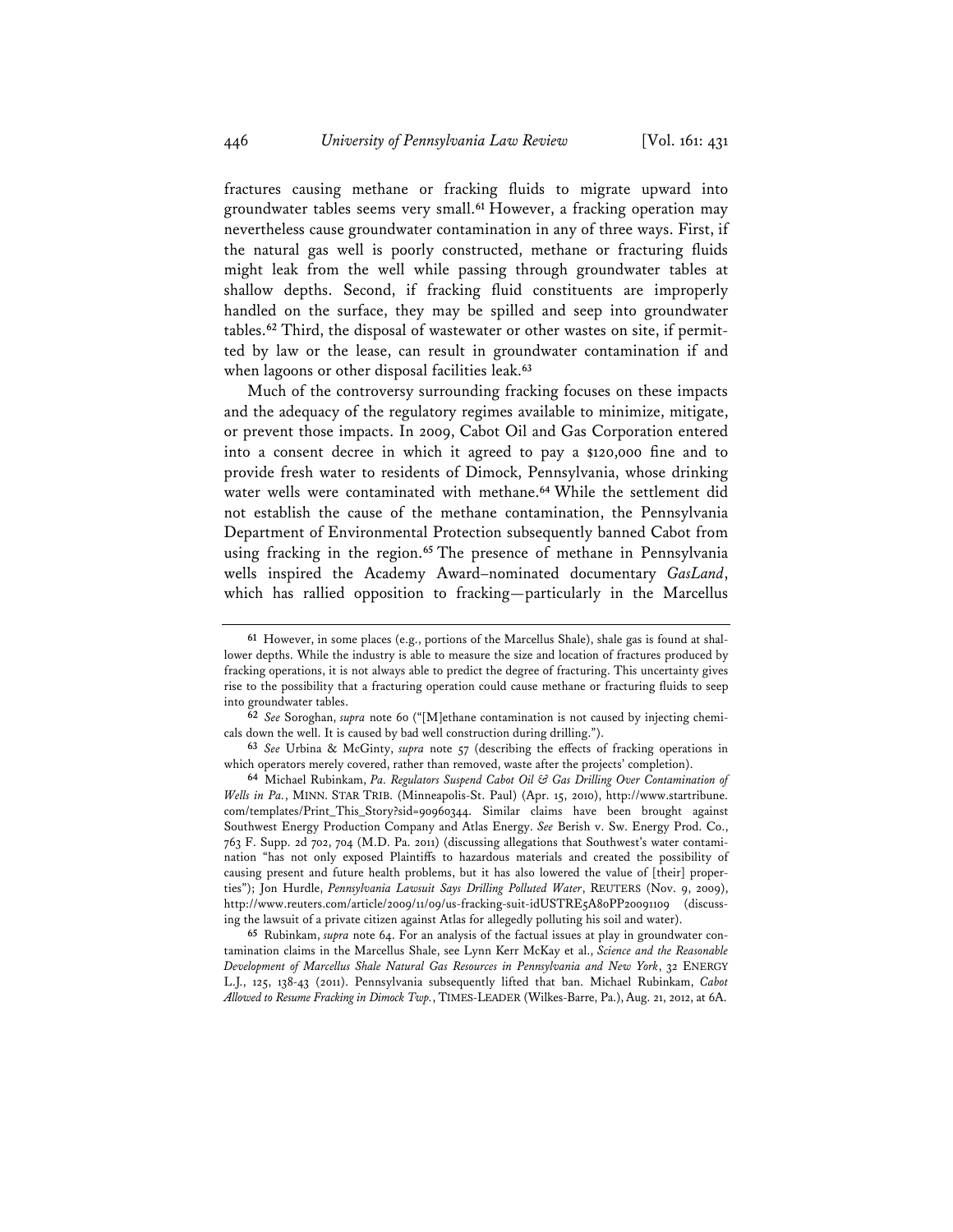fractures causing methane or fracking fluids to migrate upward into groundwater tables seems very small.[61] However, a fracking operation may nevertheless cause groundwater contamination in any of three ways. First, if the natural gas well is poorly constructed, methane or fracturing fluids might leak from the well while passing through groundwater tables at shallow depths. Second, if fracking fluid constituents are improperly handled on the surface, they may be spilled and seep into groundwater tables.[62] Third, the disposal of wastewater or other wastes on site, if permitted by law or the lease, can result in groundwater contamination if and when lagoons or other disposal facilities leak.[63]

Much of the controversy surrounding fracking focuses on these impacts and the adequacy of the regulatory regimes available to minimize, mitigate, or prevent those impacts. In 2009, Cabot Oil and Gas Corporation entered into a consent decree in which it agreed to pay a $120,000 fine and to provide fresh water to residents of Dimock, Pennsylvania, whose drinking water wells were contaminated with methane.[64] While the settlement did not establish the cause of the methane contamination, the Pennsylvania Department of Environmental Protection subsequently banned Cabot from using fracking in the region.[65] The presence of methane in Pennsylvania wells inspired the Academy Award–nominated documentary *GasLand*, which has rallied opposition to fracking—particularly in the Marcellus

---

[61] However, in some places (e.g., portions of the Marcellus Shale), shale gas is found at shallower depths. While the industry is able to measure the size and location of fractures produced by fracking operations, it is not always able to predict the degree of fracturing. This uncertainty gives rise to the possibility that a fracturing operation could cause methane or fracturing fluids to seep into groundwater tables.

[62] *See* Soroghan, *supra* note 60 ("[M]ethane contamination is not caused by injecting chemicals down the well. It is caused by bad well construction during drilling.").

[63] *See* Urbina & McGinty, *supra* note 57 (describing the effects of fracking operations in which operators merely covered, rather than removed, waste after the projects' completion).

[64] Michael Rubinkam, *Pa. Regulators Suspend Cabot Oil & Gas Drilling Over Contamination of Wells in Pa.*, MINN. STAR TRIB. (Minneapolis-St. Paul) (Apr. 15, 2010), http://www.startribune.com/templates/Print_This_Story?sid=90960344. Similar claims have been brought against Southwest Energy Production Company and Atlas Energy. *See* Berish v. Sw. Energy Prod. Co., 763 F. Supp. 2d 702, 704 (M.D. Pa. 2011) (discussing allegations that Southwest's water contamination "has not only exposed Plaintiffs to hazardous materials and created the possibility of causing present and future health problems, but it has also lowered the value of [their] properties"); Jon Hurdle, *Pennsylvania Lawsuit Says Drilling Polluted Water*, REUTERS (Nov. 9, 2009), http://www.reuters.com/article/2009/11/09/us-fracking-suit-idUSTRE5A80PP20091109 (discussing the lawsuit of a private citizen against Atlas for allegedly polluting his soil and water).

[65] Rubinkam, *supra* note 64. For an analysis of the factual issues at play in groundwater contamination claims in the Marcellus Shale, see Lynn Kerr McKay et al., *Science and the Reasonable Development of Marcellus Shale Natural Gas Resources in Pennsylvania and New York*, 32 ENERGY L.J., 125, 138-43 (2011). Pennsylvania subsequently lifted that ban. Michael Rubinkam, *Cabot Allowed to Resume Fracking in Dimock Twp.*, TIMES-LEADER (Wilkes-Barre, Pa.), Aug. 21, 2012, at 6A.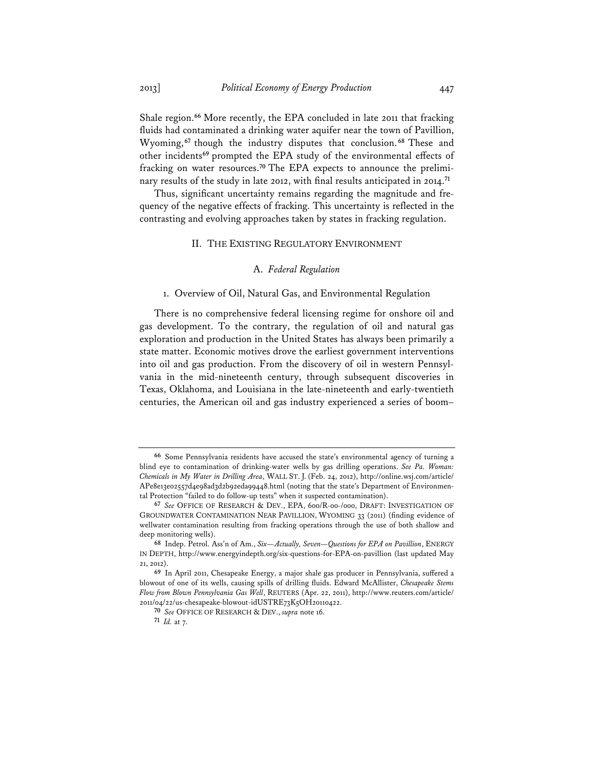Shale region.[66] More recently, the EPA concluded in late 2011 that fracking fluids had contaminated a drinking water aquifer near the town of Pavillion, Wyoming,[67] though the industry disputes that conclusion.[68] These and other incidents[69] prompted the EPA study of the environmental effects of fracking on water resources.[70] The EPA expects to announce the preliminary results of the study in late 2012, with final results anticipated in 2014.[71]

Thus, significant uncertainty remains regarding the magnitude and frequency of the negative effects of fracking. This uncertainty is reflected in the contrasting and evolving approaches taken by states in fracking regulation.

## II. THE EXISTING REGULATORY ENVIRONMENT

### A. *Federal Regulation*

#### 1. Overview of Oil, Natural Gas, and Environmental Regulation

There is no comprehensive federal licensing regime for onshore oil and gas development. To the contrary, the regulation of oil and natural gas exploration and production in the United States has always been primarily a state matter. Economic motives drove the earliest government interventions into oil and gas production. From the discovery of oil in western Pennsylvania in the mid-nineteenth century, through subsequent discoveries in Texas, Oklahoma, and Louisiana in the late-nineteenth and early-twentieth centuries, the American oil and gas industry experienced a series of boom–

---

[66] Some Pennsylvania residents have accused the state's environmental agency of turning a blind eye to contamination of drinking-water wells by gas drilling operations. *See Pa. Woman: Chemicals in My Water in Drilling Area*, WALL ST. J. (Feb. 24, 2012), http://online.wsj.com/article/APe8e13e02557d4e98ad3d2b92eda99448.html (noting that the state's Department of Environmental Protection "failed to do follow-up tests" when it suspected contamination).

[67] *See* OFFICE OF RESEARCH & DEV., EPA, 600/R-00-/000, DRAFT: INVESTIGATION OF GROUNDWATER CONTAMINATION NEAR PAVILLION, WYOMING 33 (2011) (finding evidence of wellwater contamination resulting from fracking operations through the use of both shallow and deep monitoring wells).

[68] Indep. Petrol. Ass'n of Am., *Six—Actually, Seven—Questions for EPA on Pavillion*, ENERGY IN DEPTH, http://www.energyindepth.org/six-questions-for-EPA-on-pavillion (last updated May 21, 2012).

[69] In April 2011, Chesapeake Energy, a major shale gas producer in Pennsylvania, suffered a blowout of one of its wells, causing spills of drilling fluids. Edward McAllister, *Chesapeake Stems Flow from Blown Pennsylvania Gas Well*, REUTERS (Apr. 22, 2011), http://www.reuters.com/article/2011/04/22/us-chesapeake-blowout-idUSTRE73K5OH20110422.

[70] *See* OFFICE OF RESEARCH & DEV., *supra* note 16.

[71] *Id.* at 7.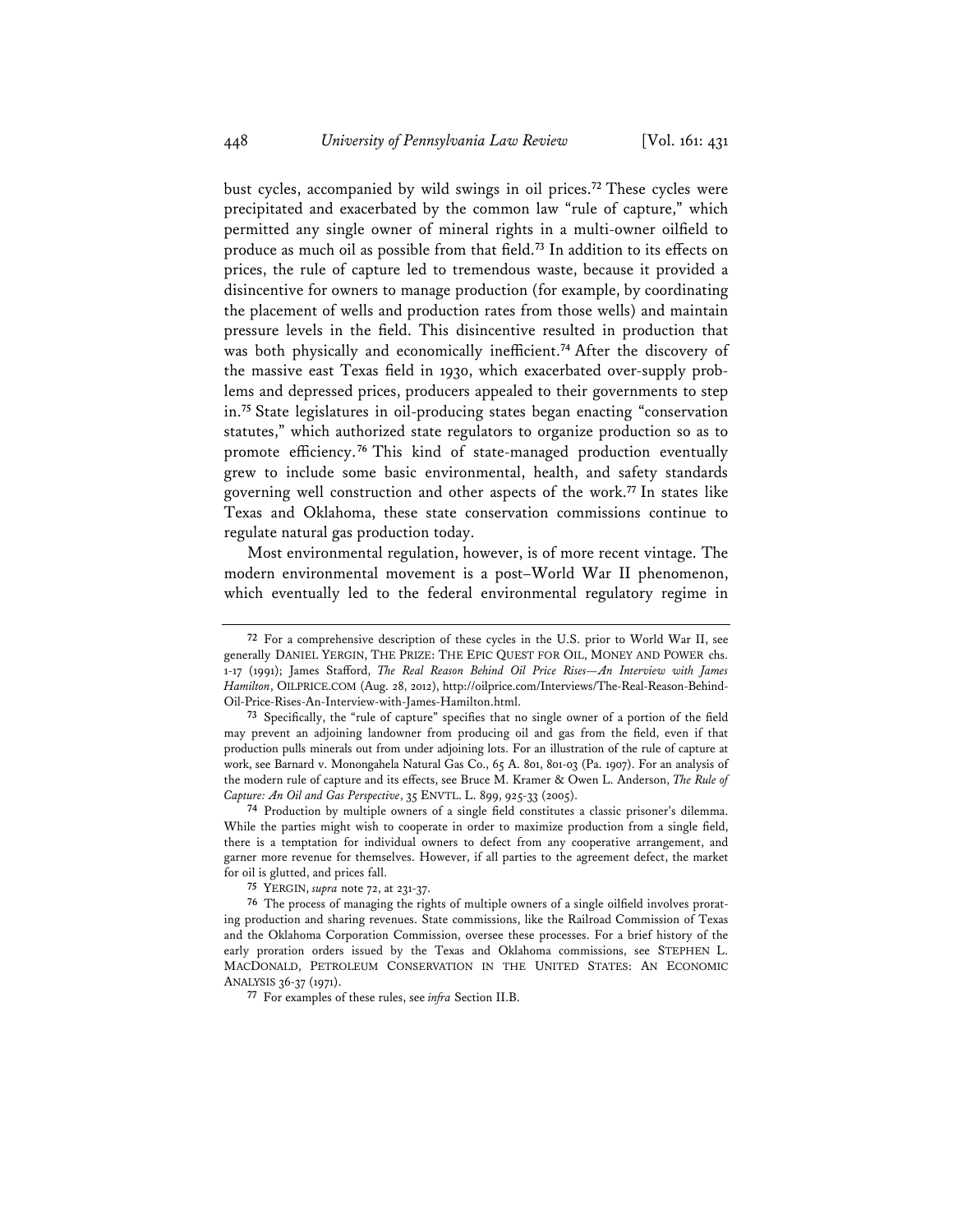bust cycles, accompanied by wild swings in oil prices.[72] These cycles were precipitated and exacerbated by the common law "rule of capture," which permitted any single owner of mineral rights in a multi-owner oilfield to produce as much oil as possible from that field.[73] In addition to its effects on prices, the rule of capture led to tremendous waste, because it provided a disincentive for owners to manage production (for example, by coordinating the placement of wells and production rates from those wells) and maintain pressure levels in the field. This disincentive resulted in production that was both physically and economically inefficient.[74] After the discovery of the massive east Texas field in 1930, which exacerbated over-supply problems and depressed prices, producers appealed to their governments to step in.[75] State legislatures in oil-producing states began enacting "conservation statutes," which authorized state regulators to organize production so as to promote efficiency.[76] This kind of state-managed production eventually grew to include some basic environmental, health, and safety standards governing well construction and other aspects of the work.[77] In states like Texas and Oklahoma, these state conservation commissions continue to regulate natural gas production today.

Most environmental regulation, however, is of more recent vintage. The modern environmental movement is a post–World War II phenomenon, which eventually led to the federal environmental regulatory regime in

---

[72] For a comprehensive description of these cycles in the U.S. prior to World War II, see generally DANIEL YERGIN, THE PRIZE: THE EPIC QUEST FOR OIL, MONEY AND POWER chs. 1-17 (1991); James Stafford, *The Real Reason Behind Oil Price Rises—An Interview with James Hamilton*, OILPRICE.COM (Aug. 28, 2012), http://oilprice.com/Interviews/The-Real-Reason-Behind-Oil-Price-Rises-An-Interview-with-James-Hamilton.html.

[73] Specifically, the "rule of capture" specifies that no single owner of a portion of the field may prevent an adjoining landowner from producing oil and gas from the field, even if that production pulls minerals out from under adjoining lots. For an illustration of the rule of capture at work, see Barnard v. Monongahela Natural Gas Co., 65 A. 801, 801-03 (Pa. 1907). For an analysis of the modern rule of capture and its effects, see Bruce M. Kramer & Owen L. Anderson, *The Rule of Capture: An Oil and Gas Perspective*, 35 ENVTL. L. 899, 925-33 (2005).

[74] Production by multiple owners of a single field constitutes a classic prisoner's dilemma. While the parties might wish to cooperate in order to maximize production from a single field, there is a temptation for individual owners to defect from any cooperative arrangement, and garner more revenue for themselves. However, if all parties to the agreement defect, the market for oil is glutted, and prices fall.

[75] YERGIN, *supra* note 72, at 231-37.

[76] The process of managing the rights of multiple owners of a single oilfield involves prorating production and sharing revenues. State commissions, like the Railroad Commission of Texas and the Oklahoma Corporation Commission, oversee these processes. For a brief history of the early proration orders issued by the Texas and Oklahoma commissions, see STEPHEN L. MACDONALD, PETROLEUM CONSERVATION IN THE UNITED STATES: AN ECONOMIC ANALYSIS 36-37 (1971).

[77] For examples of these rules, see *infra* Section II.B.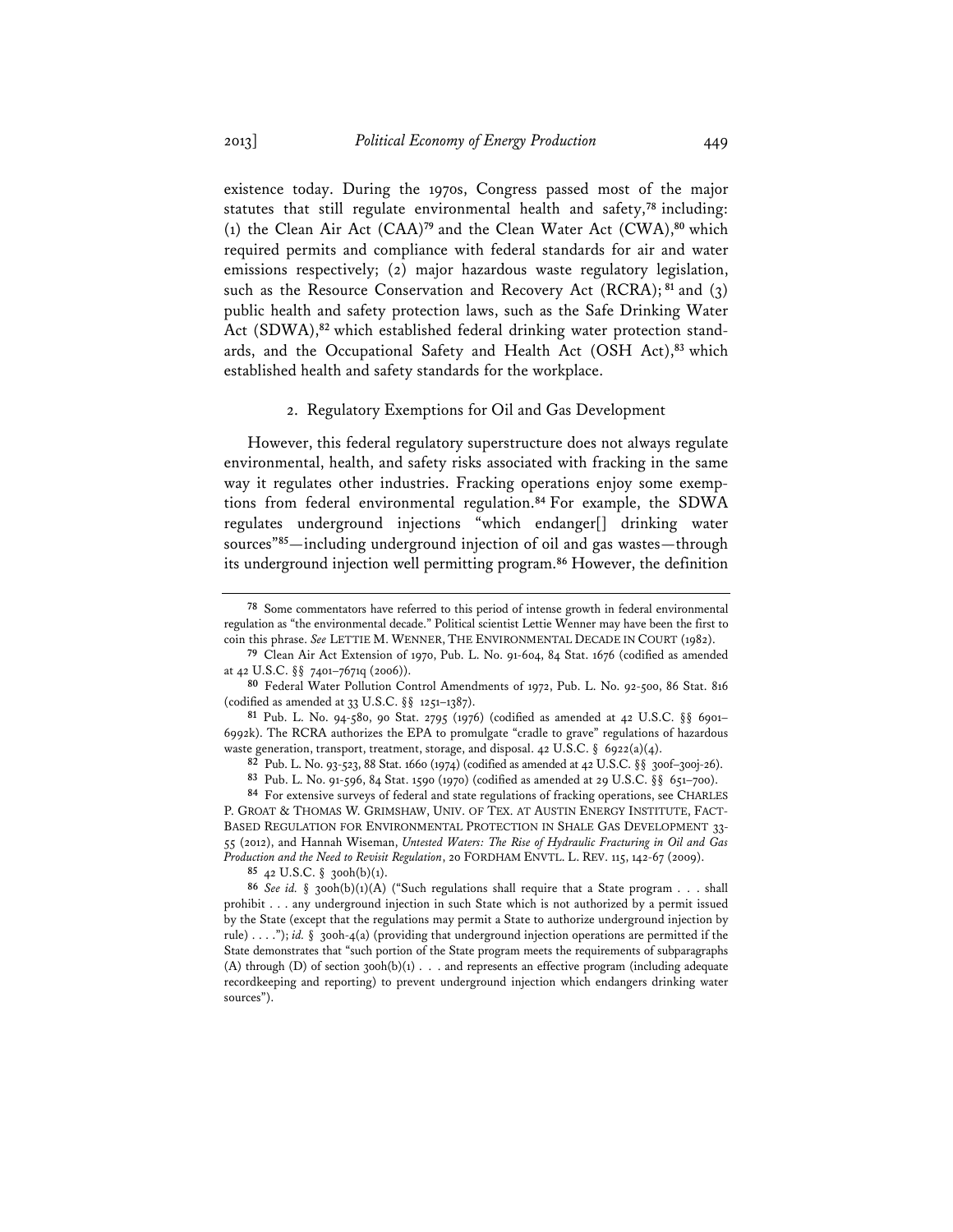existence today. During the 1970s, Congress passed most of the major statutes that still regulate environmental health and safety,[78] including: (1) the Clean Air Act (CAA)[79] and the Clean Water Act (CWA),[80] which required permits and compliance with federal standards for air and water emissions respectively; (2) major hazardous waste regulatory legislation, such as the Resource Conservation and Recovery Act (RCRA);[81] and (3) public health and safety protection laws, such as the Safe Drinking Water Act (SDWA),[82] which established federal drinking water protection standards, and the Occupational Safety and Health Act (OSH Act),[83] which established health and safety standards for the workplace.

### 2. Regulatory Exemptions for Oil and Gas Development

However, this federal regulatory superstructure does not always regulate environmental, health, and safety risks associated with fracking in the same way it regulates other industries. Fracking operations enjoy some exemptions from federal environmental regulation.[84] For example, the SDWA regulates underground injections "which endanger[] drinking water sources"[85]—including underground injection of oil and gas wastes—through its underground injection well permitting program.[86] However, the definition

---

78 Some commentators have referred to this period of intense growth in federal environmental regulation as "the environmental decade." Political scientist Lettie Wenner may have been the first to coin this phrase. *See* LETTIE M. WENNER, THE ENVIRONMENTAL DECADE IN COURT (1982).

79 Clean Air Act Extension of 1970, Pub. L. No. 91-604, 84 Stat. 1676 (codified as amended at 42 U.S.C. §§ 7401–7671q (2006)).

80 Federal Water Pollution Control Amendments of 1972, Pub. L. No. 92-500, 86 Stat. 816 (codified as amended at 33 U.S.C. §§ 1251–1387).

81 Pub. L. No. 94-580, 90 Stat. 2795 (1976) (codified as amended at 42 U.S.C. §§ 6901–6992k). The RCRA authorizes the EPA to promulgate "cradle to grave" regulations of hazardous waste generation, transport, treatment, storage, and disposal. 42 U.S.C. § 6922(a)(4).

82 Pub. L. No. 93-523, 88 Stat. 1660 (1974) (codified as amended at 42 U.S.C. §§ 300f–300j-26).

83 Pub. L. No. 91-596, 84 Stat. 1590 (1970) (codified as amended at 29 U.S.C. §§ 651–700).

84 For extensive surveys of federal and state regulations of fracking operations, see CHARLES P. GROAT & THOMAS W. GRIMSHAW, UNIV. OF TEX. AT AUSTIN ENERGY INSTITUTE, FACT-BASED REGULATION FOR ENVIRONMENTAL PROTECTION IN SHALE GAS DEVELOPMENT 33-55 (2012), and Hannah Wiseman, *Untested Waters: The Rise of Hydraulic Fracturing in Oil and Gas Production and the Need to Revisit Regulation*, 20 FORDHAM ENVTL. L. REV. 115, 142-67 (2009).

85 42 U.S.C. § 300h(b)(1).

86 *See id.* § 300h(b)(1)(A) ("Such regulations shall require that a State program . . . shall prohibit . . . any underground injection in such State which is not authorized by a permit issued by the State (except that the regulations may permit a State to authorize underground injection by rule) . . . ."); *id.* § 300h-4(a) (providing that underground injection operations are permitted if the State demonstrates that "such portion of the State program meets the requirements of subparagraphs (A) through (D) of section 300h(b)(1) . . . and represents an effective program (including adequate recordkeeping and reporting) to prevent underground injection which endangers drinking water sources").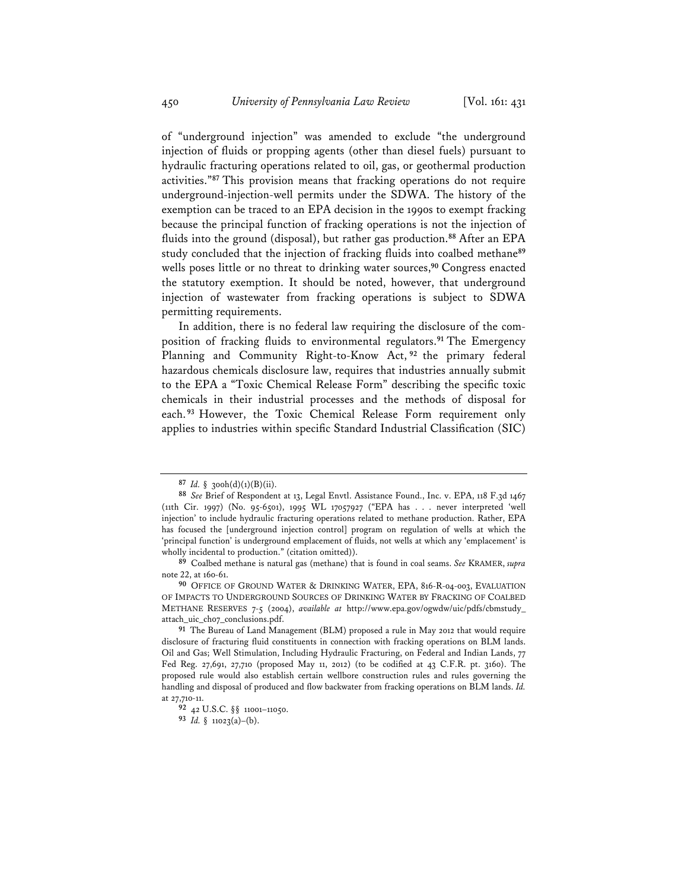of "underground injection" was amended to exclude "the underground injection of fluids or propping agents (other than diesel fuels) pursuant to hydraulic fracturing operations related to oil, gas, or geothermal production activities."[87] This provision means that fracking operations do not require underground-injection-well permits under the SDWA. The history of the exemption can be traced to an EPA decision in the 1990s to exempt fracking because the principal function of fracking operations is not the injection of fluids into the ground (disposal), but rather gas production.[88] After an EPA study concluded that the injection of fracking fluids into coalbed methane[89] wells poses little or no threat to drinking water sources,[90] Congress enacted the statutory exemption. It should be noted, however, that underground injection of wastewater from fracking operations is subject to SDWA permitting requirements.

In addition, there is no federal law requiring the disclosure of the composition of fracking fluids to environmental regulators.[91] The Emergency Planning and Community Right-to-Know Act,[92] the primary federal hazardous chemicals disclosure law, requires that industries annually submit to the EPA a "Toxic Chemical Release Form" describing the specific toxic chemicals in their industrial processes and the methods of disposal for each.[93] However, the Toxic Chemical Release Form requirement only applies to industries within specific Standard Industrial Classification (SIC)

---

[87] *Id.* § 300h(d)(1)(B)(ii).

[88] *See* Brief of Respondent at 13, Legal Envtl. Assistance Found., Inc. v. EPA, 118 F.3d 1467 (11th Cir. 1997) (No. 95-6501), 1995 WL 17057927 ("EPA has . . . never interpreted 'well injection' to include hydraulic fracturing operations related to methane production. Rather, EPA has focused the [underground injection control] program on regulation of wells at which the 'principal function' is underground emplacement of fluids, not wells at which any 'emplacement' is wholly incidental to production." (citation omitted)).

[89] Coalbed methane is natural gas (methane) that is found in coal seams. *See* KRAMER, *supra* note 22, at 160-61.

[90] OFFICE OF GROUND WATER & DRINKING WATER, EPA, 816-R-04-003, EVALUATION OF IMPACTS TO UNDERGROUND SOURCES OF DRINKING WATER BY FRACKING OF COALBED METHANE RESERVES 7-5 (2004), *available at* http://www.epa.gov/ogwdw/uic/pdfs/cbmstudy_attach_uic_ch07_conclusions.pdf.

[91] The Bureau of Land Management (BLM) proposed a rule in May 2012 that would require disclosure of fracturing fluid constituents in connection with fracking operations on BLM lands. Oil and Gas; Well Stimulation, Including Hydraulic Fracturing, on Federal and Indian Lands, 77 Fed Reg. 27,691, 27,710 (proposed May 11, 2012) (to be codified at 43 C.F.R. pt. 3160). The proposed rule would also establish certain wellbore construction rules and rules governing the handling and disposal of produced and flow backwater from fracking operations on BLM lands. *Id.* at 27,710-11.

[92] 42 U.S.C. §§ 11001–11050.

[93] *Id.* § 11023(a)–(b).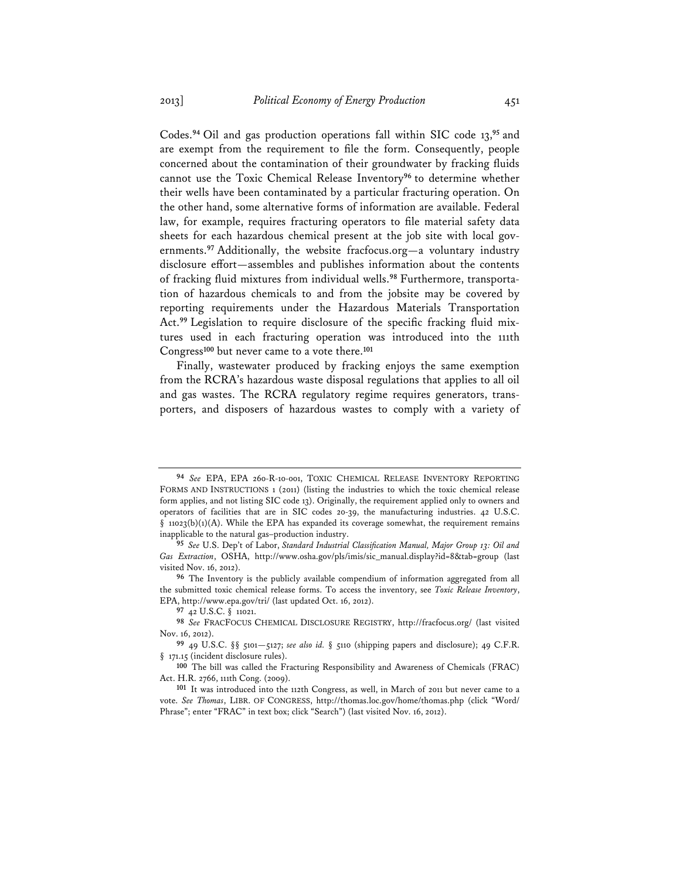Codes.[94] Oil and gas production operations fall within SIC code 13,[95] and are exempt from the requirement to file the form. Consequently, people concerned about the contamination of their groundwater by fracking fluids cannot use the Toxic Chemical Release Inventory[96] to determine whether their wells have been contaminated by a particular fracturing operation. On the other hand, some alternative forms of information are available. Federal law, for example, requires fracturing operators to file material safety data sheets for each hazardous chemical present at the job site with local governments.[97] Additionally, the website fracfocus.org—a voluntary industry disclosure effort—assembles and publishes information about the contents of fracking fluid mixtures from individual wells.[98] Furthermore, transportation of hazardous chemicals to and from the jobsite may be covered by reporting requirements under the Hazardous Materials Transportation Act.[99] Legislation to require disclosure of the specific fracking fluid mixtures used in each fracturing operation was introduced into the 111th Congress[100] but never came to a vote there.[101]

Finally, wastewater produced by fracking enjoys the same exemption from the RCRA's hazardous waste disposal regulations that applies to all oil and gas wastes. The RCRA regulatory regime requires generators, transporters, and disposers of hazardous wastes to comply with a variety of

---

[94] *See* EPA, EPA 260-R-10-001, TOXIC CHEMICAL RELEASE INVENTORY REPORTING FORMS AND INSTRUCTIONS 1 (2011) (listing the industries to which the toxic chemical release form applies, and not listing SIC code 13). Originally, the requirement applied only to owners and operators of facilities that are in SIC codes 20-39, the manufacturing industries. 42 U.S.C. § 11023(b)(1)(A). While the EPA has expanded its coverage somewhat, the requirement remains inapplicable to the natural gas–production industry.

[95] *See* U.S. Dep't of Labor, *Standard Industrial Classification Manual, Major Group 13: Oil and Gas Extraction*, OSHA, http://www.osha.gov/pls/imis/sic_manual.display?id=8&tab=group (last visited Nov. 16, 2012).

[96] The Inventory is the publicly available compendium of information aggregated from all the submitted toxic chemical release forms. To access the inventory, see *Toxic Release Inventory*, EPA, http://www.epa.gov/tri/ (last updated Oct. 16, 2012).

[97] 42 U.S.C. § 11021.

[98] *See* FRACFOCUS CHEMICAL DISCLOSURE REGISTRY, http://fracfocus.org/ (last visited Nov. 16, 2012).

[99] 49 U.S.C. §§ 5101—5127; *see also id.* § 5110 (shipping papers and disclosure); 49 C.F.R. § 171.15 (incident disclosure rules).

[100] The bill was called the Fracturing Responsibility and Awareness of Chemicals (FRAC) Act. H.R. 2766, 111th Cong. (2009).

[101] It was introduced into the 112th Congress, as well, in March of 2011 but never came to a vote. *See Thomas*, LIBR. OF CONGRESS, http://thomas.loc.gov/home/thomas.php (click "Word/Phrase"; enter "FRAC" in text box; click "Search") (last visited Nov. 16, 2012).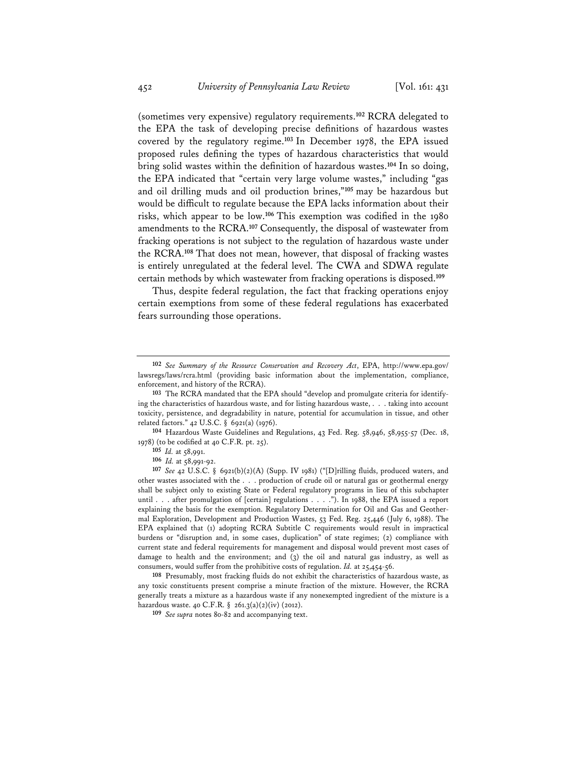(sometimes very expensive) regulatory requirements.[102] RCRA delegated to the EPA the task of developing precise definitions of hazardous wastes covered by the regulatory regime.[103] In December 1978, the EPA issued proposed rules defining the types of hazardous characteristics that would bring solid wastes within the definition of hazardous wastes.[104] In so doing, the EPA indicated that "certain very large volume wastes," including "gas and oil drilling muds and oil production brines,"[105] may be hazardous but would be difficult to regulate because the EPA lacks information about their risks, which appear to be low.[106] This exemption was codified in the 1980 amendments to the RCRA.[107] Consequently, the disposal of wastewater from fracking operations is not subject to the regulation of hazardous waste under the RCRA.[108] That does not mean, however, that disposal of fracking wastes is entirely unregulated at the federal level. The CWA and SDWA regulate certain methods by which wastewater from fracking operations is disposed.[109]

Thus, despite federal regulation, the fact that fracking operations enjoy certain exemptions from some of these federal regulations has exacerbated fears surrounding those operations.

---

[102] *See Summary of the Resource Conservation and Recovery Act*, EPA, http://www.epa.gov/lawsregs/laws/rcra.html (providing basic information about the implementation, compliance, enforcement, and history of the RCRA).

[103] The RCRA mandated that the EPA should "develop and promulgate criteria for identifying the characteristics of hazardous waste, and for listing hazardous waste, . . . taking into account toxicity, persistence, and degradability in nature, potential for accumulation in tissue, and other related factors." 42 U.S.C. § 6921(a) (1976).

[104] Hazardous Waste Guidelines and Regulations, 43 Fed. Reg. 58,946, 58,955-57 (Dec. 18, 1978) (to be codified at 40 C.F.R. pt. 25).

[105] *Id.* at 58,991.

[106] *Id.* at 58,991-92.

[107] *See* 42 U.S.C. § 6921(b)(2)(A) (Supp. IV 1981) ("[D]rilling fluids, produced waters, and other wastes associated with the . . . production of crude oil or natural gas or geothermal energy shall be subject only to existing State or Federal regulatory programs in lieu of this subchapter until . . . after promulgation of [certain] regulations . . . ."). In 1988, the EPA issued a report explaining the basis for the exemption. Regulatory Determination for Oil and Gas and Geothermal Exploration, Development and Production Wastes, 53 Fed. Reg. 25,446 (July 6, 1988). The EPA explained that (1) adopting RCRA Subtitle C requirements would result in impractical burdens or "disruption and, in some cases, duplication" of state regimes; (2) compliance with current state and federal requirements for management and disposal would prevent most cases of damage to health and the environment; and (3) the oil and natural gas industry, as well as consumers, would suffer from the prohibitive costs of regulation. *Id.* at 25,454-56.

[108] Presumably, most fracking fluids do not exhibit the characteristics of hazardous waste, as any toxic constituents present comprise a minute fraction of the mixture. However, the RCRA generally treats a mixture as a hazardous waste if any nonexempted ingredient of the mixture is a hazardous waste. 40 C.F.R. § 261.3(a)(2)(iv) (2012).

[109] *See supra* notes 80-82 and accompanying text.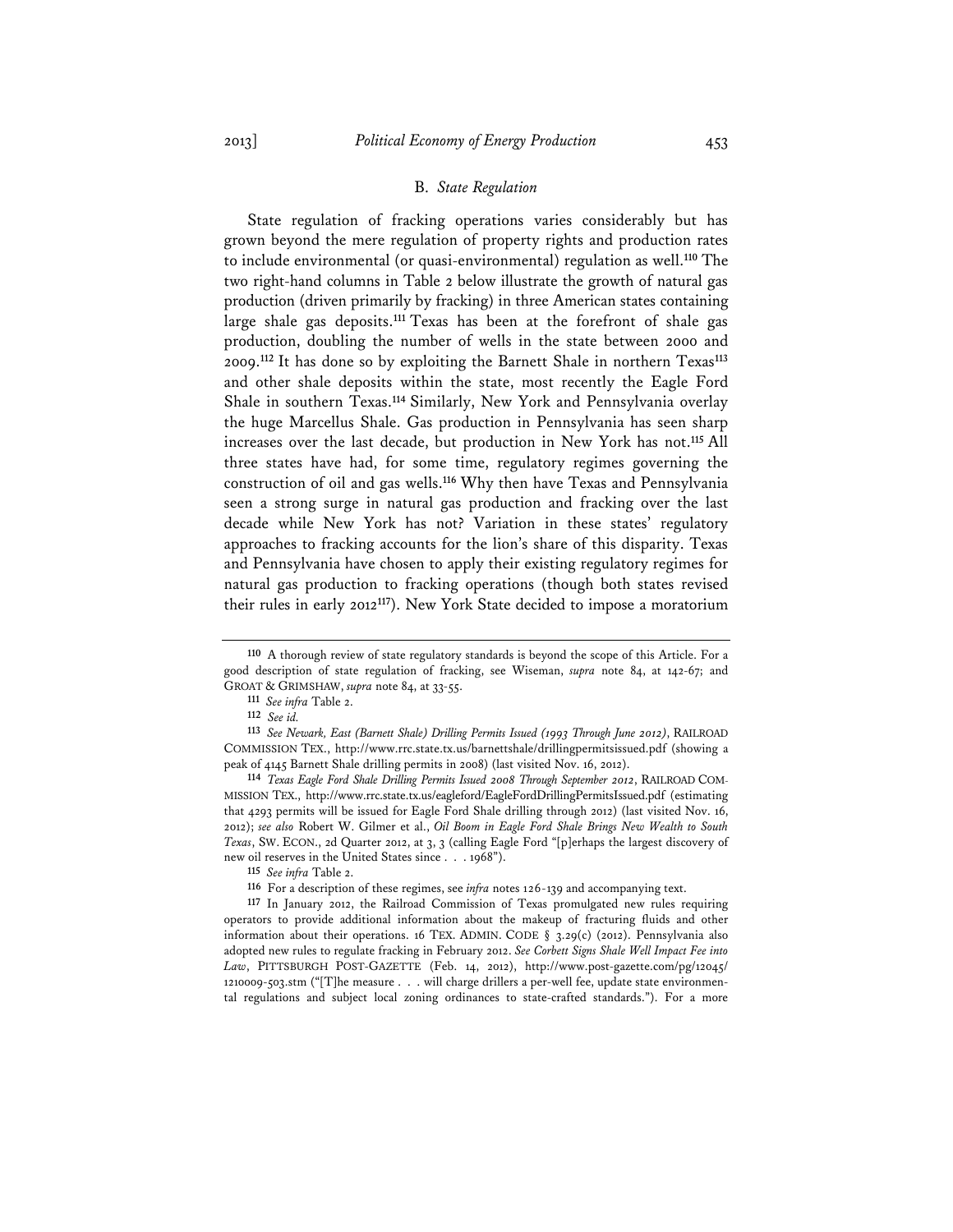### B. *State Regulation*

State regulation of fracking operations varies considerably but has grown beyond the mere regulation of property rights and production rates to include environmental (or quasi-environmental) regulation as well.[110] The two right-hand columns in Table 2 below illustrate the growth of natural gas production (driven primarily by fracking) in three American states containing large shale gas deposits.[111] Texas has been at the forefront of shale gas production, doubling the number of wells in the state between 2000 and 2009.[112] It has done so by exploiting the Barnett Shale in northern Texas[113] and other shale deposits within the state, most recently the Eagle Ford Shale in southern Texas.[114] Similarly, New York and Pennsylvania overlay the huge Marcellus Shale. Gas production in Pennsylvania has seen sharp increases over the last decade, but production in New York has not.[115] All three states have had, for some time, regulatory regimes governing the construction of oil and gas wells.[116] Why then have Texas and Pennsylvania seen a strong surge in natural gas production and fracking over the last decade while New York has not? Variation in these states' regulatory approaches to fracking accounts for the lion's share of this disparity. Texas and Pennsylvania have chosen to apply their existing regulatory regimes for natural gas production to fracking operations (though both states revised their rules in early 2012[117]). New York State decided to impose a moratorium

---

[110] A thorough review of state regulatory standards is beyond the scope of this Article. For a good description of state regulation of fracking, see Wiseman, *supra* note 84, at 142-67; and GROAT & GRIMSHAW, *supra* note 84, at 33-55.

[111] *See infra* Table 2.

[112] *See id.*

[113] *See Newark, East (Barnett Shale) Drilling Permits Issued (1993 Through June 2012)*, RAILROAD COMMISSION TEX., http://www.rrc.state.tx.us/barnettshale/drillingpermitsissued.pdf (showing a peak of 4145 Barnett Shale drilling permits in 2008) (last visited Nov. 16, 2012).

[114] *Texas Eagle Ford Shale Drilling Permits Issued 2008 Through September 2012*, RAILROAD COMMISSION TEX., http://www.rrc.state.tx.us/eagleford/EagleFordDrillingPermitsIssued.pdf (estimating that 4293 permits will be issued for Eagle Ford Shale drilling through 2012) (last visited Nov. 16, 2012); *see also* Robert W. Gilmer et al., *Oil Boom in Eagle Ford Shale Brings New Wealth to South Texas*, SW. ECON., 2d Quarter 2012, at 3, 3 (calling Eagle Ford "[p]erhaps the largest discovery of new oil reserves in the United States since . . . 1968").

[115] *See infra* Table 2.

[116] For a description of these regimes, see *infra* notes 126-139 and accompanying text.

[117] In January 2012, the Railroad Commission of Texas promulgated new rules requiring operators to provide additional information about the makeup of fracturing fluids and other information about their operations. 16 TEX. ADMIN. CODE § 3.29(c) (2012). Pennsylvania also adopted new rules to regulate fracking in February 2012. *See Corbett Signs Shale Well Impact Fee into Law*, PITTSBURGH POST-GAZETTE (Feb. 14, 2012), http://www.post-gazette.com/pg/12045/1210009-503.stm ("[T]he measure . . . will charge drillers a per-well fee, update state environmental regulations and subject local zoning ordinances to state-crafted standards."). For a more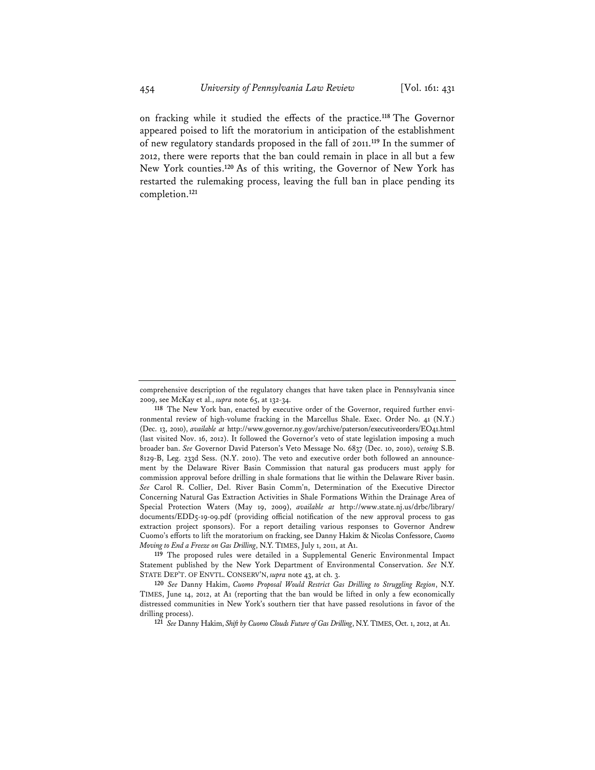on fracking while it studied the effects of the practice.[118] The Governor appeared poised to lift the moratorium in anticipation of the establishment of new regulatory standards proposed in the fall of 2011.[119] In the summer of 2012, there were reports that the ban could remain in place in all but a few New York counties.[120] As of this writing, the Governor of New York has restarted the rulemaking process, leaving the full ban in place pending its completion.[121]

---

comprehensive description of the regulatory changes that have taken place in Pennsylvania since 2009, see McKay et al., *supra* note 65, at 132-34.

**118** The New York ban, enacted by executive order of the Governor, required further environmental review of high-volume fracking in the Marcellus Shale. Exec. Order No. 41 (N.Y.) (Dec. 13, 2010), *available at* http://www.governor.ny.gov/archive/paterson/executiveorders/EO41.html (last visited Nov. 16, 2012). It followed the Governor's veto of state legislation imposing a much broader ban. *See* Governor David Paterson's Veto Message No. 6837 (Dec. 10, 2010), *vetoing* S.B. 8129-B, Leg. 233d Sess. (N.Y. 2010). The veto and executive order both followed an announcement by the Delaware River Basin Commission that natural gas producers must apply for commission approval before drilling in shale formations that lie within the Delaware River basin. *See* Carol R. Collier, Del. River Basin Comm'n, Determination of the Executive Director Concerning Natural Gas Extraction Activities in Shale Formations Within the Drainage Area of Special Protection Waters (May 19, 2009), *available at* http://www.state.nj.us/drbc/library/documents/EDD5-19-09.pdf (providing official notification of the new approval process to gas extraction project sponsors). For a report detailing various responses to Governor Andrew Cuomo's efforts to lift the moratorium on fracking, see Danny Hakim & Nicolas Confessore, *Cuomo Moving to End a Freeze on Gas Drilling*, N.Y. TIMES, July 1, 2011, at A1.

**119** The proposed rules were detailed in a Supplemental Generic Environmental Impact Statement published by the New York Department of Environmental Conservation. *See* N.Y. STATE DEP'T. OF ENVTL. CONSERV'N, *supra* note 43, at ch. 3.

**120** *See* Danny Hakim, *Cuomo Proposal Would Restrict Gas Drilling to Struggling Region*, N.Y. TIMES, June 14, 2012, at A1 (reporting that the ban would be lifted in only a few economically distressed communities in New York's southern tier that have passed resolutions in favor of the drilling process).

**121** *See* Danny Hakim, *Shift by Cuomo Clouds Future of Gas Drilling*, N.Y. TIMES, Oct. 1, 2012, at A1.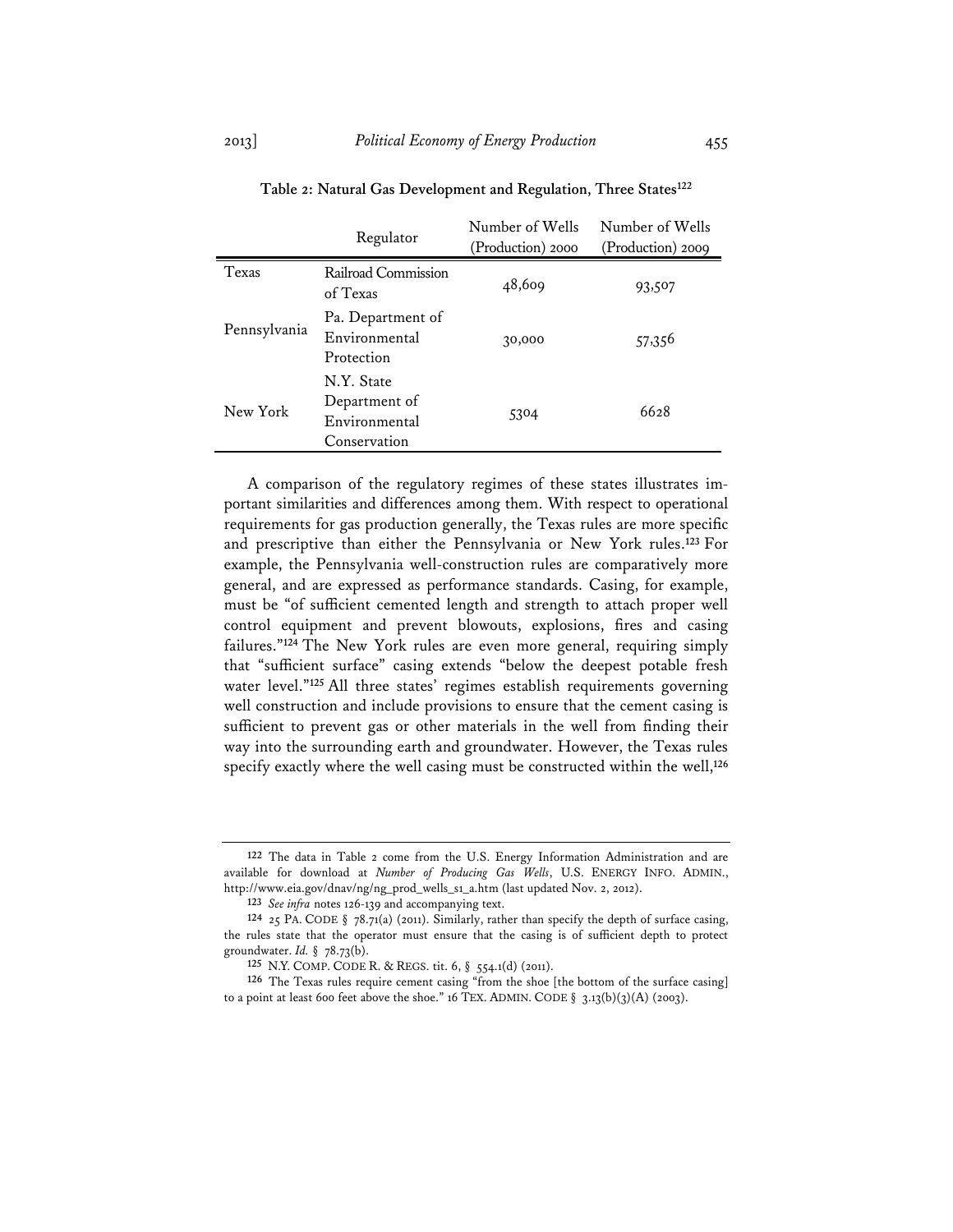**Table 2: Natural Gas Development and Regulation, Three States**[122]

| | Regulator | Number of Wells (Production) 2000 | Number of Wells (Production) 2009 |
|---|---|---|---|
| Texas | Railroad Commission of Texas | 48,609 | 93,507 |
| Pennsylvania | Pa. Department of Environmental Protection | 30,000 | 57,356 |
| New York | N.Y. State Department of Environmental Conservation | 5304 | 6628 |

A comparison of the regulatory regimes of these states illustrates important similarities and differences among them. With respect to operational requirements for gas production generally, the Texas rules are more specific and prescriptive than either the Pennsylvania or New York rules.[123] For example, the Pennsylvania well-construction rules are comparatively more general, and are expressed as performance standards. Casing, for example, must be "of sufficient cemented length and strength to attach proper well control equipment and prevent blowouts, explosions, fires and casing failures."[124] The New York rules are even more general, requiring simply that "sufficient surface" casing extends "below the deepest potable fresh water level."[125] All three states' regimes establish requirements governing well construction and include provisions to ensure that the cement casing is sufficient to prevent gas or other materials in the well from finding their way into the surrounding earth and groundwater. However, the Texas rules specify exactly where the well casing must be constructed within the well,[126]

---

[122] The data in Table 2 come from the U.S. Energy Information Administration and are available for download at *Number of Producing Gas Wells*, U.S. ENERGY INFO. ADMIN., http://www.eia.gov/dnav/ng/ng_prod_wells_s1_a.htm (last updated Nov. 2, 2012).

[123] *See infra* notes 126-139 and accompanying text.

[124] 25 PA. CODE § 78.71(a) (2011). Similarly, rather than specify the depth of surface casing, the rules state that the operator must ensure that the casing is of sufficient depth to protect groundwater. *Id.* § 78.73(b).

[125] N.Y. COMP. CODE R. & REGS. tit. 6, § 554.1(d) (2011).

[126] The Texas rules require cement casing "from the shoe [the bottom of the surface casing] to a point at least 600 feet above the shoe." 16 TEX. ADMIN. CODE § 3.13(b)(3)(A) (2003).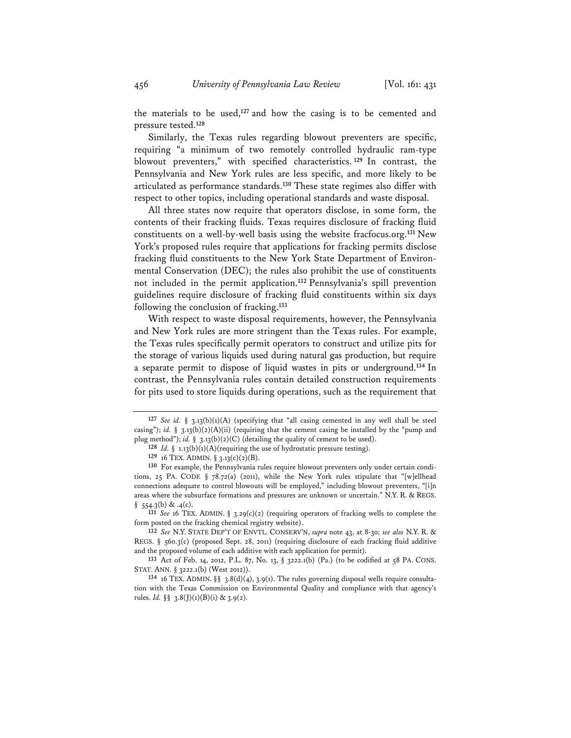the materials to be used,[127] and how the casing is to be cemented and pressure tested.[128]

Similarly, the Texas rules regarding blowout preventers are specific, requiring "a minimum of two remotely controlled hydraulic ram-type blowout preventers," with specified characteristics.[129] In contrast, the Pennsylvania and New York rules are less specific, and more likely to be articulated as performance standards.[130] These state regimes also differ with respect to other topics, including operational standards and waste disposal.

All three states now require that operators disclose, in some form, the contents of their fracking fluids. Texas requires disclosure of fracking fluid constituents on a well-by-well basis using the website fracfocus.org.[131] New York's proposed rules require that applications for fracking permits disclose fracking fluid constituents to the New York State Department of Environmental Conservation (DEC); the rules also prohibit the use of constituents not included in the permit application.[132] Pennsylvania's spill prevention guidelines require disclosure of fracking fluid constituents within six days following the conclusion of fracking.[133]

With respect to waste disposal requirements, however, the Pennsylvania and New York rules are more stringent than the Texas rules. For example, the Texas rules specifically permit operators to construct and utilize pits for the storage of various liquids used during natural gas production, but require a separate permit to dispose of liquid wastes in pits or underground.[134] In contrast, the Pennsylvania rules contain detailed construction requirements for pits used to store liquids during operations, such as the requirement that

---

[127] *See id.* § 3.13(b)(1)(A) (specifying that "all casing cemented in any well shall be steel casing"); *id.* § 3.13(b)(2)(A)(ii) (requiring that the cement casing be installed by the "pump and plug method"); *id.* § 3.13(b)(2)(C) (detailing the quality of cement to be used).

[128] *Id.* § 1.13(b)(1)(A)(requiring the use of hydrostatic pressure testing).

[129] 16 TEX. ADMIN. § 3.13(c)(2)(B).

[130] For example, the Pennsylvania rules require blowout preventers only under certain conditions, 25 PA. CODE § 78.72(a) (2011), while the New York rules stipulate that "[w]ellhead connections adequate to control blowouts will be employed," including blowout preventers, "[i]n areas where the subsurface formations and pressures are unknown or uncertain." N.Y. R. & REGS. § 554.3(b) & .4(c).

[131] *See* 16 TEX. ADMIN. § 3.29(c)(2) (requiring operators of fracking wells to complete the form posted on the fracking chemical registry website).

[132] *See* N.Y. STATE DEP'T OF ENVTL. CONSERV'N, *supra* note 43, at 8-30; *see also* N.Y. R. & REGS. § 560.3(c) (proposed Sept. 28, 2011) (requiring disclosure of each fracking fluid additive and the proposed volume of each additive with each application for permit).

[133] Act of Feb. 14, 2012, P.L. 87, No. 13, § 3222.1(b) (Pa.) (to be codified at 58 PA. CONS. STAT. ANN. § 3222.1(b) (West 2012)).

[134] 16 TEX. ADMIN. §§ 3.8(d)(4), 3.9(1). The rules governing disposal wells require consultation with the Texas Commission on Environmental Quality and compliance with that agency's rules. *Id.* §§ 3.8(J)(1)(B)(i) & 3.9(2).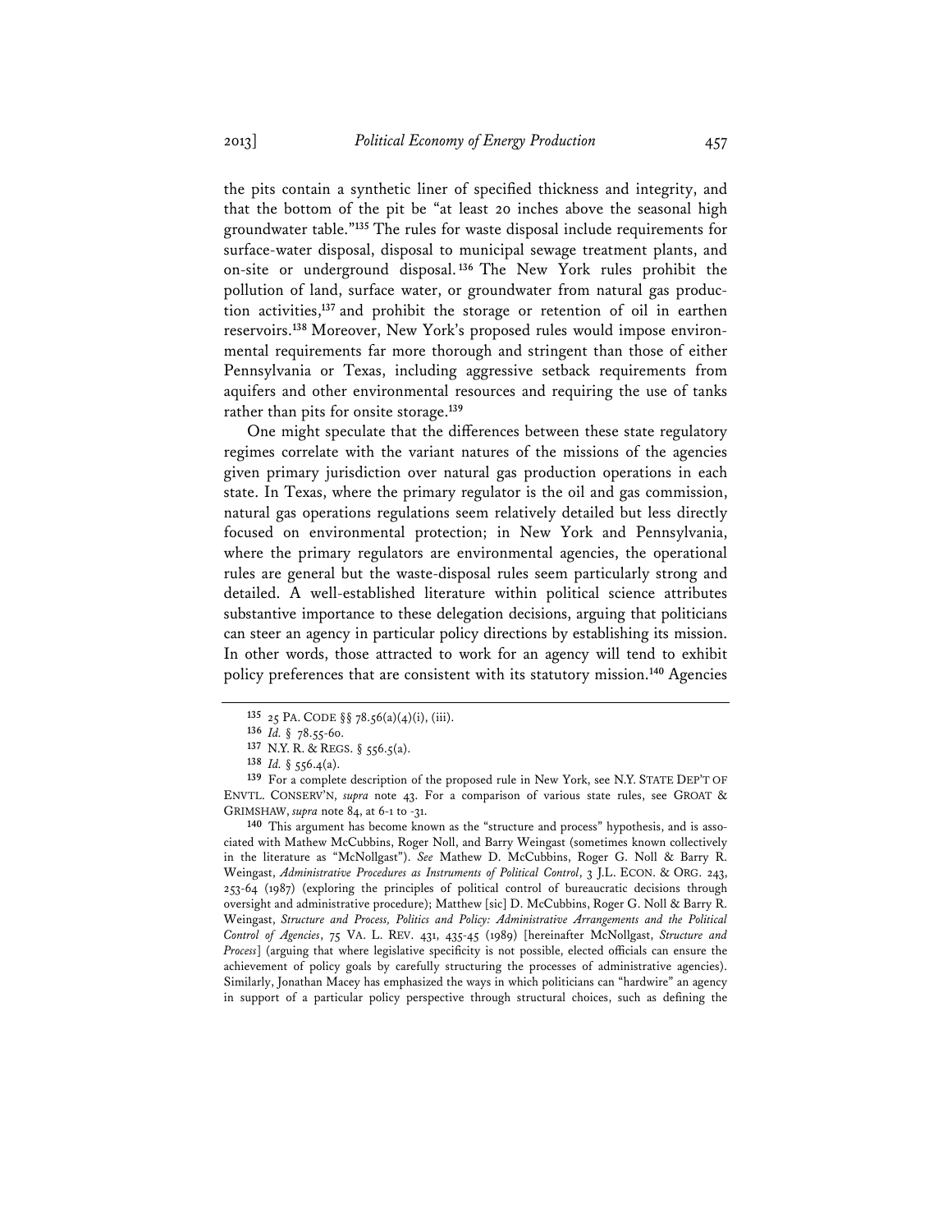the pits contain a synthetic liner of specified thickness and integrity, and that the bottom of the pit be "at least 20 inches above the seasonal high groundwater table."[135] The rules for waste disposal include requirements for surface-water disposal, disposal to municipal sewage treatment plants, and on-site or underground disposal.[136] The New York rules prohibit the pollution of land, surface water, or groundwater from natural gas production activities,[137] and prohibit the storage or retention of oil in earthen reservoirs.[138] Moreover, New York's proposed rules would impose environmental requirements far more thorough and stringent than those of either Pennsylvania or Texas, including aggressive setback requirements from aquifers and other environmental resources and requiring the use of tanks rather than pits for onsite storage.[139]

One might speculate that the differences between these state regulatory regimes correlate with the variant natures of the missions of the agencies given primary jurisdiction over natural gas production operations in each state. In Texas, where the primary regulator is the oil and gas commission, natural gas operations regulations seem relatively detailed but less directly focused on environmental protection; in New York and Pennsylvania, where the primary regulators are environmental agencies, the operational rules are general but the waste-disposal rules seem particularly strong and detailed. A well-established literature within political science attributes substantive importance to these delegation decisions, arguing that politicians can steer an agency in particular policy directions by establishing its mission. In other words, those attracted to work for an agency will tend to exhibit policy preferences that are consistent with its statutory mission.[140] Agencies

---

[135] 25 PA. CODE §§ 78.56(a)(4)(i), (iii).

[136] *Id.* § 78.55-60.

[137] N.Y. R. & REGS. § 556.5(a).

[138] *Id.* § 556.4(a).

[139] For a complete description of the proposed rule in New York, see N.Y. STATE DEP'T OF ENVTL. CONSERV'N, *supra* note 43. For a comparison of various state rules, see GROAT & GRIMSHAW, *supra* note 84, at 6-1 to -31.

[140] This argument has become known as the "structure and process" hypothesis, and is associated with Mathew McCubbins, Roger Noll, and Barry Weingast (sometimes known collectively in the literature as "McNollgast"). *See* Mathew D. McCubbins, Roger G. Noll & Barry R. Weingast, *Administrative Procedures as Instruments of Political Control*, 3 J.L. ECON. & ORG. 243, 253-64 (1987) (exploring the principles of political control of bureaucratic decisions through oversight and administrative procedure); Matthew [sic] D. McCubbins, Roger G. Noll & Barry R. Weingast, *Structure and Process, Politics and Policy: Administrative Arrangements and the Political Control of Agencies*, 75 VA. L. REV. 431, 435-45 (1989) [hereinafter McNollgast, *Structure and Process*] (arguing that where legislative specificity is not possible, elected officials can ensure the achievement of policy goals by carefully structuring the processes of administrative agencies). Similarly, Jonathan Macey has emphasized the ways in which politicians can "hardwire" an agency in support of a particular policy perspective through structural choices, such as defining the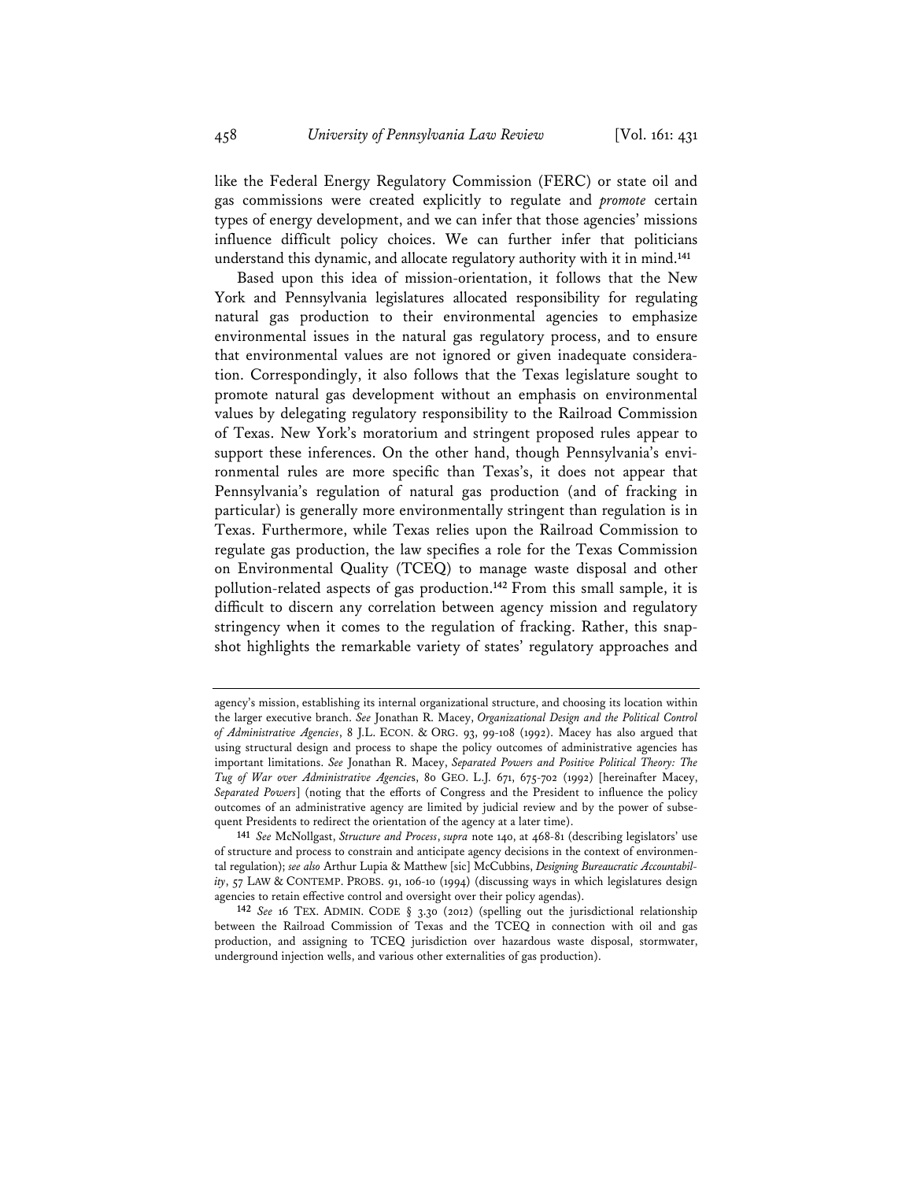like the Federal Energy Regulatory Commission (FERC) or state oil and gas commissions were created explicitly to regulate and *promote* certain types of energy development, and we can infer that those agencies' missions influence difficult policy choices. We can further infer that politicians understand this dynamic, and allocate regulatory authority with it in mind.[141]

Based upon this idea of mission-orientation, it follows that the New York and Pennsylvania legislatures allocated responsibility for regulating natural gas production to their environmental agencies to emphasize environmental issues in the natural gas regulatory process, and to ensure that environmental values are not ignored or given inadequate consideration. Correspondingly, it also follows that the Texas legislature sought to promote natural gas development without an emphasis on environmental values by delegating regulatory responsibility to the Railroad Commission of Texas. New York's moratorium and stringent proposed rules appear to support these inferences. On the other hand, though Pennsylvania's environmental rules are more specific than Texas's, it does not appear that Pennsylvania's regulation of natural gas production (and of fracking in particular) is generally more environmentally stringent than regulation is in Texas. Furthermore, while Texas relies upon the Railroad Commission to regulate gas production, the law specifies a role for the Texas Commission on Environmental Quality (TCEQ) to manage waste disposal and other pollution-related aspects of gas production.[142] From this small sample, it is difficult to discern any correlation between agency mission and regulatory stringency when it comes to the regulation of fracking. Rather, this snapshot highlights the remarkable variety of states' regulatory approaches and

---

agency's mission, establishing its internal organizational structure, and choosing its location within the larger executive branch. *See* Jonathan R. Macey, *Organizational Design and the Political Control of Administrative Agencies*, 8 J.L. ECON. & ORG. 93, 99-108 (1992). Macey has also argued that using structural design and process to shape the policy outcomes of administrative agencies has important limitations. *See* Jonathan R. Macey, *Separated Powers and Positive Political Theory: The Tug of War over Administrative Agencies*, 80 GEO. L.J. 671, 675-702 (1992) [hereinafter Macey, *Separated Powers*] (noting that the efforts of Congress and the President to influence the policy outcomes of an administrative agency are limited by judicial review and by the power of subsequent Presidents to redirect the orientation of the agency at a later time).

[141] *See* McNollgast, *Structure and Process*, *supra* note 140, at 468-81 (describing legislators' use of structure and process to constrain and anticipate agency decisions in the context of environmental regulation); *see also* Arthur Lupia & Matthew [sic] McCubbins, *Designing Bureaucratic Accountability*, 57 LAW & CONTEMP. PROBS. 91, 106-10 (1994) (discussing ways in which legislatures design agencies to retain effective control and oversight over their policy agendas).

[142] *See* 16 TEX. ADMIN. CODE § 3.30 (2012) (spelling out the jurisdictional relationship between the Railroad Commission of Texas and the TCEQ in connection with oil and gas production, and assigning to TCEQ jurisdiction over hazardous waste disposal, stormwater, underground injection wells, and various other externalities of gas production).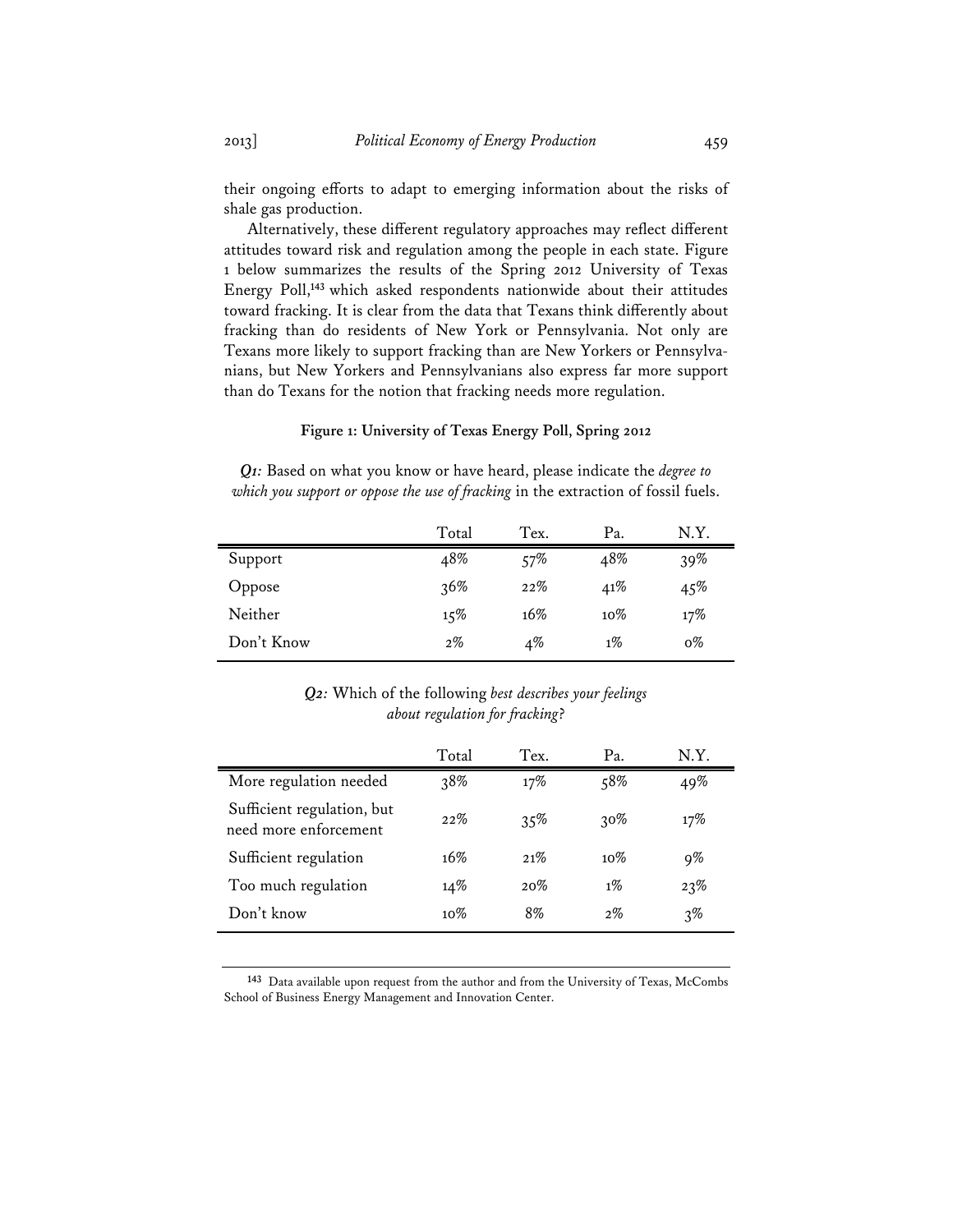their ongoing efforts to adapt to emerging information about the risks of shale gas production.

Alternatively, these different regulatory approaches may reflect different attitudes toward risk and regulation among the people in each state. Figure 1 below summarizes the results of the Spring 2012 University of Texas Energy Poll,[143] which asked respondents nationwide about their attitudes toward fracking. It is clear from the data that Texans think differently about fracking than do residents of New York or Pennsylvania. Not only are Texans more likely to support fracking than are New Yorkers or Pennsylvanians, but New Yorkers and Pennsylvanians also express far more support than do Texans for the notion that fracking needs more regulation.

**Figure 1: University of Texas Energy Poll, Spring 2012**

***Q1:*** Based on what you know or have heard, please indicate the *degree to which you support or oppose the use of fracking* in the extraction of fossil fuels.

| | Total | Tex. | Pa. | N.Y. |
|---|---|---|---|---|
| Support | 48% | 57% | 48% | 39% |
| Oppose | 36% | 22% | 41% | 45% |
| Neither | 15% | 16% | 10% | 17% |
| Don't Know | 2% | 4% | 1% | 0% |

***Q2:*** Which of the following *best describes your feelings about regulation for fracking*?

| | Total | Tex. | Pa. | N.Y. |
|---|---|---|---|---|
| More regulation needed | 38% | 17% | 58% | 49% |
| Sufficient regulation, but need more enforcement | 22% | 35% | 30% | 17% |
| Sufficient regulation | 16% | 21% | 10% | 9% |
| Too much regulation | 14% | 20% | 1% | 23% |
| Don't know | 10% | 8% | 2% | 3% |

[143] Data available upon request from the author and from the University of Texas, McCombs School of Business Energy Management and Innovation Center.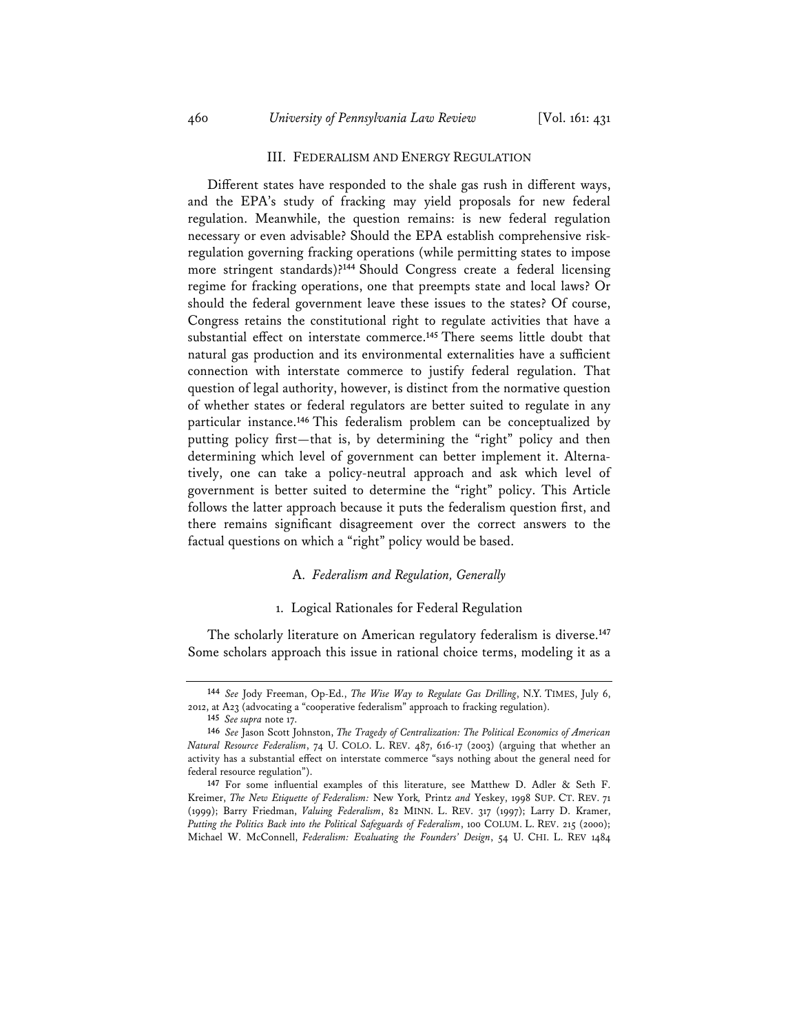## III. FEDERALISM AND ENERGY REGULATION

Different states have responded to the shale gas rush in different ways, and the EPA's study of fracking may yield proposals for new federal regulation. Meanwhile, the question remains: is new federal regulation necessary or even advisable? Should the EPA establish comprehensive risk-regulation governing fracking operations (while permitting states to impose more stringent standards)?[144] Should Congress create a federal licensing regime for fracking operations, one that preempts state and local laws? Or should the federal government leave these issues to the states? Of course, Congress retains the constitutional right to regulate activities that have a substantial effect on interstate commerce.[145] There seems little doubt that natural gas production and its environmental externalities have a sufficient connection with interstate commerce to justify federal regulation. That question of legal authority, however, is distinct from the normative question of whether states or federal regulators are better suited to regulate in any particular instance.[146] This federalism problem can be conceptualized by putting policy first—that is, by determining the "right" policy and then determining which level of government can better implement it. Alternatively, one can take a policy-neutral approach and ask which level of government is better suited to determine the "right" policy. This Article follows the latter approach because it puts the federalism question first, and there remains significant disagreement over the correct answers to the factual questions on which a "right" policy would be based.

### A. *Federalism and Regulation, Generally*

#### 1. Logical Rationales for Federal Regulation

The scholarly literature on American regulatory federalism is diverse.[147] Some scholars approach this issue in rational choice terms, modeling it as a

---

[144] *See* Jody Freeman, Op-Ed., *The Wise Way to Regulate Gas Drilling*, N.Y. TIMES, July 6, 2012, at A23 (advocating a "cooperative federalism" approach to fracking regulation).

[145] *See supra* note 17.

[146] *See* Jason Scott Johnston, *The Tragedy of Centralization: The Political Economics of American Natural Resource Federalism*, 74 U. COLO. L. REV. 487, 616-17 (2003) (arguing that whether an activity has a substantial effect on interstate commerce "says nothing about the general need for federal resource regulation").

[147] For some influential examples of this literature, see Matthew D. Adler & Seth F. Kreimer, *The New Etiquette of Federalism:* New York*,* Printz *and* Yeskey, 1998 SUP. CT. REV. 71 (1999); Barry Friedman, *Valuing Federalism*, 82 MINN. L. REV. 317 (1997); Larry D. Kramer, *Putting the Politics Back into the Political Safeguards of Federalism*, 100 COLUM. L. REV. 215 (2000); Michael W. McConnell, *Federalism: Evaluating the Founders' Design*, 54 U. CHI. L. REV 1484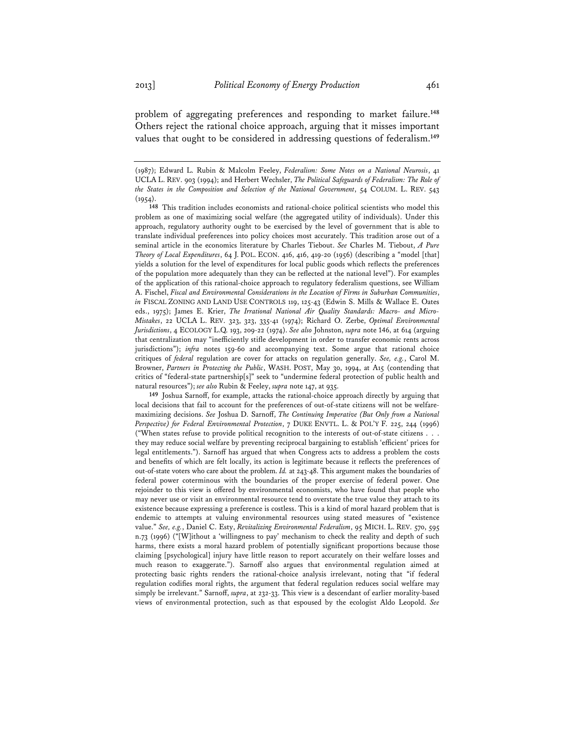problem of aggregating preferences and responding to market failure.[148] Others reject the rational choice approach, arguing that it misses important values that ought to be considered in addressing questions of federalism.[149]

(1987); Edward L. Rubin & Malcolm Feeley, *Federalism: Some Notes on a National Neurosis*, 41 UCLA L. REV. 903 (1994); and Herbert Wechsler, *The Political Safeguards of Federalism: The Role of the States in the Composition and Selection of the National Government*, 54 COLUM. L. REV. 543 (1954).

148 This tradition includes economists and rational-choice political scientists who model this problem as one of maximizing social welfare (the aggregated utility of individuals). Under this approach, regulatory authority ought to be exercised by the level of government that is able to translate individual preferences into policy choices most accurately. This tradition arose out of a seminal article in the economics literature by Charles Tiebout. *See* Charles M. Tiebout, *A Pure Theory of Local Expenditures*, 64 J. POL. ECON. 416, 416, 419-20 (1956) (describing a "model [that] yields a solution for the level of expenditures for local public goods which reflects the preferences of the population more adequately than they can be reflected at the national level"). For examples of the application of this rational-choice approach to regulatory federalism questions, see William A. Fischel, *Fiscal and Environmental Considerations in the Location of Firms in Suburban Communities*, *in* FISCAL ZONING AND LAND USE CONTROLS 119, 125-43 (Edwin S. Mills & Wallace E. Oates eds., 1975); James E. Krier, *The Irrational National Air Quality Standards: Macro- and Micro-Mistakes*, 22 UCLA L. REV. 323, 323, 335-41 (1974); Richard O. Zerbe, *Optimal Environmental Jurisdictions*, 4 ECOLOGY L.Q. 193, 209-22 (1974). *See also* Johnston, *supra* note 146, at 614 (arguing that centralization may "inefficiently stifle development in order to transfer economic rents across jurisdictions"); *infra* notes 159-60 and accompanying text. Some argue that rational choice critiques of *federal* regulation are cover for attacks on regulation generally. *See, e.g.*, Carol M. Browner, *Partners in Protecting the Public*, WASH. POST, May 30, 1994, at A15 (contending that critics of "federal-state partnership[s]" seek to "undermine federal protection of public health and natural resources"); *see also* Rubin & Feeley, *supra* note 147, at 935.

149 Joshua Sarnoff, for example, attacks the rational-choice approach directly by arguing that local decisions that fail to account for the preferences of out-of-state citizens will not be welfare-maximizing decisions. *See* Joshua D. Sarnoff, *The Continuing Imperative (But Only from a National Perspective) for Federal Environmental Protection*, 7 DUKE ENVTL. L. & POL'Y F. 225, 244 (1996) ("When states refuse to provide political recognition to the interests of out-of-state citizens . . . they may reduce social welfare by preventing reciprocal bargaining to establish 'efficient' prices for legal entitlements."). Sarnoff has argued that when Congress acts to address a problem the costs and benefits of which are felt locally, its action is legitimate because it reflects the preferences of out-of-state voters who care about the problem. *Id.* at 243-48. This argument makes the boundaries of federal power coterminous with the boundaries of the proper exercise of federal power. One rejoinder to this view is offered by environmental economists, who have found that people who may never use or visit an environmental resource tend to overstate the true value they attach to its existence because expressing a preference is costless. This is a kind of moral hazard problem that is endemic to attempts at valuing environmental resources using stated measures of "existence value." *See, e.g.*, Daniel C. Esty, *Revitalizing Environmental Federalism*, 95 MICH. L. REV. 570, 595 n.73 (1996) ("[W]ithout a 'willingness to pay' mechanism to check the reality and depth of such harms, there exists a moral hazard problem of potentially significant proportions because those claiming [psychological] injury have little reason to report accurately on their welfare losses and much reason to exaggerate."). Sarnoff also argues that environmental regulation aimed at protecting basic rights renders the rational-choice analysis irrelevant, noting that "if federal regulation codifies moral rights, the argument that federal regulation reduces social welfare may simply be irrelevant." Sarnoff, *supra*, at 232-33. This view is a descendant of earlier morality-based views of environmental protection, such as that espoused by the ecologist Aldo Leopold. *See*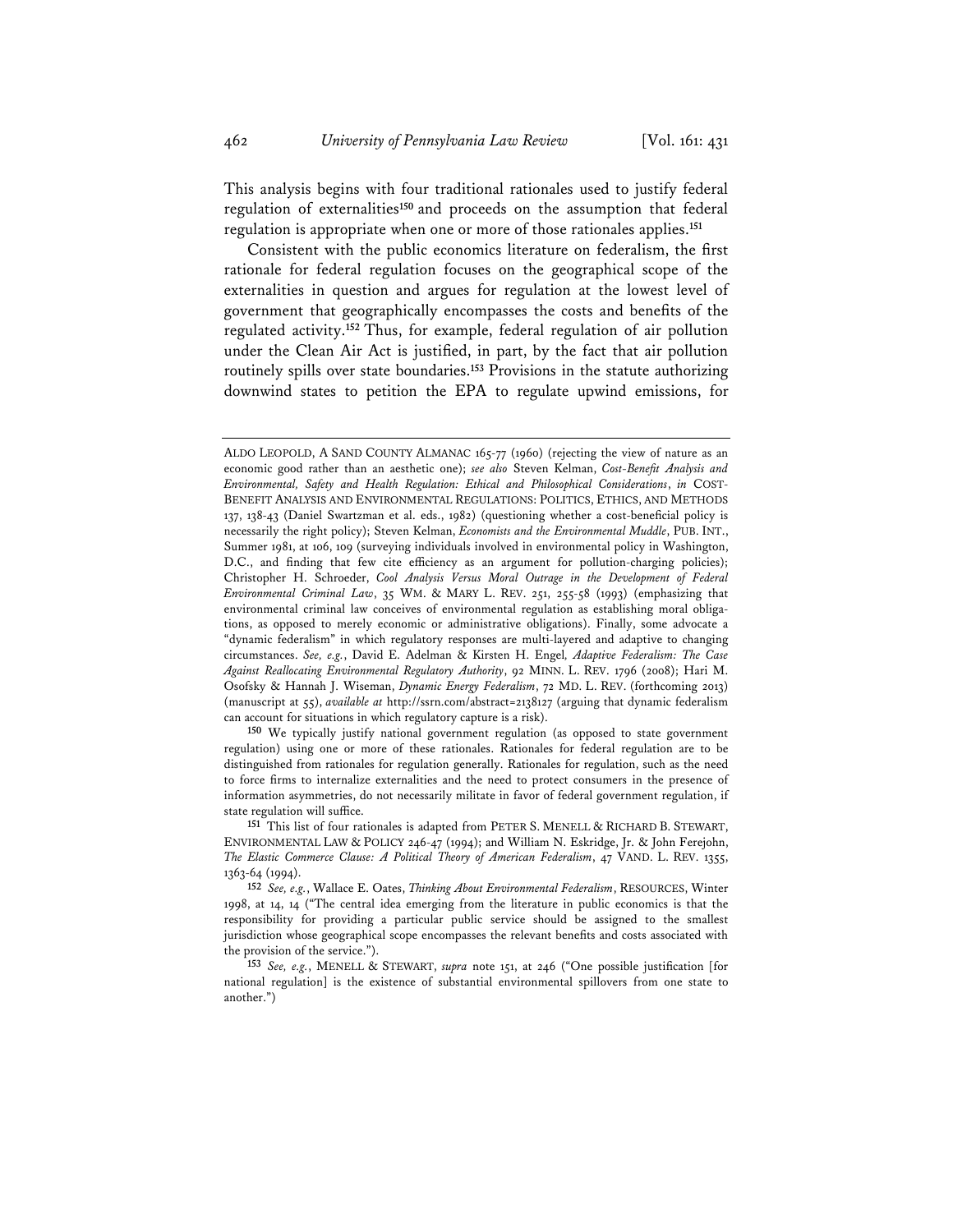This analysis begins with four traditional rationales used to justify federal regulation of externalities[150] and proceeds on the assumption that federal regulation is appropriate when one or more of those rationales applies.[151]

Consistent with the public economics literature on federalism, the first rationale for federal regulation focuses on the geographical scope of the externalities in question and argues for regulation at the lowest level of government that geographically encompasses the costs and benefits of the regulated activity.[152] Thus, for example, federal regulation of air pollution under the Clean Air Act is justified, in part, by the fact that air pollution routinely spills over state boundaries.[153] Provisions in the statute authorizing downwind states to petition the EPA to regulate upwind emissions, for

---

ALDO LEOPOLD, A SAND COUNTY ALMANAC 165-77 (1960) (rejecting the view of nature as an economic good rather than an aesthetic one); *see also* Steven Kelman, *Cost-Benefit Analysis and Environmental, Safety and Health Regulation: Ethical and Philosophical Considerations*, *in* COST-BENEFIT ANALYSIS AND ENVIRONMENTAL REGULATIONS: POLITICS, ETHICS, AND METHODS 137, 138-43 (Daniel Swartzman et al. eds., 1982) (questioning whether a cost-beneficial policy is necessarily the right policy); Steven Kelman, *Economists and the Environmental Muddle*, PUB. INT., Summer 1981, at 106, 109 (surveying individuals involved in environmental policy in Washington, D.C., and finding that few cite efficiency as an argument for pollution-charging policies); Christopher H. Schroeder, *Cool Analysis Versus Moral Outrage in the Development of Federal Environmental Criminal Law*, 35 WM. & MARY L. REV. 251, 255-58 (1993) (emphasizing that environmental criminal law conceives of environmental regulation as establishing moral obligations, as opposed to merely economic or administrative obligations). Finally, some advocate a "dynamic federalism" in which regulatory responses are multi-layered and adaptive to changing circumstances. *See, e.g.*, David E. Adelman & Kirsten H. Engel*, Adaptive Federalism: The Case Against Reallocating Environmental Regulatory Authority*, 92 MINN. L. REV. 1796 (2008); Hari M. Osofsky & Hannah J. Wiseman, *Dynamic Energy Federalism*, 72 MD. L. REV. (forthcoming 2013) (manuscript at 55), *available at* http://ssrn.com/abstract=2138127 (arguing that dynamic federalism can account for situations in which regulatory capture is a risk).

[150] We typically justify national government regulation (as opposed to state government regulation) using one or more of these rationales. Rationales for federal regulation are to be distinguished from rationales for regulation generally. Rationales for regulation, such as the need to force firms to internalize externalities and the need to protect consumers in the presence of information asymmetries, do not necessarily militate in favor of federal government regulation, if state regulation will suffice.

[151] This list of four rationales is adapted from PETER S. MENELL & RICHARD B. STEWART, ENVIRONMENTAL LAW & POLICY 246-47 (1994); and William N. Eskridge, Jr. & John Ferejohn, *The Elastic Commerce Clause: A Political Theory of American Federalism*, 47 VAND. L. REV. 1355, 1363-64 (1994).

[152] *See, e.g.*, Wallace E. Oates, *Thinking About Environmental Federalism*, RESOURCES, Winter 1998, at 14, 14 ("The central idea emerging from the literature in public economics is that the responsibility for providing a particular public service should be assigned to the smallest jurisdiction whose geographical scope encompasses the relevant benefits and costs associated with the provision of the service.").

[153] *See, e.g.*, MENELL & STEWART, *supra* note 151, at 246 ("One possible justification [for national regulation] is the existence of substantial environmental spillovers from one state to another.")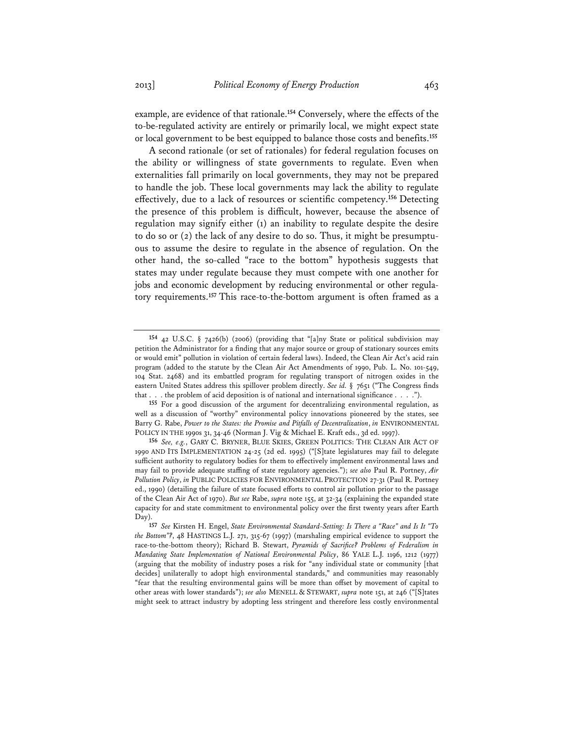example, are evidence of that rationale.[154] Conversely, where the effects of the to-be-regulated activity are entirely or primarily local, we might expect state or local government to be best equipped to balance those costs and benefits.[155]

A second rationale (or set of rationales) for federal regulation focuses on the ability or willingness of state governments to regulate. Even when externalities fall primarily on local governments, they may not be prepared to handle the job. These local governments may lack the ability to regulate effectively, due to a lack of resources or scientific competency.[156] Detecting the presence of this problem is difficult, however, because the absence of regulation may signify either (1) an inability to regulate despite the desire to do so or (2) the lack of any desire to do so. Thus, it might be presumptuous to assume the desire to regulate in the absence of regulation. On the other hand, the so-called "race to the bottom" hypothesis suggests that states may under regulate because they must compete with one another for jobs and economic development by reducing environmental or other regulatory requirements.[157] This race-to-the-bottom argument is often framed as a

---

[154] 42 U.S.C. § 7426(b) (2006) (providing that "[a]ny State or political subdivision may petition the Administrator for a finding that any major source or group of stationary sources emits or would emit" pollution in violation of certain federal laws). Indeed, the Clean Air Act's acid rain program (added to the statute by the Clean Air Act Amendments of 1990, Pub. L. No. 101-549, 104 Stat. 2468) and its embattled program for regulating transport of nitrogen oxides in the eastern United States address this spillover problem directly. *See id.* § 7651 ("The Congress finds that . . . the problem of acid deposition is of national and international significance . . . .").

[155] For a good discussion of the argument for decentralizing environmental regulation, as well as a discussion of "worthy" environmental policy innovations pioneered by the states, see Barry G. Rabe, *Power to the States: the Promise and Pitfalls of Decentralization*, *in* ENVIRONMENTAL POLICY IN THE 1990s 31, 34-46 (Norman J. Vig & Michael E. Kraft eds., 3d ed. 1997).

[156] *See, e.g.*, GARY C. BRYNER, BLUE SKIES, GREEN POLITICS: THE CLEAN AIR ACT OF 1990 AND ITS IMPLEMENTATION 24-25 (2d ed. 1995) ("[S]tate legislatures may fail to delegate sufficient authority to regulatory bodies for them to effectively implement environmental laws and may fail to provide adequate staffing of state regulatory agencies."); *see also* Paul R. Portney, *Air Pollution Policy*, *in* PUBLIC POLICIES FOR ENVIRONMENTAL PROTECTION 27-31 (Paul R. Portney ed., 1990) (detailing the failure of state focused efforts to control air pollution prior to the passage of the Clean Air Act of 1970). *But see* Rabe, *supra* note 155, at 32-34 (explaining the expanded state capacity for and state commitment to environmental policy over the first twenty years after Earth Day).

[157] *See* Kirsten H. Engel, *State Environmental Standard-Setting: Is There a "Race" and Is It "To the Bottom"?*, 48 HASTINGS L.J. 271, 315-67 (1997) (marshaling empirical evidence to support the race-to-the-bottom theory); Richard B. Stewart, *Pyramids of Sacrifice? Problems of Federalism in Mandating State Implementation of National Environmental Policy*, 86 YALE L.J. 1196, 1212 (1977) (arguing that the mobility of industry poses a risk for "any individual state or community [that decides] unilaterally to adopt high environmental standards," and communities may reasonably "fear that the resulting environmental gains will be more than offset by movement of capital to other areas with lower standards"); *see also* MENELL & STEWART, *supra* note 151, at 246 ("[S]tates might seek to attract industry by adopting less stringent and therefore less costly environmental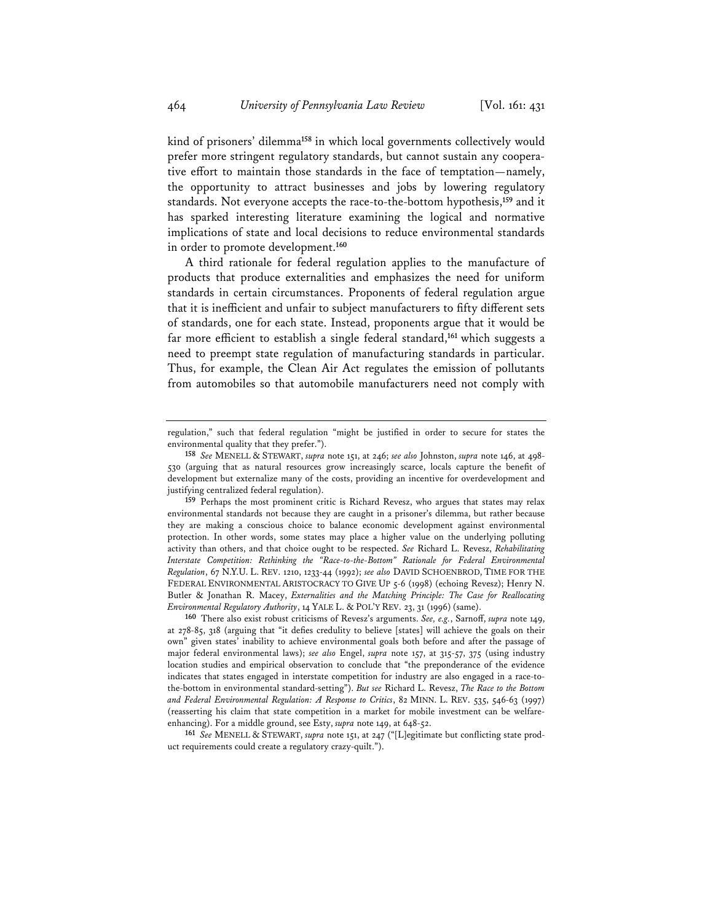kind of prisoners' dilemma[158] in which local governments collectively would prefer more stringent regulatory standards, but cannot sustain any cooperative effort to maintain those standards in the face of temptation—namely, the opportunity to attract businesses and jobs by lowering regulatory standards. Not everyone accepts the race-to-the-bottom hypothesis,[159] and it has sparked interesting literature examining the logical and normative implications of state and local decisions to reduce environmental standards in order to promote development.[160]

A third rationale for federal regulation applies to the manufacture of products that produce externalities and emphasizes the need for uniform standards in certain circumstances. Proponents of federal regulation argue that it is inefficient and unfair to subject manufacturers to fifty different sets of standards, one for each state. Instead, proponents argue that it would be far more efficient to establish a single federal standard,[161] which suggests a need to preempt state regulation of manufacturing standards in particular. Thus, for example, the Clean Air Act regulates the emission of pollutants from automobiles so that automobile manufacturers need not comply with

---

regulation," such that federal regulation "might be justified in order to secure for states the environmental quality that they prefer.").

[158] *See* MENELL & STEWART, *supra* note 151, at 246; *see also* Johnston, *supra* note 146, at 498-530 (arguing that as natural resources grow increasingly scarce, locals capture the benefit of development but externalize many of the costs, providing an incentive for overdevelopment and justifying centralized federal regulation).

[159] Perhaps the most prominent critic is Richard Revesz, who argues that states may relax environmental standards not because they are caught in a prisoner's dilemma, but rather because they are making a conscious choice to balance economic development against environmental protection. In other words, some states may place a higher value on the underlying polluting activity than others, and that choice ought to be respected. *See* Richard L. Revesz, *Rehabilitating Interstate Competition: Rethinking the "Race-to-the-Bottom" Rationale for Federal Environmental Regulation*, 67 N.Y.U. L. REV. 1210, 1233-44 (1992); *see also* DAVID SCHOENBROD, TIME FOR THE FEDERAL ENVIRONMENTAL ARISTOCRACY TO GIVE UP 5-6 (1998) (echoing Revesz); Henry N. Butler & Jonathan R. Macey, *Externalities and the Matching Principle: The Case for Reallocating Environmental Regulatory Authority*, 14 YALE L. & POL'Y REV. 23, 31 (1996) (same).

[160] There also exist robust criticisms of Revesz's arguments. *See, e.g.*, Sarnoff, *supra* note 149, at 278-85, 318 (arguing that "it defies credulity to believe [states] will achieve the goals on their own" given states' inability to achieve environmental goals both before and after the passage of major federal environmental laws); *see also* Engel, *supra* note 157, at 315-57, 375 (using industry location studies and empirical observation to conclude that "the preponderance of the evidence indicates that states engaged in interstate competition for industry are also engaged in a race-to-the-bottom in environmental standard-setting"). *But see* Richard L. Revesz, *The Race to the Bottom and Federal Environmental Regulation: A Response to Critics*, 82 MINN. L. REV. 535, 546-63 (1997) (reasserting his claim that state competition in a market for mobile investment can be welfare-enhancing). For a middle ground, see Esty, *supra* note 149, at 648-52.

[161] *See* MENELL & STEWART, *supra* note 151, at 247 ("[L]egitimate but conflicting state product requirements could create a regulatory crazy-quilt.").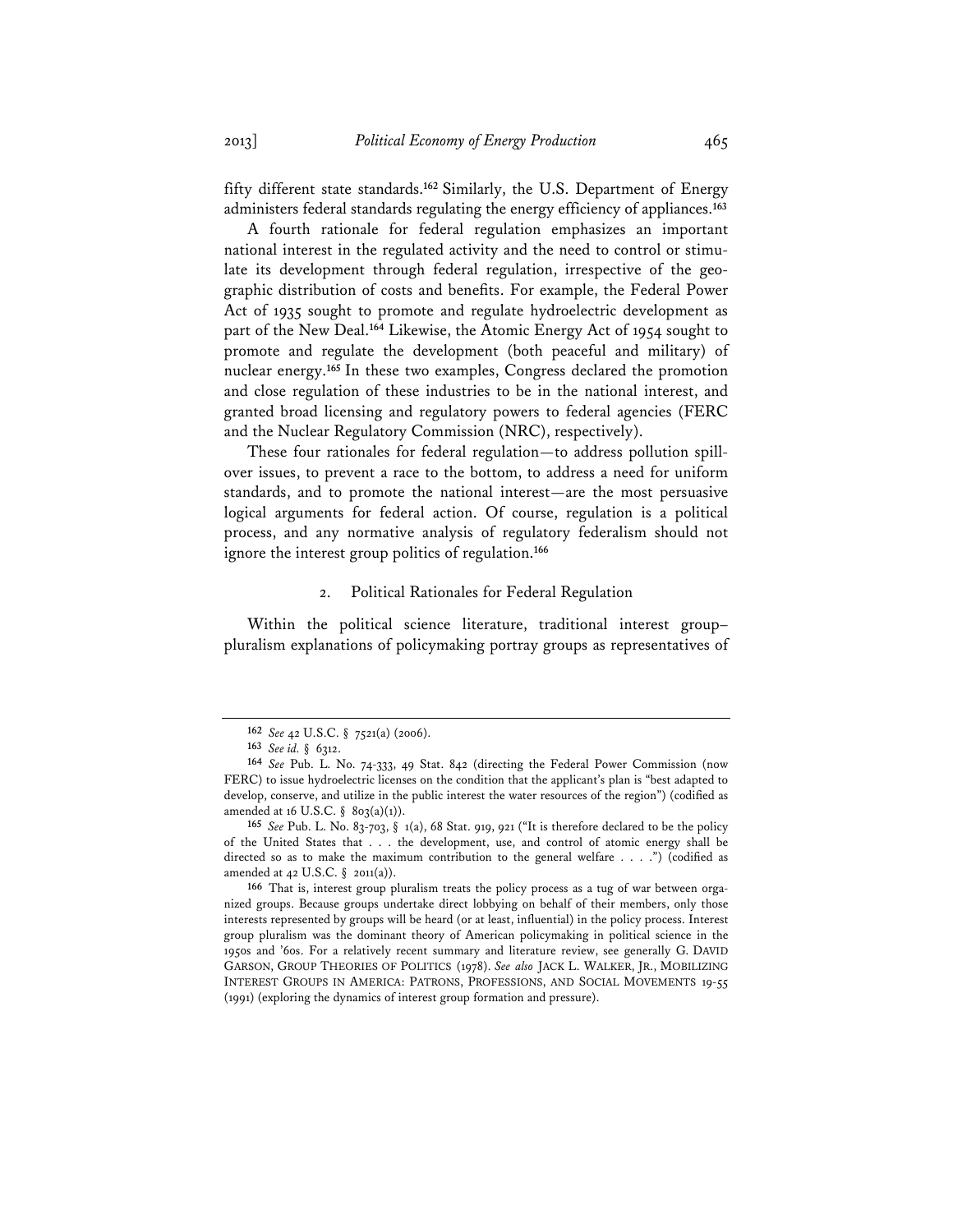fifty different state standards.[162] Similarly, the U.S. Department of Energy administers federal standards regulating the energy efficiency of appliances.[163]

A fourth rationale for federal regulation emphasizes an important national interest in the regulated activity and the need to control or stimulate its development through federal regulation, irrespective of the geographic distribution of costs and benefits. For example, the Federal Power Act of 1935 sought to promote and regulate hydroelectric development as part of the New Deal.[164] Likewise, the Atomic Energy Act of 1954 sought to promote and regulate the development (both peaceful and military) of nuclear energy.[165] In these two examples, Congress declared the promotion and close regulation of these industries to be in the national interest, and granted broad licensing and regulatory powers to federal agencies (FERC and the Nuclear Regulatory Commission (NRC), respectively).

These four rationales for federal regulation—to address pollution spillover issues, to prevent a race to the bottom, to address a need for uniform standards, and to promote the national interest—are the most persuasive logical arguments for federal action. Of course, regulation is a political process, and any normative analysis of regulatory federalism should not ignore the interest group politics of regulation.[166]

### 2. Political Rationales for Federal Regulation

Within the political science literature, traditional interest group–pluralism explanations of policymaking portray groups as representatives of

---

[162] *See* 42 U.S.C. § 7521(a) (2006).

[163] *See id.* § 6312.

[164] *See* Pub. L. No. 74-333, 49 Stat. 842 (directing the Federal Power Commission (now FERC) to issue hydroelectric licenses on the condition that the applicant's plan is "best adapted to develop, conserve, and utilize in the public interest the water resources of the region") (codified as amended at 16 U.S.C. § 803(a)(1)).

[165] *See* Pub. L. No. 83-703, § 1(a), 68 Stat. 919, 921 ("It is therefore declared to be the policy of the United States that . . . the development, use, and control of atomic energy shall be directed so as to make the maximum contribution to the general welfare . . . .") (codified as amended at 42 U.S.C. § 2011(a)).

[166] That is, interest group pluralism treats the policy process as a tug of war between organized groups. Because groups undertake direct lobbying on behalf of their members, only those interests represented by groups will be heard (or at least, influential) in the policy process. Interest group pluralism was the dominant theory of American policymaking in political science in the 1950s and '60s. For a relatively recent summary and literature review, see generally G. DAVID GARSON, GROUP THEORIES OF POLITICS (1978). *See also* JACK L. WALKER, JR., MOBILIZING INTEREST GROUPS IN AMERICA: PATRONS, PROFESSIONS, AND SOCIAL MOVEMENTS 19-55 (1991) (exploring the dynamics of interest group formation and pressure).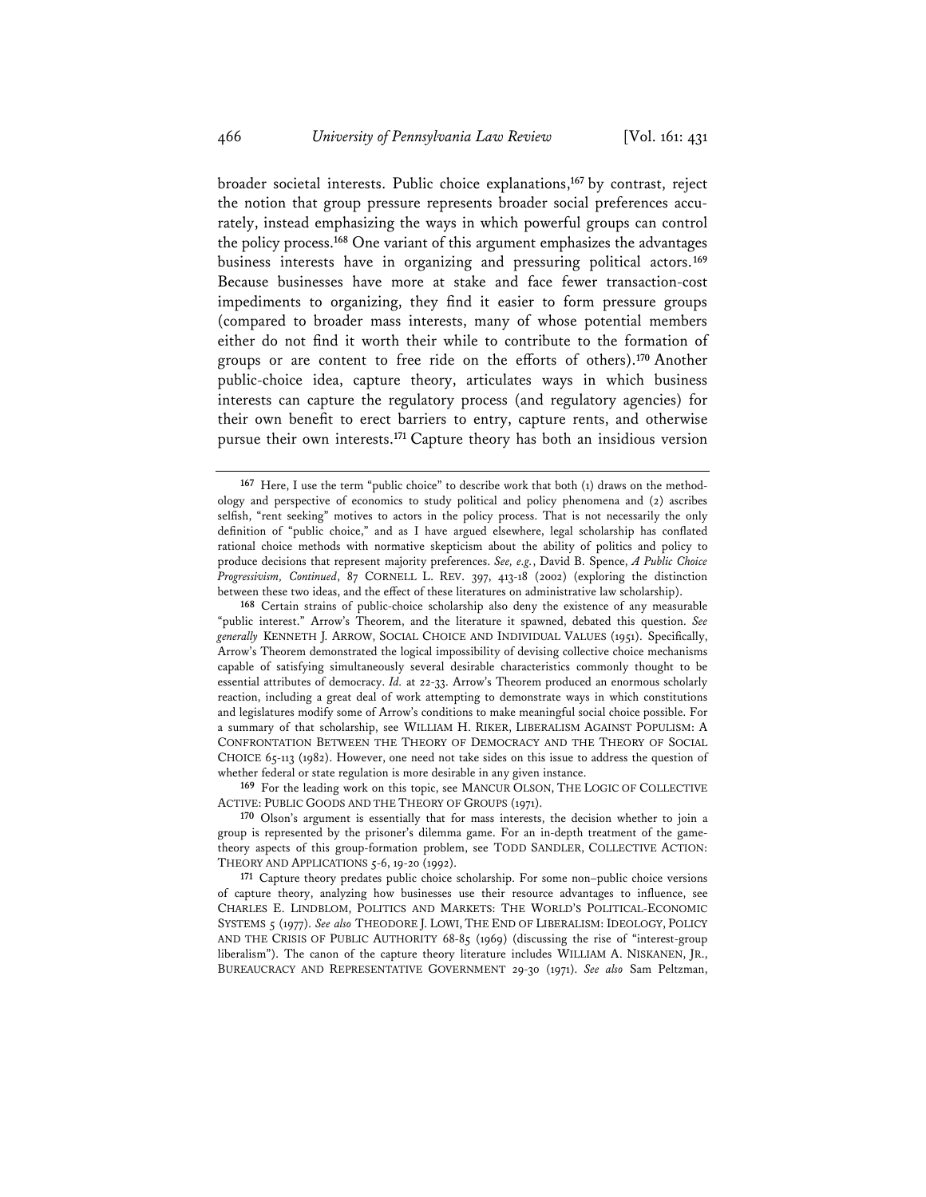broader societal interests. Public choice explanations,[167] by contrast, reject the notion that group pressure represents broader social preferences accurately, instead emphasizing the ways in which powerful groups can control the policy process.[168] One variant of this argument emphasizes the advantages business interests have in organizing and pressuring political actors.[169] Because businesses have more at stake and face fewer transaction-cost impediments to organizing, they find it easier to form pressure groups (compared to broader mass interests, many of whose potential members either do not find it worth their while to contribute to the formation of groups or are content to free ride on the efforts of others).[170] Another public-choice idea, capture theory, articulates ways in which business interests can capture the regulatory process (and regulatory agencies) for their own benefit to erect barriers to entry, capture rents, and otherwise pursue their own interests.[171] Capture theory has both an insidious version

---

[167] Here, I use the term "public choice" to describe work that both (1) draws on the methodology and perspective of economics to study political and policy phenomena and (2) ascribes selfish, "rent seeking" motives to actors in the policy process. That is not necessarily the only definition of "public choice," and as I have argued elsewhere, legal scholarship has conflated rational choice methods with normative skepticism about the ability of politics and policy to produce decisions that represent majority preferences. *See, e.g.*, David B. Spence, *A Public Choice Progressivism, Continued*, 87 CORNELL L. REV. 397, 413-18 (2002) (exploring the distinction between these two ideas, and the effect of these literatures on administrative law scholarship).

[168] Certain strains of public-choice scholarship also deny the existence of any measurable "public interest." Arrow's Theorem, and the literature it spawned, debated this question. *See generally* KENNETH J. ARROW, SOCIAL CHOICE AND INDIVIDUAL VALUES (1951). Specifically, Arrow's Theorem demonstrated the logical impossibility of devising collective choice mechanisms capable of satisfying simultaneously several desirable characteristics commonly thought to be essential attributes of democracy. *Id.* at 22-33. Arrow's Theorem produced an enormous scholarly reaction, including a great deal of work attempting to demonstrate ways in which constitutions and legislatures modify some of Arrow's conditions to make meaningful social choice possible. For a summary of that scholarship, see WILLIAM H. RIKER, LIBERALISM AGAINST POPULISM: A CONFRONTATION BETWEEN THE THEORY OF DEMOCRACY AND THE THEORY OF SOCIAL CHOICE 65-113 (1982). However, one need not take sides on this issue to address the question of whether federal or state regulation is more desirable in any given instance.

[169] For the leading work on this topic, see MANCUR OLSON, THE LOGIC OF COLLECTIVE ACTIVE: PUBLIC GOODS AND THE THEORY OF GROUPS (1971).

[170] Olson's argument is essentially that for mass interests, the decision whether to join a group is represented by the prisoner's dilemma game. For an in-depth treatment of the game-theory aspects of this group-formation problem, see TODD SANDLER, COLLECTIVE ACTION: THEORY AND APPLICATIONS 5-6, 19-20 (1992).

[171] Capture theory predates public choice scholarship. For some non–public choice versions of capture theory, analyzing how businesses use their resource advantages to influence, see CHARLES E. LINDBLOM, POLITICS AND MARKETS: THE WORLD'S POLITICAL-ECONOMIC SYSTEMS 5 (1977). *See also* THEODORE J. LOWI, THE END OF LIBERALISM: IDEOLOGY, POLICY AND THE CRISIS OF PUBLIC AUTHORITY 68-85 (1969) (discussing the rise of "interest-group liberalism"). The canon of the capture theory literature includes WILLIAM A. NISKANEN, JR., BUREAUCRACY AND REPRESENTATIVE GOVERNMENT 29-30 (1971). *See also* Sam Peltzman,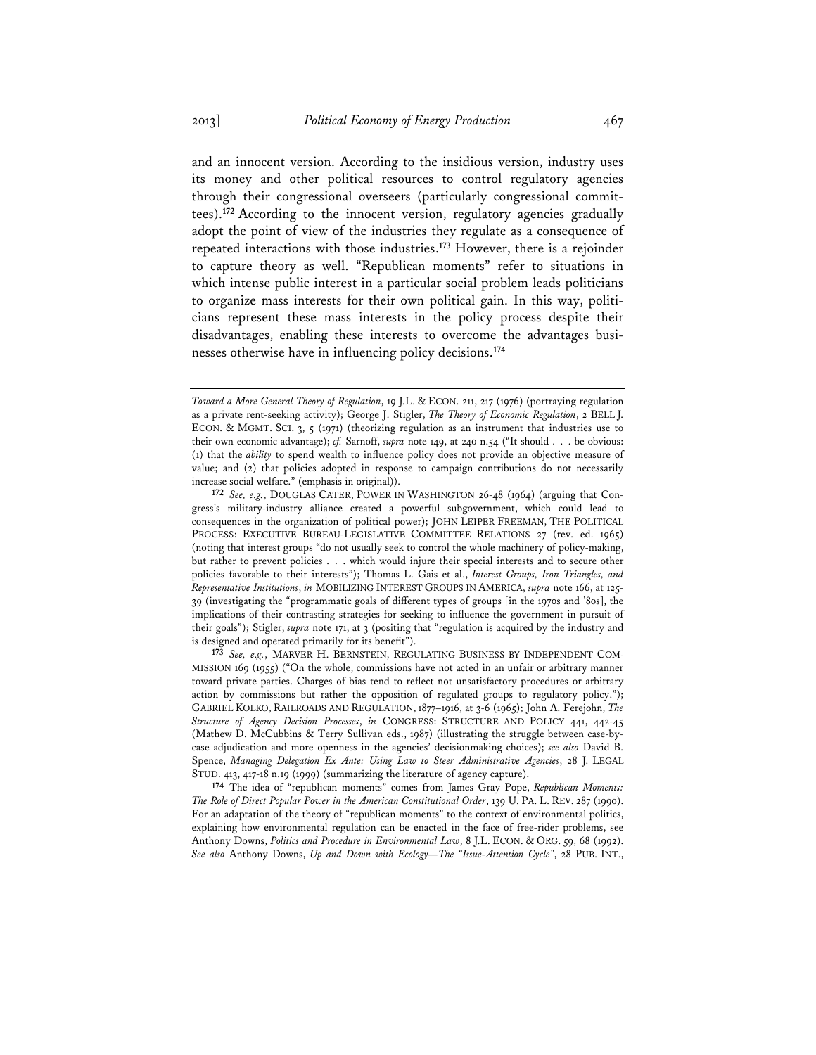and an innocent version. According to the insidious version, industry uses its money and other political resources to control regulatory agencies through their congressional overseers (particularly congressional committees).[172] According to the innocent version, regulatory agencies gradually adopt the point of view of the industries they regulate as a consequence of repeated interactions with those industries.[173] However, there is a rejoinder to capture theory as well. "Republican moments" refer to situations in which intense public interest in a particular social problem leads politicians to organize mass interests for their own political gain. In this way, politicians represent these mass interests in the policy process despite their disadvantages, enabling these interests to overcome the advantages businesses otherwise have in influencing policy decisions.[174]

---

*Toward a More General Theory of Regulation*, 19 J.L. & ECON. 211, 217 (1976) (portraying regulation as a private rent-seeking activity); George J. Stigler, *The Theory of Economic Regulation*, 2 BELL J. ECON. & MGMT. SCI. 3, 5 (1971) (theorizing regulation as an instrument that industries use to their own economic advantage); *cf.* Sarnoff, *supra* note 149, at 240 n.54 ("It should . . . be obvious: (1) that the *ability* to spend wealth to influence policy does not provide an objective measure of value; and (2) that policies adopted in response to campaign contributions do not necessarily increase social welfare." (emphasis in original)).

172 *See, e.g.*, DOUGLAS CATER, POWER IN WASHINGTON 26-48 (1964) (arguing that Congress's military-industry alliance created a powerful subgovernment, which could lead to consequences in the organization of political power); JOHN LEIPER FREEMAN, THE POLITICAL PROCESS: EXECUTIVE BUREAU-LEGISLATIVE COMMITTEE RELATIONS 27 (rev. ed. 1965) (noting that interest groups "do not usually seek to control the whole machinery of policy-making, but rather to prevent policies . . . which would injure their special interests and to secure other policies favorable to their interests"); Thomas L. Gais et al., *Interest Groups, Iron Triangles, and Representative Institutions*, *in* MOBILIZING INTEREST GROUPS IN AMERICA, *supra* note 166, at 125-39 (investigating the "programmatic goals of different types of groups [in the 1970s and '80s], the implications of their contrasting strategies for seeking to influence the government in pursuit of their goals"); Stigler, *supra* note 171, at 3 (positing that "regulation is acquired by the industry and is designed and operated primarily for its benefit").

173 *See, e.g.*, MARVER H. BERNSTEIN, REGULATING BUSINESS BY INDEPENDENT COMMISSION 169 (1955) ("On the whole, commissions have not acted in an unfair or arbitrary manner toward private parties. Charges of bias tend to reflect not unsatisfactory procedures or arbitrary action by commissions but rather the opposition of regulated groups to regulatory policy."); GABRIEL KOLKO, RAILROADS AND REGULATION, 1877–1916, at 3-6 (1965); John A. Ferejohn, *The Structure of Agency Decision Processes*, *in* CONGRESS: STRUCTURE AND POLICY 441, 442-45 (Mathew D. McCubbins & Terry Sullivan eds., 1987) (illustrating the struggle between case-by-case adjudication and more openness in the agencies' decisionmaking choices); *see also* David B. Spence, *Managing Delegation Ex Ante: Using Law to Steer Administrative Agencies*, 28 J. LEGAL STUD. 413, 417-18 n.19 (1999) (summarizing the literature of agency capture).

174 The idea of "republican moments" comes from James Gray Pope, *Republican Moments: The Role of Direct Popular Power in the American Constitutional Order*, 139 U. PA. L. REV. 287 (1990). For an adaptation of the theory of "republican moments" to the context of environmental politics, explaining how environmental regulation can be enacted in the face of free-rider problems, see Anthony Downs, *Politics and Procedure in Environmental Law*, 8 J.L. ECON. & ORG. 59, 68 (1992). *See also* Anthony Downs, *Up and Down with Ecology—The "Issue-Attention Cycle"*, 28 PUB. INT.,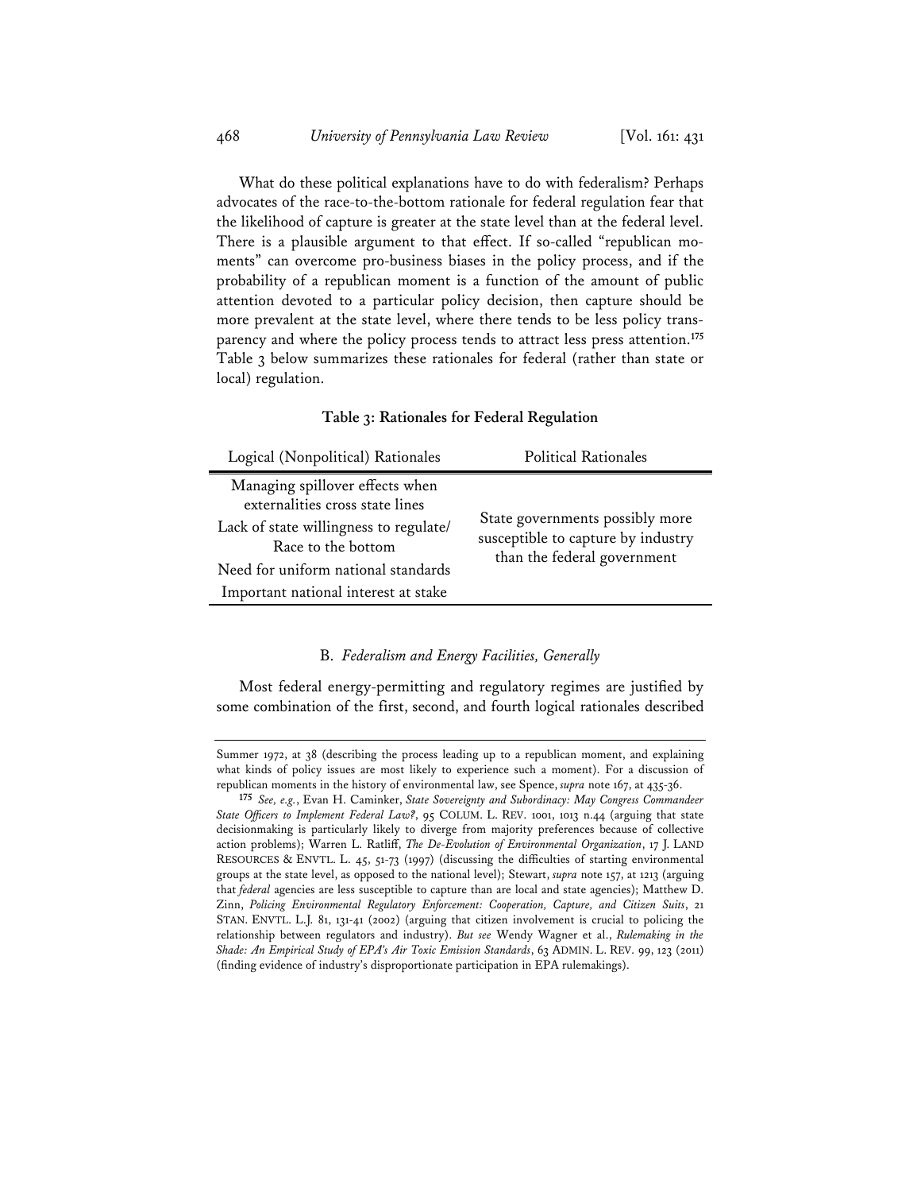What do these political explanations have to do with federalism? Perhaps advocates of the race-to-the-bottom rationale for federal regulation fear that the likelihood of capture is greater at the state level than at the federal level. There is a plausible argument to that effect. If so-called "republican moments" can overcome pro-business biases in the policy process, and if the probability of a republican moment is a function of the amount of public attention devoted to a particular policy decision, then capture should be more prevalent at the state level, where there tends to be less policy transparency and where the policy process tends to attract less press attention.[175] Table 3 below summarizes these rationales for federal (rather than state or local) regulation.

**Table 3: Rationales for Federal Regulation**

| Logical (Nonpolitical) Rationales | Political Rationales |
| --- | --- |
| Managing spillover effects when externalities cross state lines | State governments possibly more susceptible to capture by industry than the federal government |
| Lack of state willingness to regulate/ Race to the bottom | |
| Need for uniform national standards | |
| Important national interest at stake | |

## B. *Federalism and Energy Facilities, Generally*

Most federal energy-permitting and regulatory regimes are justified by some combination of the first, second, and fourth logical rationales described

Summer 1972, at 38 (describing the process leading up to a republican moment, and explaining what kinds of policy issues are most likely to experience such a moment). For a discussion of republican moments in the history of environmental law, see Spence, *supra* note 167, at 435-36.

175 *See, e.g.*, Evan H. Caminker, *State Sovereignty and Subordinacy: May Congress Commandeer State Officers to Implement Federal Law?*, 95 COLUM. L. REV. 1001, 1013 n.44 (arguing that state decisionmaking is particularly likely to diverge from majority preferences because of collective action problems); Warren L. Ratliff, *The De-Evolution of Environmental Organization*, 17 J. LAND RESOURCES & ENVTL. L. 45, 51-73 (1997) (discussing the difficulties of starting environmental groups at the state level, as opposed to the national level); Stewart, *supra* note 157, at 1213 (arguing that *federal* agencies are less susceptible to capture than are local and state agencies); Matthew D. Zinn, *Policing Environmental Regulatory Enforcement: Cooperation, Capture, and Citizen Suits*, 21 STAN. ENVTL. L.J. 81, 131-41 (2002) (arguing that citizen involvement is crucial to policing the relationship between regulators and industry). *But see* Wendy Wagner et al., *Rulemaking in the Shade: An Empirical Study of EPA's Air Toxic Emission Standards*, 63 ADMIN. L. REV. 99, 123 (2011) (finding evidence of industry's disproportionate participation in EPA rulemakings).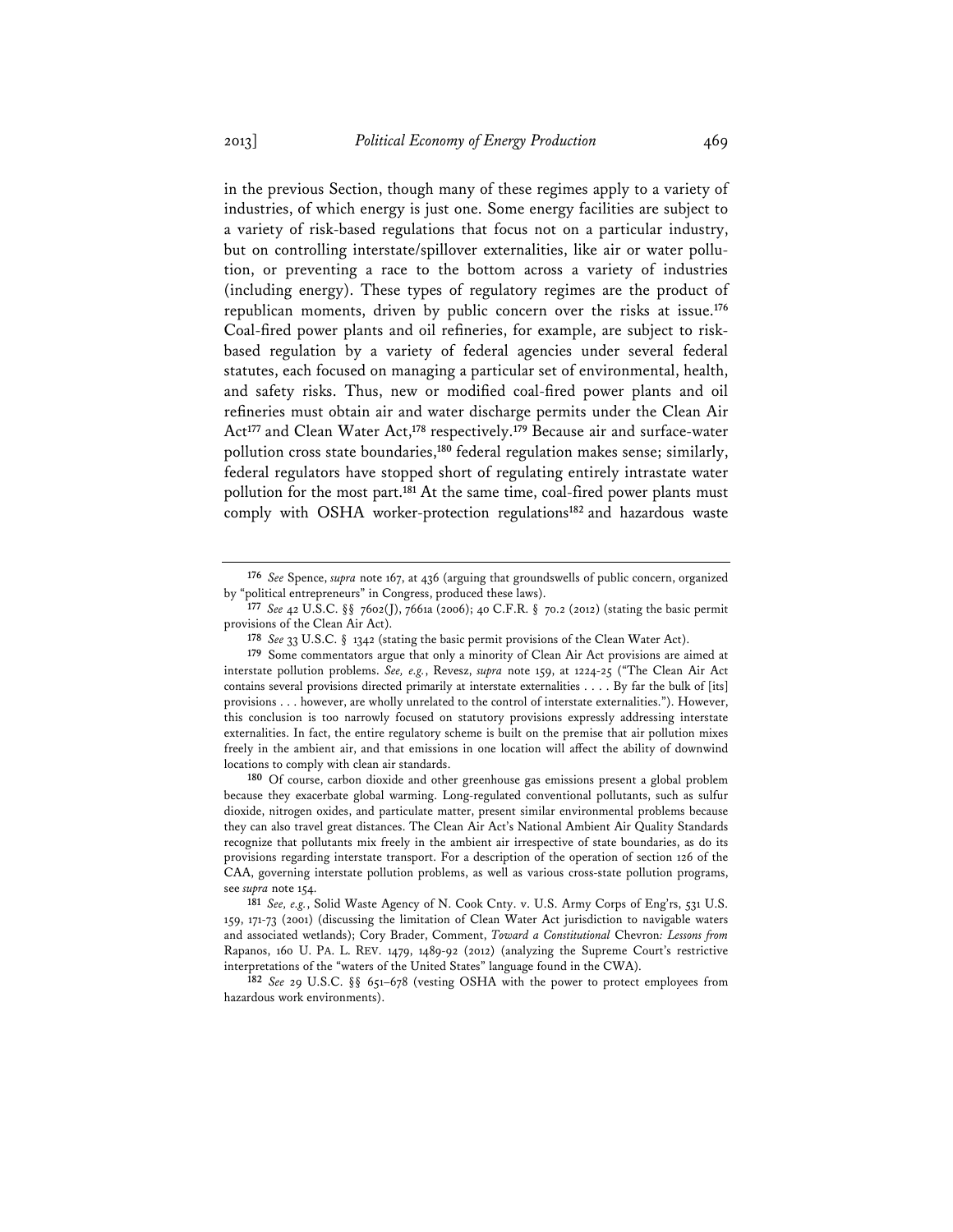in the previous Section, though many of these regimes apply to a variety of industries, of which energy is just one. Some energy facilities are subject to a variety of risk-based regulations that focus not on a particular industry, but on controlling interstate/spillover externalities, like air or water pollution, or preventing a race to the bottom across a variety of industries (including energy). These types of regulatory regimes are the product of republican moments, driven by public concern over the risks at issue.[176] Coal-fired power plants and oil refineries, for example, are subject to risk-based regulation by a variety of federal agencies under several federal statutes, each focused on managing a particular set of environmental, health, and safety risks. Thus, new or modified coal-fired power plants and oil refineries must obtain air and water discharge permits under the Clean Air Act[177] and Clean Water Act,[178] respectively.[179] Because air and surface-water pollution cross state boundaries,[180] federal regulation makes sense; similarly, federal regulators have stopped short of regulating entirely intrastate water pollution for the most part.[181] At the same time, coal-fired power plants must comply with OSHA worker-protection regulations[182] and hazardous waste

---

[176] *See* Spence, *supra* note 167, at 436 (arguing that groundswells of public concern, organized by "political entrepreneurs" in Congress, produced these laws).

[177] *See* 42 U.S.C. §§ 7602(J), 7661a (2006); 40 C.F.R. § 70.2 (2012) (stating the basic permit provisions of the Clean Air Act).

[178] *See* 33 U.S.C. § 1342 (stating the basic permit provisions of the Clean Water Act).

[179] Some commentators argue that only a minority of Clean Air Act provisions are aimed at interstate pollution problems. *See, e.g.*, Revesz, *supra* note 159, at 1224-25 ("The Clean Air Act contains several provisions directed primarily at interstate externalities . . . . By far the bulk of [its] provisions . . . however, are wholly unrelated to the control of interstate externalities."). However, this conclusion is too narrowly focused on statutory provisions expressly addressing interstate externalities. In fact, the entire regulatory scheme is built on the premise that air pollution mixes freely in the ambient air, and that emissions in one location will affect the ability of downwind locations to comply with clean air standards.

[180] Of course, carbon dioxide and other greenhouse gas emissions present a global problem because they exacerbate global warming. Long-regulated conventional pollutants, such as sulfur dioxide, nitrogen oxides, and particulate matter, present similar environmental problems because they can also travel great distances. The Clean Air Act's National Ambient Air Quality Standards recognize that pollutants mix freely in the ambient air irrespective of state boundaries, as do its provisions regarding interstate transport. For a description of the operation of section 126 of the CAA, governing interstate pollution problems, as well as various cross-state pollution programs, see *supra* note 154.

[181] *See, e.g.*, Solid Waste Agency of N. Cook Cnty. v. U.S. Army Corps of Eng'rs, 531 U.S. 159, 171-73 (2001) (discussing the limitation of Clean Water Act jurisdiction to navigable waters and associated wetlands); Cory Brader, Comment, *Toward a Constitutional* Chevron*: Lessons from* Rapanos, 160 U. PA. L. REV. 1479, 1489-92 (2012) (analyzing the Supreme Court's restrictive interpretations of the "waters of the United States" language found in the CWA).

[182] *See* 29 U.S.C. §§ 651–678 (vesting OSHA with the power to protect employees from hazardous work environments).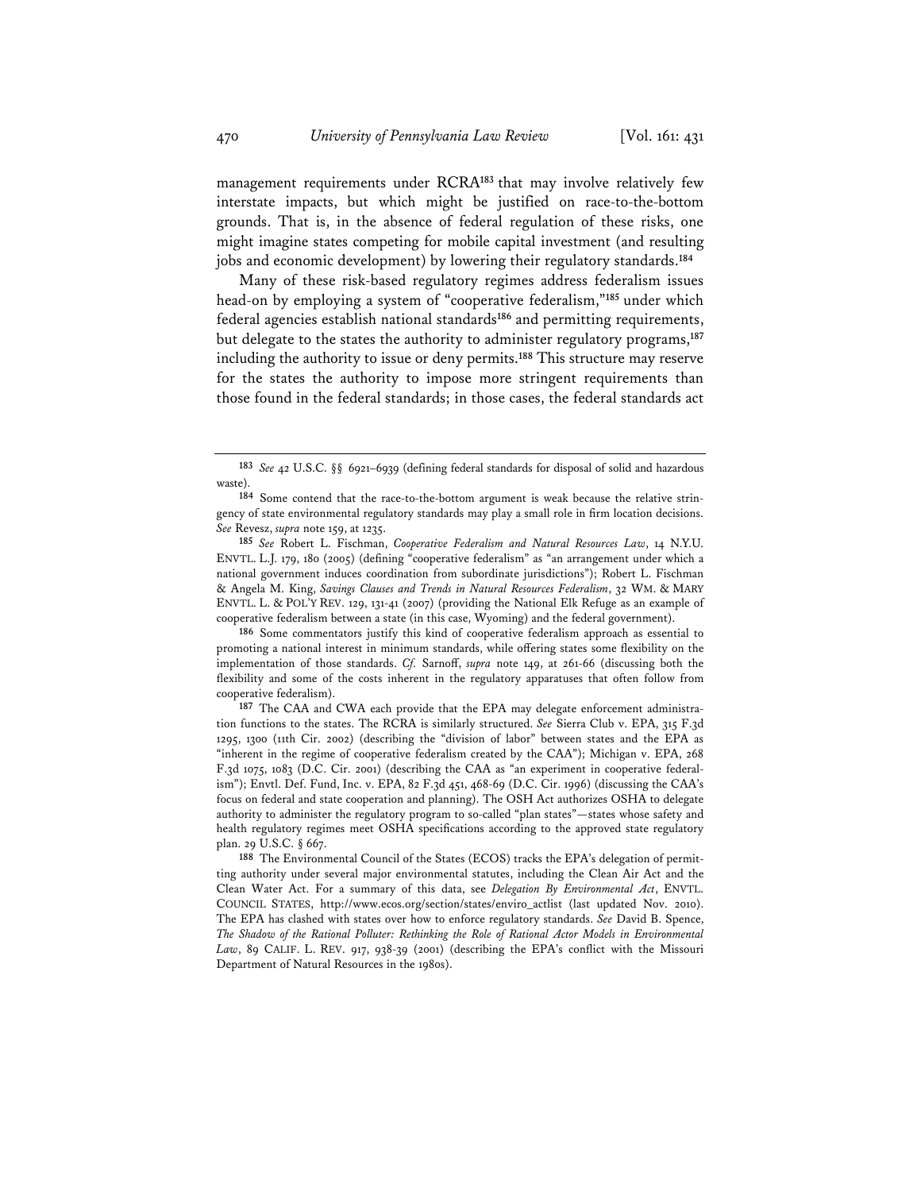management requirements under RCRA[183] that may involve relatively few interstate impacts, but which might be justified on race-to-the-bottom grounds. That is, in the absence of federal regulation of these risks, one might imagine states competing for mobile capital investment (and resulting jobs and economic development) by lowering their regulatory standards.[184]

Many of these risk-based regulatory regimes address federalism issues head-on by employing a system of "cooperative federalism,"[185] under which federal agencies establish national standards[186] and permitting requirements, but delegate to the states the authority to administer regulatory programs,[187] including the authority to issue or deny permits.[188] This structure may reserve for the states the authority to impose more stringent requirements than those found in the federal standards; in those cases, the federal standards act

---

183 *See* 42 U.S.C. §§ 6921–6939 (defining federal standards for disposal of solid and hazardous waste).

184 Some contend that the race-to-the-bottom argument is weak because the relative stringency of state environmental regulatory standards may play a small role in firm location decisions. *See* Revesz, *supra* note 159, at 1235.

185 *See* Robert L. Fischman, *Cooperative Federalism and Natural Resources Law*, 14 N.Y.U. ENVTL. L.J. 179, 180 (2005) (defining "cooperative federalism" as "an arrangement under which a national government induces coordination from subordinate jurisdictions"); Robert L. Fischman & Angela M. King, *Savings Clauses and Trends in Natural Resources Federalism*, 32 WM. & MARY ENVTL. L. & POL'Y REV. 129, 131-41 (2007) (providing the National Elk Refuge as an example of cooperative federalism between a state (in this case, Wyoming) and the federal government).

186 Some commentators justify this kind of cooperative federalism approach as essential to promoting a national interest in minimum standards, while offering states some flexibility on the implementation of those standards. *Cf.* Sarnoff, *supra* note 149, at 261-66 (discussing both the flexibility and some of the costs inherent in the regulatory apparatuses that often follow from cooperative federalism).

187 The CAA and CWA each provide that the EPA may delegate enforcement administration functions to the states. The RCRA is similarly structured. *See* Sierra Club v. EPA, 315 F.3d 1295, 1300 (11th Cir. 2002) (describing the "division of labor" between states and the EPA as "inherent in the regime of cooperative federalism created by the CAA"); Michigan v. EPA, 268 F.3d 1075, 1083 (D.C. Cir. 2001) (describing the CAA as "an experiment in cooperative federalism"); Envtl. Def. Fund, Inc. v. EPA, 82 F.3d 451, 468-69 (D.C. Cir. 1996) (discussing the CAA's focus on federal and state cooperation and planning). The OSH Act authorizes OSHA to delegate authority to administer the regulatory program to so-called "plan states"—states whose safety and health regulatory regimes meet OSHA specifications according to the approved state regulatory plan. 29 U.S.C. § 667.

188 The Environmental Council of the States (ECOS) tracks the EPA's delegation of permitting authority under several major environmental statutes, including the Clean Air Act and the Clean Water Act. For a summary of this data, see *Delegation By Environmental Act*, ENVTL. COUNCIL STATES, http://www.ecos.org/section/states/enviro_actlist (last updated Nov. 2010). The EPA has clashed with states over how to enforce regulatory standards. *See* David B. Spence, *The Shadow of the Rational Polluter: Rethinking the Role of Rational Actor Models in Environmental Law*, 89 CALIF. L. REV. 917, 938-39 (2001) (describing the EPA's conflict with the Missouri Department of Natural Resources in the 1980s).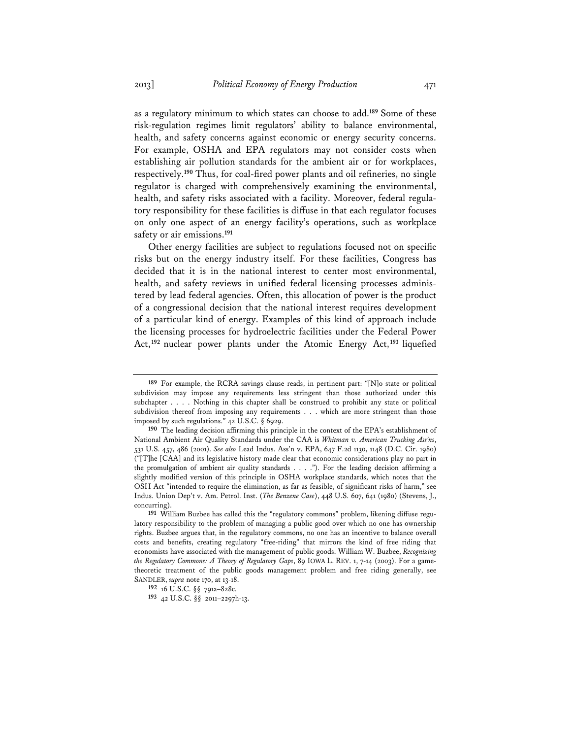as a regulatory minimum to which states can choose to add.[189] Some of these risk-regulation regimes limit regulators' ability to balance environmental, health, and safety concerns against economic or energy security concerns. For example, OSHA and EPA regulators may not consider costs when establishing air pollution standards for the ambient air or for workplaces, respectively.[190] Thus, for coal-fired power plants and oil refineries, no single regulator is charged with comprehensively examining the environmental, health, and safety risks associated with a facility. Moreover, federal regulatory responsibility for these facilities is diffuse in that each regulator focuses on only one aspect of an energy facility's operations, such as workplace safety or air emissions.[191]

Other energy facilities are subject to regulations focused not on specific risks but on the energy industry itself. For these facilities, Congress has decided that it is in the national interest to center most environmental, health, and safety reviews in unified federal licensing processes administered by lead federal agencies. Often, this allocation of power is the product of a congressional decision that the national interest requires development of a particular kind of energy. Examples of this kind of approach include the licensing processes for hydroelectric facilities under the Federal Power Act,[192] nuclear power plants under the Atomic Energy Act,[193] liquefied

---

[189] For example, the RCRA savings clause reads, in pertinent part: "[N]o state or political subdivision may impose any requirements less stringent than those authorized under this subchapter . . . . Nothing in this chapter shall be construed to prohibit any state or political subdivision thereof from imposing any requirements . . . which are more stringent than those imposed by such regulations." 42 U.S.C. § 6929.

[190] The leading decision affirming this principle in the context of the EPA's establishment of National Ambient Air Quality Standards under the CAA is *Whitman v. American Trucking Ass'ns*, 531 U.S. 457, 486 (2001). *See also* Lead Indus. Ass'n v. EPA, 647 F.2d 1130, 1148 (D.C. Cir. 1980) ("[T]he [CAA] and its legislative history made clear that economic considerations play no part in the promulgation of ambient air quality standards . . . ."). For the leading decision affirming a slightly modified version of this principle in OSHA workplace standards, which notes that the OSH Act "intended to require the elimination, as far as feasible, of significant risks of harm," see Indus. Union Dep't v. Am. Petrol. Inst. (*The Benzene Case*), 448 U.S. 607, 641 (1980) (Stevens, J., concurring).

[191] William Buzbee has called this the "regulatory commons" problem, likening diffuse regulatory responsibility to the problem of managing a public good over which no one has ownership rights. Buzbee argues that, in the regulatory commons, no one has an incentive to balance overall costs and benefits, creating regulatory "free-riding" that mirrors the kind of free riding that economists have associated with the management of public goods. William W. Buzbee, *Recognizing the Regulatory Commons: A Theory of Regulatory Gaps*, 89 IOWA L. REV. 1, 7-14 (2003). For a game-theoretic treatment of the public goods management problem and free riding generally, see SANDLER, *supra* note 170, at 13-18.

[192] 16 U.S.C. §§ 791a–828c.

[193] 42 U.S.C. §§ 2011–2297h-13.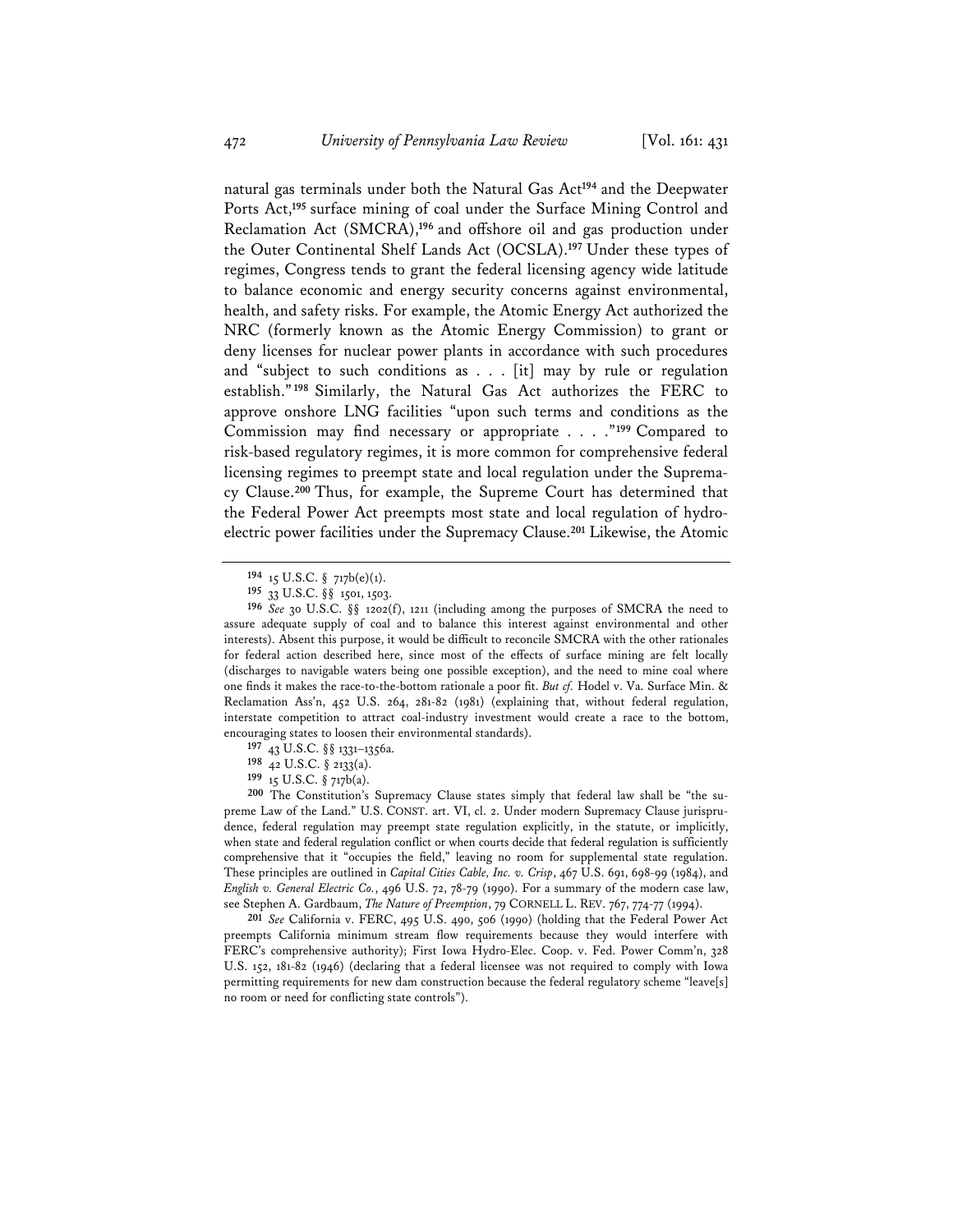natural gas terminals under both the Natural Gas Act[194] and the Deepwater Ports Act,[195] surface mining of coal under the Surface Mining Control and Reclamation Act (SMCRA),[196] and offshore oil and gas production under the Outer Continental Shelf Lands Act (OCSLA).[197] Under these types of regimes, Congress tends to grant the federal licensing agency wide latitude to balance economic and energy security concerns against environmental, health, and safety risks. For example, the Atomic Energy Act authorized the NRC (formerly known as the Atomic Energy Commission) to grant or deny licenses for nuclear power plants in accordance with such procedures and "subject to such conditions as . . . [it] may by rule or regulation establish."[198] Similarly, the Natural Gas Act authorizes the FERC to approve onshore LNG facilities "upon such terms and conditions as the Commission may find necessary or appropriate . . . ."[199] Compared to risk-based regulatory regimes, it is more common for comprehensive federal licensing regimes to preempt state and local regulation under the Supremacy Clause.[200] Thus, for example, the Supreme Court has determined that the Federal Power Act preempts most state and local regulation of hydroelectric power facilities under the Supremacy Clause.[201] Likewise, the Atomic

---

[194] 15 U.S.C. § 717b(e)(1).

[195] 33 U.S.C. §§ 1501, 1503.

[196] *See* 30 U.S.C. §§ 1202(f), 1211 (including among the purposes of SMCRA the need to assure adequate supply of coal and to balance this interest against environmental and other interests). Absent this purpose, it would be difficult to reconcile SMCRA with the other rationales for federal action described here, since most of the effects of surface mining are felt locally (discharges to navigable waters being one possible exception), and the need to mine coal where one finds it makes the race-to-the-bottom rationale a poor fit. *But cf.* Hodel v. Va. Surface Min. & Reclamation Ass'n, 452 U.S. 264, 281-82 (1981) (explaining that, without federal regulation, interstate competition to attract coal-industry investment would create a race to the bottom, encouraging states to loosen their environmental standards).

[197] 43 U.S.C. §§ 1331–1356a.

[198] 42 U.S.C. § 2133(a).

[199] 15 U.S.C. § 717b(a).

[200] The Constitution's Supremacy Clause states simply that federal law shall be "the supreme Law of the Land." U.S. CONST. art. VI, cl. 2. Under modern Supremacy Clause jurisprudence, federal regulation may preempt state regulation explicitly, in the statute, or implicitly, when state and federal regulation conflict or when courts decide that federal regulation is sufficiently comprehensive that it "occupies the field," leaving no room for supplemental state regulation. These principles are outlined in *Capital Cities Cable, Inc. v. Crisp*, 467 U.S. 691, 698-99 (1984), and *English v. General Electric Co.*, 496 U.S. 72, 78-79 (1990). For a summary of the modern case law, see Stephen A. Gardbaum, *The Nature of Preemption*, 79 CORNELL L. REV. 767, 774-77 (1994).

[201] *See* California v. FERC, 495 U.S. 490, 506 (1990) (holding that the Federal Power Act preempts California minimum stream flow requirements because they would interfere with FERC's comprehensive authority); First Iowa Hydro-Elec. Coop. v. Fed. Power Comm'n, 328 U.S. 152, 181-82 (1946) (declaring that a federal licensee was not required to comply with Iowa permitting requirements for new dam construction because the federal regulatory scheme "leave[s] no room or need for conflicting state controls").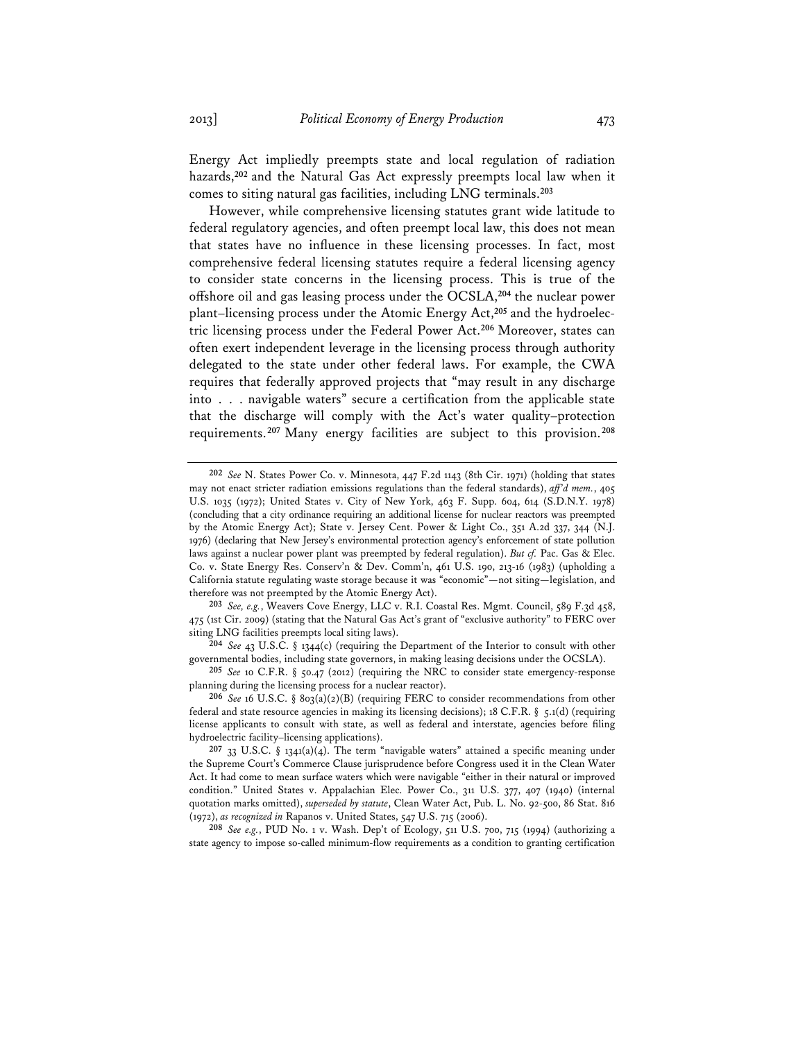Energy Act impliedly preempts state and local regulation of radiation hazards,[202] and the Natural Gas Act expressly preempts local law when it comes to siting natural gas facilities, including LNG terminals.[203]

However, while comprehensive licensing statutes grant wide latitude to federal regulatory agencies, and often preempt local law, this does not mean that states have no influence in these licensing processes. In fact, most comprehensive federal licensing statutes require a federal licensing agency to consider state concerns in the licensing process. This is true of the offshore oil and gas leasing process under the OCSLA,[204] the nuclear power plant–licensing process under the Atomic Energy Act,[205] and the hydroelectric licensing process under the Federal Power Act.[206] Moreover, states can often exert independent leverage in the licensing process through authority delegated to the state under other federal laws. For example, the CWA requires that federally approved projects that "may result in any discharge into . . . navigable waters" secure a certification from the applicable state that the discharge will comply with the Act's water quality–protection requirements.[207] Many energy facilities are subject to this provision.[208]

---

[202] *See* N. States Power Co. v. Minnesota, 447 F.2d 1143 (8th Cir. 1971) (holding that states may not enact stricter radiation emissions regulations than the federal standards), *aff'd mem.*, 405 U.S. 1035 (1972); United States v. City of New York, 463 F. Supp. 604, 614 (S.D.N.Y. 1978) (concluding that a city ordinance requiring an additional license for nuclear reactors was preempted by the Atomic Energy Act); State v. Jersey Cent. Power & Light Co., 351 A.2d 337, 344 (N.J. 1976) (declaring that New Jersey's environmental protection agency's enforcement of state pollution laws against a nuclear power plant was preempted by federal regulation). *But cf.* Pac. Gas & Elec. Co. v. State Energy Res. Conserv'n & Dev. Comm'n, 461 U.S. 190, 213-16 (1983) (upholding a California statute regulating waste storage because it was "economic"—not siting—legislation, and therefore was not preempted by the Atomic Energy Act).

[203] *See, e.g.*, Weavers Cove Energy, LLC v. R.I. Coastal Res. Mgmt. Council, 589 F.3d 458, 475 (1st Cir. 2009) (stating that the Natural Gas Act's grant of "exclusive authority" to FERC over siting LNG facilities preempts local siting laws).

[204] *See* 43 U.S.C. § 1344(c) (requiring the Department of the Interior to consult with other governmental bodies, including state governors, in making leasing decisions under the OCSLA).

[205] *See* 10 C.F.R. § 50.47 (2012) (requiring the NRC to consider state emergency-response planning during the licensing process for a nuclear reactor).

[206] *See* 16 U.S.C. § 803(a)(2)(B) (requiring FERC to consider recommendations from other federal and state resource agencies in making its licensing decisions); 18 C.F.R. § 5.1(d) (requiring license applicants to consult with state, as well as federal and interstate, agencies before filing hydroelectric facility–licensing applications).

[207] 33 U.S.C. § 1341(a)(4). The term "navigable waters" attained a specific meaning under the Supreme Court's Commerce Clause jurisprudence before Congress used it in the Clean Water Act. It had come to mean surface waters which were navigable "either in their natural or improved condition." United States v. Appalachian Elec. Power Co., 311 U.S. 377, 407 (1940) (internal quotation marks omitted), *superseded by statute*, Clean Water Act, Pub. L. No. 92-500, 86 Stat. 816 (1972), *as recognized in* Rapanos v. United States, 547 U.S. 715 (2006).

[208] *See e.g.*, PUD No. 1 v. Wash. Dep't of Ecology, 511 U.S. 700, 715 (1994) (authorizing a state agency to impose so-called minimum-flow requirements as a condition to granting certification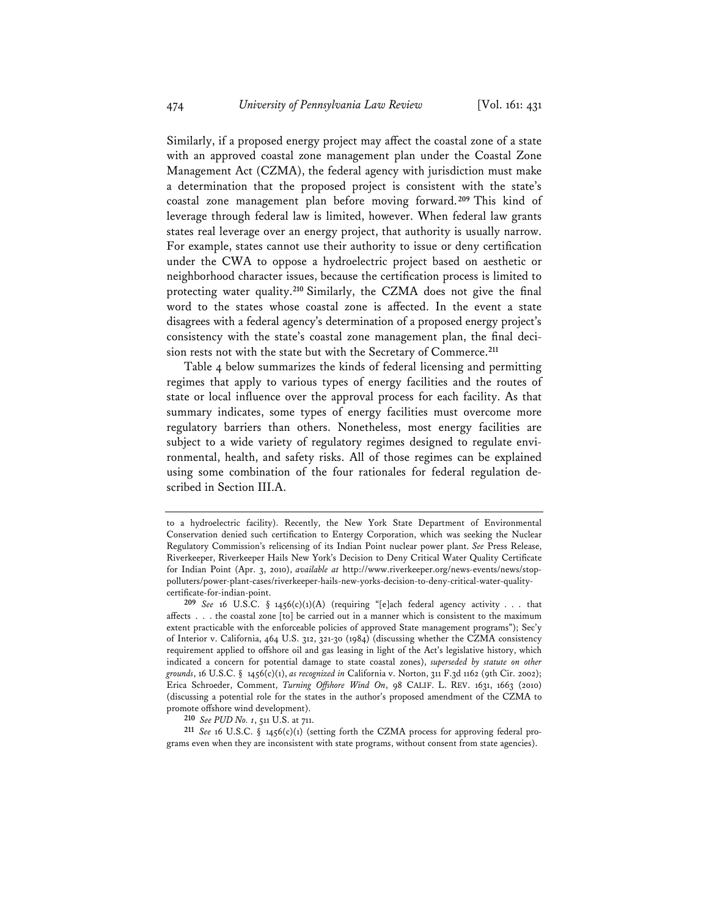Similarly, if a proposed energy project may affect the coastal zone of a state with an approved coastal zone management plan under the Coastal Zone Management Act (CZMA), the federal agency with jurisdiction must make a determination that the proposed project is consistent with the state's coastal zone management plan before moving forward.[209] This kind of leverage through federal law is limited, however. When federal law grants states real leverage over an energy project, that authority is usually narrow. For example, states cannot use their authority to issue or deny certification under the CWA to oppose a hydroelectric project based on aesthetic or neighborhood character issues, because the certification process is limited to protecting water quality.[210] Similarly, the CZMA does not give the final word to the states whose coastal zone is affected. In the event a state disagrees with a federal agency's determination of a proposed energy project's consistency with the state's coastal zone management plan, the final decision rests not with the state but with the Secretary of Commerce.[211]

Table 4 below summarizes the kinds of federal licensing and permitting regimes that apply to various types of energy facilities and the routes of state or local influence over the approval process for each facility. As that summary indicates, some types of energy facilities must overcome more regulatory barriers than others. Nonetheless, most energy facilities are subject to a wide variety of regulatory regimes designed to regulate environmental, health, and safety risks. All of those regimes can be explained using some combination of the four rationales for federal regulation described in Section III.A.

---

to a hydroelectric facility). Recently, the New York State Department of Environmental Conservation denied such certification to Entergy Corporation, which was seeking the Nuclear Regulatory Commission's relicensing of its Indian Point nuclear power plant. *See* Press Release, Riverkeeper, Riverkeeper Hails New York's Decision to Deny Critical Water Quality Certificate for Indian Point (Apr. 3, 2010), *available at* http://www.riverkeeper.org/news-events/news/stop-polluters/power-plant-cases/riverkeeper-hails-new-yorks-decision-to-deny-critical-water-quality-certificate-for-indian-point.

[209] *See* 16 U.S.C. § 1456(c)(1)(A) (requiring "[e]ach federal agency activity . . . that affects . . . the coastal zone [to] be carried out in a manner which is consistent to the maximum extent practicable with the enforceable policies of approved State management programs"); Sec'y of Interior v. California, 464 U.S. 312, 321-30 (1984) (discussing whether the CZMA consistency requirement applied to offshore oil and gas leasing in light of the Act's legislative history, which indicated a concern for potential damage to state coastal zones), *superseded by statute on other grounds*, 16 U.S.C. § 1456(c)(1), *as recognized in* California v. Norton, 311 F.3d 1162 (9th Cir. 2002); Erica Schroeder, Comment, *Turning Offshore Wind On*, 98 CALIF. L. REV. 1631, 1663 (2010) (discussing a potential role for the states in the author's proposed amendment of the CZMA to promote offshore wind development).

[210] *See PUD No. 1*, 511 U.S. at 711.

[211] *See* 16 U.S.C. § 1456(c)(1) (setting forth the CZMA process for approving federal programs even when they are inconsistent with state programs, without consent from state agencies).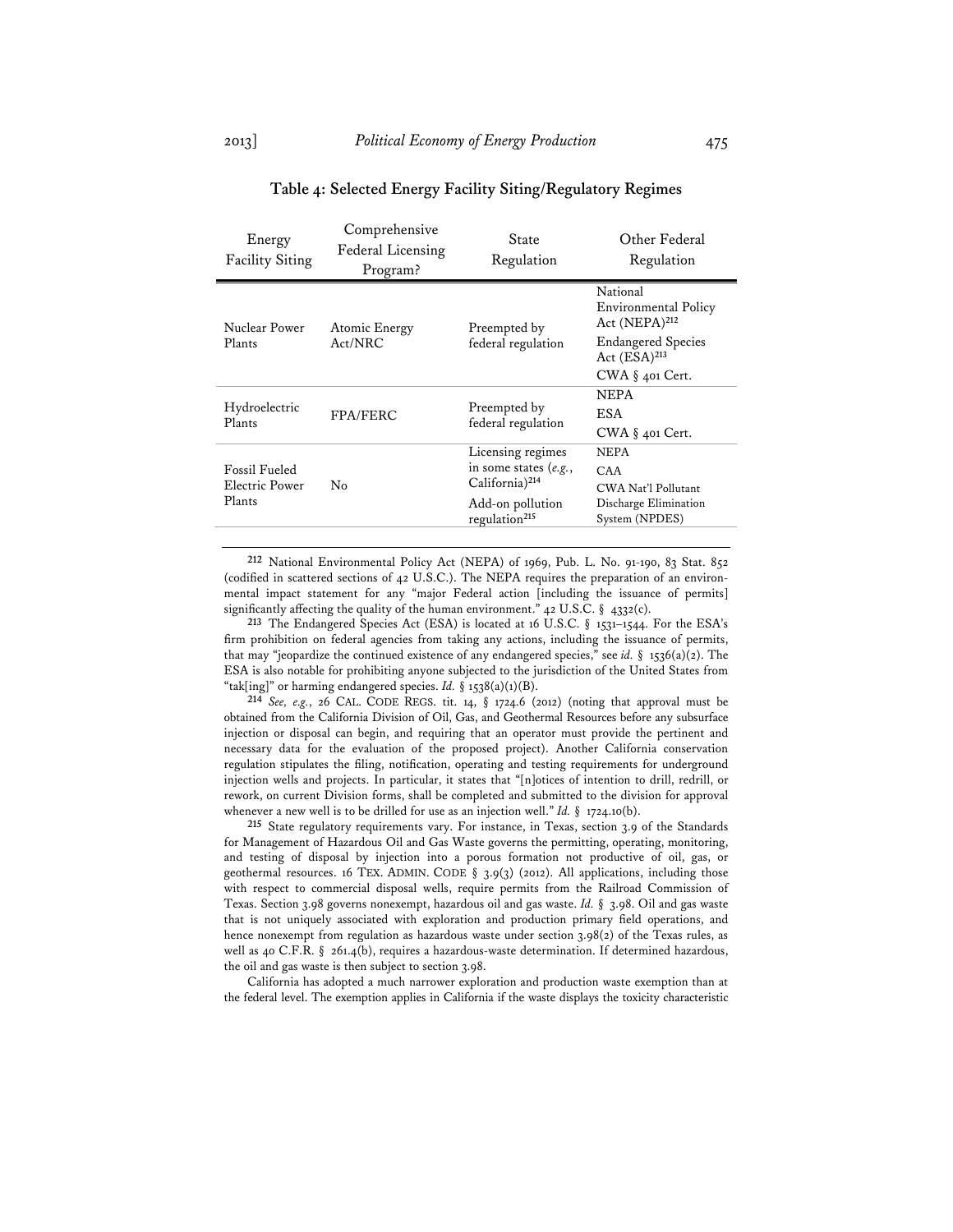**Table 4: Selected Energy Facility Siting/Regulatory Regimes**

| Energy Facility Siting | Comprehensive Federal Licensing Program? | State Regulation | Other Federal Regulation |
|---|---|---|---|
| Nuclear Power Plants | Atomic Energy Act/NRC | Preempted by federal regulation | National Environmental Policy Act (NEPA)[212]<br>Endangered Species Act (ESA)[213]<br>CWA § 401 Cert. |
| Hydroelectric Plants | FPA/FERC | Preempted by federal regulation | NEPA<br>ESA<br>CWA § 401 Cert. |
| Fossil Fueled Electric Power Plants | No | Licensing regimes in some states (*e.g.*, California)[214]<br>Add-on pollution regulation[215] | NEPA<br>CAA<br>CWA Nat'l Pollutant Discharge Elimination System (NPDES) |

[212] National Environmental Policy Act (NEPA) of 1969, Pub. L. No. 91-190, 83 Stat. 852 (codified in scattered sections of 42 U.S.C.). The NEPA requires the preparation of an environmental impact statement for any "major Federal action [including the issuance of permits] significantly affecting the quality of the human environment." 42 U.S.C. § 4332(c).

[213] The Endangered Species Act (ESA) is located at 16 U.S.C. § 1531–1544. For the ESA's firm prohibition on federal agencies from taking any actions, including the issuance of permits, that may "jeopardize the continued existence of any endangered species," see *id.* § 1536(a)(2). The ESA is also notable for prohibiting anyone subjected to the jurisdiction of the United States from "tak[ing]" or harming endangered species. *Id.* § 1538(a)(1)(B).

[214] *See, e.g.*, 26 CAL. CODE REGS. tit. 14, § 1724.6 (2012) (noting that approval must be obtained from the California Division of Oil, Gas, and Geothermal Resources before any subsurface injection or disposal can begin, and requiring that an operator must provide the pertinent and necessary data for the evaluation of the proposed project). Another California conservation regulation stipulates the filing, notification, operating and testing requirements for underground injection wells and projects. In particular, it states that "[n]otices of intention to drill, redrill, or rework, on current Division forms, shall be completed and submitted to the division for approval whenever a new well is to be drilled for use as an injection well." *Id.* § 1724.10(b).

[215] State regulatory requirements vary. For instance, in Texas, section 3.9 of the Standards for Management of Hazardous Oil and Gas Waste governs the permitting, operating, monitoring, and testing of disposal by injection into a porous formation not productive of oil, gas, or geothermal resources. 16 TEX. ADMIN. CODE § 3.9(3) (2012). All applications, including those with respect to commercial disposal wells, require permits from the Railroad Commission of Texas. Section 3.98 governs nonexempt, hazardous oil and gas waste. *Id.* § 3.98. Oil and gas waste that is not uniquely associated with exploration and production primary field operations, and hence nonexempt from regulation as hazardous waste under section 3.98(2) of the Texas rules, as well as 40 C.F.R. § 261.4(b), requires a hazardous-waste determination. If determined hazardous, the oil and gas waste is then subject to section 3.98.

California has adopted a much narrower exploration and production waste exemption than at the federal level. The exemption applies in California if the waste displays the toxicity characteristic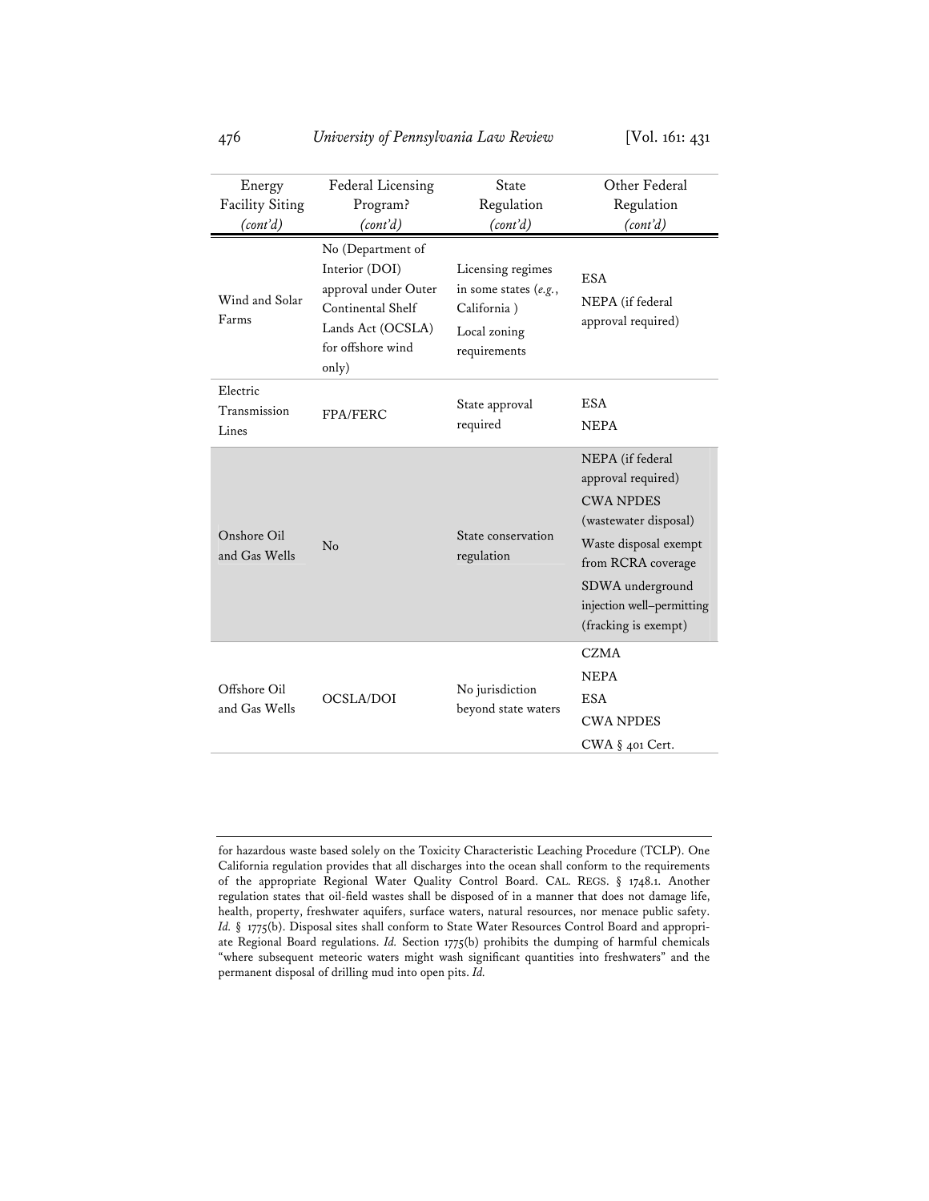| Energy Facility Siting *(cont'd)* | Federal Licensing Program? *(cont'd)* | State Regulation *(cont'd)* | Other Federal Regulation *(cont'd)* |
|---|---|---|---|
| Wind and Solar Farms | No (Department of Interior (DOI) approval under Outer Continental Shelf Lands Act (OCSLA) for offshore wind only) | Licensing regimes in some states (*e.g.*, California ) Local zoning requirements | ESA NEPA (if federal approval required) |
| Electric Transmission Lines | FPA/FERC | State approval required | ESA NEPA |
| Onshore Oil and Gas Wells | No | State conservation regulation | NEPA (if federal approval required) CWA NPDES (wastewater disposal) Waste disposal exempt from RCRA coverage SDWA underground injection well–permitting (fracking is exempt) |
| Offshore Oil and Gas Wells | OCSLA/DOI | No jurisdiction beyond state waters | CZMA NEPA ESA CWA NPDES CWA § 401 Cert. |

for hazardous waste based solely on the Toxicity Characteristic Leaching Procedure (TCLP). One California regulation provides that all discharges into the ocean shall conform to the requirements of the appropriate Regional Water Quality Control Board. CAL. REGS. § 1748.1. Another regulation states that oil-field wastes shall be disposed of in a manner that does not damage life, health, property, freshwater aquifers, surface waters, natural resources, nor menace public safety. *Id.* § 1775(b). Disposal sites shall conform to State Water Resources Control Board and appropriate Regional Board regulations. *Id.* Section 1775(b) prohibits the dumping of harmful chemicals "where subsequent meteoric waters might wash significant quantities into freshwaters" and the permanent disposal of drilling mud into open pits. *Id.*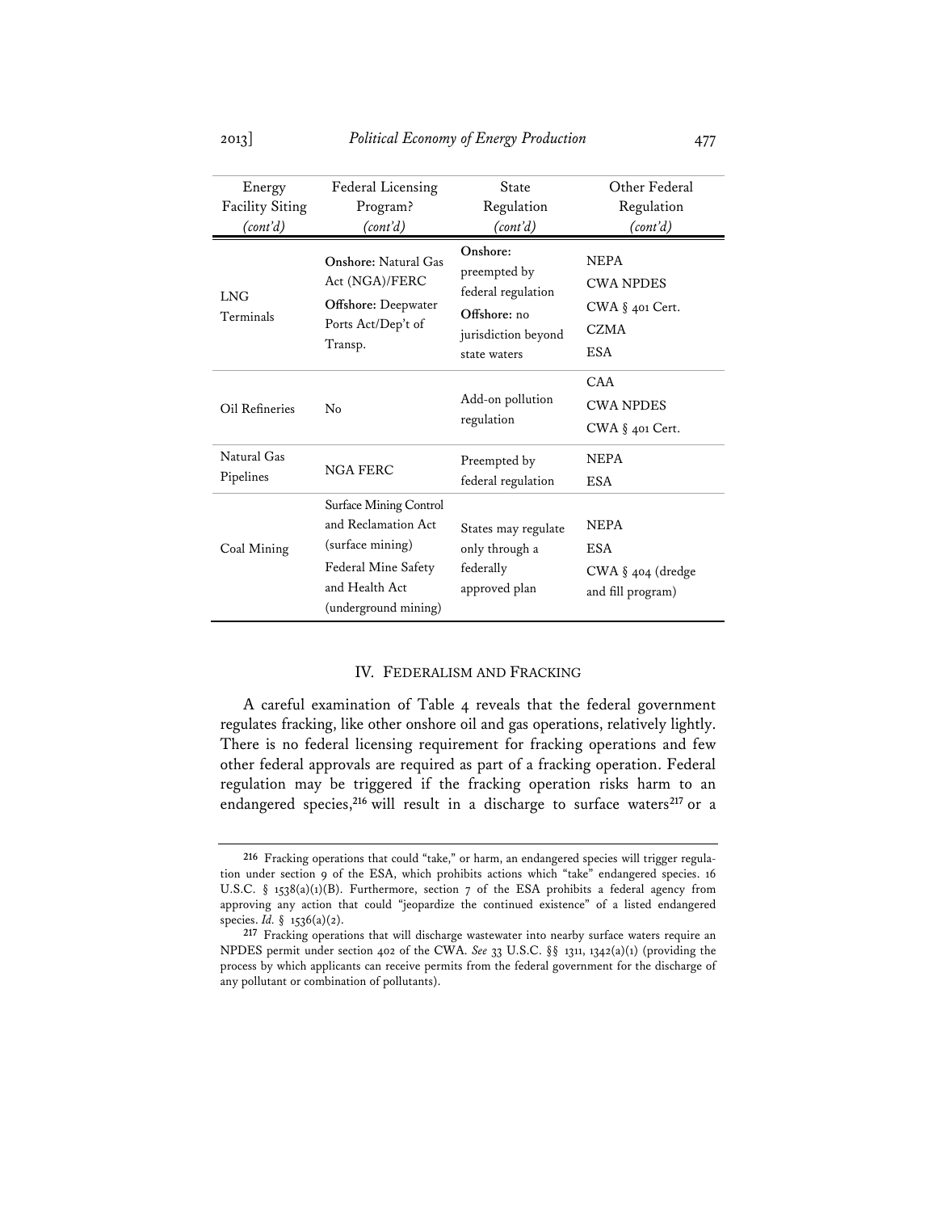| Energy Facility Siting *(cont'd)* | Federal Licensing Program? *(cont'd)* | State Regulation *(cont'd)* | Other Federal Regulation *(cont'd)* |
|---|---|---|---|
| LNG Terminals | **Onshore:** Natural Gas Act (NGA)/FERC<br>**Offshore:** Deepwater Ports Act/Dep't of Transp. | **Onshore:** preempted by federal regulation<br>**Offshore:** no jurisdiction beyond state waters | NEPA<br>CWA NPDES<br>CWA § 401 Cert.<br>CZMA<br>ESA |
| Oil Refineries | No | Add-on pollution regulation | CAA<br>CWA NPDES<br>CWA § 401 Cert. |
| Natural Gas Pipelines | NGA FERC | Preempted by federal regulation | NEPA<br>ESA |
| Coal Mining | Surface Mining Control and Reclamation Act (surface mining)<br>Federal Mine Safety and Health Act (underground mining) | States may regulate only through a federally approved plan | NEPA<br>ESA<br>CWA § 404 (dredge and fill program) |

## IV. Federalism and Fracking

A careful examination of Table 4 reveals that the federal government regulates fracking, like other onshore oil and gas operations, relatively lightly. There is no federal licensing requirement for fracking operations and few other federal approvals are required as part of a fracking operation. Federal regulation may be triggered if the fracking operation risks harm to an endangered species,[216] will result in a discharge to surface waters[217] or a

---

[216] Fracking operations that could "take," or harm, an endangered species will trigger regulation under section 9 of the ESA, which prohibits actions which "take" endangered species. 16 U.S.C. § 1538(a)(1)(B). Furthermore, section 7 of the ESA prohibits a federal agency from approving any action that could "jeopardize the continued existence" of a listed endangered species. *Id.* § 1536(a)(2).

[217] Fracking operations that will discharge wastewater into nearby surface waters require an NPDES permit under section 402 of the CWA. *See* 33 U.S.C. §§ 1311, 1342(a)(1) (providing the process by which applicants can receive permits from the federal government for the discharge of any pollutant or combination of pollutants).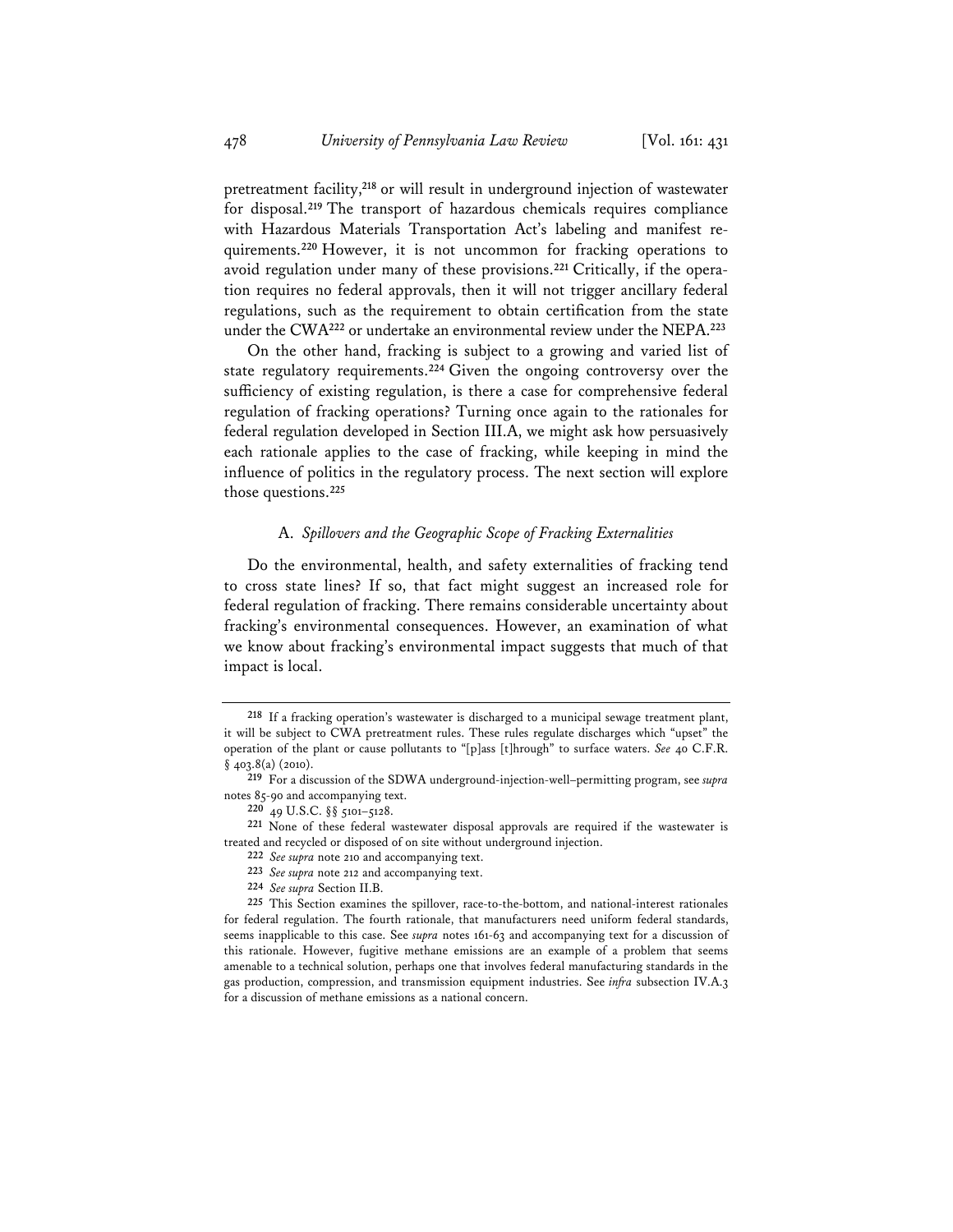pretreatment facility,[218] or will result in underground injection of wastewater for disposal.[219] The transport of hazardous chemicals requires compliance with Hazardous Materials Transportation Act's labeling and manifest requirements.[220] However, it is not uncommon for fracking operations to avoid regulation under many of these provisions.[221] Critically, if the operation requires no federal approvals, then it will not trigger ancillary federal regulations, such as the requirement to obtain certification from the state under the CWA[222] or undertake an environmental review under the NEPA.[223]

On the other hand, fracking is subject to a growing and varied list of state regulatory requirements.[224] Given the ongoing controversy over the sufficiency of existing regulation, is there a case for comprehensive federal regulation of fracking operations? Turning once again to the rationales for federal regulation developed in Section III.A, we might ask how persuasively each rationale applies to the case of fracking, while keeping in mind the influence of politics in the regulatory process. The next section will explore those questions.[225]

### A. *Spillovers and the Geographic Scope of Fracking Externalities*

Do the environmental, health, and safety externalities of fracking tend to cross state lines? If so, that fact might suggest an increased role for federal regulation of fracking. There remains considerable uncertainty about fracking's environmental consequences. However, an examination of what we know about fracking's environmental impact suggests that much of that impact is local.

---

[218] If a fracking operation's wastewater is discharged to a municipal sewage treatment plant, it will be subject to CWA pretreatment rules. These rules regulate discharges which "upset" the operation of the plant or cause pollutants to "[p]ass [t]hrough" to surface waters. *See* 40 C.F.R. § 403.8(a) (2010).

[219] For a discussion of the SDWA underground-injection-well–permitting program, see *supra* notes 85-90 and accompanying text.

[220] 49 U.S.C. §§ 5101–5128.

[221] None of these federal wastewater disposal approvals are required if the wastewater is treated and recycled or disposed of on site without underground injection.

[222] *See supra* note 210 and accompanying text.

[223] *See supra* note 212 and accompanying text.

[224] *See supra* Section II.B.

[225] This Section examines the spillover, race-to-the-bottom, and national-interest rationales for federal regulation. The fourth rationale, that manufacturers need uniform federal standards, seems inapplicable to this case. See *supra* notes 161-63 and accompanying text for a discussion of this rationale. However, fugitive methane emissions are an example of a problem that seems amenable to a technical solution, perhaps one that involves federal manufacturing standards in the gas production, compression, and transmission equipment industries. See *infra* subsection IV.A.3 for a discussion of methane emissions as a national concern.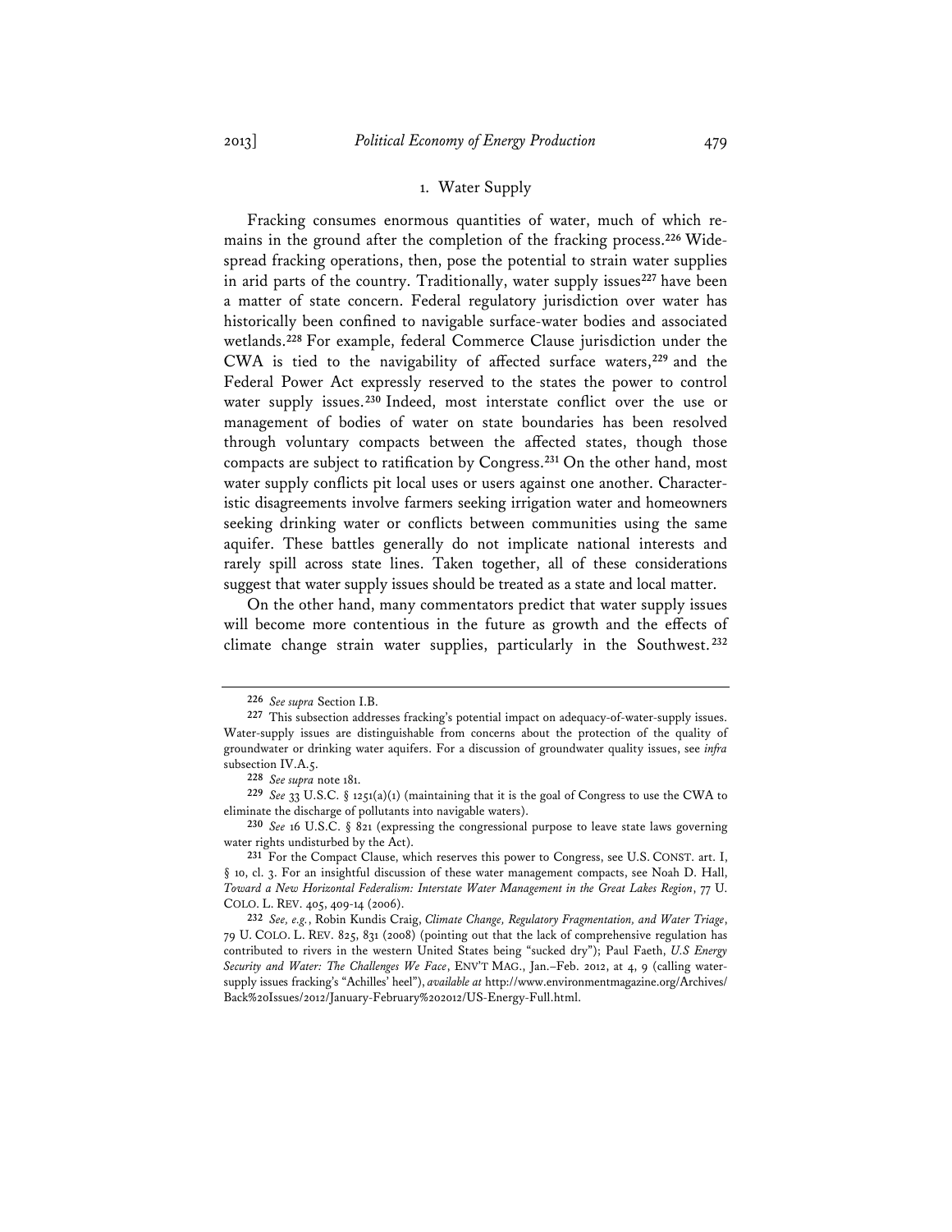### 1. Water Supply

Fracking consumes enormous quantities of water, much of which remains in the ground after the completion of the fracking process.[226] Widespread fracking operations, then, pose the potential to strain water supplies in arid parts of the country. Traditionally, water supply issues[227] have been a matter of state concern. Federal regulatory jurisdiction over water has historically been confined to navigable surface-water bodies and associated wetlands.[228] For example, federal Commerce Clause jurisdiction under the CWA is tied to the navigability of affected surface waters,[229] and the Federal Power Act expressly reserved to the states the power to control water supply issues.[230] Indeed, most interstate conflict over the use or management of bodies of water on state boundaries has been resolved through voluntary compacts between the affected states, though those compacts are subject to ratification by Congress.[231] On the other hand, most water supply conflicts pit local uses or users against one another. Characteristic disagreements involve farmers seeking irrigation water and homeowners seeking drinking water or conflicts between communities using the same aquifer. These battles generally do not implicate national interests and rarely spill across state lines. Taken together, all of these considerations suggest that water supply issues should be treated as a state and local matter.

On the other hand, many commentators predict that water supply issues will become more contentious in the future as growth and the effects of climate change strain water supplies, particularly in the Southwest.[232]

---

226 *See supra* Section I.B.

227 This subsection addresses fracking's potential impact on adequacy-of-water-supply issues. Water-supply issues are distinguishable from concerns about the protection of the quality of groundwater or drinking water aquifers. For a discussion of groundwater quality issues, see *infra* subsection IV.A.5.

228 *See supra* note 181.

229 *See* 33 U.S.C. § 1251(a)(1) (maintaining that it is the goal of Congress to use the CWA to eliminate the discharge of pollutants into navigable waters).

230 *See* 16 U.S.C. § 821 (expressing the congressional purpose to leave state laws governing water rights undisturbed by the Act).

231 For the Compact Clause, which reserves this power to Congress, see U.S. CONST. art. I, § 10, cl. 3. For an insightful discussion of these water management compacts, see Noah D. Hall, *Toward a New Horizontal Federalism: Interstate Water Management in the Great Lakes Region*, 77 U. COLO. L. REV. 405, 409-14 (2006).

232 *See, e.g.*, Robin Kundis Craig, *Climate Change, Regulatory Fragmentation, and Water Triage*, 79 U. COLO. L. REV. 825, 831 (2008) (pointing out that the lack of comprehensive regulation has contributed to rivers in the western United States being "sucked dry"); Paul Faeth, *U.S Energy Security and Water: The Challenges We Face*, ENV'T MAG., Jan.–Feb. 2012, at 4, 9 (calling water-supply issues fracking's "Achilles' heel"), *available at* http://www.environmentmagazine.org/Archives/Back%20Issues/2012/January-February%202012/US-Energy-Full.html.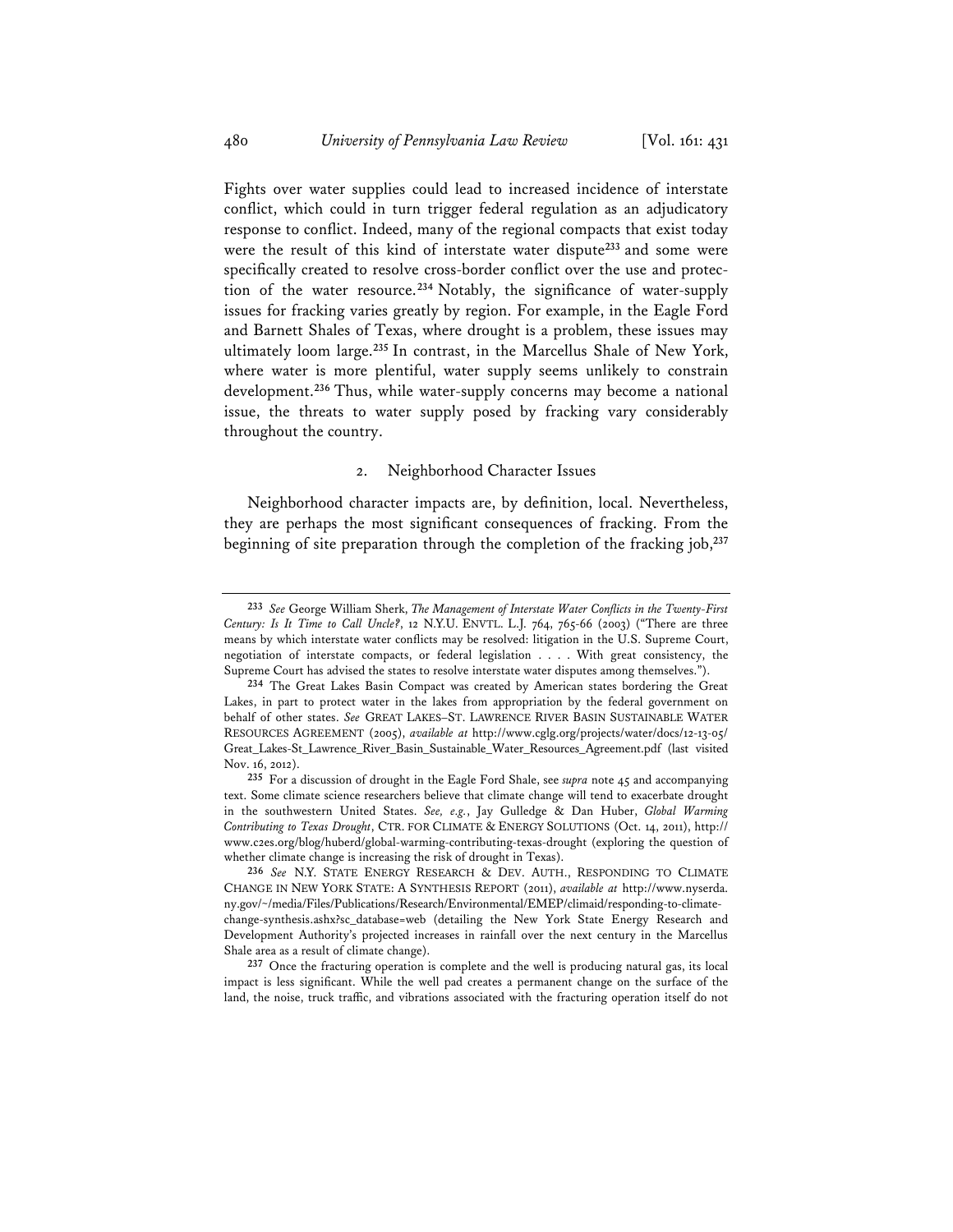Fights over water supplies could lead to increased incidence of interstate conflict, which could in turn trigger federal regulation as an adjudicatory response to conflict. Indeed, many of the regional compacts that exist today were the result of this kind of interstate water dispute[233] and some were specifically created to resolve cross-border conflict over the use and protection of the water resource.[234] Notably, the significance of water-supply issues for fracking varies greatly by region. For example, in the Eagle Ford and Barnett Shales of Texas, where drought is a problem, these issues may ultimately loom large.[235] In contrast, in the Marcellus Shale of New York, where water is more plentiful, water supply seems unlikely to constrain development.[236] Thus, while water-supply concerns may become a national issue, the threats to water supply posed by fracking vary considerably throughout the country.

### 2. Neighborhood Character Issues

Neighborhood character impacts are, by definition, local. Nevertheless, they are perhaps the most significant consequences of fracking. From the beginning of site preparation through the completion of the fracking job,[237]

---

[233] *See* George William Sherk, *The Management of Interstate Water Conflicts in the Twenty-First Century: Is It Time to Call Uncle?*, 12 N.Y.U. ENVTL. L.J. 764, 765-66 (2003) ("There are three means by which interstate water conflicts may be resolved: litigation in the U.S. Supreme Court, negotiation of interstate compacts, or federal legislation . . . . With great consistency, the Supreme Court has advised the states to resolve interstate water disputes among themselves.").

[234] The Great Lakes Basin Compact was created by American states bordering the Great Lakes, in part to protect water in the lakes from appropriation by the federal government on behalf of other states. *See* GREAT LAKES–ST. LAWRENCE RIVER BASIN SUSTAINABLE WATER RESOURCES AGREEMENT (2005), *available at* http://www.cglg.org/projects/water/docs/12-13-05/Great_Lakes-St_Lawrence_River_Basin_Sustainable_Water_Resources_Agreement.pdf (last visited Nov. 16, 2012).

[235] For a discussion of drought in the Eagle Ford Shale, see *supra* note 45 and accompanying text. Some climate science researchers believe that climate change will tend to exacerbate drought in the southwestern United States. *See, e.g.*, Jay Gulledge & Dan Huber, *Global Warming Contributing to Texas Drought*, CTR. FOR CLIMATE & ENERGY SOLUTIONS (Oct. 14, 2011), http://www.c2es.org/blog/huberd/global-warming-contributing-texas-drought (exploring the question of whether climate change is increasing the risk of drought in Texas).

[236] *See* N.Y. STATE ENERGY RESEARCH & DEV. AUTH., RESPONDING TO CLIMATE CHANGE IN NEW YORK STATE: A SYNTHESIS REPORT (2011), *available at* http://www.nyserda.ny.gov/~/media/Files/Publications/Research/Environmental/EMEP/climaid/responding-to-climate-change-synthesis.ashx?sc_database=web (detailing the New York State Energy Research and Development Authority's projected increases in rainfall over the next century in the Marcellus Shale area as a result of climate change).

[237] Once the fracturing operation is complete and the well is producing natural gas, its local impact is less significant. While the well pad creates a permanent change on the surface of the land, the noise, truck traffic, and vibrations associated with the fracturing operation itself do not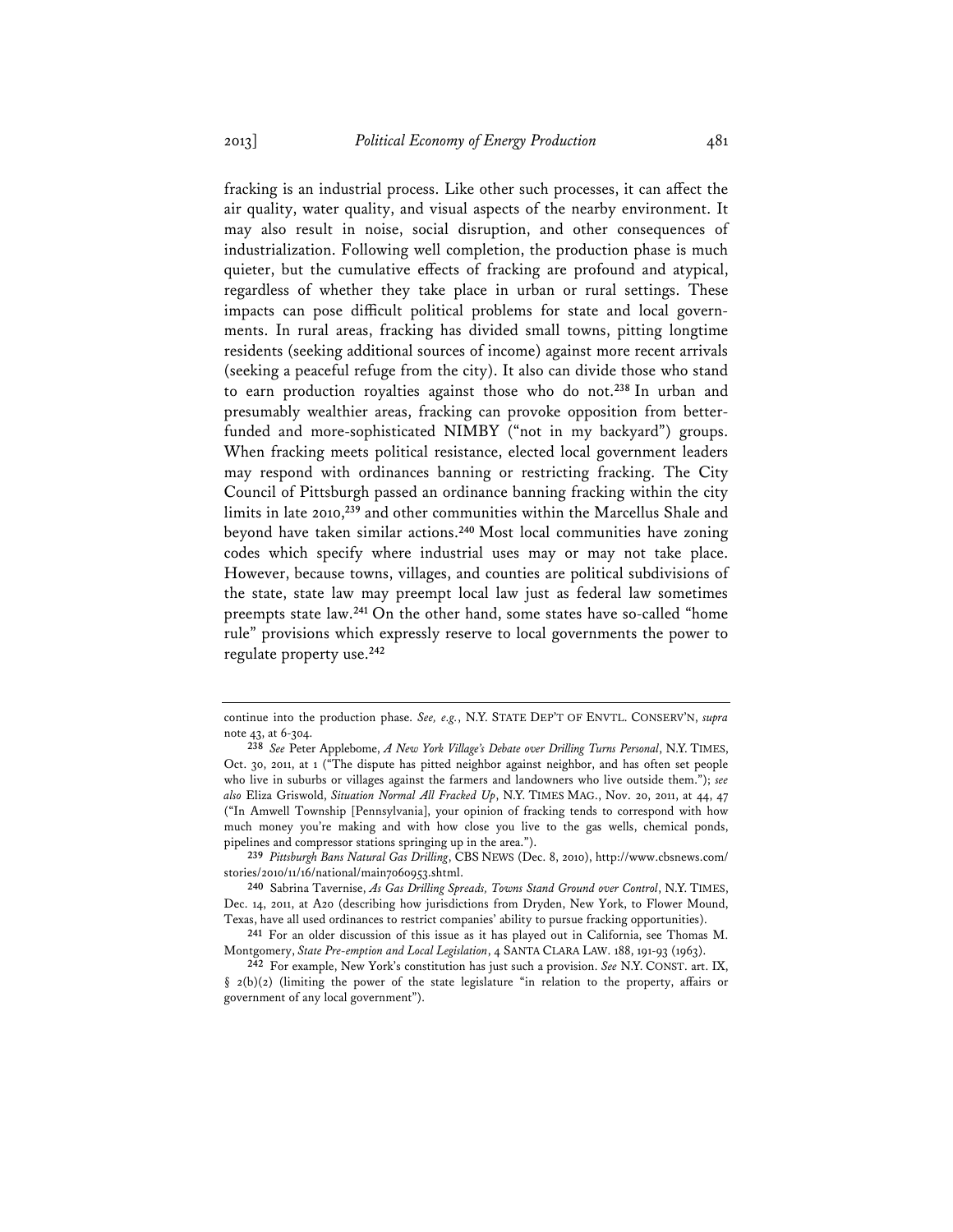fracking is an industrial process. Like other such processes, it can affect the air quality, water quality, and visual aspects of the nearby environment. It may also result in noise, social disruption, and other consequences of industrialization. Following well completion, the production phase is much quieter, but the cumulative effects of fracking are profound and atypical, regardless of whether they take place in urban or rural settings. These impacts can pose difficult political problems for state and local governments. In rural areas, fracking has divided small towns, pitting longtime residents (seeking additional sources of income) against more recent arrivals (seeking a peaceful refuge from the city). It also can divide those who stand to earn production royalties against those who do not.[238] In urban and presumably wealthier areas, fracking can provoke opposition from better-funded and more-sophisticated NIMBY ("not in my backyard") groups. When fracking meets political resistance, elected local government leaders may respond with ordinances banning or restricting fracking. The City Council of Pittsburgh passed an ordinance banning fracking within the city limits in late 2010,[239] and other communities within the Marcellus Shale and beyond have taken similar actions.[240] Most local communities have zoning codes which specify where industrial uses may or may not take place. However, because towns, villages, and counties are political subdivisions of the state, state law may preempt local law just as federal law sometimes preempts state law.[241] On the other hand, some states have so-called "home rule" provisions which expressly reserve to local governments the power to regulate property use.[242]

---

continue into the production phase. *See, e.g.*, N.Y. STATE DEP'T OF ENVTL. CONSERV'N, *supra* note 43, at 6-304.

238 *See* Peter Applebome, *A New York Village's Debate over Drilling Turns Personal*, N.Y. TIMES, Oct. 30, 2011, at 1 ("The dispute has pitted neighbor against neighbor, and has often set people who live in suburbs or villages against the farmers and landowners who live outside them."); *see also* Eliza Griswold, *Situation Normal All Fracked Up*, N.Y. TIMES MAG., Nov. 20, 2011, at 44, 47 ("In Amwell Township [Pennsylvania], your opinion of fracking tends to correspond with how much money you're making and with how close you live to the gas wells, chemical ponds, pipelines and compressor stations springing up in the area.").

239 *Pittsburgh Bans Natural Gas Drilling*, CBS NEWS (Dec. 8, 2010), http://www.cbsnews.com/stories/2010/11/16/national/main7060953.shtml.

240 Sabrina Tavernise, *As Gas Drilling Spreads, Towns Stand Ground over Control*, N.Y. TIMES, Dec. 14, 2011, at A20 (describing how jurisdictions from Dryden, New York, to Flower Mound, Texas, have all used ordinances to restrict companies' ability to pursue fracking opportunities).

241 For an older discussion of this issue as it has played out in California, see Thomas M. Montgomery, *State Pre-emption and Local Legislation*, 4 SANTA CLARA LAW. 188, 191-93 (1963).

242 For example, New York's constitution has just such a provision. *See* N.Y. CONST. art. IX, § 2(b)(2) (limiting the power of the state legislature "in relation to the property, affairs or government of any local government").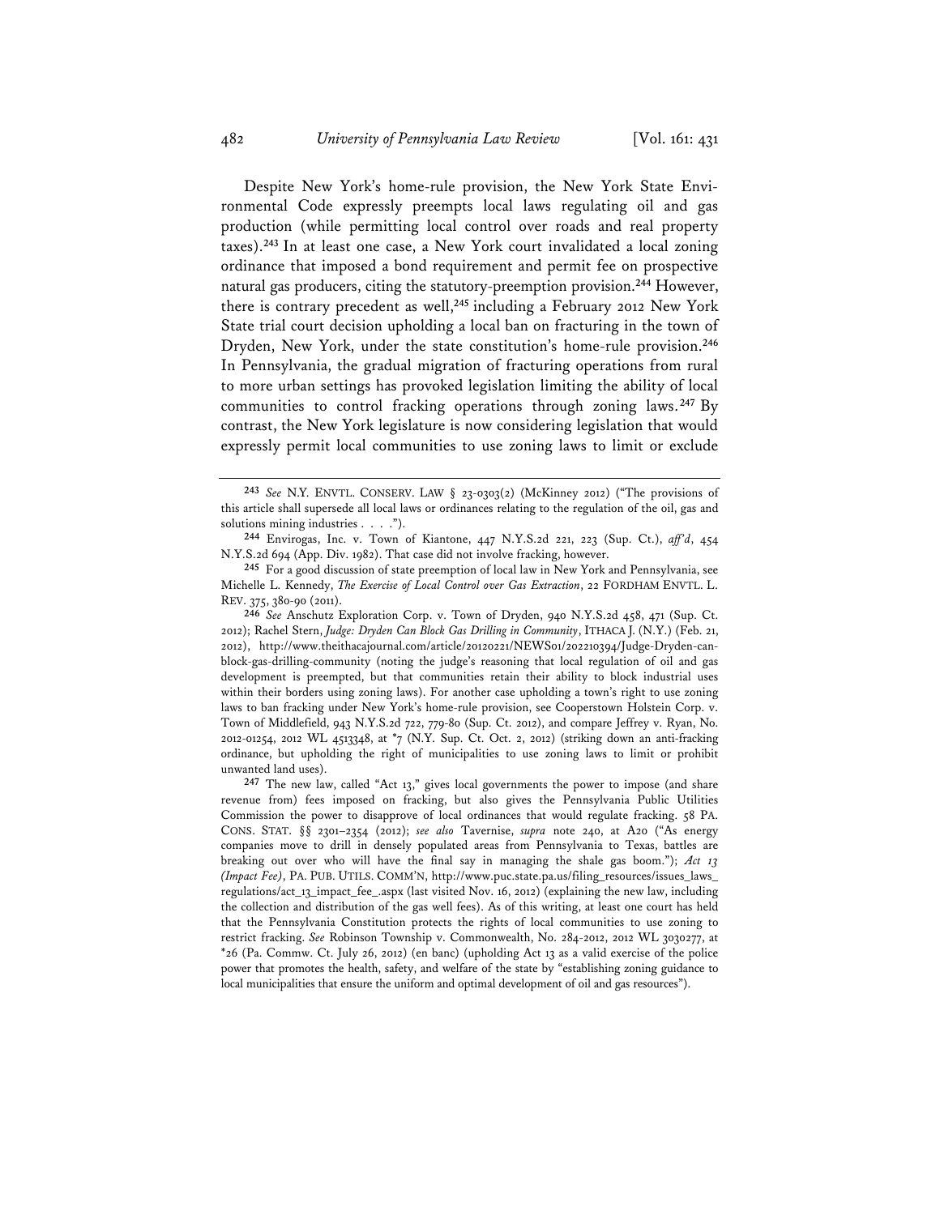Despite New York's home-rule provision, the New York State Environmental Code expressly preempts local laws regulating oil and gas production (while permitting local control over roads and real property taxes).[243] In at least one case, a New York court invalidated a local zoning ordinance that imposed a bond requirement and permit fee on prospective natural gas producers, citing the statutory-preemption provision.[244] However, there is contrary precedent as well,[245] including a February 2012 New York State trial court decision upholding a local ban on fracturing in the town of Dryden, New York, under the state constitution's home-rule provision.[246] In Pennsylvania, the gradual migration of fracturing operations from rural to more urban settings has provoked legislation limiting the ability of local communities to control fracking operations through zoning laws.[247] By contrast, the New York legislature is now considering legislation that would expressly permit local communities to use zoning laws to limit or exclude

---

[243] *See* N.Y. ENVTL. CONSERV. LAW § 23-0303(2) (McKinney 2012) ("The provisions of this article shall supersede all local laws or ordinances relating to the regulation of the oil, gas and solutions mining industries . . . .").

[244] Envirogas, Inc. v. Town of Kiantone, 447 N.Y.S.2d 221, 223 (Sup. Ct.), *aff'd*, 454 N.Y.S.2d 694 (App. Div. 1982). That case did not involve fracking, however.

[245] For a good discussion of state preemption of local law in New York and Pennsylvania, see Michelle L. Kennedy, *The Exercise of Local Control over Gas Extraction*, 22 FORDHAM ENVTL. L. REV. 375, 380-90 (2011).

[246] *See* Anschutz Exploration Corp. v. Town of Dryden, 940 N.Y.S.2d 458, 471 (Sup. Ct. 2012); Rachel Stern, *Judge: Dryden Can Block Gas Drilling in Community*, ITHACA J. (N.Y.) (Feb. 21, 2012), http://www.theithacajournal.com/article/20120221/NEWS01/202210394/Judge-Dryden-can-block-gas-drilling-community (noting the judge's reasoning that local regulation of oil and gas development is preempted, but that communities retain their ability to block industrial uses within their borders using zoning laws). For another case upholding a town's right to use zoning laws to ban fracking under New York's home-rule provision, see Cooperstown Holstein Corp. v. Town of Middlefield, 943 N.Y.S.2d 722, 779-80 (Sup. Ct. 2012), and compare Jeffrey v. Ryan, No. 2012-01254, 2012 WL 4513348, at \*7 (N.Y. Sup. Ct. Oct. 2, 2012) (striking down an anti-fracking ordinance, but upholding the right of municipalities to use zoning laws to limit or prohibit unwanted land uses).

[247] The new law, called "Act 13," gives local governments the power to impose (and share revenue from) fees imposed on fracking, but also gives the Pennsylvania Public Utilities Commission the power to disapprove of local ordinances that would regulate fracking. 58 PA. CONS. STAT. §§ 2301–2354 (2012); *see also* Tavernise, *supra* note 240, at A20 ("As energy companies move to drill in densely populated areas from Pennsylvania to Texas, battles are breaking out over who will have the final say in managing the shale gas boom."); *Act 13 (Impact Fee)*, PA. PUB. UTILS. COMM'N, http://www.puc.state.pa.us/filing_resources/issues_laws_regulations/act_13_impact_fee_.aspx (last visited Nov. 16, 2012) (explaining the new law, including the collection and distribution of the gas well fees). As of this writing, at least one court has held that the Pennsylvania Constitution protects the rights of local communities to use zoning to restrict fracking. *See* Robinson Township v. Commonwealth, No. 284-2012, 2012 WL 3030277, at \*26 (Pa. Commw. Ct. July 26, 2012) (en banc) (upholding Act 13 as a valid exercise of the police power that promotes the health, safety, and welfare of the state by "establishing zoning guidance to local municipalities that ensure the uniform and optimal development of oil and gas resources").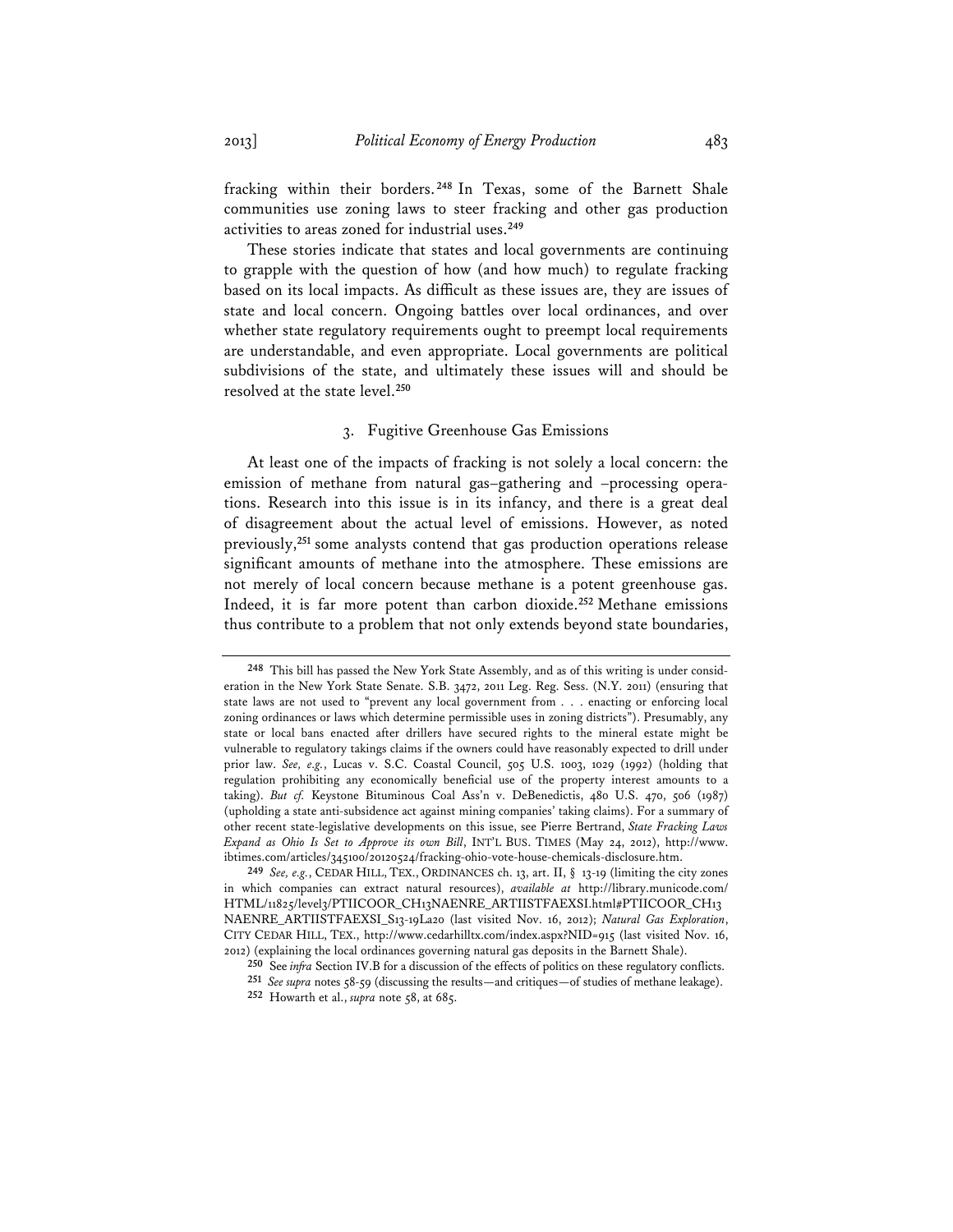fracking within their borders.[248] In Texas, some of the Barnett Shale communities use zoning laws to steer fracking and other gas production activities to areas zoned for industrial uses.[249]

These stories indicate that states and local governments are continuing to grapple with the question of how (and how much) to regulate fracking based on its local impacts. As difficult as these issues are, they are issues of state and local concern. Ongoing battles over local ordinances, and over whether state regulatory requirements ought to preempt local requirements are understandable, and even appropriate. Local governments are political subdivisions of the state, and ultimately these issues will and should be resolved at the state level.[250]

### 3. Fugitive Greenhouse Gas Emissions

At least one of the impacts of fracking is not solely a local concern: the emission of methane from natural gas–gathering and –processing operations. Research into this issue is in its infancy, and there is a great deal of disagreement about the actual level of emissions. However, as noted previously,[251] some analysts contend that gas production operations release significant amounts of methane into the atmosphere. These emissions are not merely of local concern because methane is a potent greenhouse gas. Indeed, it is far more potent than carbon dioxide.[252] Methane emissions thus contribute to a problem that not only extends beyond state boundaries,

---

248 This bill has passed the New York State Assembly, and as of this writing is under consideration in the New York State Senate. S.B. 3472, 2011 Leg. Reg. Sess. (N.Y. 2011) (ensuring that state laws are not used to "prevent any local government from . . . enacting or enforcing local zoning ordinances or laws which determine permissible uses in zoning districts"). Presumably, any state or local bans enacted after drillers have secured rights to the mineral estate might be vulnerable to regulatory takings claims if the owners could have reasonably expected to drill under prior law. *See, e.g.*, Lucas v. S.C. Coastal Council, 505 U.S. 1003, 1029 (1992) (holding that regulation prohibiting any economically beneficial use of the property interest amounts to a taking). *But cf.* Keystone Bituminous Coal Ass'n v. DeBenedictis, 480 U.S. 470, 506 (1987) (upholding a state anti-subsidence act against mining companies' taking claims). For a summary of other recent state-legislative developments on this issue, see Pierre Bertrand, *State Fracking Laws Expand as Ohio Is Set to Approve its own Bill*, INT'L BUS. TIMES (May 24, 2012), http://www.ibtimes.com/articles/345100/20120524/fracking-ohio-vote-house-chemicals-disclosure.htm.

249 *See, e.g.*, CEDAR HILL, TEX., ORDINANCES ch. 13, art. II, § 13-19 (limiting the city zones in which companies can extract natural resources), *available at* http://library.municode.com/HTML/11825/level3/PTIICOOR_CH13NAENRE_ARTIISTFAEXSI.html#PTIICOOR_CH13NAENRE_ARTIISTFAEXSI_S13-19La20 (last visited Nov. 16, 2012); *Natural Gas Exploration*, CITY CEDAR HILL, TEX., http://www.cedarhilltx.com/index.aspx?NID=915 (last visited Nov. 16, 2012) (explaining the local ordinances governing natural gas deposits in the Barnett Shale).

250 See *infra* Section IV.B for a discussion of the effects of politics on these regulatory conflicts.

251 *See supra* notes 58-59 (discussing the results—and critiques—of studies of methane leakage).

252 Howarth et al., *supra* note 58, at 685.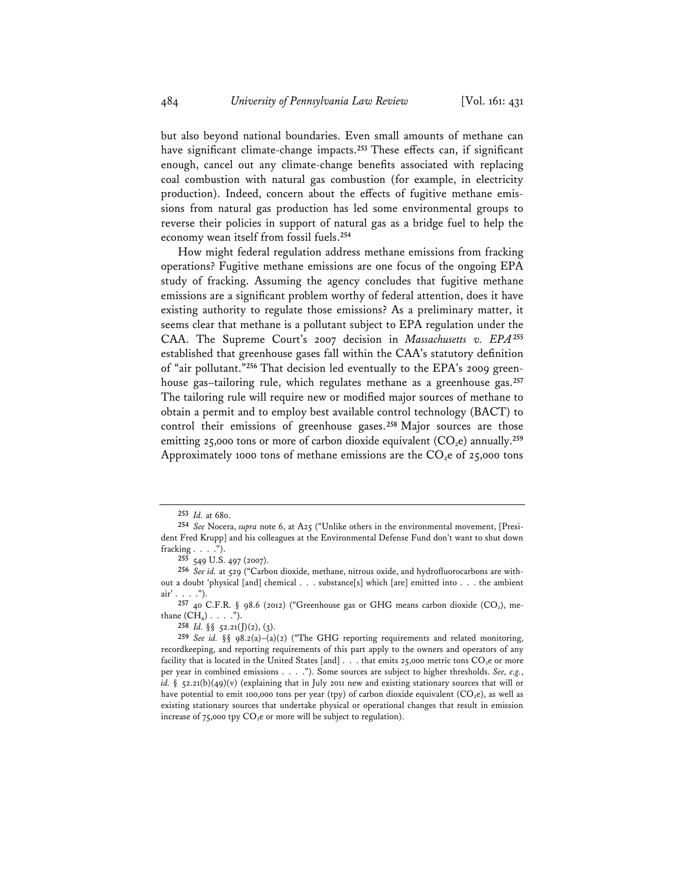but also beyond national boundaries. Even small amounts of methane can have significant climate-change impacts.[253] These effects can, if significant enough, cancel out any climate-change benefits associated with replacing coal combustion with natural gas combustion (for example, in electricity production). Indeed, concern about the effects of fugitive methane emissions from natural gas production has led some environmental groups to reverse their policies in support of natural gas as a bridge fuel to help the economy wean itself from fossil fuels.[254]

How might federal regulation address methane emissions from fracking operations? Fugitive methane emissions are one focus of the ongoing EPA study of fracking. Assuming the agency concludes that fugitive methane emissions are a significant problem worthy of federal attention, does it have existing authority to regulate those emissions? As a preliminary matter, it seems clear that methane is a pollutant subject to EPA regulation under the CAA. The Supreme Court's 2007 decision in *Massachusetts v. EPA*[255] established that greenhouse gases fall within the CAA's statutory definition of "air pollutant."[256] That decision led eventually to the EPA's 2009 greenhouse gas–tailoring rule, which regulates methane as a greenhouse gas.[257] The tailoring rule will require new or modified major sources of methane to obtain a permit and to employ best available control technology (BACT) to control their emissions of greenhouse gases.[258] Major sources are those emitting 25,000 tons or more of carbon dioxide equivalent ($CO_2e$) annually.[259] Approximately 1000 tons of methane emissions are the $CO_2e$ of 25,000 tons

---

[253] *Id.* at 680.

[254] *See* Nocera, *supra* note 6, at A25 ("Unlike others in the environmental movement, [President Fred Krupp] and his colleagues at the Environmental Defense Fund don't want to shut down fracking . . . .").

[255] 549 U.S. 497 (2007).

[256] *See id.* at 529 ("Carbon dioxide, methane, nitrous oxide, and hydrofluorocarbons are without a doubt 'physical [and] chemical . . . substance[s] which [are] emitted into . . . the ambient air' . . . .").

[257] 40 C.F.R. § 98.6 (2012) ("Greenhouse gas or GHG means carbon dioxide ($CO_2$), methane ($CH_4$) . . . .").

[258] *Id.* §§ 52.21(J)(2), (3).

[259] *See id.* §§ 98.2(a)–(a)(2) ("The GHG reporting requirements and related monitoring, recordkeeping, and reporting requirements of this part apply to the owners and operators of any facility that is located in the United States [and] . . . that emits 25,000 metric tons $CO_2e$ or more per year in combined emissions . . . ."). Some sources are subject to higher thresholds. *See, e.g.*, *id.* § 52.21(b)(49)(v) (explaining that in July 2011 new and existing stationary sources that will or have potential to emit 100,000 tons per year (tpy) of carbon dioxide equivalent ($CO_2e$), as well as existing stationary sources that undertake physical or operational changes that result in emission increase of 75,000 tpy $CO_2e$ or more will be subject to regulation).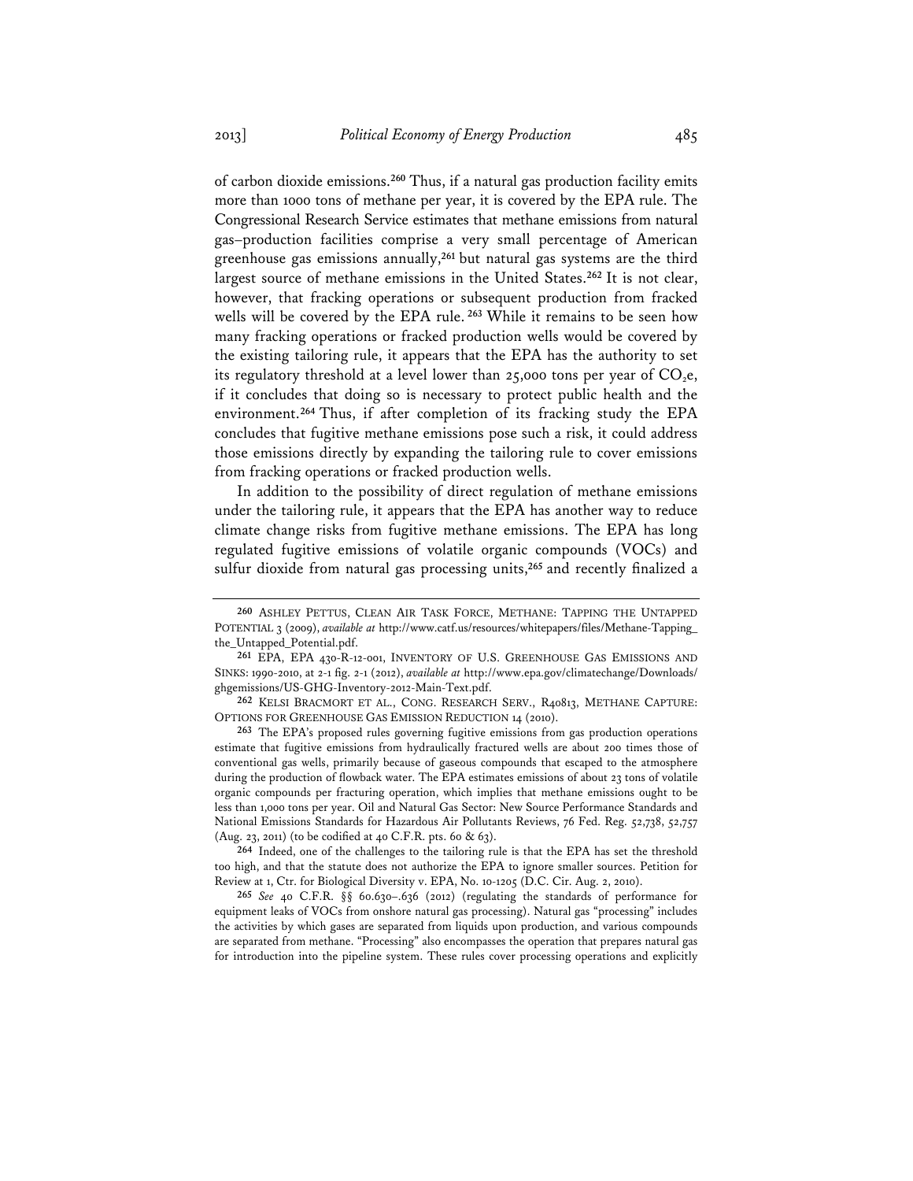of carbon dioxide emissions.[260] Thus, if a natural gas production facility emits more than 1000 tons of methane per year, it is covered by the EPA rule. The Congressional Research Service estimates that methane emissions from natural gas–production facilities comprise a very small percentage of American greenhouse gas emissions annually,[261] but natural gas systems are the third largest source of methane emissions in the United States.[262] It is not clear, however, that fracking operations or subsequent production from fracked wells will be covered by the EPA rule.[263] While it remains to be seen how many fracking operations or fracked production wells would be covered by the existing tailoring rule, it appears that the EPA has the authority to set its regulatory threshold at a level lower than 25,000 tons per year of $CO_2e$, if it concludes that doing so is necessary to protect public health and the environment.[264] Thus, if after completion of its fracking study the EPA concludes that fugitive methane emissions pose such a risk, it could address those emissions directly by expanding the tailoring rule to cover emissions from fracking operations or fracked production wells.

In addition to the possibility of direct regulation of methane emissions under the tailoring rule, it appears that the EPA has another way to reduce climate change risks from fugitive methane emissions. The EPA has long regulated fugitive emissions of volatile organic compounds (VOCs) and sulfur dioxide from natural gas processing units,[265] and recently finalized a

---

260 ASHLEY PETTUS, CLEAN AIR TASK FORCE, METHANE: TAPPING THE UNTAPPED POTENTIAL 3 (2009), *available at* http://www.catf.us/resources/whitepapers/files/Methane-Tapping_the_Untapped_Potential.pdf.

261 EPA, EPA 430-R-12-001, INVENTORY OF U.S. GREENHOUSE GAS EMISSIONS AND SINKS: 1990-2010, at 2-1 fig. 2-1 (2012), *available at* http://www.epa.gov/climatechange/Downloads/ghgemissions/US-GHG-Inventory-2012-Main-Text.pdf.

262 KELSI BRACMORT ET AL., CONG. RESEARCH SERV., R40813, METHANE CAPTURE: OPTIONS FOR GREENHOUSE GAS EMISSION REDUCTION 14 (2010).

263 The EPA's proposed rules governing fugitive emissions from gas production operations estimate that fugitive emissions from hydraulically fractured wells are about 200 times those of conventional gas wells, primarily because of gaseous compounds that escaped to the atmosphere during the production of flowback water. The EPA estimates emissions of about 23 tons of volatile organic compounds per fracturing operation, which implies that methane emissions ought to be less than 1,000 tons per year. Oil and Natural Gas Sector: New Source Performance Standards and National Emissions Standards for Hazardous Air Pollutants Reviews, 76 Fed. Reg. 52,738, 52,757 (Aug. 23, 2011) (to be codified at 40 C.F.R. pts. 60 & 63).

264 Indeed, one of the challenges to the tailoring rule is that the EPA has set the threshold too high, and that the statute does not authorize the EPA to ignore smaller sources. Petition for Review at 1, Ctr. for Biological Diversity v. EPA, No. 10-1205 (D.C. Cir. Aug. 2, 2010).

265 *See* 40 C.F.R. §§ 60.630–.636 (2012) (regulating the standards of performance for equipment leaks of VOCs from onshore natural gas processing). Natural gas "processing" includes the activities by which gases are separated from liquids upon production, and various compounds are separated from methane. "Processing" also encompasses the operation that prepares natural gas for introduction into the pipeline system. These rules cover processing operations and explicitly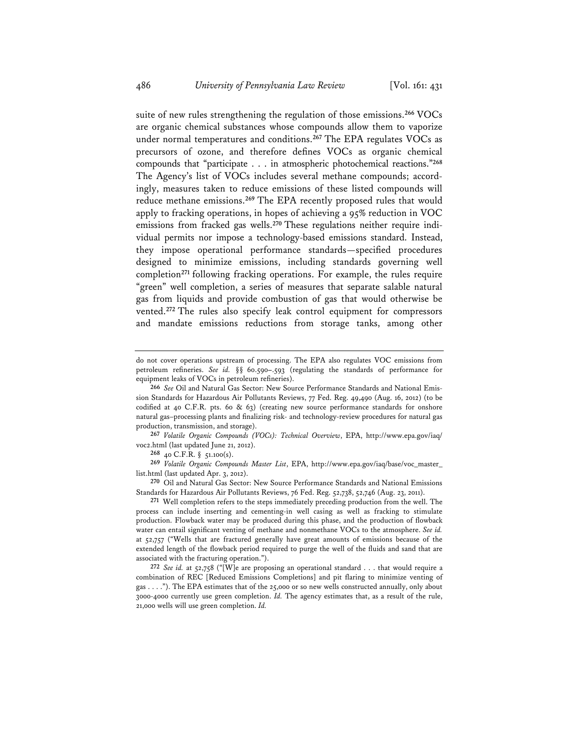suite of new rules strengthening the regulation of those emissions.[266] VOCs are organic chemical substances whose compounds allow them to vaporize under normal temperatures and conditions.[267] The EPA regulates VOCs as precursors of ozone, and therefore defines VOCs as organic chemical compounds that "participate . . . in atmospheric photochemical reactions."[268] The Agency's list of VOCs includes several methane compounds; accordingly, measures taken to reduce emissions of these listed compounds will reduce methane emissions.[269] The EPA recently proposed rules that would apply to fracking operations, in hopes of achieving a 95% reduction in VOC emissions from fracked gas wells.[270] These regulations neither require individual permits nor impose a technology-based emissions standard. Instead, they impose operational performance standards—specified procedures designed to minimize emissions, including standards governing well completion[271] following fracking operations. For example, the rules require "green" well completion, a series of measures that separate salable natural gas from liquids and provide combustion of gas that would otherwise be vented.[272] The rules also specify leak control equipment for compressors and mandate emissions reductions from storage tanks, among other

---

do not cover operations upstream of processing. The EPA also regulates VOC emissions from petroleum refineries. *See id.* §§ 60.590–.593 (regulating the standards of performance for equipment leaks of VOCs in petroleum refineries).

[266] *See* Oil and Natural Gas Sector: New Source Performance Standards and National Emission Standards for Hazardous Air Pollutants Reviews, 77 Fed. Reg. 49,490 (Aug. 16, 2012) (to be codified at 40 C.F.R. pts. 60 & 63) (creating new source performance standards for onshore natural gas–processing plants and finalizing risk- and technology-review procedures for natural gas production, transmission, and storage).

[267] *Volatile Organic Compounds (VOCs): Technical Overview*, EPA, http://www.epa.gov/iaq/voc2.html (last updated June 21, 2012).

[268] 40 C.F.R. § 51.100(s).

[269] *Volatile Organic Compounds Master List*, EPA, http://www.epa.gov/iaq/base/voc_master_list.html (last updated Apr. 3, 2012).

[270] Oil and Natural Gas Sector: New Source Performance Standards and National Emissions Standards for Hazardous Air Pollutants Reviews, 76 Fed. Reg. 52,738, 52,746 (Aug. 23, 2011).

[271] Well completion refers to the steps immediately preceding production from the well. The process can include inserting and cementing-in well casing as well as fracking to stimulate production. Flowback water may be produced during this phase, and the production of flowback water can entail significant venting of methane and nonmethane VOCs to the atmosphere. *See id.* at 52,757 ("Wells that are fractured generally have great amounts of emissions because of the extended length of the flowback period required to purge the well of the fluids and sand that are associated with the fracturing operation.").

[272] *See id.* at 52,758 ("[W]e are proposing an operational standard . . . that would require a combination of REC [Reduced Emissions Completions] and pit flaring to minimize venting of gas . . . ."). The EPA estimates that of the 25,000 or so new wells constructed annually, only about 3000-4000 currently use green completion. *Id.* The agency estimates that, as a result of the rule, 21,000 wells will use green completion. *Id.*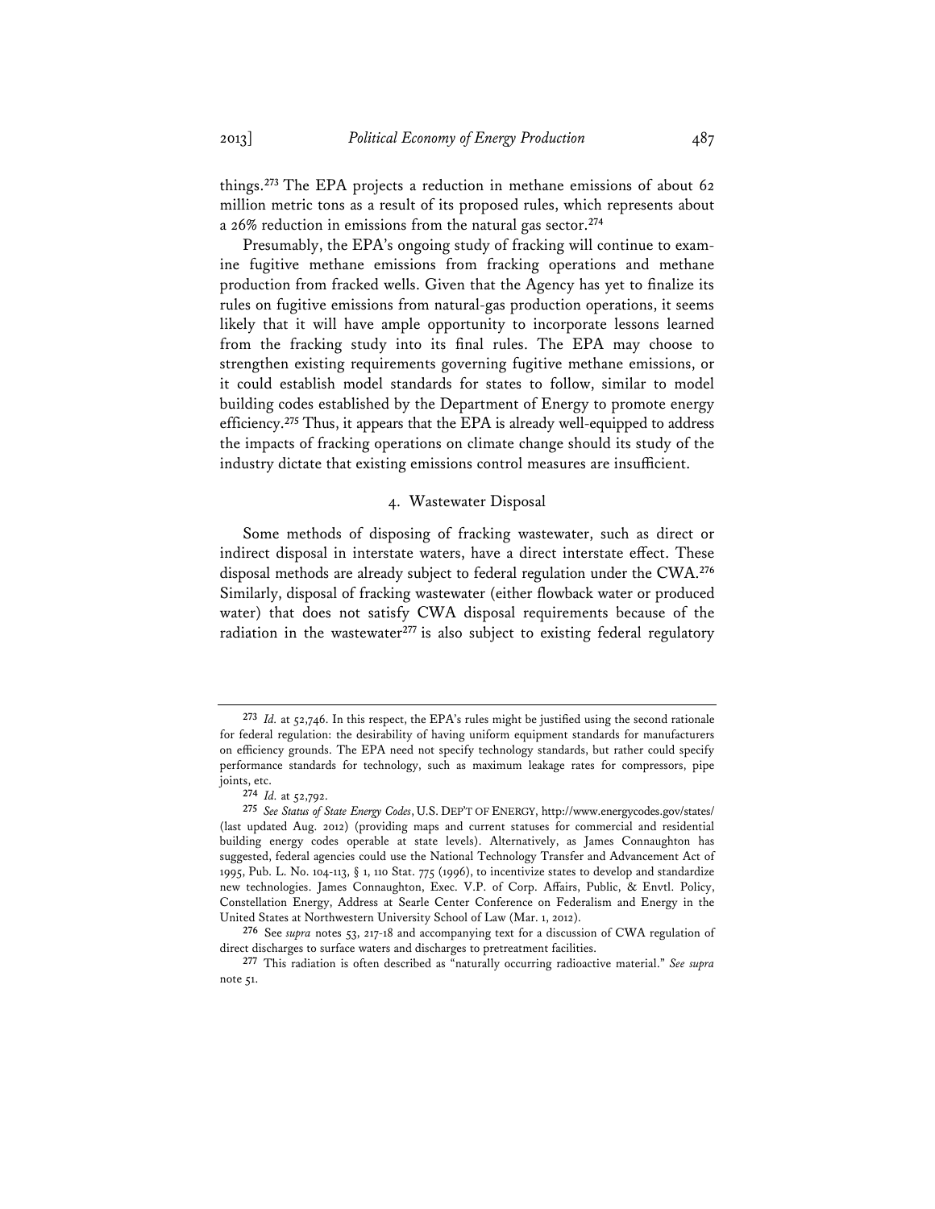things.[273] The EPA projects a reduction in methane emissions of about 62 million metric tons as a result of its proposed rules, which represents about a 26% reduction in emissions from the natural gas sector.[274]

Presumably, the EPA's ongoing study of fracking will continue to examine fugitive methane emissions from fracking operations and methane production from fracked wells. Given that the Agency has yet to finalize its rules on fugitive emissions from natural-gas production operations, it seems likely that it will have ample opportunity to incorporate lessons learned from the fracking study into its final rules. The EPA may choose to strengthen existing requirements governing fugitive methane emissions, or it could establish model standards for states to follow, similar to model building codes established by the Department of Energy to promote energy efficiency.[275] Thus, it appears that the EPA is already well-equipped to address the impacts of fracking operations on climate change should its study of the industry dictate that existing emissions control measures are insufficient.

#### 4. Wastewater Disposal

Some methods of disposing of fracking wastewater, such as direct or indirect disposal in interstate waters, have a direct interstate effect. These disposal methods are already subject to federal regulation under the CWA.[276] Similarly, disposal of fracking wastewater (either flowback water or produced water) that does not satisfy CWA disposal requirements because of the radiation in the wastewater[277] is also subject to existing federal regulatory

---

[273] *Id.* at 52,746. In this respect, the EPA's rules might be justified using the second rationale for federal regulation: the desirability of having uniform equipment standards for manufacturers on efficiency grounds. The EPA need not specify technology standards, but rather could specify performance standards for technology, such as maximum leakage rates for compressors, pipe joints, etc.

[274] *Id.* at 52,792.

[275] *See Status of State Energy Codes*, U.S. DEP'T OF ENERGY, http://www.energycodes.gov/states/ (last updated Aug. 2012) (providing maps and current statuses for commercial and residential building energy codes operable at state levels). Alternatively, as James Connaughton has suggested, federal agencies could use the National Technology Transfer and Advancement Act of 1995, Pub. L. No. 104-113, § 1, 110 Stat. 775 (1996), to incentivize states to develop and standardize new technologies. James Connaughton, Exec. V.P. of Corp. Affairs, Public, & Envtl. Policy, Constellation Energy, Address at Searle Center Conference on Federalism and Energy in the United States at Northwestern University School of Law (Mar. 1, 2012).

[276] See *supra* notes 53, 217-18 and accompanying text for a discussion of CWA regulation of direct discharges to surface waters and discharges to pretreatment facilities.

[277] This radiation is often described as "naturally occurring radioactive material." *See supra* note 51.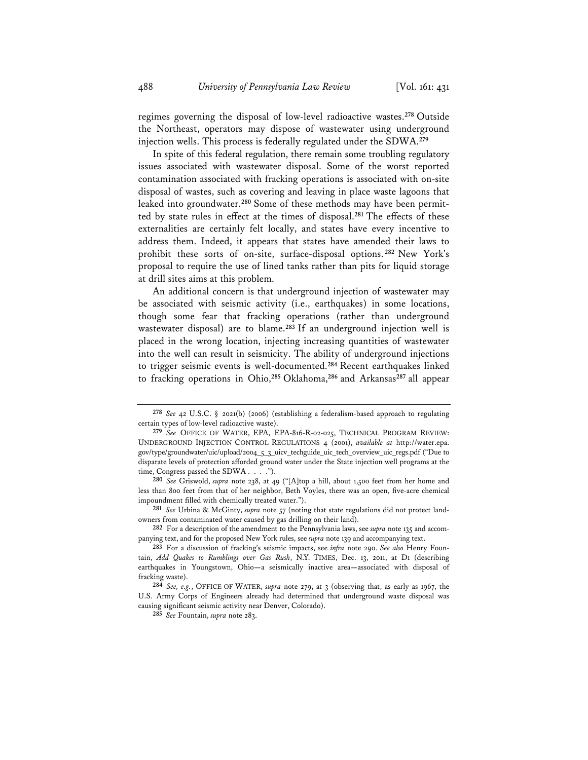regimes governing the disposal of low-level radioactive wastes.[278] Outside the Northeast, operators may dispose of wastewater using underground injection wells. This process is federally regulated under the SDWA.[279]

In spite of this federal regulation, there remain some troubling regulatory issues associated with wastewater disposal. Some of the worst reported contamination associated with fracking operations is associated with on-site disposal of wastes, such as covering and leaving in place waste lagoons that leaked into groundwater.[280] Some of these methods may have been permitted by state rules in effect at the times of disposal.[281] The effects of these externalities are certainly felt locally, and states have every incentive to address them. Indeed, it appears that states have amended their laws to prohibit these sorts of on-site, surface-disposal options.[282] New York's proposal to require the use of lined tanks rather than pits for liquid storage at drill sites aims at this problem.

An additional concern is that underground injection of wastewater may be associated with seismic activity (i.e., earthquakes) in some locations, though some fear that fracking operations (rather than underground wastewater disposal) are to blame.[283] If an underground injection well is placed in the wrong location, injecting increasing quantities of wastewater into the well can result in seismicity. The ability of underground injections to trigger seismic events is well-documented.[284] Recent earthquakes linked to fracking operations in Ohio,[285] Oklahoma,[286] and Arkansas[287] all appear

---

[278] *See* 42 U.S.C. § 2021(b) (2006) (establishing a federalism-based approach to regulating certain types of low-level radioactive waste).

[279] *See* OFFICE OF WATER, EPA, EPA-816-R-02-025, TECHNICAL PROGRAM REVIEW: UNDERGROUND INJECTION CONTROL REGULATIONS 4 (2001), *available at* http://water.epa.gov/type/groundwater/uic/upload/2004_5_3_uicv_techguide_uic_tech_overview_uic_regs.pdf ("Due to disparate levels of protection afforded ground water under the State injection well programs at the time, Congress passed the SDWA . . . .").

[280] *See* Griswold, *supra* note 238, at 49 ("[A]top a hill, about 1,500 feet from her home and less than 800 feet from that of her neighbor, Beth Voyles, there was an open, five-acre chemical impoundment filled with chemically treated water.").

[281] *See* Urbina & McGinty, *supra* note 57 (noting that state regulations did not protect landowners from contaminated water caused by gas drilling on their land).

[282] For a description of the amendment to the Pennsylvania laws, see *supra* note 135 and accompanying text, and for the proposed New York rules, see *supra* note 139 and accompanying text.

[283] For a discussion of fracking's seismic impacts, see *infra* note 290. *See also* Henry Fountain, *Add Quakes to Rumblings over Gas Rush*, N.Y. TIMES, Dec. 13, 2011, at D1 (describing earthquakes in Youngstown, Ohio—a seismically inactive area—associated with disposal of fracking waste).

[284] *See, e.g.*, OFFICE OF WATER, *supra* note 279, at 3 (observing that, as early as 1967, the U.S. Army Corps of Engineers already had determined that underground waste disposal was causing significant seismic activity near Denver, Colorado).

[285] *See* Fountain, *supra* note 283.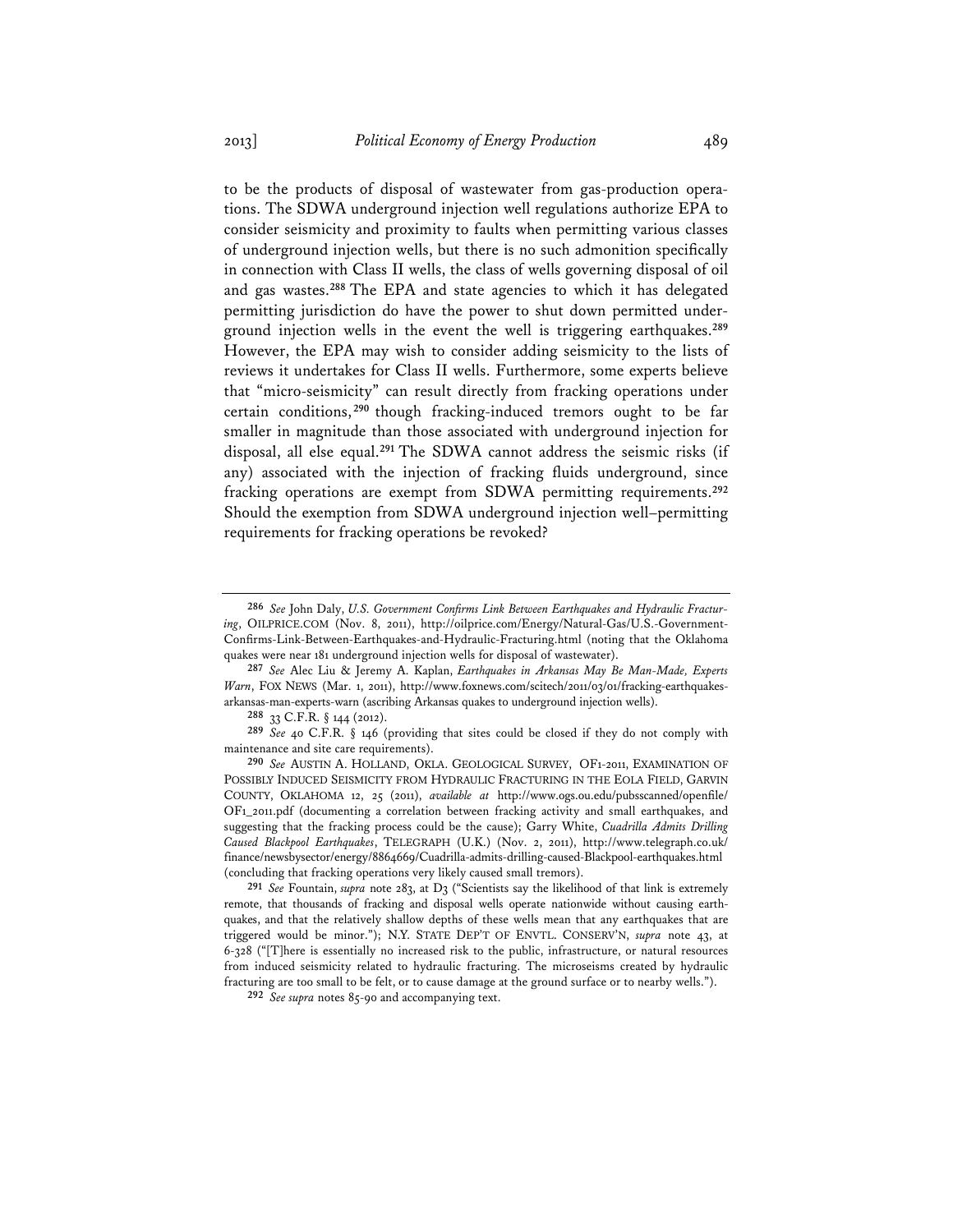to be the products of disposal of wastewater from gas-production operations. The SDWA underground injection well regulations authorize EPA to consider seismicity and proximity to faults when permitting various classes of underground injection wells, but there is no such admonition specifically in connection with Class II wells, the class of wells governing disposal of oil and gas wastes.[288] The EPA and state agencies to which it has delegated permitting jurisdiction do have the power to shut down permitted underground injection wells in the event the well is triggering earthquakes.[289] However, the EPA may wish to consider adding seismicity to the lists of reviews it undertakes for Class II wells. Furthermore, some experts believe that "micro-seismicity" can result directly from fracking operations under certain conditions,[290] though fracking-induced tremors ought to be far smaller in magnitude than those associated with underground injection for disposal, all else equal.[291] The SDWA cannot address the seismic risks (if any) associated with the injection of fracking fluids underground, since fracking operations are exempt from SDWA permitting requirements.[292] Should the exemption from SDWA underground injection well–permitting requirements for fracking operations be revoked?

---

[286] *See* John Daly, *U.S. Government Confirms Link Between Earthquakes and Hydraulic Fracturing*, OILPRICE.COM (Nov. 8, 2011), http://oilprice.com/Energy/Natural-Gas/U.S.-Government-Confirms-Link-Between-Earthquakes-and-Hydraulic-Fracturing.html (noting that the Oklahoma quakes were near 181 underground injection wells for disposal of wastewater).

[287] *See* Alec Liu & Jeremy A. Kaplan, *Earthquakes in Arkansas May Be Man-Made, Experts Warn*, FOX NEWS (Mar. 1, 2011), http://www.foxnews.com/scitech/2011/03/01/fracking-earthquakes-arkansas-man-experts-warn (ascribing Arkansas quakes to underground injection wells).

[288] 33 C.F.R. § 144 (2012).

[289] *See* 40 C.F.R. § 146 (providing that sites could be closed if they do not comply with maintenance and site care requirements).

[290] *See* AUSTIN A. HOLLAND, OKLA. GEOLOGICAL SURVEY, OF1-2011, EXAMINATION OF POSSIBLY INDUCED SEISMICITY FROM HYDRAULIC FRACTURING IN THE EOLA FIELD, GARVIN COUNTY, OKLAHOMA 12, 25 (2011), *available at* http://www.ogs.ou.edu/pubsscanned/openfile/OF1_2011.pdf (documenting a correlation between fracking activity and small earthquakes, and suggesting that the fracking process could be the cause); Garry White, *Cuadrilla Admits Drilling Caused Blackpool Earthquakes*, TELEGRAPH (U.K.) (Nov. 2, 2011), http://www.telegraph.co.uk/finance/newsbysector/energy/8864669/Cuadrilla-admits-drilling-caused-Blackpool-earthquakes.html (concluding that fracking operations very likely caused small tremors).

[291] *See* Fountain, *supra* note 283, at D3 ("Scientists say the likelihood of that link is extremely remote, that thousands of fracking and disposal wells operate nationwide without causing earthquakes, and that the relatively shallow depths of these wells mean that any earthquakes that are triggered would be minor."); N.Y. STATE DEP'T OF ENVTL. CONSERV'N, *supra* note 43, at 6-328 ("[T]here is essentially no increased risk to the public, infrastructure, or natural resources from induced seismicity related to hydraulic fracturing. The microseisms created by hydraulic fracturing are too small to be felt, or to cause damage at the ground surface or to nearby wells.").

[292] *See supra* notes 85-90 and accompanying text.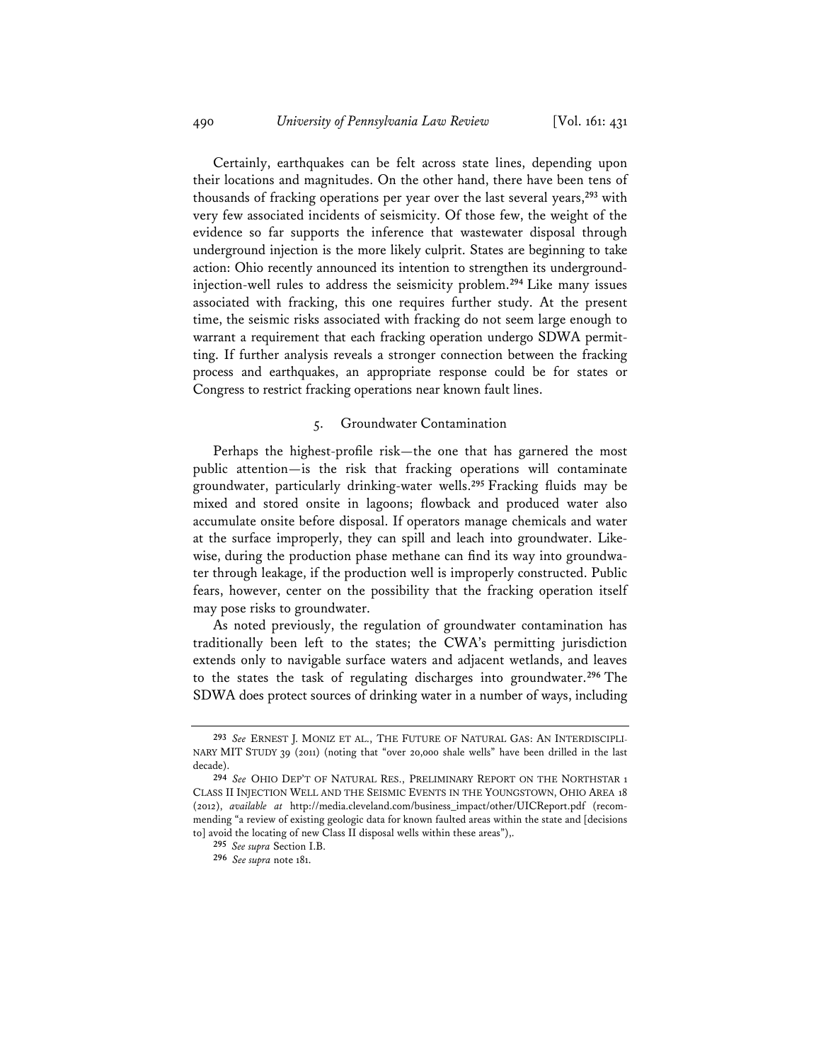Certainly, earthquakes can be felt across state lines, depending upon their locations and magnitudes. On the other hand, there have been tens of thousands of fracking operations per year over the last several years,[293] with very few associated incidents of seismicity. Of those few, the weight of the evidence so far supports the inference that wastewater disposal through underground injection is the more likely culprit. States are beginning to take action: Ohio recently announced its intention to strengthen its underground-injection-well rules to address the seismicity problem.[294] Like many issues associated with fracking, this one requires further study. At the present time, the seismic risks associated with fracking do not seem large enough to warrant a requirement that each fracking operation undergo SDWA permitting. If further analysis reveals a stronger connection between the fracking process and earthquakes, an appropriate response could be for states or Congress to restrict fracking operations near known fault lines.

### 5. Groundwater Contamination

Perhaps the highest-profile risk—the one that has garnered the most public attention—is the risk that fracking operations will contaminate groundwater, particularly drinking-water wells.[295] Fracking fluids may be mixed and stored onsite in lagoons; flowback and produced water also accumulate onsite before disposal. If operators manage chemicals and water at the surface improperly, they can spill and leach into groundwater. Likewise, during the production phase methane can find its way into groundwater through leakage, if the production well is improperly constructed. Public fears, however, center on the possibility that the fracking operation itself may pose risks to groundwater.

As noted previously, the regulation of groundwater contamination has traditionally been left to the states; the CWA's permitting jurisdiction extends only to navigable surface waters and adjacent wetlands, and leaves to the states the task of regulating discharges into groundwater.[296] The SDWA does protect sources of drinking water in a number of ways, including

---

[293] *See* ERNEST J. MONIZ ET AL., THE FUTURE OF NATURAL GAS: AN INTERDISCIPLINARY MIT STUDY 39 (2011) (noting that "over 20,000 shale wells" have been drilled in the last decade).

[294] *See* OHIO DEP'T OF NATURAL RES., PRELIMINARY REPORT ON THE NORTHSTAR 1 CLASS II INJECTION WELL AND THE SEISMIC EVENTS IN THE YOUNGSTOWN, OHIO AREA 18 (2012), *available at* http://media.cleveland.com/business_impact/other/UICReport.pdf (recommending "a review of existing geologic data for known faulted areas within the state and [decisions to] avoid the locating of new Class II disposal wells within these areas"),.

[295] *See supra* Section I.B.

[296] *See supra* note 181.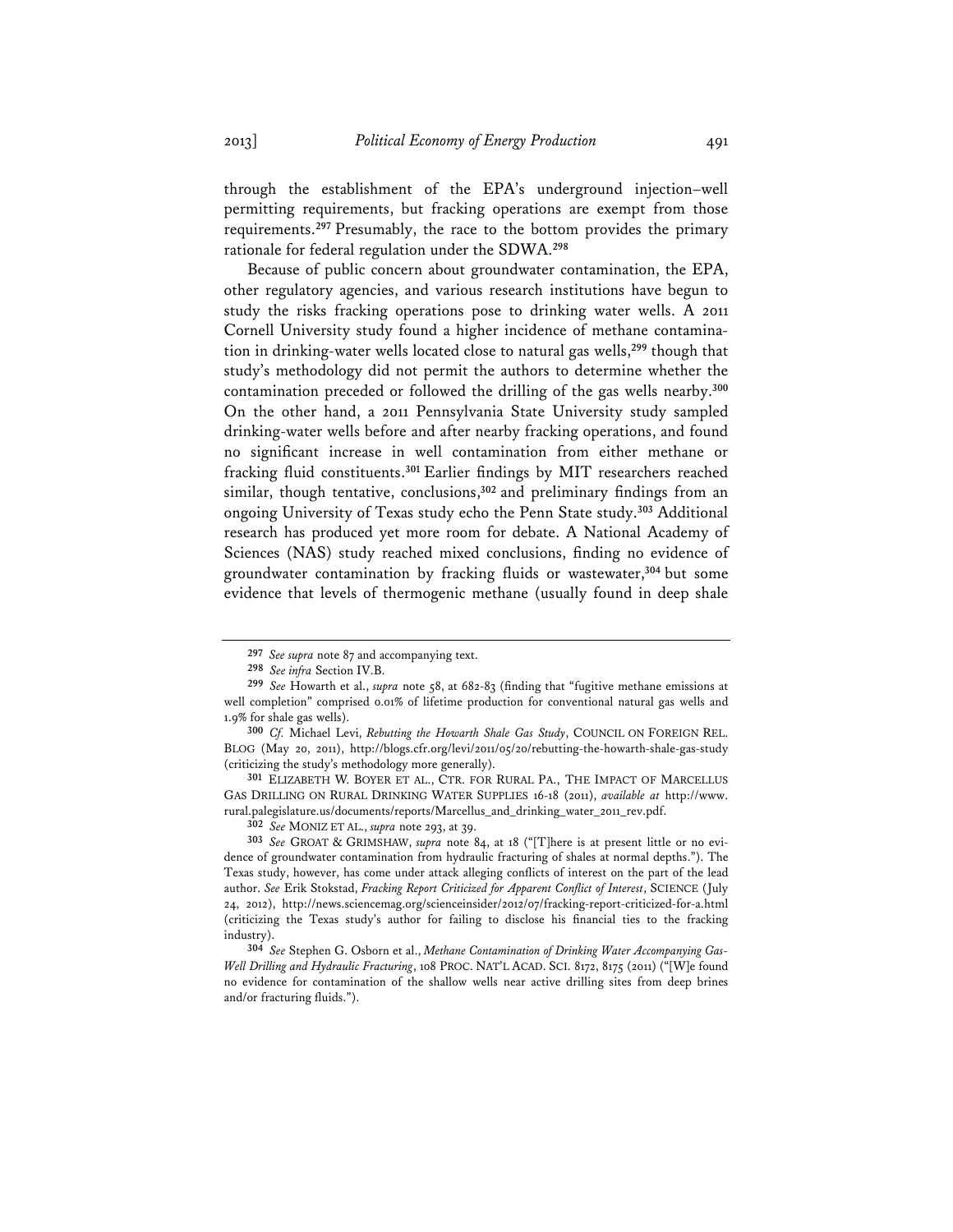through the establishment of the EPA's underground injection–well permitting requirements, but fracking operations are exempt from those requirements.[297] Presumably, the race to the bottom provides the primary rationale for federal regulation under the SDWA.[298]

Because of public concern about groundwater contamination, the EPA, other regulatory agencies, and various research institutions have begun to study the risks fracking operations pose to drinking water wells. A 2011 Cornell University study found a higher incidence of methane contamination in drinking-water wells located close to natural gas wells,[299] though that study's methodology did not permit the authors to determine whether the contamination preceded or followed the drilling of the gas wells nearby.[300] On the other hand, a 2011 Pennsylvania State University study sampled drinking-water wells before and after nearby fracking operations, and found no significant increase in well contamination from either methane or fracking fluid constituents.[301] Earlier findings by MIT researchers reached similar, though tentative, conclusions,[302] and preliminary findings from an ongoing University of Texas study echo the Penn State study.[303] Additional research has produced yet more room for debate. A National Academy of Sciences (NAS) study reached mixed conclusions, finding no evidence of groundwater contamination by fracking fluids or wastewater,[304] but some evidence that levels of thermogenic methane (usually found in deep shale

---

[297] *See supra* note 87 and accompanying text.

[298] *See infra* Section IV.B.

[299] *See* Howarth et al., *supra* note 58, at 682-83 (finding that "fugitive methane emissions at well completion" comprised 0.01% of lifetime production for conventional natural gas wells and 1.9% for shale gas wells).

[300] *Cf.* Michael Levi, *Rebutting the Howarth Shale Gas Study*, COUNCIL ON FOREIGN REL. BLOG (May 20, 2011), http://blogs.cfr.org/levi/2011/05/20/rebutting-the-howarth-shale-gas-study (criticizing the study's methodology more generally).

[301] ELIZABETH W. BOYER ET AL., CTR. FOR RURAL PA., THE IMPACT OF MARCELLUS GAS DRILLING ON RURAL DRINKING WATER SUPPLIES 16-18 (2011), *available at* http://www.rural.palegislature.us/documents/reports/Marcellus_and_drinking_water_2011_rev.pdf.

[302] *See* MONIZ ET AL., *supra* note 293, at 39.

[303] *See* GROAT & GRIMSHAW, *supra* note 84, at 18 ("[T]here is at present little or no evidence of groundwater contamination from hydraulic fracturing of shales at normal depths."). The Texas study, however, has come under attack alleging conflicts of interest on the part of the lead author. *See* Erik Stokstad, *Fracking Report Criticized for Apparent Conflict of Interest*, SCIENCE (July 24, 2012), http://news.sciencemag.org/scienceinsider/2012/07/fracking-report-criticized-for-a.html (criticizing the Texas study's author for failing to disclose his financial ties to the fracking industry).

[304] *See* Stephen G. Osborn et al., *Methane Contamination of Drinking Water Accompanying Gas-Well Drilling and Hydraulic Fracturing*, 108 PROC. NAT'L ACAD. SCI. 8172, 8175 (2011) ("[W]e found no evidence for contamination of the shallow wells near active drilling sites from deep brines and/or fracturing fluids.").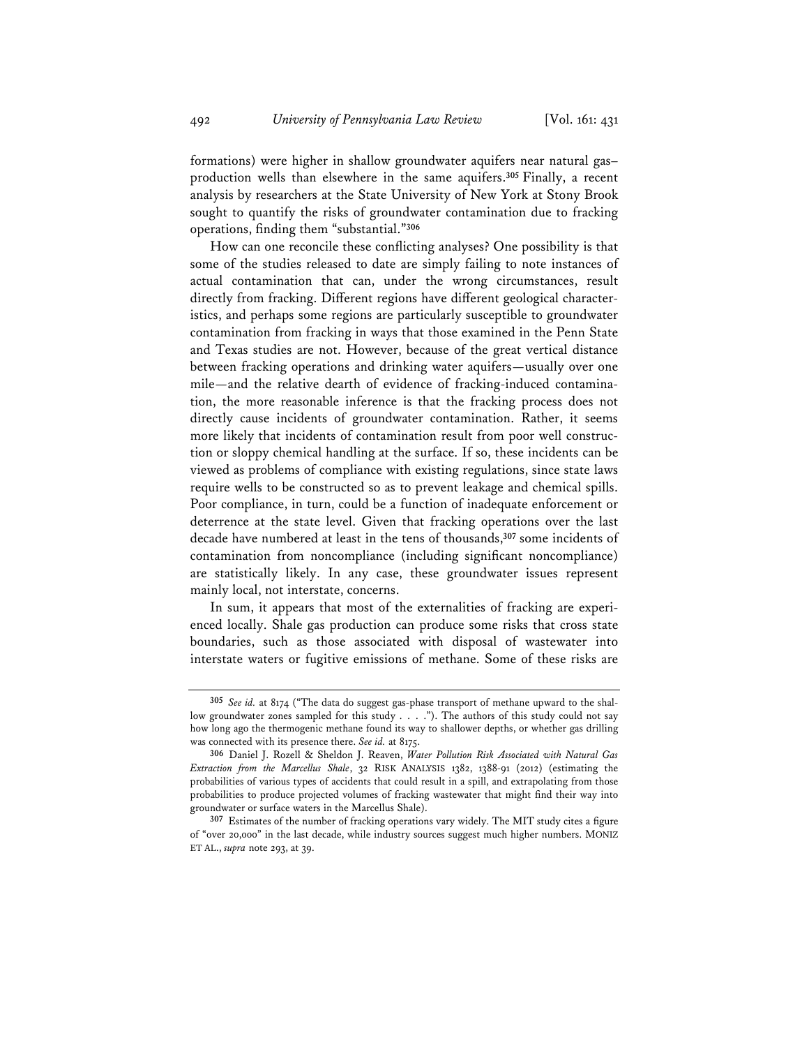formations) were higher in shallow groundwater aquifers near natural gas–production wells than elsewhere in the same aquifers.[305] Finally, a recent analysis by researchers at the State University of New York at Stony Brook sought to quantify the risks of groundwater contamination due to fracking operations, finding them "substantial."[306]

How can one reconcile these conflicting analyses? One possibility is that some of the studies released to date are simply failing to note instances of actual contamination that can, under the wrong circumstances, result directly from fracking. Different regions have different geological characteristics, and perhaps some regions are particularly susceptible to groundwater contamination from fracking in ways that those examined in the Penn State and Texas studies are not. However, because of the great vertical distance between fracking operations and drinking water aquifers—usually over one mile—and the relative dearth of evidence of fracking-induced contamination, the more reasonable inference is that the fracking process does not directly cause incidents of groundwater contamination. Rather, it seems more likely that incidents of contamination result from poor well construction or sloppy chemical handling at the surface. If so, these incidents can be viewed as problems of compliance with existing regulations, since state laws require wells to be constructed so as to prevent leakage and chemical spills. Poor compliance, in turn, could be a function of inadequate enforcement or deterrence at the state level. Given that fracking operations over the last decade have numbered at least in the tens of thousands,[307] some incidents of contamination from noncompliance (including significant noncompliance) are statistically likely. In any case, these groundwater issues represent mainly local, not interstate, concerns.

In sum, it appears that most of the externalities of fracking are experienced locally. Shale gas production can produce some risks that cross state boundaries, such as those associated with disposal of wastewater into interstate waters or fugitive emissions of methane. Some of these risks are

---

[305] *See id.* at 8174 ("The data do suggest gas-phase transport of methane upward to the shallow groundwater zones sampled for this study . . . ."). The authors of this study could not say how long ago the thermogenic methane found its way to shallower depths, or whether gas drilling was connected with its presence there. *See id.* at 8175.

[306] Daniel J. Rozell & Sheldon J. Reaven, *Water Pollution Risk Associated with Natural Gas Extraction from the Marcellus Shale*, 32 RISK ANALYSIS 1382, 1388-91 (2012) (estimating the probabilities of various types of accidents that could result in a spill, and extrapolating from those probabilities to produce projected volumes of fracking wastewater that might find their way into groundwater or surface waters in the Marcellus Shale).

[307] Estimates of the number of fracking operations vary widely. The MIT study cites a figure of "over 20,000" in the last decade, while industry sources suggest much higher numbers. MONIZ ET AL., *supra* note 293, at 39.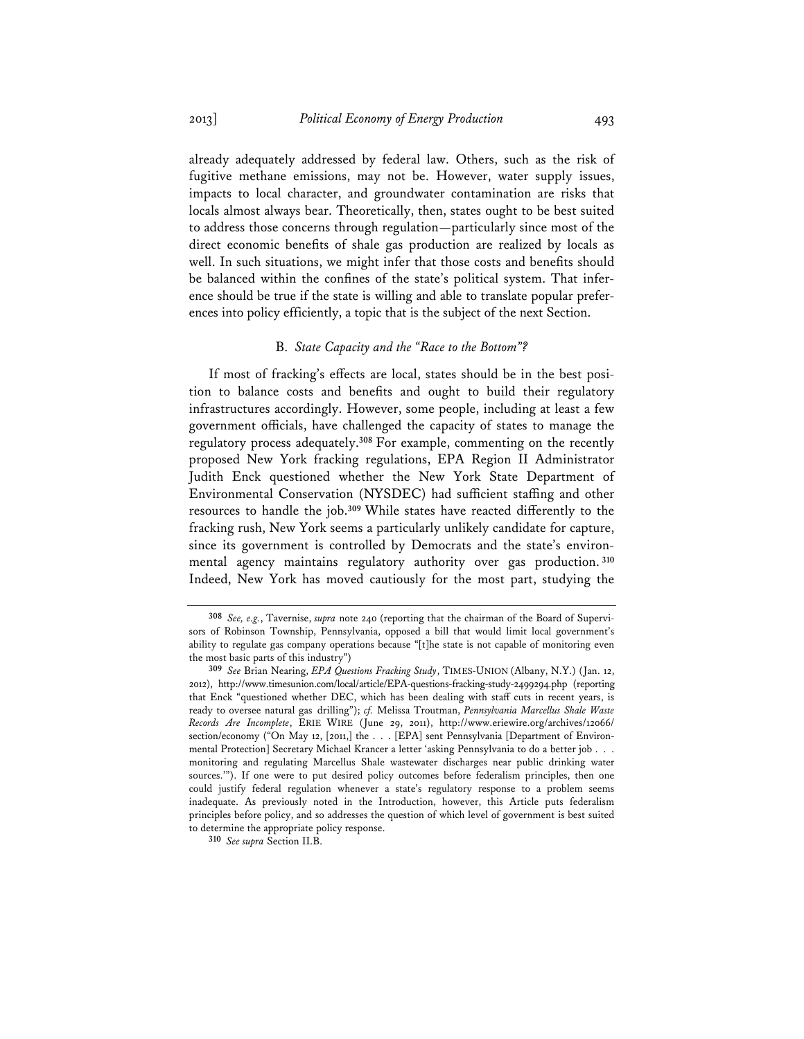already adequately addressed by federal law. Others, such as the risk of fugitive methane emissions, may not be. However, water supply issues, impacts to local character, and groundwater contamination are risks that locals almost always bear. Theoretically, then, states ought to be best suited to address those concerns through regulation—particularly since most of the direct economic benefits of shale gas production are realized by locals as well. In such situations, we might infer that those costs and benefits should be balanced within the confines of the state's political system. That inference should be true if the state is willing and able to translate popular preferences into policy efficiently, a topic that is the subject of the next Section.

### B. *State Capacity and the "Race to the Bottom"?*

If most of fracking's effects are local, states should be in the best position to balance costs and benefits and ought to build their regulatory infrastructures accordingly. However, some people, including at least a few government officials, have challenged the capacity of states to manage the regulatory process adequately.[308] For example, commenting on the recently proposed New York fracking regulations, EPA Region II Administrator Judith Enck questioned whether the New York State Department of Environmental Conservation (NYSDEC) had sufficient staffing and other resources to handle the job.[309] While states have reacted differently to the fracking rush, New York seems a particularly unlikely candidate for capture, since its government is controlled by Democrats and the state's environmental agency maintains regulatory authority over gas production.[310] Indeed, New York has moved cautiously for the most part, studying the

---

[308] *See, e.g.*, Tavernise, *supra* note 240 (reporting that the chairman of the Board of Supervisors of Robinson Township, Pennsylvania, opposed a bill that would limit local government's ability to regulate gas company operations because "[t]he state is not capable of monitoring even the most basic parts of this industry")

[309] *See* Brian Nearing, *EPA Questions Fracking Study*, TIMES-UNION (Albany, N.Y.) (Jan. 12, 2012), http://www.timesunion.com/local/article/EPA-questions-fracking-study-2499294.php (reporting that Enck "questioned whether DEC, which has been dealing with staff cuts in recent years, is ready to oversee natural gas drilling"); *cf.* Melissa Troutman, *Pennsylvania Marcellus Shale Waste Records Are Incomplete*, ERIE WIRE (June 29, 2011), http://www.eriewire.org/archives/12066/section/economy ("On May 12, [2011,] the . . . [EPA] sent Pennsylvania [Department of Environmental Protection] Secretary Michael Krancer a letter 'asking Pennsylvania to do a better job . . . monitoring and regulating Marcellus Shale wastewater discharges near public drinking water sources.'"). If one were to put desired policy outcomes before federalism principles, then one could justify federal regulation whenever a state's regulatory response to a problem seems inadequate. As previously noted in the Introduction, however, this Article puts federalism principles before policy, and so addresses the question of which level of government is best suited to determine the appropriate policy response.

[310] *See supra* Section II.B.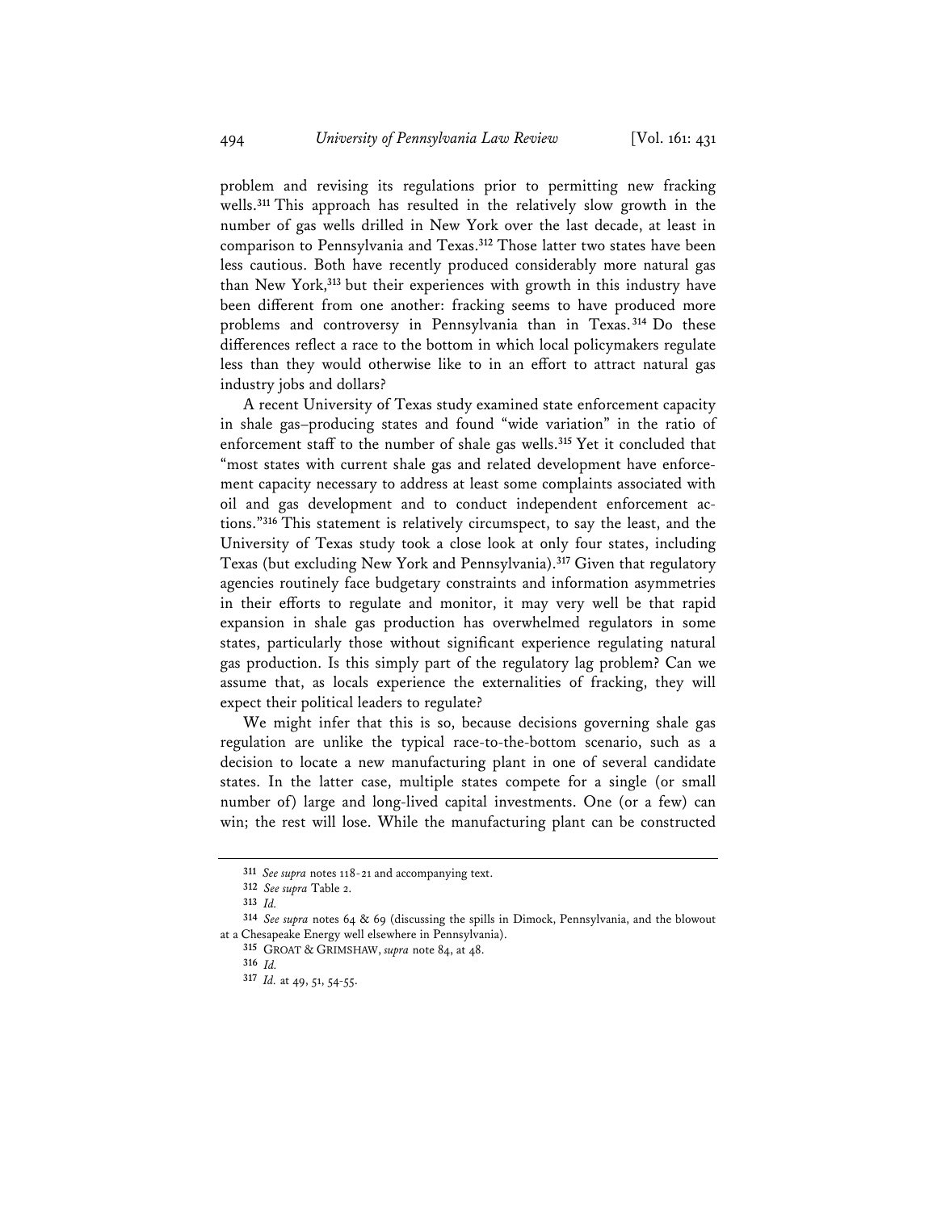problem and revising its regulations prior to permitting new fracking wells.[311] This approach has resulted in the relatively slow growth in the number of gas wells drilled in New York over the last decade, at least in comparison to Pennsylvania and Texas.[312] Those latter two states have been less cautious. Both have recently produced considerably more natural gas than New York,[313] but their experiences with growth in this industry have been different from one another: fracking seems to have produced more problems and controversy in Pennsylvania than in Texas.[314] Do these differences reflect a race to the bottom in which local policymakers regulate less than they would otherwise like to in an effort to attract natural gas industry jobs and dollars?

A recent University of Texas study examined state enforcement capacity in shale gas–producing states and found "wide variation" in the ratio of enforcement staff to the number of shale gas wells.[315] Yet it concluded that "most states with current shale gas and related development have enforcement capacity necessary to address at least some complaints associated with oil and gas development and to conduct independent enforcement actions."[316] This statement is relatively circumspect, to say the least, and the University of Texas study took a close look at only four states, including Texas (but excluding New York and Pennsylvania).[317] Given that regulatory agencies routinely face budgetary constraints and information asymmetries in their efforts to regulate and monitor, it may very well be that rapid expansion in shale gas production has overwhelmed regulators in some states, particularly those without significant experience regulating natural gas production. Is this simply part of the regulatory lag problem? Can we assume that, as locals experience the externalities of fracking, they will expect their political leaders to regulate?

We might infer that this is so, because decisions governing shale gas regulation are unlike the typical race-to-the-bottom scenario, such as a decision to locate a new manufacturing plant in one of several candidate states. In the latter case, multiple states compete for a single (or small number of) large and long-lived capital investments. One (or a few) can win; the rest will lose. While the manufacturing plant can be constructed

---

[311] *See supra* notes 118-21 and accompanying text.

[312] *See supra* Table 2.

[313] *Id.*

[314] *See supra* notes 64 & 69 (discussing the spills in Dimock, Pennsylvania, and the blowout at a Chesapeake Energy well elsewhere in Pennsylvania).

[315] GROAT & GRIMSHAW, *supra* note 84, at 48.

[316] *Id.*

[317] *Id.* at 49, 51, 54-55.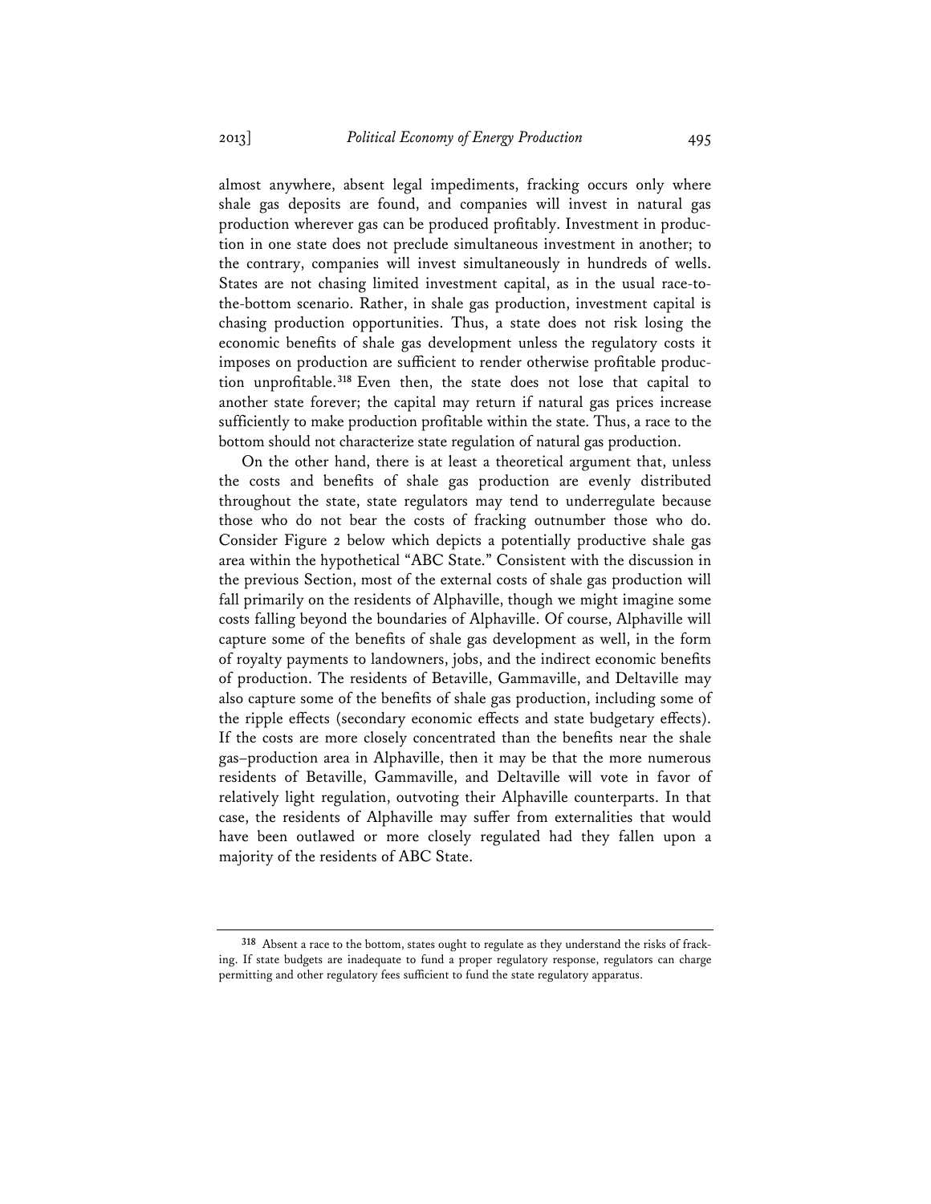almost anywhere, absent legal impediments, fracking occurs only where shale gas deposits are found, and companies will invest in natural gas production wherever gas can be produced profitably. Investment in production in one state does not preclude simultaneous investment in another; to the contrary, companies will invest simultaneously in hundreds of wells. States are not chasing limited investment capital, as in the usual race-to-the-bottom scenario. Rather, in shale gas production, investment capital is chasing production opportunities. Thus, a state does not risk losing the economic benefits of shale gas development unless the regulatory costs it imposes on production are sufficient to render otherwise profitable production unprofitable.[318] Even then, the state does not lose that capital to another state forever; the capital may return if natural gas prices increase sufficiently to make production profitable within the state. Thus, a race to the bottom should not characterize state regulation of natural gas production.

On the other hand, there is at least a theoretical argument that, unless the costs and benefits of shale gas production are evenly distributed throughout the state, state regulators may tend to underregulate because those who do not bear the costs of fracking outnumber those who do. Consider Figure 2 below which depicts a potentially productive shale gas area within the hypothetical "ABC State." Consistent with the discussion in the previous Section, most of the external costs of shale gas production will fall primarily on the residents of Alphaville, though we might imagine some costs falling beyond the boundaries of Alphaville. Of course, Alphaville will capture some of the benefits of shale gas development as well, in the form of royalty payments to landowners, jobs, and the indirect economic benefits of production. The residents of Betaville, Gammaville, and Deltaville may also capture some of the benefits of shale gas production, including some of the ripple effects (secondary economic effects and state budgetary effects). If the costs are more closely concentrated than the benefits near the shale gas–production area in Alphaville, then it may be that the more numerous residents of Betaville, Gammaville, and Deltaville will vote in favor of relatively light regulation, outvoting their Alphaville counterparts. In that case, the residents of Alphaville may suffer from externalities that would have been outlawed or more closely regulated had they fallen upon a majority of the residents of ABC State.

---

[318] Absent a race to the bottom, states ought to regulate as they understand the risks of fracking. If state budgets are inadequate to fund a proper regulatory response, regulators can charge permitting and other regulatory fees sufficient to fund the state regulatory apparatus.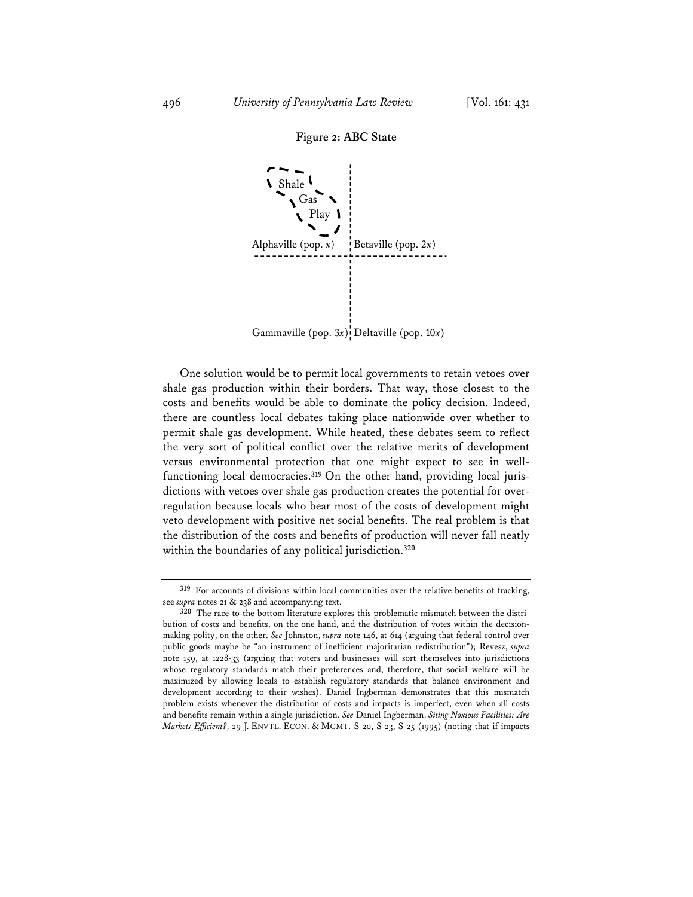**Figure 2: ABC State**

Shale Gas Play

Alphaville (pop. $x$) | Betaville (pop. $2x$)

Gammaville (pop. $3x$) | Deltaville (pop. $10x$)

One solution would be to permit local governments to retain vetoes over shale gas production within their borders. That way, those closest to the costs and benefits would be able to dominate the policy decision. Indeed, there are countless local debates taking place nationwide over whether to permit shale gas development. While heated, these debates seem to reflect the very sort of political conflict over the relative merits of development versus environmental protection that one might expect to see in well-functioning local democracies.[319] On the other hand, providing local jurisdictions with vetoes over shale gas production creates the potential for over-regulation because locals who bear most of the costs of development might veto development with positive net social benefits. The real problem is that the distribution of the costs and benefits of production will never fall neatly within the boundaries of any political jurisdiction.[320]

---

[319] For accounts of divisions within local communities over the relative benefits of fracking, see *supra* notes 21 & 238 and accompanying text.

[320] The race-to-the-bottom literature explores this problematic mismatch between the distribution of costs and benefits, on the one hand, and the distribution of votes within the decision-making polity, on the other. *See* Johnston, *supra* note 146, at 614 (arguing that federal control over public goods maybe be "an instrument of inefficient majoritarian redistribution"); Revesz, *supra* note 159, at 1228-33 (arguing that voters and businesses will sort themselves into jurisdictions whose regulatory standards match their preferences and, therefore, that social welfare will be maximized by allowing locals to establish regulatory standards that balance environment and development according to their wishes). Daniel Ingberman demonstrates that this mismatch problem exists whenever the distribution of costs and impacts is imperfect, even when all costs and benefits remain within a single jurisdiction. *See* Daniel Ingberman, *Siting Noxious Facilities: Are Markets Efficient?*, 29 J. ENVTL. ECON. & MGMT. S-20, S-23, S-25 (1995) (noting that if impacts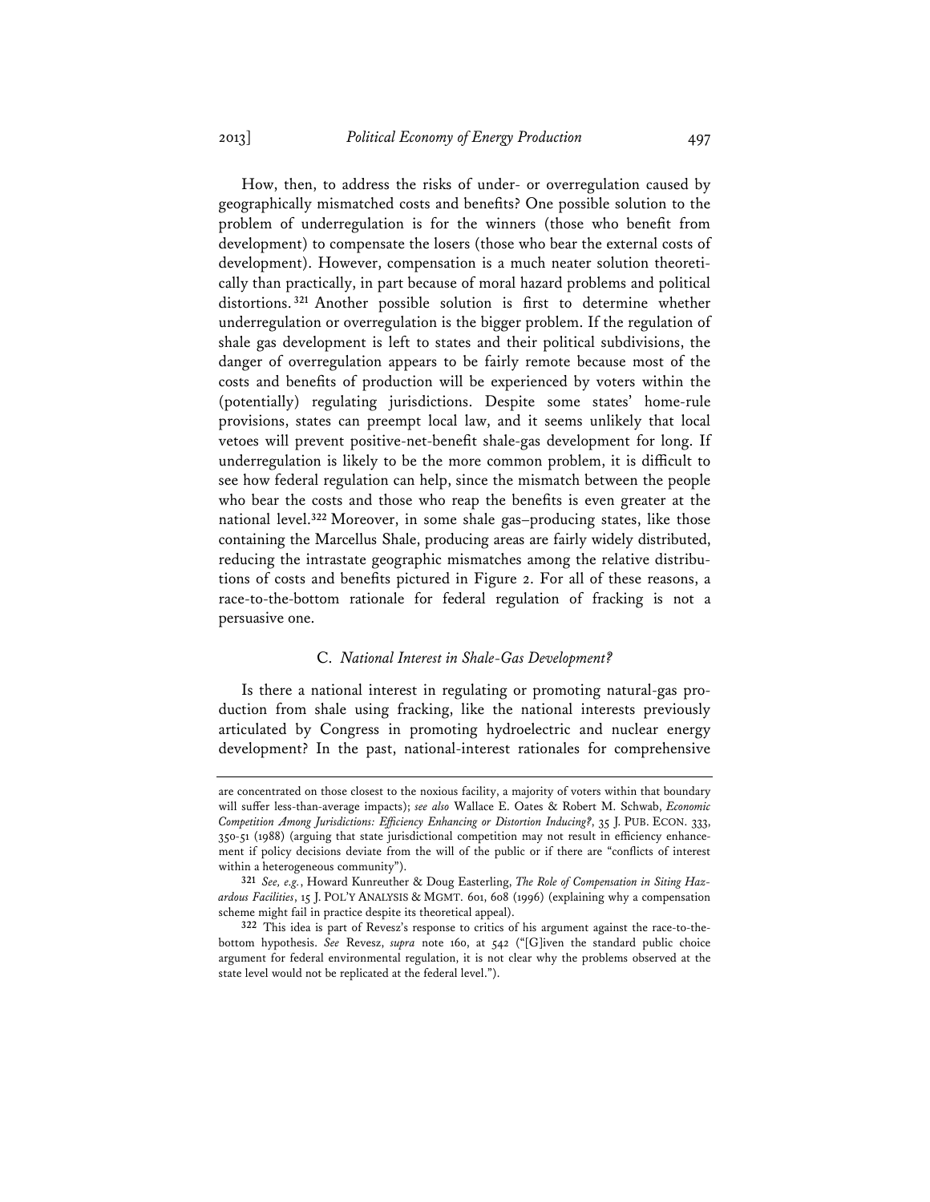How, then, to address the risks of under- or overregulation caused by geographically mismatched costs and benefits? One possible solution to the problem of underregulation is for the winners (those who benefit from development) to compensate the losers (those who bear the external costs of development). However, compensation is a much neater solution theoretically than practically, in part because of moral hazard problems and political distortions.[321] Another possible solution is first to determine whether underregulation or overregulation is the bigger problem. If the regulation of shale gas development is left to states and their political subdivisions, the danger of overregulation appears to be fairly remote because most of the costs and benefits of production will be experienced by voters within the (potentially) regulating jurisdictions. Despite some states' home-rule provisions, states can preempt local law, and it seems unlikely that local vetoes will prevent positive-net-benefit shale-gas development for long. If underregulation is likely to be the more common problem, it is difficult to see how federal regulation can help, since the mismatch between the people who bear the costs and those who reap the benefits is even greater at the national level.[322] Moreover, in some shale gas–producing states, like those containing the Marcellus Shale, producing areas are fairly widely distributed, reducing the intrastate geographic mismatches among the relative distributions of costs and benefits pictured in Figure 2. For all of these reasons, a race-to-the-bottom rationale for federal regulation of fracking is not a persuasive one.

### C. *National Interest in Shale-Gas Development?*

Is there a national interest in regulating or promoting natural-gas production from shale using fracking, like the national interests previously articulated by Congress in promoting hydroelectric and nuclear energy development? In the past, national-interest rationales for comprehensive

---

are concentrated on those closest to the noxious facility, a majority of voters within that boundary will suffer less-than-average impacts); *see also* Wallace E. Oates & Robert M. Schwab, *Economic Competition Among Jurisdictions: Efficiency Enhancing or Distortion Inducing?*, 35 J. PUB. ECON. 333, 350-51 (1988) (arguing that state jurisdictional competition may not result in efficiency enhancement if policy decisions deviate from the will of the public or if there are "conflicts of interest within a heterogeneous community").

[321] *See, e.g.*, Howard Kunreuther & Doug Easterling, *The Role of Compensation in Siting Hazardous Facilities*, 15 J. POL'Y ANALYSIS & MGMT. 601, 608 (1996) (explaining why a compensation scheme might fail in practice despite its theoretical appeal).

[322] This idea is part of Revesz's response to critics of his argument against the race-to-the-bottom hypothesis. *See* Revesz, *supra* note 160, at 542 ("[G]iven the standard public choice argument for federal environmental regulation, it is not clear why the problems observed at the state level would not be replicated at the federal level.").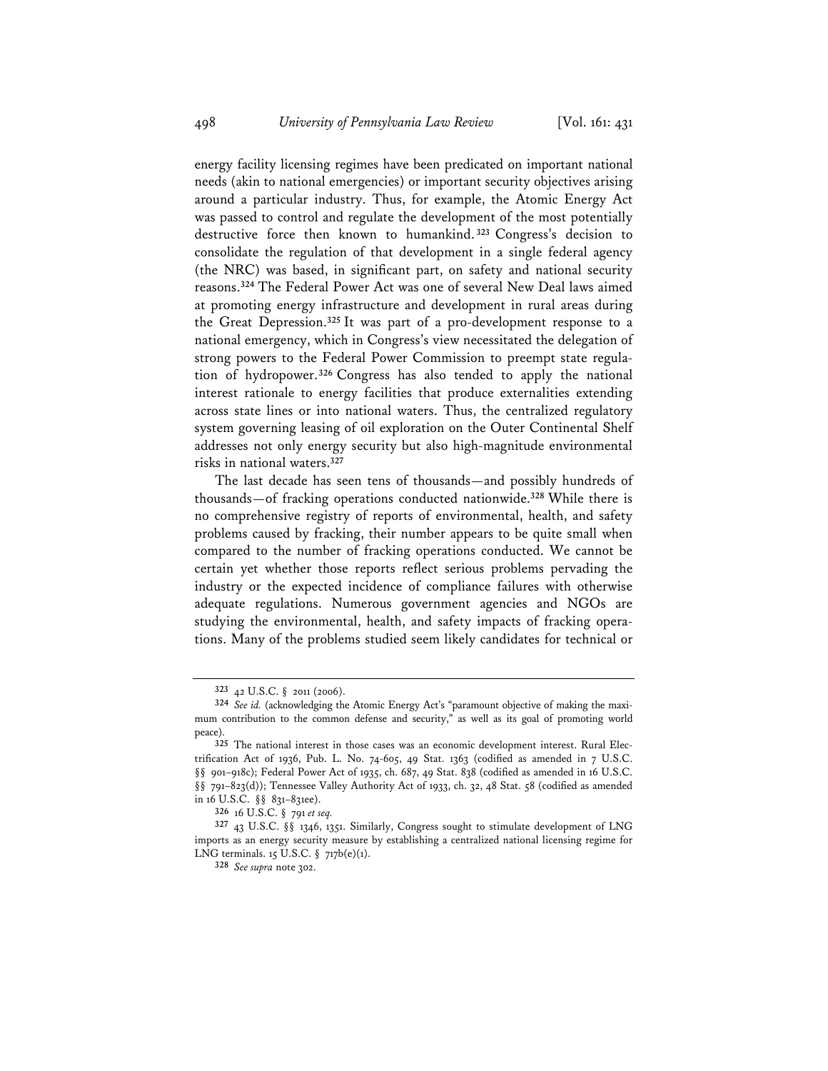energy facility licensing regimes have been predicated on important national needs (akin to national emergencies) or important security objectives arising around a particular industry. Thus, for example, the Atomic Energy Act was passed to control and regulate the development of the most potentially destructive force then known to humankind.[323] Congress's decision to consolidate the regulation of that development in a single federal agency (the NRC) was based, in significant part, on safety and national security reasons.[324] The Federal Power Act was one of several New Deal laws aimed at promoting energy infrastructure and development in rural areas during the Great Depression.[325] It was part of a pro-development response to a national emergency, which in Congress's view necessitated the delegation of strong powers to the Federal Power Commission to preempt state regulation of hydropower.[326] Congress has also tended to apply the national interest rationale to energy facilities that produce externalities extending across state lines or into national waters. Thus, the centralized regulatory system governing leasing of oil exploration on the Outer Continental Shelf addresses not only energy security but also high-magnitude environmental risks in national waters.[327]

The last decade has seen tens of thousands—and possibly hundreds of thousands—of fracking operations conducted nationwide.[328] While there is no comprehensive registry of reports of environmental, health, and safety problems caused by fracking, their number appears to be quite small when compared to the number of fracking operations conducted. We cannot be certain yet whether those reports reflect serious problems pervading the industry or the expected incidence of compliance failures with otherwise adequate regulations. Numerous government agencies and NGOs are studying the environmental, health, and safety impacts of fracking operations. Many of the problems studied seem likely candidates for technical or

---

[323] 42 U.S.C. § 2011 (2006).

[324] *See id.* (acknowledging the Atomic Energy Act's "paramount objective of making the maximum contribution to the common defense and security," as well as its goal of promoting world peace).

[325] The national interest in those cases was an economic development interest. Rural Electrification Act of 1936, Pub. L. No. 74-605, 49 Stat. 1363 (codified as amended in 7 U.S.C. §§ 901–918c); Federal Power Act of 1935, ch. 687, 49 Stat. 838 (codified as amended in 16 U.S.C. §§ 791–823(d)); Tennessee Valley Authority Act of 1933, ch. 32, 48 Stat. 58 (codified as amended in 16 U.S.C. §§ 831–831ee).

[326] 16 U.S.C. § 791 *et seq.*

[327] 43 U.S.C. §§ 1346, 1351. Similarly, Congress sought to stimulate development of LNG imports as an energy security measure by establishing a centralized national licensing regime for LNG terminals. 15 U.S.C. § 717b(e)(1).

[328] *See supra* note 302.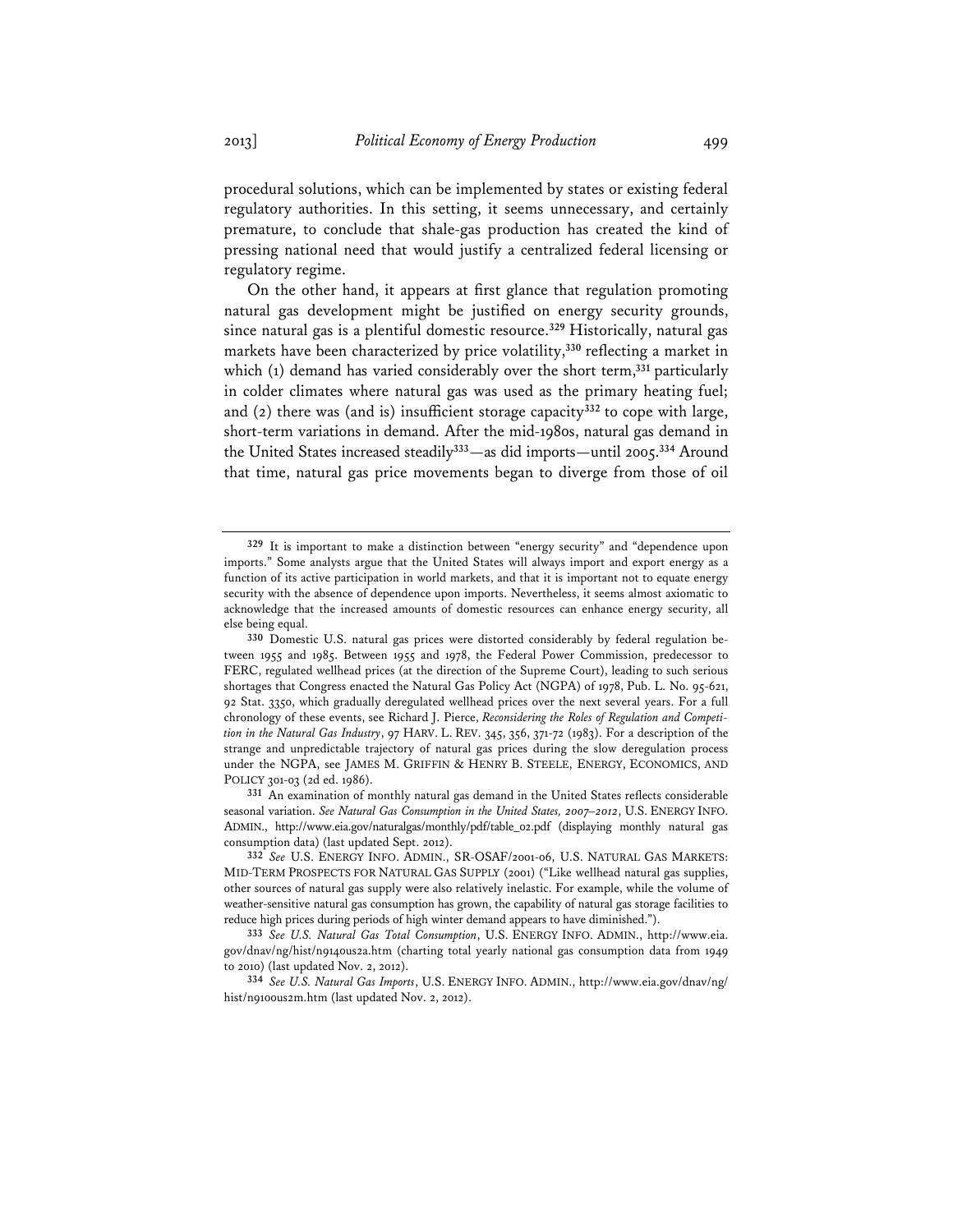procedural solutions, which can be implemented by states or existing federal regulatory authorities. In this setting, it seems unnecessary, and certainly premature, to conclude that shale-gas production has created the kind of pressing national need that would justify a centralized federal licensing or regulatory regime.

On the other hand, it appears at first glance that regulation promoting natural gas development might be justified on energy security grounds, since natural gas is a plentiful domestic resource.[329] Historically, natural gas markets have been characterized by price volatility,[330] reflecting a market in which (1) demand has varied considerably over the short term,[331] particularly in colder climates where natural gas was used as the primary heating fuel; and (2) there was (and is) insufficient storage capacity[332] to cope with large, short-term variations in demand. After the mid-1980s, natural gas demand in the United States increased steadily[333]—as did imports—until 2005.[334] Around that time, natural gas price movements began to diverge from those of oil

---

[329] It is important to make a distinction between "energy security" and "dependence upon imports." Some analysts argue that the United States will always import and export energy as a function of its active participation in world markets, and that it is important not to equate energy security with the absence of dependence upon imports. Nevertheless, it seems almost axiomatic to acknowledge that the increased amounts of domestic resources can enhance energy security, all else being equal.

[330] Domestic U.S. natural gas prices were distorted considerably by federal regulation between 1955 and 1985. Between 1955 and 1978, the Federal Power Commission, predecessor to FERC, regulated wellhead prices (at the direction of the Supreme Court), leading to such serious shortages that Congress enacted the Natural Gas Policy Act (NGPA) of 1978, Pub. L. No. 95-621, 92 Stat. 3350, which gradually deregulated wellhead prices over the next several years. For a full chronology of these events, see Richard J. Pierce, *Reconsidering the Roles of Regulation and Competition in the Natural Gas Industry*, 97 HARV. L. REV. 345, 356, 371-72 (1983). For a description of the strange and unpredictable trajectory of natural gas prices during the slow deregulation process under the NGPA, see JAMES M. GRIFFIN & HENRY B. STEELE, ENERGY, ECONOMICS, AND POLICY 301-03 (2d ed. 1986).

[331] An examination of monthly natural gas demand in the United States reflects considerable seasonal variation. *See Natural Gas Consumption in the United States, 2007–2012*, U.S. ENERGY INFO. ADMIN., http://www.eia.gov/naturalgas/monthly/pdf/table_02.pdf (displaying monthly natural gas consumption data) (last updated Sept. 2012).

[332] *See* U.S. ENERGY INFO. ADMIN., SR-OSAF/2001-06, U.S. NATURAL GAS MARKETS: MID-TERM PROSPECTS FOR NATURAL GAS SUPPLY (2001) ("Like wellhead natural gas supplies, other sources of natural gas supply were also relatively inelastic. For example, while the volume of weather-sensitive natural gas consumption has grown, the capability of natural gas storage facilities to reduce high prices during periods of high winter demand appears to have diminished.").

[333] *See U.S. Natural Gas Total Consumption*, U.S. ENERGY INFO. ADMIN., http://www.eia.gov/dnav/ng/hist/n9140us2a.htm (charting total yearly national gas consumption data from 1949 to 2010) (last updated Nov. 2, 2012).

[334] *See U.S. Natural Gas Imports*, U.S. ENERGY INFO. ADMIN., http://www.eia.gov/dnav/ng/hist/n9100us2m.htm (last updated Nov. 2, 2012).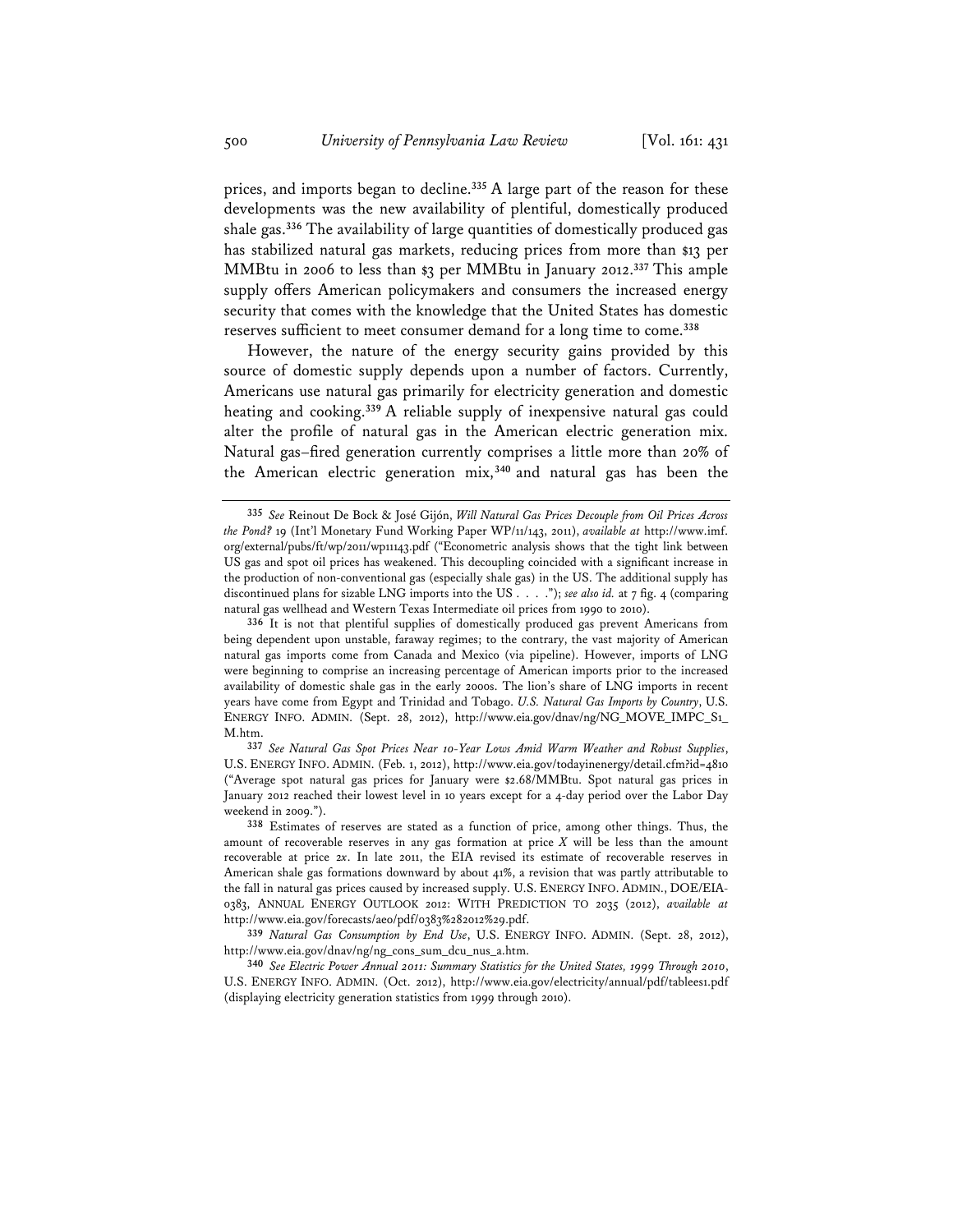prices, and imports began to decline.[335] A large part of the reason for these developments was the new availability of plentiful, domestically produced shale gas.[336] The availability of large quantities of domestically produced gas has stabilized natural gas markets, reducing prices from more than $13 per MMBtu in 2006 to less than $3 per MMBtu in January 2012.[337] This ample supply offers American policymakers and consumers the increased energy security that comes with the knowledge that the United States has domestic reserves sufficient to meet consumer demand for a long time to come.[338]

However, the nature of the energy security gains provided by this source of domestic supply depends upon a number of factors. Currently, Americans use natural gas primarily for electricity generation and domestic heating and cooking.[339] A reliable supply of inexpensive natural gas could alter the profile of natural gas in the American electric generation mix. Natural gas–fired generation currently comprises a little more than 20% of the American electric generation mix,[340] and natural gas has been the

---

[335] *See* Reinout De Bock & José Gijón, *Will Natural Gas Prices Decouple from Oil Prices Across the Pond?* 19 (Int'l Monetary Fund Working Paper WP/11/143, 2011), *available at* http://www.imf.org/external/pubs/ft/wp/2011/wp11143.pdf ("Econometric analysis shows that the tight link between US gas and spot oil prices has weakened. This decoupling coincided with a significant increase in the production of non-conventional gas (especially shale gas) in the US. The additional supply has discontinued plans for sizable LNG imports into the US . . . ."); *see also id.* at 7 fig. 4 (comparing natural gas wellhead and Western Texas Intermediate oil prices from 1990 to 2010).

[336] It is not that plentiful supplies of domestically produced gas prevent Americans from being dependent upon unstable, faraway regimes; to the contrary, the vast majority of American natural gas imports come from Canada and Mexico (via pipeline). However, imports of LNG were beginning to comprise an increasing percentage of American imports prior to the increased availability of domestic shale gas in the early 2000s. The lion's share of LNG imports in recent years have come from Egypt and Trinidad and Tobago. *U.S. Natural Gas Imports by Country*, U.S. ENERGY INFO. ADMIN. (Sept. 28, 2012), http://www.eia.gov/dnav/ng/NG_MOVE_IMPC_S1_M.htm.

[337] *See Natural Gas Spot Prices Near 10-Year Lows Amid Warm Weather and Robust Supplies*, U.S. ENERGY INFO. ADMIN. (Feb. 1, 2012), http://www.eia.gov/todayinenergy/detail.cfm?id=4810 ("Average spot natural gas prices for January were $2.68/MMBtu. Spot natural gas prices in January 2012 reached their lowest level in 10 years except for a 4-day period over the Labor Day weekend in 2009.").

[338] Estimates of reserves are stated as a function of price, among other things. Thus, the amount of recoverable reserves in any gas formation at price $X$ will be less than the amount recoverable at price $2x$. In late 2011, the EIA revised its estimate of recoverable reserves in American shale gas formations downward by about 41%, a revision that was partly attributable to the fall in natural gas prices caused by increased supply. U.S. ENERGY INFO. ADMIN., DOE/EIA-0383, ANNUAL ENERGY OUTLOOK 2012: WITH PREDICTION TO 2035 (2012), *available at* http://www.eia.gov/forecasts/aeo/pdf/0383%282012%29.pdf.

[339] *Natural Gas Consumption by End Use*, U.S. ENERGY INFO. ADMIN. (Sept. 28, 2012), http://www.eia.gov/dnav/ng/ng_cons_sum_dcu_nus_a.htm.

[340] *See Electric Power Annual 2011: Summary Statistics for the United States, 1999 Through 2010*, U.S. ENERGY INFO. ADMIN. (Oct. 2012), http://www.eia.gov/electricity/annual/pdf/tablees1.pdf (displaying electricity generation statistics from 1999 through 2010).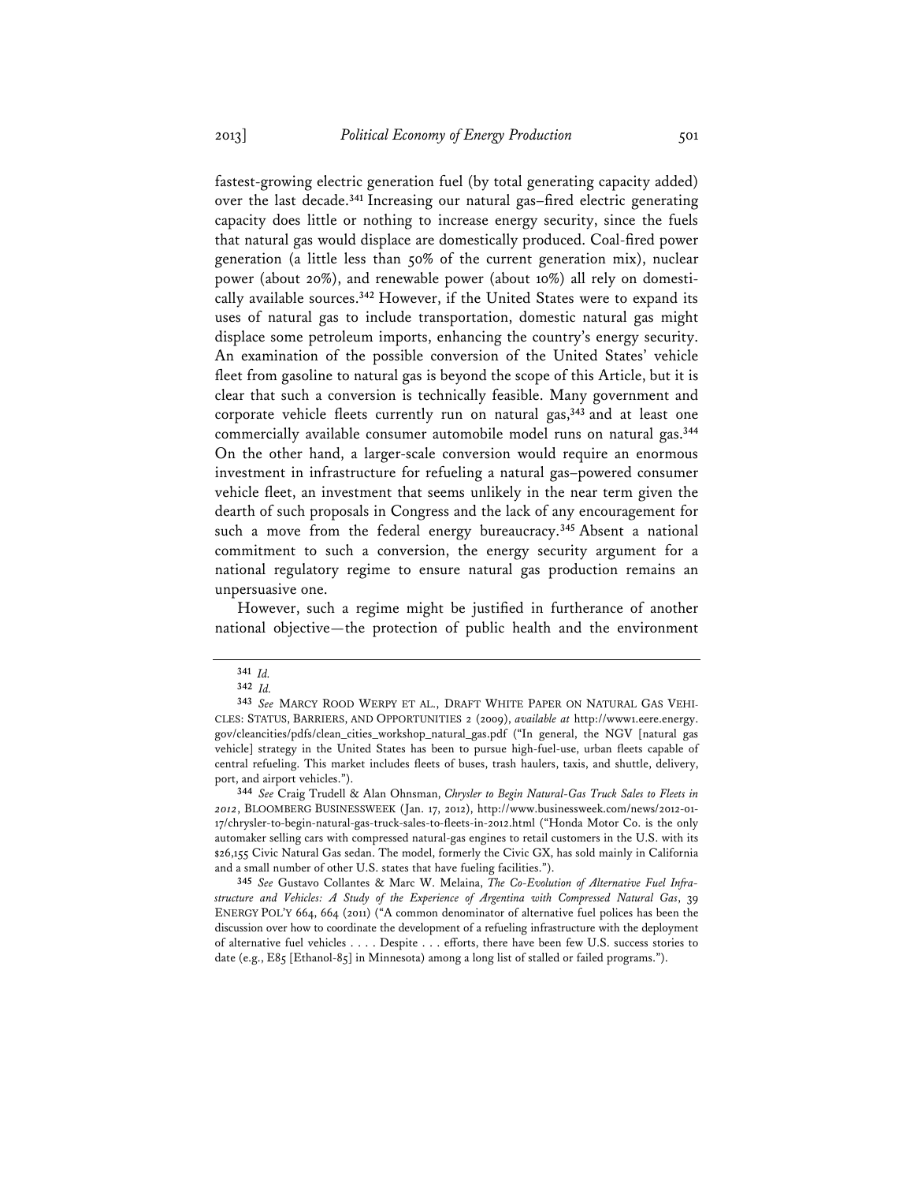fastest-growing electric generation fuel (by total generating capacity added) over the last decade.[341] Increasing our natural gas–fired electric generating capacity does little or nothing to increase energy security, since the fuels that natural gas would displace are domestically produced. Coal-fired power generation (a little less than 50% of the current generation mix), nuclear power (about 20%), and renewable power (about 10%) all rely on domestically available sources.[342] However, if the United States were to expand its uses of natural gas to include transportation, domestic natural gas might displace some petroleum imports, enhancing the country's energy security. An examination of the possible conversion of the United States' vehicle fleet from gasoline to natural gas is beyond the scope of this Article, but it is clear that such a conversion is technically feasible. Many government and corporate vehicle fleets currently run on natural gas,[343] and at least one commercially available consumer automobile model runs on natural gas.[344] On the other hand, a larger-scale conversion would require an enormous investment in infrastructure for refueling a natural gas–powered consumer vehicle fleet, an investment that seems unlikely in the near term given the dearth of such proposals in Congress and the lack of any encouragement for such a move from the federal energy bureaucracy.[345] Absent a national commitment to such a conversion, the energy security argument for a national regulatory regime to ensure natural gas production remains an unpersuasive one.

However, such a regime might be justified in furtherance of another national objective—the protection of public health and the environment

---

[341] *Id.*

[342] *Id.*

[343] *See* MARCY ROOD WERPY ET AL., DRAFT WHITE PAPER ON NATURAL GAS VEHICLES: STATUS, BARRIERS, AND OPPORTUNITIES 2 (2009), *available at* http://www1.eere.energy.gov/cleancities/pdfs/clean_cities_workshop_natural_gas.pdf ("In general, the NGV [natural gas vehicle] strategy in the United States has been to pursue high-fuel-use, urban fleets capable of central refueling. This market includes fleets of buses, trash haulers, taxis, and shuttle, delivery, port, and airport vehicles.").

[344] *See* Craig Trudell & Alan Ohnsman, *Chrysler to Begin Natural-Gas Truck Sales to Fleets in 2012*, BLOOMBERG BUSINESSWEEK (Jan. 17, 2012), http://www.businessweek.com/news/2012-01-17/chrysler-to-begin-natural-gas-truck-sales-to-fleets-in-2012.html ("Honda Motor Co. is the only automaker selling cars with compressed natural-gas engines to retail customers in the U.S. with its $26,155 Civic Natural Gas sedan. The model, formerly the Civic GX, has sold mainly in California and a small number of other U.S. states that have fueling facilities.").

[345] *See* Gustavo Collantes & Marc W. Melaina, *The Co-Evolution of Alternative Fuel Infrastructure and Vehicles: A Study of the Experience of Argentina with Compressed Natural Gas*, 39 ENERGY POL'Y 664, 664 (2011) ("A common denominator of alternative fuel polices has been the discussion over how to coordinate the development of a refueling infrastructure with the deployment of alternative fuel vehicles . . . . Despite . . . efforts, there have been few U.S. success stories to date (e.g., E85 [Ethanol-85] in Minnesota) among a long list of stalled or failed programs.").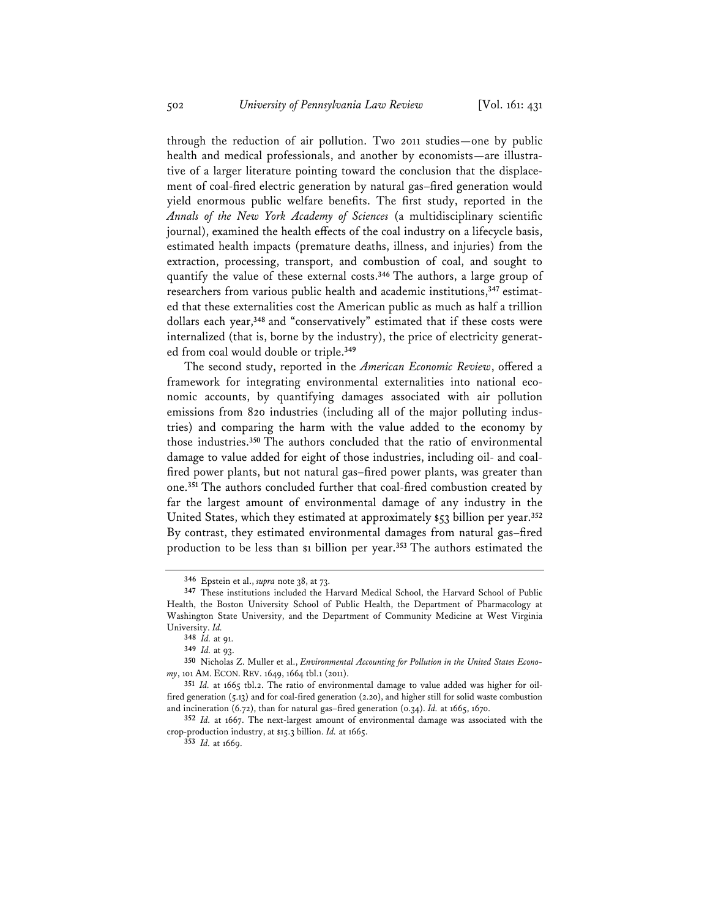through the reduction of air pollution. Two 2011 studies—one by public health and medical professionals, and another by economists—are illustrative of a larger literature pointing toward the conclusion that the displacement of coal-fired electric generation by natural gas–fired generation would yield enormous public welfare benefits. The first study, reported in the *Annals of the New York Academy of Sciences* (a multidisciplinary scientific journal), examined the health effects of the coal industry on a lifecycle basis, estimated health impacts (premature deaths, illness, and injuries) from the extraction, processing, transport, and combustion of coal, and sought to quantify the value of these external costs.[346] The authors, a large group of researchers from various public health and academic institutions,[347] estimated that these externalities cost the American public as much as half a trillion dollars each year,[348] and "conservatively" estimated that if these costs were internalized (that is, borne by the industry), the price of electricity generated from coal would double or triple.[349]

The second study, reported in the *American Economic Review*, offered a framework for integrating environmental externalities into national economic accounts, by quantifying damages associated with air pollution emissions from 820 industries (including all of the major polluting industries) and comparing the harm with the value added to the economy by those industries.[350] The authors concluded that the ratio of environmental damage to value added for eight of those industries, including oil- and coal-fired power plants, but not natural gas–fired power plants, was greater than one.[351] The authors concluded further that coal-fired combustion created by far the largest amount of environmental damage of any industry in the United States, which they estimated at approximately $53 billion per year.[352] By contrast, they estimated environmental damages from natural gas–fired production to be less than $1 billion per year.[353] The authors estimated the

---

[346] Epstein et al., *supra* note 38, at 73.

[347] These institutions included the Harvard Medical School, the Harvard School of Public Health, the Boston University School of Public Health, the Department of Pharmacology at Washington State University, and the Department of Community Medicine at West Virginia University. *Id.*

[348] *Id.* at 91.

[349] *Id.* at 93.

[350] Nicholas Z. Muller et al., *Environmental Accounting for Pollution in the United States Economy*, 101 AM. ECON. REV. 1649, 1664 tbl.1 (2011).

[351] *Id.* at 1665 tbl.2. The ratio of environmental damage to value added was higher for oil-fired generation (5.13) and for coal-fired generation (2.20), and higher still for solid waste combustion and incineration (6.72), than for natural gas–fired generation (0.34). *Id.* at 1665, 1670.

[352] *Id.* at 1667. The next-largest amount of environmental damage was associated with the crop-production industry, at $15.3 billion. *Id.* at 1665.

[353] *Id.* at 1669.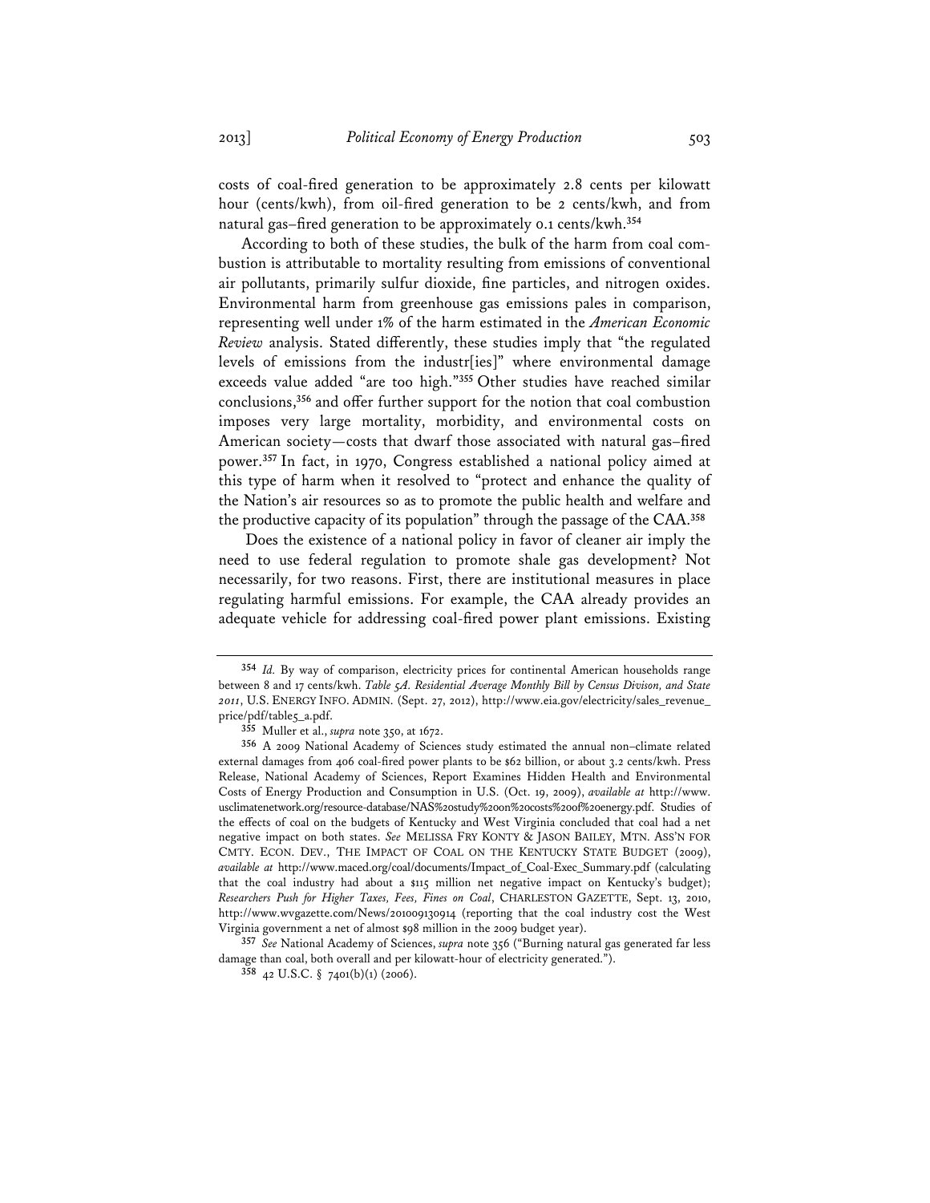costs of coal-fired generation to be approximately 2.8 cents per kilowatt hour (cents/kwh), from oil-fired generation to be 2 cents/kwh, and from natural gas–fired generation to be approximately 0.1 cents/kwh.[354]

According to both of these studies, the bulk of the harm from coal combustion is attributable to mortality resulting from emissions of conventional air pollutants, primarily sulfur dioxide, fine particles, and nitrogen oxides. Environmental harm from greenhouse gas emissions pales in comparison, representing well under 1% of the harm estimated in the *American Economic Review* analysis. Stated differently, these studies imply that "the regulated levels of emissions from the industr[ies]" where environmental damage exceeds value added "are too high."[355] Other studies have reached similar conclusions,[356] and offer further support for the notion that coal combustion imposes very large mortality, morbidity, and environmental costs on American society—costs that dwarf those associated with natural gas–fired power.[357] In fact, in 1970, Congress established a national policy aimed at this type of harm when it resolved to "protect and enhance the quality of the Nation's air resources so as to promote the public health and welfare and the productive capacity of its population" through the passage of the CAA.[358]

Does the existence of a national policy in favor of cleaner air imply the need to use federal regulation to promote shale gas development? Not necessarily, for two reasons. First, there are institutional measures in place regulating harmful emissions. For example, the CAA already provides an adequate vehicle for addressing coal-fired power plant emissions. Existing

---

[354] *Id.* By way of comparison, electricity prices for continental American households range between 8 and 17 cents/kwh. *Table 5A. Residential Average Monthly Bill by Census Divison, and State 2011*, U.S. ENERGY INFO. ADMIN. (Sept. 27, 2012), http://www.eia.gov/electricity/sales_revenue_price/pdf/table5_a.pdf.

[355] Muller et al., *supra* note 350, at 1672.

[356] A 2009 National Academy of Sciences study estimated the annual non–climate related external damages from 406 coal-fired power plants to be $62 billion, or about 3.2 cents/kwh. Press Release, National Academy of Sciences, Report Examines Hidden Health and Environmental Costs of Energy Production and Consumption in U.S. (Oct. 19, 2009), *available at* http://www.usclimatenetwork.org/resource-database/NAS%20study%20on%20costs%20of%20energy.pdf. Studies of the effects of coal on the budgets of Kentucky and West Virginia concluded that coal had a net negative impact on both states. *See* MELISSA FRY KONTY & JASON BAILEY, MTN. ASS'N FOR CMTY. ECON. DEV., THE IMPACT OF COAL ON THE KENTUCKY STATE BUDGET (2009), *available at* http://www.maced.org/coal/documents/Impact_of_Coal-Exec_Summary.pdf (calculating that the coal industry had about a $115 million net negative impact on Kentucky's budget); *Researchers Push for Higher Taxes, Fees, Fines on Coal*, CHARLESTON GAZETTE, Sept. 13, 2010, http://www.wvgazette.com/News/201009130914 (reporting that the coal industry cost the West Virginia government a net of almost $98 million in the 2009 budget year).

[357] *See* National Academy of Sciences, *supra* note 356 ("Burning natural gas generated far less damage than coal, both overall and per kilowatt-hour of electricity generated.").

[358] 42 U.S.C. § 7401(b)(1) (2006).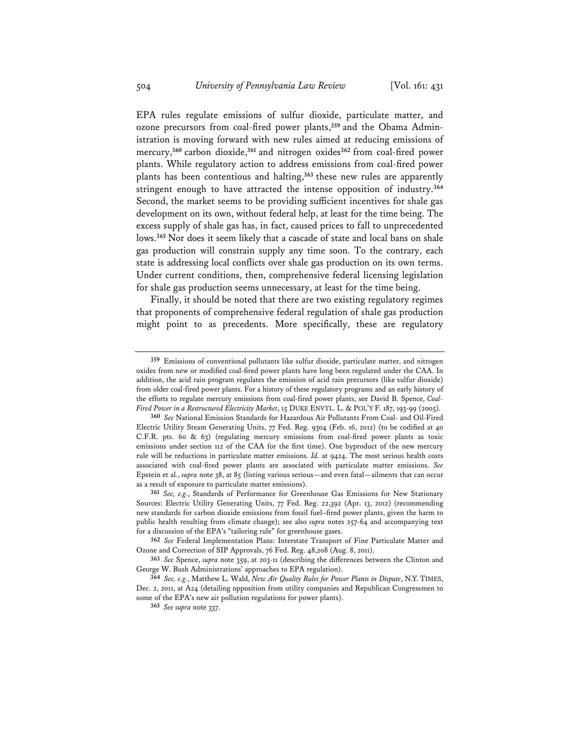EPA rules regulate emissions of sulfur dioxide, particulate matter, and ozone precursors from coal-fired power plants,[359] and the Obama Administration is moving forward with new rules aimed at reducing emissions of mercury,[360] carbon dioxide,[361] and nitrogen oxides[362] from coal-fired power plants. While regulatory action to address emissions from coal-fired power plants has been contentious and halting,[363] these new rules are apparently stringent enough to have attracted the intense opposition of industry.[364] Second, the market seems to be providing sufficient incentives for shale gas development on its own, without federal help, at least for the time being. The excess supply of shale gas has, in fact, caused prices to fall to unprecedented lows.[365] Nor does it seem likely that a cascade of state and local bans on shale gas production will constrain supply any time soon. To the contrary, each state is addressing local conflicts over shale gas production on its own terms. Under current conditions, then, comprehensive federal licensing legislation for shale gas production seems unnecessary, at least for the time being.

Finally, it should be noted that there are two existing regulatory regimes that proponents of comprehensive federal regulation of shale gas production might point to as precedents. More specifically, these are regulatory

---

[359] Emissions of conventional pollutants like sulfur dioxide, particulate matter, and nitrogen oxides from new or modified coal-fired power plants have long been regulated under the CAA. In addition, the acid rain program regulates the emission of acid rain precursors (like sulfur dioxide) from older coal-fired power plants. For a history of these regulatory programs and an early history of the efforts to regulate mercury emissions from coal-fired power plants, see David B. Spence, *Coal-Fired Power in a Restructured Electricity Market*, 15 DUKE ENVTL. L. & POL'Y F. 187, 193-99 (2005).

[360] *See* National Emission Standards for Hazardous Air Pollutants From Coal- and Oil-Fired Electric Utility Steam Generating Units, 77 Fed. Reg. 9304 (Feb. 16, 2012) (to be codified at 40 C.F.R. pts. 60 & 63) (regulating mercury emissions from coal-fired power plants as toxic emissions under section 112 of the CAA for the first time). One byproduct of the new mercury rule will be reductions in particulate matter emissions. *Id.* at 9424. The most serious health costs associated with coal-fired power plants are associated with particulate matter emissions. *See* Epstein et al., *supra* note 38, at 85 (listing various serious—and even fatal—ailments that can occur as a result of exposure to particulate matter emissions).

[361] *See, e.g.*, Standards of Performance for Greenhouse Gas Emissions for New Stationary Sources: Electric Utility Generating Units, 77 Fed. Reg. 22,392 (Apr. 13, 2012) (recommending new standards for carbon dioxide emissions from fossil fuel–fired power plants, given the harm to public health resulting from climate change); see also *supra* notes 257-64 and accompanying text for a discussion of the EPA's "tailoring rule" for greenhouse gases.

[362] *See* Federal Implementation Plans: Interstate Transport of Fine Particulate Matter and Ozone and Correction of SIP Approvals, 76 Fed. Reg. 48,208 (Aug. 8, 2011).

[363] *See* Spence, *supra* note 359, at 203-11 (describing the differences between the Clinton and George W. Bush Administrations' approaches to EPA regulation).

[364] *See, e.g.*, Matthew L. Wald, *New Air Quality Rules for Power Plants in Dispute*, N.Y. TIMES, Dec. 2, 2011, at A24 (detailing opposition from utility companies and Republican Congressmen to some of the EPA's new air pollution regulations for power plants).

[365] *See supra* note 337.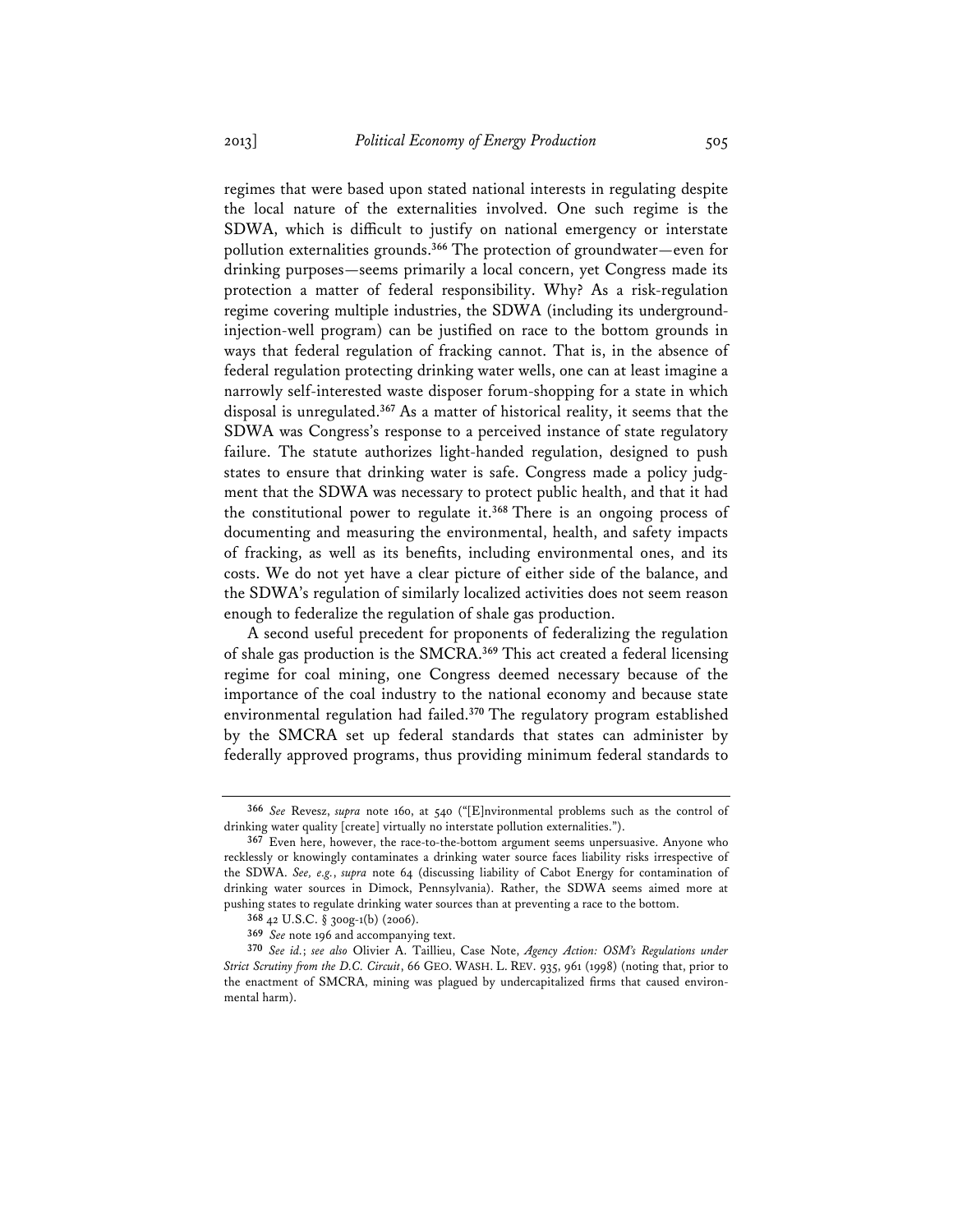regimes that were based upon stated national interests in regulating despite the local nature of the externalities involved. One such regime is the SDWA, which is difficult to justify on national emergency or interstate pollution externalities grounds.[366] The protection of groundwater—even for drinking purposes—seems primarily a local concern, yet Congress made its protection a matter of federal responsibility. Why? As a risk-regulation regime covering multiple industries, the SDWA (including its underground-injection-well program) can be justified on race to the bottom grounds in ways that federal regulation of fracking cannot. That is, in the absence of federal regulation protecting drinking water wells, one can at least imagine a narrowly self-interested waste disposer forum-shopping for a state in which disposal is unregulated.[367] As a matter of historical reality, it seems that the SDWA was Congress's response to a perceived instance of state regulatory failure. The statute authorizes light-handed regulation, designed to push states to ensure that drinking water is safe. Congress made a policy judgment that the SDWA was necessary to protect public health, and that it had the constitutional power to regulate it.[368] There is an ongoing process of documenting and measuring the environmental, health, and safety impacts of fracking, as well as its benefits, including environmental ones, and its costs. We do not yet have a clear picture of either side of the balance, and the SDWA's regulation of similarly localized activities does not seem reason enough to federalize the regulation of shale gas production.

A second useful precedent for proponents of federalizing the regulation of shale gas production is the SMCRA.[369] This act created a federal licensing regime for coal mining, one Congress deemed necessary because of the importance of the coal industry to the national economy and because state environmental regulation had failed.[370] The regulatory program established by the SMCRA set up federal standards that states can administer by federally approved programs, thus providing minimum federal standards to

---

[366] *See* Revesz, *supra* note 160, at 540 ("[E]nvironmental problems such as the control of drinking water quality [create] virtually no interstate pollution externalities.").

[367] Even here, however, the race-to-the-bottom argument seems unpersuasive. Anyone who recklessly or knowingly contaminates a drinking water source faces liability risks irrespective of the SDWA. *See, e.g.*, *supra* note 64 (discussing liability of Cabot Energy for contamination of drinking water sources in Dimock, Pennsylvania). Rather, the SDWA seems aimed more at pushing states to regulate drinking water sources than at preventing a race to the bottom.

[368] 42 U.S.C. § 300g-1(b) (2006).

[369] *See* note 196 and accompanying text.

[370] *See id.*; *see also* Olivier A. Taillieu, Case Note, *Agency Action: OSM's Regulations under Strict Scrutiny from the D.C. Circuit*, 66 GEO. WASH. L. REV. 935, 961 (1998) (noting that, prior to the enactment of SMCRA, mining was plagued by undercapitalized firms that caused environmental harm).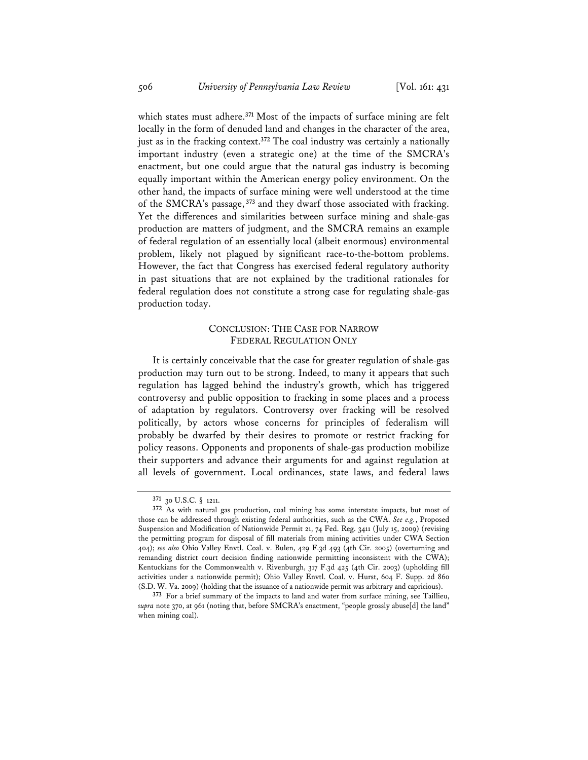which states must adhere.[371] Most of the impacts of surface mining are felt locally in the form of denuded land and changes in the character of the area, just as in the fracking context.[372] The coal industry was certainly a nationally important industry (even a strategic one) at the time of the SMCRA's enactment, but one could argue that the natural gas industry is becoming equally important within the American energy policy environment. On the other hand, the impacts of surface mining were well understood at the time of the SMCRA's passage,[373] and they dwarf those associated with fracking. Yet the differences and similarities between surface mining and shale-gas production are matters of judgment, and the SMCRA remains an example of federal regulation of an essentially local (albeit enormous) environmental problem, likely not plagued by significant race-to-the-bottom problems. However, the fact that Congress has exercised federal regulatory authority in past situations that are not explained by the traditional rationales for federal regulation does not constitute a strong case for regulating shale-gas production today.

## CONCLUSION: THE CASE FOR NARROW FEDERAL REGULATION ONLY

It is certainly conceivable that the case for greater regulation of shale-gas production may turn out to be strong. Indeed, to many it appears that such regulation has lagged behind the industry's growth, which has triggered controversy and public opposition to fracking in some places and a process of adaptation by regulators. Controversy over fracking will be resolved politically, by actors whose concerns for principles of federalism will probably be dwarfed by their desires to promote or restrict fracking for policy reasons. Opponents and proponents of shale-gas production mobilize their supporters and advance their arguments for and against regulation at all levels of government. Local ordinances, state laws, and federal laws

---

[371] 30 U.S.C. § 1211.

[372] As with natural gas production, coal mining has some interstate impacts, but most of those can be addressed through existing federal authorities, such as the CWA. *See e.g.*, Proposed Suspension and Modification of Nationwide Permit 21, 74 Fed. Reg. 3411 (July 15, 2009) (revising the permitting program for disposal of fill materials from mining activities under CWA Section 404); *see also* Ohio Valley Envtl. Coal. v. Bulen, 429 F.3d 493 (4th Cir. 2005) (overturning and remanding district court decision finding nationwide permitting inconsistent with the CWA); Kentuckians for the Commonwealth v. Rivenburgh, 317 F.3d 425 (4th Cir. 2003) (upholding fill activities under a nationwide permit); Ohio Valley Envtl. Coal. v. Hurst, 604 F. Supp. 2d 860 (S.D. W. Va. 2009) (holding that the issuance of a nationwide permit was arbitrary and capricious).

[373] For a brief summary of the impacts to land and water from surface mining, see Taillieu, *supra* note 370, at 961 (noting that, before SMCRA's enactment, "people grossly abuse[d] the land" when mining coal).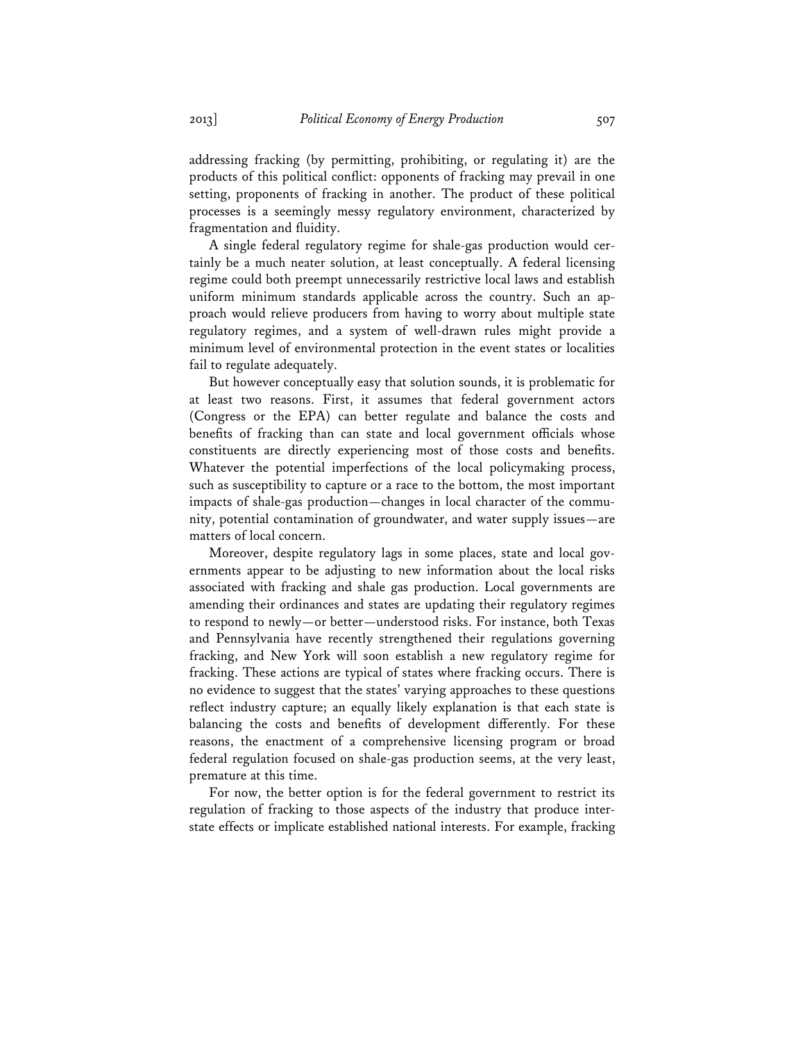addressing fracking (by permitting, prohibiting, or regulating it) are the products of this political conflict: opponents of fracking may prevail in one setting, proponents of fracking in another. The product of these political processes is a seemingly messy regulatory environment, characterized by fragmentation and fluidity.

A single federal regulatory regime for shale-gas production would certainly be a much neater solution, at least conceptually. A federal licensing regime could both preempt unnecessarily restrictive local laws and establish uniform minimum standards applicable across the country. Such an approach would relieve producers from having to worry about multiple state regulatory regimes, and a system of well-drawn rules might provide a minimum level of environmental protection in the event states or localities fail to regulate adequately.

But however conceptually easy that solution sounds, it is problematic for at least two reasons. First, it assumes that federal government actors (Congress or the EPA) can better regulate and balance the costs and benefits of fracking than can state and local government officials whose constituents are directly experiencing most of those costs and benefits. Whatever the potential imperfections of the local policymaking process, such as susceptibility to capture or a race to the bottom, the most important impacts of shale-gas production—changes in local character of the community, potential contamination of groundwater, and water supply issues—are matters of local concern.

Moreover, despite regulatory lags in some places, state and local governments appear to be adjusting to new information about the local risks associated with fracking and shale gas production. Local governments are amending their ordinances and states are updating their regulatory regimes to respond to newly—or better—understood risks. For instance, both Texas and Pennsylvania have recently strengthened their regulations governing fracking, and New York will soon establish a new regulatory regime for fracking. These actions are typical of states where fracking occurs. There is no evidence to suggest that the states' varying approaches to these questions reflect industry capture; an equally likely explanation is that each state is balancing the costs and benefits of development differently. For these reasons, the enactment of a comprehensive licensing program or broad federal regulation focused on shale-gas production seems, at the very least, premature at this time.

For now, the better option is for the federal government to restrict its regulation of fracking to those aspects of the industry that produce interstate effects or implicate established national interests. For example, fracking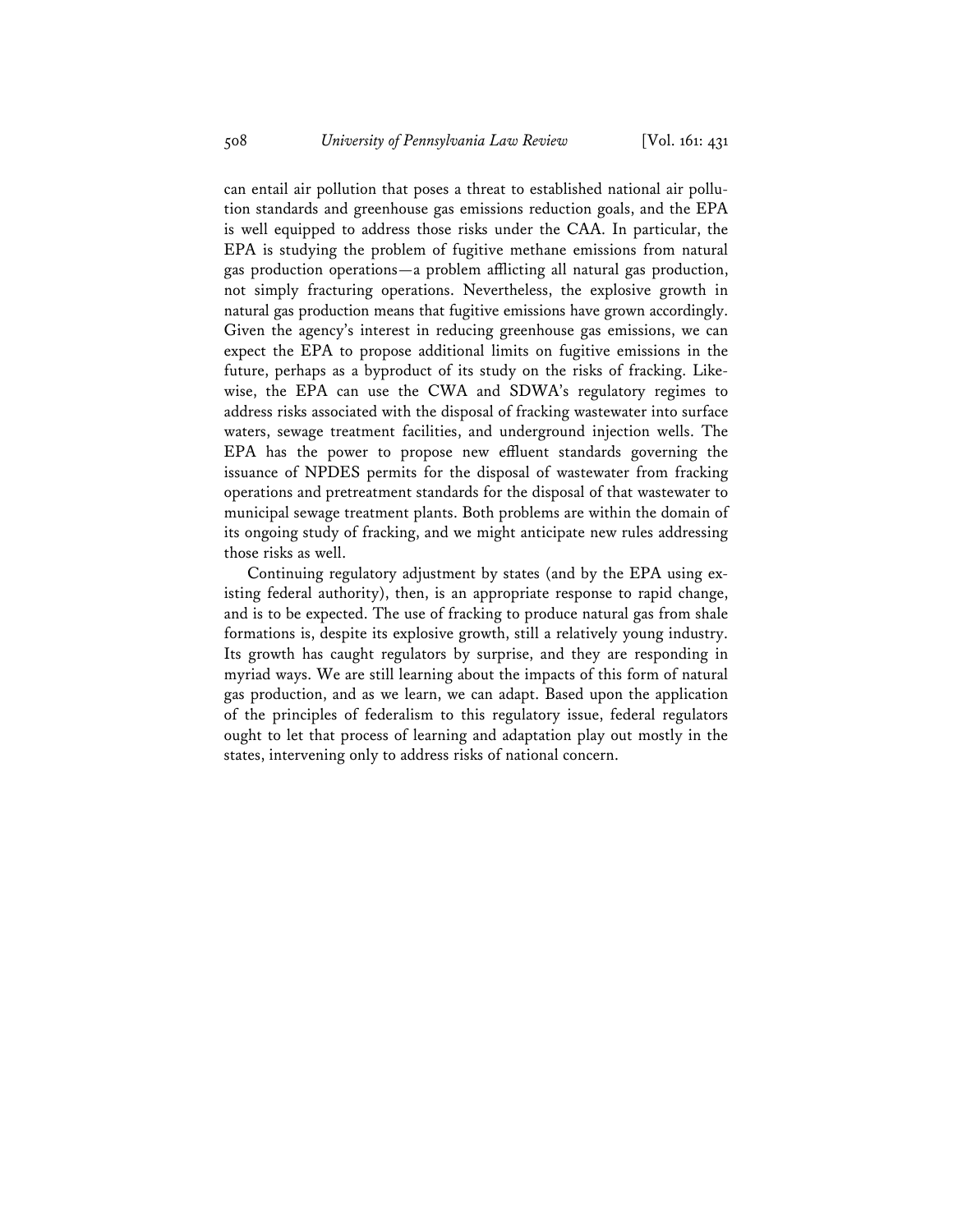can entail air pollution that poses a threat to established national air pollution standards and greenhouse gas emissions reduction goals, and the EPA is well equipped to address those risks under the CAA. In particular, the EPA is studying the problem of fugitive methane emissions from natural gas production operations—a problem afflicting all natural gas production, not simply fracturing operations. Nevertheless, the explosive growth in natural gas production means that fugitive emissions have grown accordingly. Given the agency's interest in reducing greenhouse gas emissions, we can expect the EPA to propose additional limits on fugitive emissions in the future, perhaps as a byproduct of its study on the risks of fracking. Likewise, the EPA can use the CWA and SDWA's regulatory regimes to address risks associated with the disposal of fracking wastewater into surface waters, sewage treatment facilities, and underground injection wells. The EPA has the power to propose new effluent standards governing the issuance of NPDES permits for the disposal of wastewater from fracking operations and pretreatment standards for the disposal of that wastewater to municipal sewage treatment plants. Both problems are within the domain of its ongoing study of fracking, and we might anticipate new rules addressing those risks as well.

Continuing regulatory adjustment by states (and by the EPA using existing federal authority), then, is an appropriate response to rapid change, and is to be expected. The use of fracking to produce natural gas from shale formations is, despite its explosive growth, still a relatively young industry. Its growth has caught regulators by surprise, and they are responding in myriad ways. We are still learning about the impacts of this form of natural gas production, and as we learn, we can adapt. Based upon the application of the principles of federalism to this regulatory issue, federal regulators ought to let that process of learning and adaptation play out mostly in the states, intervening only to address risks of national concern.